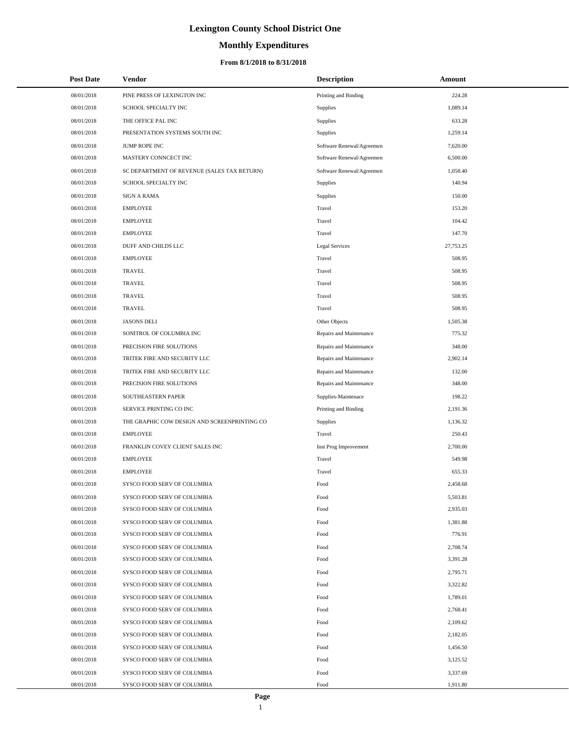# Lexington County School District One

## Monthly Expenditures

### From 8/1/2018 to 8/31/2018

| Post Date | Vendor | Description | Amount |
|---|---|---|---|
| 08/01/2018 | PINE PRESS OF LEXINGTON INC | Printing and Binding | 224.28 |
| 08/01/2018 | SCHOOL SPECIALTY INC | Supplies | 1,089.14 |
| 08/01/2018 | THE OFFICE PAL INC | Supplies | 633.28 |
| 08/01/2018 | PRESENTATION SYSTEMS SOUTH INC | Supplies | 1,259.14 |
| 08/01/2018 | JUMP ROPE INC | Software Renewal/Agreemen | 7,620.00 |
| 08/01/2018 | MASTERY CONNCECT INC | Software Renewal/Agreemen | 6,500.00 |
| 08/01/2018 | SC DEPARTMENT OF REVENUE (SALES TAX RETURN) | Software Renewal/Agreemen | 1,058.40 |
| 08/01/2018 | SCHOOL SPECIALTY INC | Supplies | 140.94 |
| 08/01/2018 | SIGN A RAMA | Supplies | 150.00 |
| 08/01/2018 | EMPLOYEE | Travel | 153.20 |
| 08/01/2018 | EMPLOYEE | Travel | 104.42 |
| 08/01/2018 | EMPLOYEE | Travel | 147.70 |
| 08/01/2018 | DUFF AND CHILDS LLC | Legal Services | 27,753.25 |
| 08/01/2018 | EMPLOYEE | Travel | 508.95 |
| 08/01/2018 | TRAVEL | Travel | 508.95 |
| 08/01/2018 | TRAVEL | Travel | 508.95 |
| 08/01/2018 | TRAVEL | Travel | 508.95 |
| 08/01/2018 | TRAVEL | Travel | 508.95 |
| 08/01/2018 | JASONS DELI | Other Objects | 1,505.38 |
| 08/01/2018 | SONITROL OF COLUMBIA INC | Repairs and Maintenance | 775.32 |
| 08/01/2018 | PRECISION FIRE SOLUTIONS | Repairs and Maintenance | 348.00 |
| 08/01/2018 | TRITEK FIRE AND SECURITY LLC | Repairs and Maintenance | 2,902.14 |
| 08/01/2018 | TRITEK FIRE AND SECURITY LLC | Repairs and Maintenance | 132.00 |
| 08/01/2018 | PRECISION FIRE SOLUTIONS | Repairs and Maintenance | 348.00 |
| 08/01/2018 | SOUTHEASTERN PAPER | Supplies-Maintenace | 198.22 |
| 08/01/2018 | SERVICE PRINTING CO INC | Printing and Binding | 2,191.36 |
| 08/01/2018 | THE GRAPHIC COW DESIGN AND SCREENPRINTING CO | Supplies | 1,136.32 |
| 08/01/2018 | EMPLOYEE | Travel | 250.43 |
| 08/01/2018 | FRANKLIN COVEY CLIENT SALES INC | Inst Prog Improvement | 2,700.00 |
| 08/01/2018 | EMPLOYEE | Travel | 549.98 |
| 08/01/2018 | EMPLOYEE | Travel | 655.33 |
| 08/01/2018 | SYSCO FOOD SERV OF COLUMBIA | Food | 2,458.68 |
| 08/01/2018 | SYSCO FOOD SERV OF COLUMBIA | Food | 5,503.81 |
| 08/01/2018 | SYSCO FOOD SERV OF COLUMBIA | Food | 2,935.03 |
| 08/01/2018 | SYSCO FOOD SERV OF COLUMBIA | Food | 1,381.88 |
| 08/01/2018 | SYSCO FOOD SERV OF COLUMBIA | Food | 776.91 |
| 08/01/2018 | SYSCO FOOD SERV OF COLUMBIA | Food | 2,708.74 |
| 08/01/2018 | SYSCO FOOD SERV OF COLUMBIA | Food | 3,391.28 |
| 08/01/2018 | SYSCO FOOD SERV OF COLUMBIA | Food | 2,795.71 |
| 08/01/2018 | SYSCO FOOD SERV OF COLUMBIA | Food | 3,322.82 |
| 08/01/2018 | SYSCO FOOD SERV OF COLUMBIA | Food | 1,789.01 |
| 08/01/2018 | SYSCO FOOD SERV OF COLUMBIA | Food | 2,768.41 |
| 08/01/2018 | SYSCO FOOD SERV OF COLUMBIA | Food | 2,109.62 |
| 08/01/2018 | SYSCO FOOD SERV OF COLUMBIA | Food | 2,182.05 |
| 08/01/2018 | SYSCO FOOD SERV OF COLUMBIA | Food | 1,456.50 |
| 08/01/2018 | SYSCO FOOD SERV OF COLUMBIA | Food | 3,125.52 |
| 08/01/2018 | SYSCO FOOD SERV OF COLUMBIA | Food | 3,337.69 |
| 08/01/2018 | SYSCO FOOD SERV OF COLUMBIA | Food | 1,911.80 |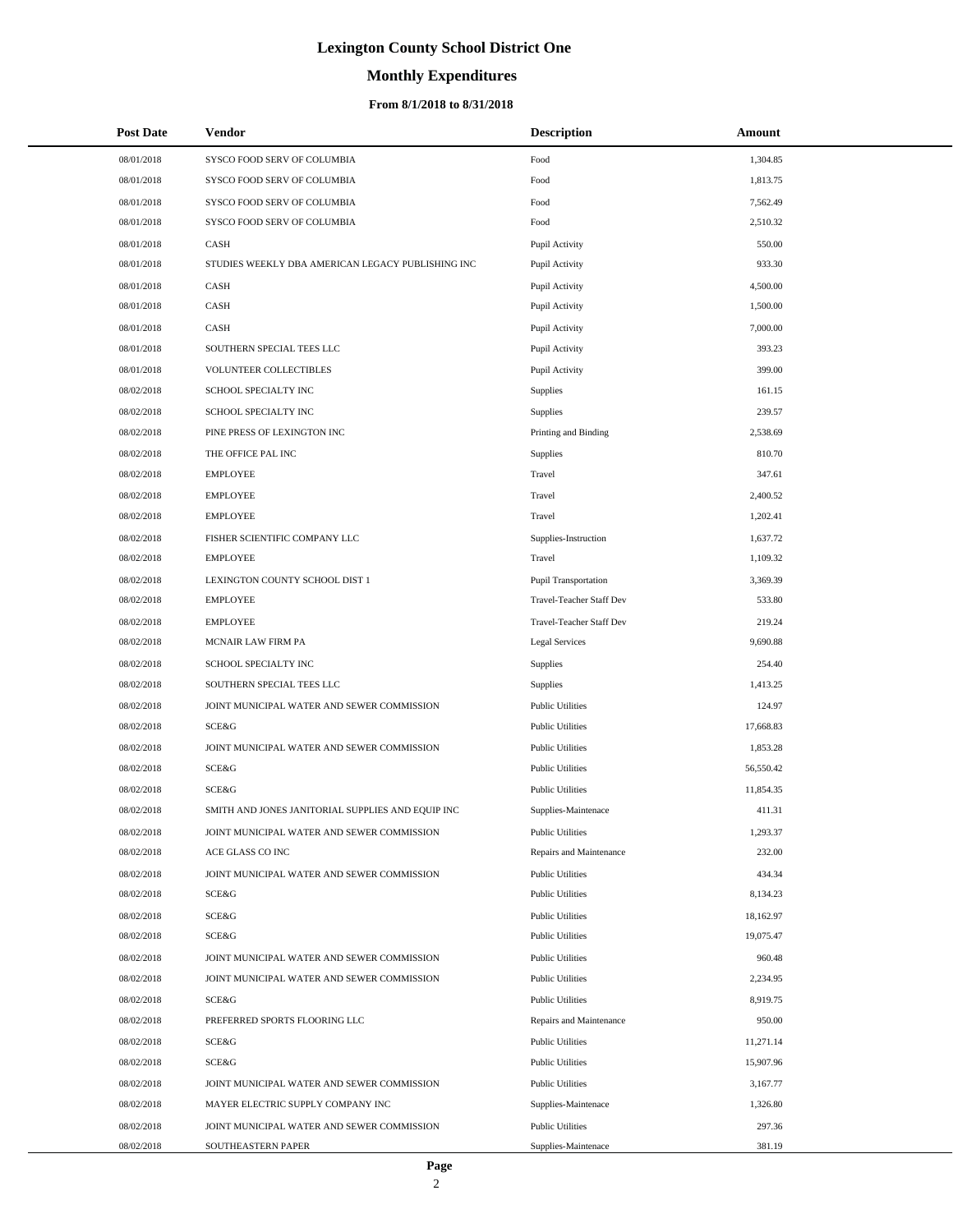# Lexington County School District One

## Monthly Expenditures

### From 8/1/2018 to 8/31/2018

| Post Date | Vendor | Description | Amount |
|---|---|---|---|
| 08/01/2018 | SYSCO FOOD SERV OF COLUMBIA | Food | 1,304.85 |
| 08/01/2018 | SYSCO FOOD SERV OF COLUMBIA | Food | 1,813.75 |
| 08/01/2018 | SYSCO FOOD SERV OF COLUMBIA | Food | 7,562.49 |
| 08/01/2018 | SYSCO FOOD SERV OF COLUMBIA | Food | 2,510.32 |
| 08/01/2018 | CASH | Pupil Activity | 550.00 |
| 08/01/2018 | STUDIES WEEKLY DBA AMERICAN LEGACY PUBLISHING INC | Pupil Activity | 933.30 |
| 08/01/2018 | CASH | Pupil Activity | 4,500.00 |
| 08/01/2018 | CASH | Pupil Activity | 1,500.00 |
| 08/01/2018 | CASH | Pupil Activity | 7,000.00 |
| 08/01/2018 | SOUTHERN SPECIAL TEES LLC | Pupil Activity | 393.23 |
| 08/01/2018 | VOLUNTEER COLLECTIBLES | Pupil Activity | 399.00 |
| 08/02/2018 | SCHOOL SPECIALTY INC | Supplies | 161.15 |
| 08/02/2018 | SCHOOL SPECIALTY INC | Supplies | 239.57 |
| 08/02/2018 | PINE PRESS OF LEXINGTON INC | Printing and Binding | 2,538.69 |
| 08/02/2018 | THE OFFICE PAL INC | Supplies | 810.70 |
| 08/02/2018 | EMPLOYEE | Travel | 347.61 |
| 08/02/2018 | EMPLOYEE | Travel | 2,400.52 |
| 08/02/2018 | EMPLOYEE | Travel | 1,202.41 |
| 08/02/2018 | FISHER SCIENTIFIC COMPANY LLC | Supplies-Instruction | 1,637.72 |
| 08/02/2018 | EMPLOYEE | Travel | 1,109.32 |
| 08/02/2018 | LEXINGTON COUNTY SCHOOL DIST 1 | Pupil Transportation | 3,369.39 |
| 08/02/2018 | EMPLOYEE | Travel-Teacher Staff Dev | 533.80 |
| 08/02/2018 | EMPLOYEE | Travel-Teacher Staff Dev | 219.24 |
| 08/02/2018 | MCNAIR LAW FIRM PA | Legal Services | 9,690.88 |
| 08/02/2018 | SCHOOL SPECIALTY INC | Supplies | 254.40 |
| 08/02/2018 | SOUTHERN SPECIAL TEES LLC | Supplies | 1,413.25 |
| 08/02/2018 | JOINT MUNICIPAL WATER AND SEWER COMMISSION | Public Utilities | 124.97 |
| 08/02/2018 | SCE&G | Public Utilities | 17,668.83 |
| 08/02/2018 | JOINT MUNICIPAL WATER AND SEWER COMMISSION | Public Utilities | 1,853.28 |
| 08/02/2018 | SCE&G | Public Utilities | 56,550.42 |
| 08/02/2018 | SCE&G | Public Utilities | 11,854.35 |
| 08/02/2018 | SMITH AND JONES JANITORIAL SUPPLIES AND EQUIP INC | Supplies-Maintenace | 411.31 |
| 08/02/2018 | JOINT MUNICIPAL WATER AND SEWER COMMISSION | Public Utilities | 1,293.37 |
| 08/02/2018 | ACE GLASS CO INC | Repairs and Maintenance | 232.00 |
| 08/02/2018 | JOINT MUNICIPAL WATER AND SEWER COMMISSION | Public Utilities | 434.34 |
| 08/02/2018 | SCE&G | Public Utilities | 8,134.23 |
| 08/02/2018 | SCE&G | Public Utilities | 18,162.97 |
| 08/02/2018 | SCE&G | Public Utilities | 19,075.47 |
| 08/02/2018 | JOINT MUNICIPAL WATER AND SEWER COMMISSION | Public Utilities | 960.48 |
| 08/02/2018 | JOINT MUNICIPAL WATER AND SEWER COMMISSION | Public Utilities | 2,234.95 |
| 08/02/2018 | SCE&G | Public Utilities | 8,919.75 |
| 08/02/2018 | PREFERRED SPORTS FLOORING LLC | Repairs and Maintenance | 950.00 |
| 08/02/2018 | SCE&G | Public Utilities | 11,271.14 |
| 08/02/2018 | SCE&G | Public Utilities | 15,907.96 |
| 08/02/2018 | JOINT MUNICIPAL WATER AND SEWER COMMISSION | Public Utilities | 3,167.77 |
| 08/02/2018 | MAYER ELECTRIC SUPPLY COMPANY INC | Supplies-Maintenace | 1,326.80 |
| 08/02/2018 | JOINT MUNICIPAL WATER AND SEWER COMMISSION | Public Utilities | 297.36 |
| 08/02/2018 | SOUTHEASTERN PAPER | Supplies-Maintenace | 381.19 |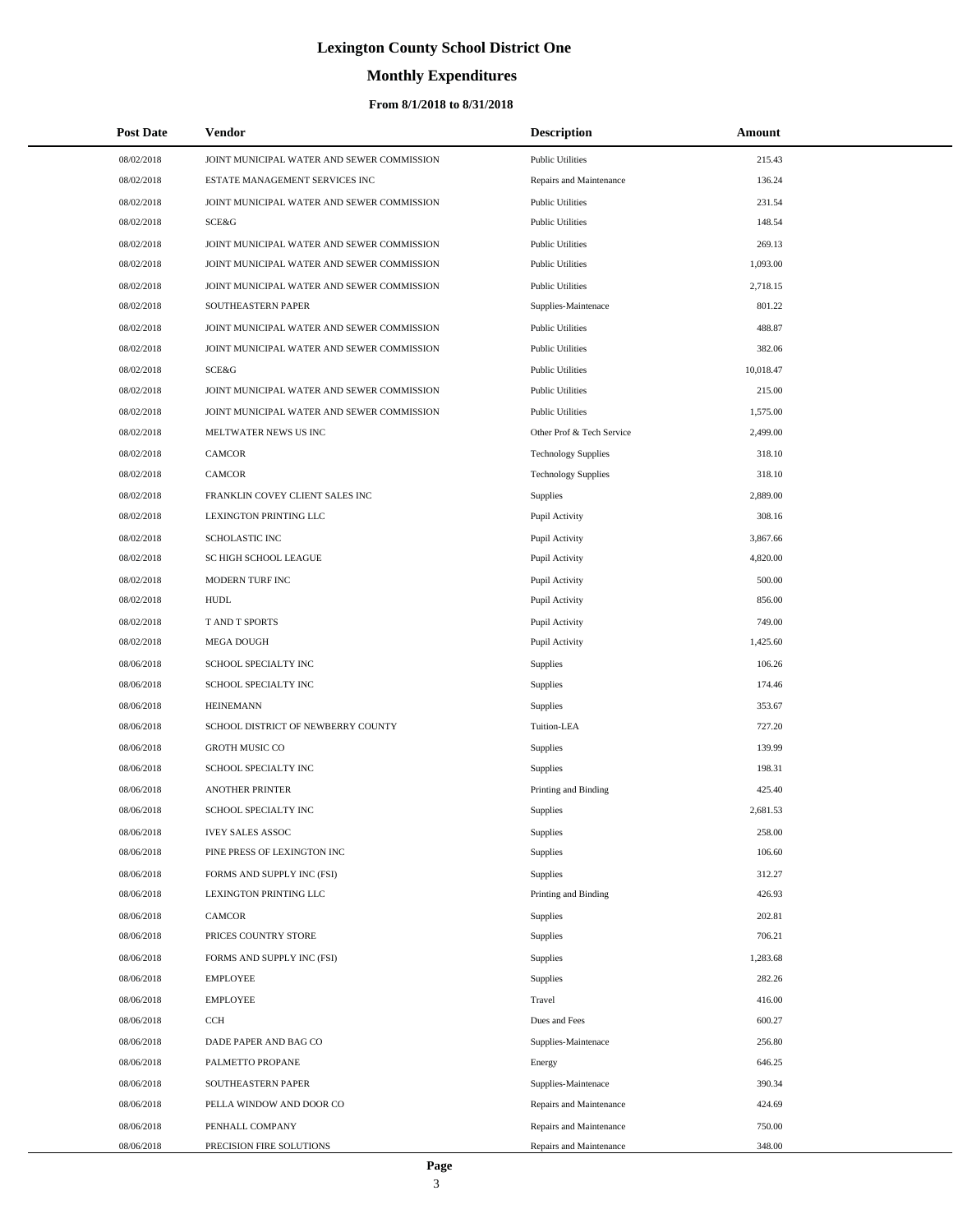# Lexington County School District One

## Monthly Expenditures

### From 8/1/2018 to 8/31/2018

| Post Date | Vendor | Description | Amount |
|---|---|---|---|
| 08/02/2018 | JOINT MUNICIPAL WATER AND SEWER COMMISSION | Public Utilities | 215.43 |
| 08/02/2018 | ESTATE MANAGEMENT SERVICES INC | Repairs and Maintenance | 136.24 |
| 08/02/2018 | JOINT MUNICIPAL WATER AND SEWER COMMISSION | Public Utilities | 231.54 |
| 08/02/2018 | SCE&G | Public Utilities | 148.54 |
| 08/02/2018 | JOINT MUNICIPAL WATER AND SEWER COMMISSION | Public Utilities | 269.13 |
| 08/02/2018 | JOINT MUNICIPAL WATER AND SEWER COMMISSION | Public Utilities | 1,093.00 |
| 08/02/2018 | JOINT MUNICIPAL WATER AND SEWER COMMISSION | Public Utilities | 2,718.15 |
| 08/02/2018 | SOUTHEASTERN PAPER | Supplies-Maintenace | 801.22 |
| 08/02/2018 | JOINT MUNICIPAL WATER AND SEWER COMMISSION | Public Utilities | 488.87 |
| 08/02/2018 | JOINT MUNICIPAL WATER AND SEWER COMMISSION | Public Utilities | 382.06 |
| 08/02/2018 | SCE&G | Public Utilities | 10,018.47 |
| 08/02/2018 | JOINT MUNICIPAL WATER AND SEWER COMMISSION | Public Utilities | 215.00 |
| 08/02/2018 | JOINT MUNICIPAL WATER AND SEWER COMMISSION | Public Utilities | 1,575.00 |
| 08/02/2018 | MELTWATER NEWS US INC | Other Prof & Tech Service | 2,499.00 |
| 08/02/2018 | CAMCOR | Technology Supplies | 318.10 |
| 08/02/2018 | CAMCOR | Technology Supplies | 318.10 |
| 08/02/2018 | FRANKLIN COVEY CLIENT SALES INC | Supplies | 2,889.00 |
| 08/02/2018 | LEXINGTON PRINTING LLC | Pupil Activity | 308.16 |
| 08/02/2018 | SCHOLASTIC INC | Pupil Activity | 3,867.66 |
| 08/02/2018 | SC HIGH SCHOOL LEAGUE | Pupil Activity | 4,820.00 |
| 08/02/2018 | MODERN TURF INC | Pupil Activity | 500.00 |
| 08/02/2018 | HUDL | Pupil Activity | 856.00 |
| 08/02/2018 | T AND T SPORTS | Pupil Activity | 749.00 |
| 08/02/2018 | MEGA DOUGH | Pupil Activity | 1,425.60 |
| 08/06/2018 | SCHOOL SPECIALTY INC | Supplies | 106.26 |
| 08/06/2018 | SCHOOL SPECIALTY INC | Supplies | 174.46 |
| 08/06/2018 | HEINEMANN | Supplies | 353.67 |
| 08/06/2018 | SCHOOL DISTRICT OF NEWBERRY COUNTY | Tuition-LEA | 727.20 |
| 08/06/2018 | GROTH MUSIC CO | Supplies | 139.99 |
| 08/06/2018 | SCHOOL SPECIALTY INC | Supplies | 198.31 |
| 08/06/2018 | ANOTHER PRINTER | Printing and Binding | 425.40 |
| 08/06/2018 | SCHOOL SPECIALTY INC | Supplies | 2,681.53 |
| 08/06/2018 | IVEY SALES ASSOC | Supplies | 258.00 |
| 08/06/2018 | PINE PRESS OF LEXINGTON INC | Supplies | 106.60 |
| 08/06/2018 | FORMS AND SUPPLY INC (FSI) | Supplies | 312.27 |
| 08/06/2018 | LEXINGTON PRINTING LLC | Printing and Binding | 426.93 |
| 08/06/2018 | CAMCOR | Supplies | 202.81 |
| 08/06/2018 | PRICES COUNTRY STORE | Supplies | 706.21 |
| 08/06/2018 | FORMS AND SUPPLY INC (FSI) | Supplies | 1,283.68 |
| 08/06/2018 | EMPLOYEE | Supplies | 282.26 |
| 08/06/2018 | EMPLOYEE | Travel | 416.00 |
| 08/06/2018 | CCH | Dues and Fees | 600.27 |
| 08/06/2018 | DADE PAPER AND BAG CO | Supplies-Maintenace | 256.80 |
| 08/06/2018 | PALMETTO PROPANE | Energy | 646.25 |
| 08/06/2018 | SOUTHEASTERN PAPER | Supplies-Maintenace | 390.34 |
| 08/06/2018 | PELLA WINDOW AND DOOR CO | Repairs and Maintenance | 424.69 |
| 08/06/2018 | PENHALL COMPANY | Repairs and Maintenance | 750.00 |
| 08/06/2018 | PRECISION FIRE SOLUTIONS | Repairs and Maintenance | 348.00 |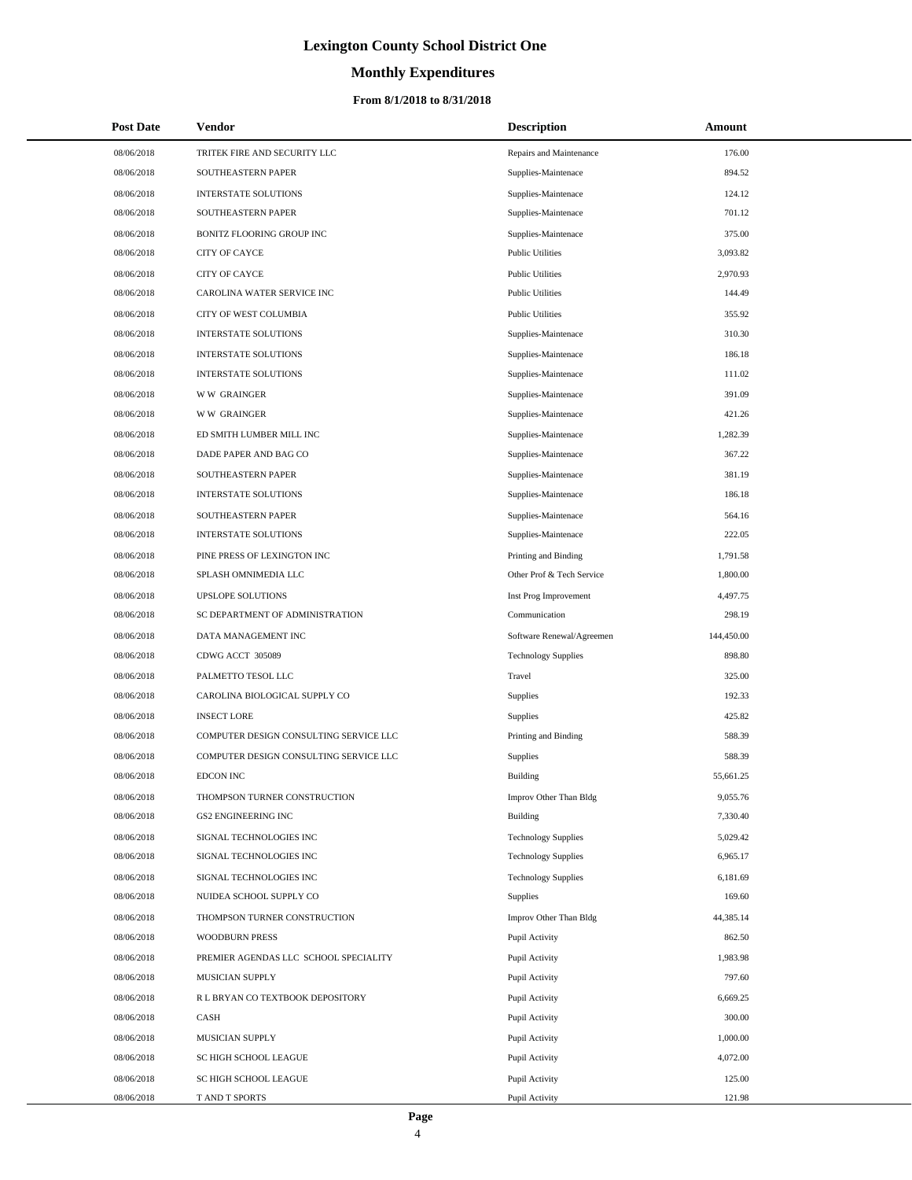# Lexington County School District One

## Monthly Expenditures

### From 8/1/2018 to 8/31/2018

| Post Date | Vendor | Description | Amount |
|---|---|---|---|
| 08/06/2018 | TRITEK FIRE AND SECURITY LLC | Repairs and Maintenance | 176.00 |
| 08/06/2018 | SOUTHEASTERN PAPER | Supplies-Maintenace | 894.52 |
| 08/06/2018 | INTERSTATE SOLUTIONS | Supplies-Maintenace | 124.12 |
| 08/06/2018 | SOUTHEASTERN PAPER | Supplies-Maintenace | 701.12 |
| 08/06/2018 | BONITZ FLOORING GROUP INC | Supplies-Maintenace | 375.00 |
| 08/06/2018 | CITY OF CAYCE | Public Utilities | 3,093.82 |
| 08/06/2018 | CITY OF CAYCE | Public Utilities | 2,970.93 |
| 08/06/2018 | CAROLINA WATER SERVICE INC | Public Utilities | 144.49 |
| 08/06/2018 | CITY OF WEST COLUMBIA | Public Utilities | 355.92 |
| 08/06/2018 | INTERSTATE SOLUTIONS | Supplies-Maintenace | 310.30 |
| 08/06/2018 | INTERSTATE SOLUTIONS | Supplies-Maintenace | 186.18 |
| 08/06/2018 | INTERSTATE SOLUTIONS | Supplies-Maintenace | 111.02 |
| 08/06/2018 | W W GRAINGER | Supplies-Maintenace | 391.09 |
| 08/06/2018 | W W GRAINGER | Supplies-Maintenace | 421.26 |
| 08/06/2018 | ED SMITH LUMBER MILL INC | Supplies-Maintenace | 1,282.39 |
| 08/06/2018 | DADE PAPER AND BAG CO | Supplies-Maintenace | 367.22 |
| 08/06/2018 | SOUTHEASTERN PAPER | Supplies-Maintenace | 381.19 |
| 08/06/2018 | INTERSTATE SOLUTIONS | Supplies-Maintenace | 186.18 |
| 08/06/2018 | SOUTHEASTERN PAPER | Supplies-Maintenace | 564.16 |
| 08/06/2018 | INTERSTATE SOLUTIONS | Supplies-Maintenace | 222.05 |
| 08/06/2018 | PINE PRESS OF LEXINGTON INC | Printing and Binding | 1,791.58 |
| 08/06/2018 | SPLASH OMNIMEDIA LLC | Other Prof & Tech Service | 1,800.00 |
| 08/06/2018 | UPSLOPE SOLUTIONS | Inst Prog Improvement | 4,497.75 |
| 08/06/2018 | SC DEPARTMENT OF ADMINISTRATION | Communication | 298.19 |
| 08/06/2018 | DATA MANAGEMENT INC | Software Renewal/Agreemen | 144,450.00 |
| 08/06/2018 | CDWG ACCT 305089 | Technology Supplies | 898.80 |
| 08/06/2018 | PALMETTO TESOL LLC | Travel | 325.00 |
| 08/06/2018 | CAROLINA BIOLOGICAL SUPPLY CO | Supplies | 192.33 |
| 08/06/2018 | INSECT LORE | Supplies | 425.82 |
| 08/06/2018 | COMPUTER DESIGN CONSULTING SERVICE LLC | Printing and Binding | 588.39 |
| 08/06/2018 | COMPUTER DESIGN CONSULTING SERVICE LLC | Supplies | 588.39 |
| 08/06/2018 | EDCON INC | Building | 55,661.25 |
| 08/06/2018 | THOMPSON TURNER CONSTRUCTION | Improv Other Than Bldg | 9,055.76 |
| 08/06/2018 | GS2 ENGINEERING INC | Building | 7,330.40 |
| 08/06/2018 | SIGNAL TECHNOLOGIES INC | Technology Supplies | 5,029.42 |
| 08/06/2018 | SIGNAL TECHNOLOGIES INC | Technology Supplies | 6,965.17 |
| 08/06/2018 | SIGNAL TECHNOLOGIES INC | Technology Supplies | 6,181.69 |
| 08/06/2018 | NUIDEA SCHOOL SUPPLY CO | Supplies | 169.60 |
| 08/06/2018 | THOMPSON TURNER CONSTRUCTION | Improv Other Than Bldg | 44,385.14 |
| 08/06/2018 | WOODBURN PRESS | Pupil Activity | 862.50 |
| 08/06/2018 | PREMIER AGENDAS LLC SCHOOL SPECIALITY | Pupil Activity | 1,983.98 |
| 08/06/2018 | MUSICIAN SUPPLY | Pupil Activity | 797.60 |
| 08/06/2018 | R L BRYAN CO TEXTBOOK DEPOSITORY | Pupil Activity | 6,669.25 |
| 08/06/2018 | CASH | Pupil Activity | 300.00 |
| 08/06/2018 | MUSICIAN SUPPLY | Pupil Activity | 1,000.00 |
| 08/06/2018 | SC HIGH SCHOOL LEAGUE | Pupil Activity | 4,072.00 |
| 08/06/2018 | SC HIGH SCHOOL LEAGUE | Pupil Activity | 125.00 |
| 08/06/2018 | T AND T SPORTS | Pupil Activity | 121.98 |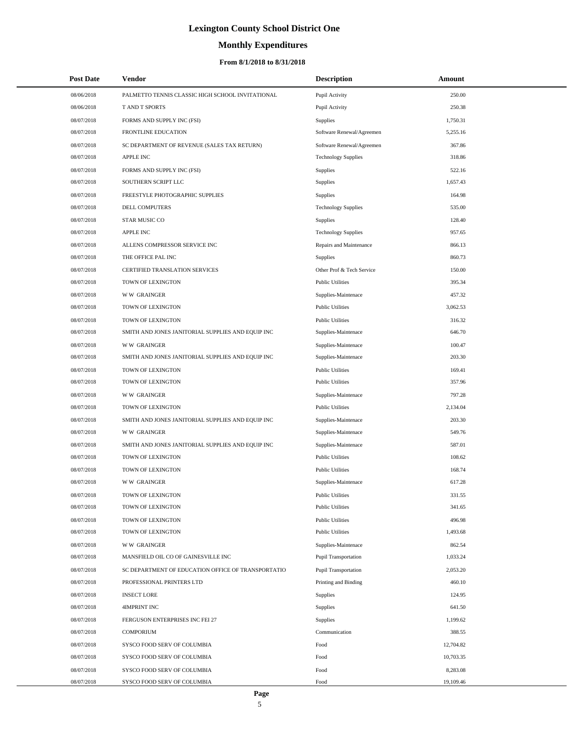# Lexington County School District One

## Monthly Expenditures

### From 8/1/2018 to 8/31/2018

| Post Date | Vendor | Description | Amount |
|---|---|---|---|
| 08/06/2018 | PALMETTO TENNIS CLASSIC HIGH SCHOOL INVITATIONAL | Pupil Activity | 250.00 |
| 08/06/2018 | T AND T SPORTS | Pupil Activity | 250.38 |
| 08/07/2018 | FORMS AND SUPPLY INC (FSI) | Supplies | 1,750.31 |
| 08/07/2018 | FRONTLINE EDUCATION | Software Renewal/Agreemen | 5,255.16 |
| 08/07/2018 | SC DEPARTMENT OF REVENUE (SALES TAX RETURN) | Software Renewal/Agreemen | 367.86 |
| 08/07/2018 | APPLE INC | Technology Supplies | 318.86 |
| 08/07/2018 | FORMS AND SUPPLY INC (FSI) | Supplies | 522.16 |
| 08/07/2018 | SOUTHERN SCRIPT LLC | Supplies | 1,657.43 |
| 08/07/2018 | FREESTYLE PHOTOGRAPHIC SUPPLIES | Supplies | 164.98 |
| 08/07/2018 | DELL COMPUTERS | Technology Supplies | 535.00 |
| 08/07/2018 | STAR MUSIC CO | Supplies | 128.40 |
| 08/07/2018 | APPLE INC | Technology Supplies | 957.65 |
| 08/07/2018 | ALLENS COMPRESSOR SERVICE INC | Repairs and Maintenance | 866.13 |
| 08/07/2018 | THE OFFICE PAL INC | Supplies | 860.73 |
| 08/07/2018 | CERTIFIED TRANSLATION SERVICES | Other Prof & Tech Service | 150.00 |
| 08/07/2018 | TOWN OF LEXINGTON | Public Utilities | 395.34 |
| 08/07/2018 | W W GRAINGER | Supplies-Maintenace | 457.32 |
| 08/07/2018 | TOWN OF LEXINGTON | Public Utilities | 3,062.53 |
| 08/07/2018 | TOWN OF LEXINGTON | Public Utilities | 316.32 |
| 08/07/2018 | SMITH AND JONES JANITORIAL SUPPLIES AND EQUIP INC | Supplies-Maintenace | 646.70 |
| 08/07/2018 | W W GRAINGER | Supplies-Maintenace | 100.47 |
| 08/07/2018 | SMITH AND JONES JANITORIAL SUPPLIES AND EQUIP INC | Supplies-Maintenace | 203.30 |
| 08/07/2018 | TOWN OF LEXINGTON | Public Utilities | 169.41 |
| 08/07/2018 | TOWN OF LEXINGTON | Public Utilities | 357.96 |
| 08/07/2018 | W W GRAINGER | Supplies-Maintenace | 797.28 |
| 08/07/2018 | TOWN OF LEXINGTON | Public Utilities | 2,134.04 |
| 08/07/2018 | SMITH AND JONES JANITORIAL SUPPLIES AND EQUIP INC | Supplies-Maintenace | 203.30 |
| 08/07/2018 | W W GRAINGER | Supplies-Maintenace | 549.76 |
| 08/07/2018 | SMITH AND JONES JANITORIAL SUPPLIES AND EQUIP INC | Supplies-Maintenace | 587.01 |
| 08/07/2018 | TOWN OF LEXINGTON | Public Utilities | 108.62 |
| 08/07/2018 | TOWN OF LEXINGTON | Public Utilities | 168.74 |
| 08/07/2018 | W W GRAINGER | Supplies-Maintenace | 617.28 |
| 08/07/2018 | TOWN OF LEXINGTON | Public Utilities | 331.55 |
| 08/07/2018 | TOWN OF LEXINGTON | Public Utilities | 341.65 |
| 08/07/2018 | TOWN OF LEXINGTON | Public Utilities | 496.98 |
| 08/07/2018 | TOWN OF LEXINGTON | Public Utilities | 1,493.68 |
| 08/07/2018 | W W GRAINGER | Supplies-Maintenace | 862.54 |
| 08/07/2018 | MANSFIELD OIL CO OF GAINESVILLE INC | Pupil Transportation | 1,033.24 |
| 08/07/2018 | SC DEPARTMENT OF EDUCATION OFFICE OF TRANSPORTATIO | Pupil Transportation | 2,053.20 |
| 08/07/2018 | PROFESSIONAL PRINTERS LTD | Printing and Binding | 460.10 |
| 08/07/2018 | INSECT LORE | Supplies | 124.95 |
| 08/07/2018 | 4IMPRINT INC | Supplies | 641.50 |
| 08/07/2018 | FERGUSON ENTERPRISES INC FEI 27 | Supplies | 1,199.62 |
| 08/07/2018 | COMPORIUM | Communication | 388.55 |
| 08/07/2018 | SYSCO FOOD SERV OF COLUMBIA | Food | 12,704.82 |
| 08/07/2018 | SYSCO FOOD SERV OF COLUMBIA | Food | 10,703.35 |
| 08/07/2018 | SYSCO FOOD SERV OF COLUMBIA | Food | 8,283.08 |
| 08/07/2018 | SYSCO FOOD SERV OF COLUMBIA | Food | 19,109.46 |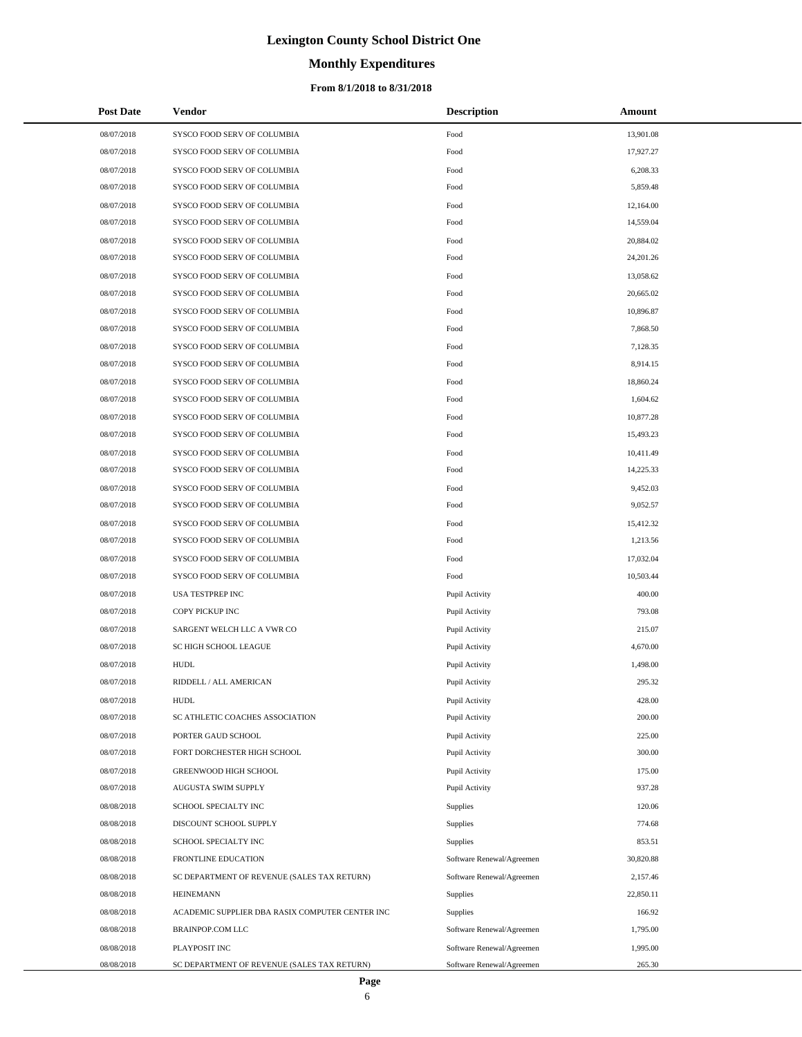# Lexington County School District One

## Monthly Expenditures

### From 8/1/2018 to 8/31/2018

| Post Date | Vendor | Description | Amount |
|---|---|---|---|
| 08/07/2018 | SYSCO FOOD SERV OF COLUMBIA | Food | 13,901.08 |
| 08/07/2018 | SYSCO FOOD SERV OF COLUMBIA | Food | 17,927.27 |
| 08/07/2018 | SYSCO FOOD SERV OF COLUMBIA | Food | 6,208.33 |
| 08/07/2018 | SYSCO FOOD SERV OF COLUMBIA | Food | 5,859.48 |
| 08/07/2018 | SYSCO FOOD SERV OF COLUMBIA | Food | 12,164.00 |
| 08/07/2018 | SYSCO FOOD SERV OF COLUMBIA | Food | 14,559.04 |
| 08/07/2018 | SYSCO FOOD SERV OF COLUMBIA | Food | 20,884.02 |
| 08/07/2018 | SYSCO FOOD SERV OF COLUMBIA | Food | 24,201.26 |
| 08/07/2018 | SYSCO FOOD SERV OF COLUMBIA | Food | 13,058.62 |
| 08/07/2018 | SYSCO FOOD SERV OF COLUMBIA | Food | 20,665.02 |
| 08/07/2018 | SYSCO FOOD SERV OF COLUMBIA | Food | 10,896.87 |
| 08/07/2018 | SYSCO FOOD SERV OF COLUMBIA | Food | 7,868.50 |
| 08/07/2018 | SYSCO FOOD SERV OF COLUMBIA | Food | 7,128.35 |
| 08/07/2018 | SYSCO FOOD SERV OF COLUMBIA | Food | 8,914.15 |
| 08/07/2018 | SYSCO FOOD SERV OF COLUMBIA | Food | 18,860.24 |
| 08/07/2018 | SYSCO FOOD SERV OF COLUMBIA | Food | 1,604.62 |
| 08/07/2018 | SYSCO FOOD SERV OF COLUMBIA | Food | 10,877.28 |
| 08/07/2018 | SYSCO FOOD SERV OF COLUMBIA | Food | 15,493.23 |
| 08/07/2018 | SYSCO FOOD SERV OF COLUMBIA | Food | 10,411.49 |
| 08/07/2018 | SYSCO FOOD SERV OF COLUMBIA | Food | 14,225.33 |
| 08/07/2018 | SYSCO FOOD SERV OF COLUMBIA | Food | 9,452.03 |
| 08/07/2018 | SYSCO FOOD SERV OF COLUMBIA | Food | 9,052.57 |
| 08/07/2018 | SYSCO FOOD SERV OF COLUMBIA | Food | 15,412.32 |
| 08/07/2018 | SYSCO FOOD SERV OF COLUMBIA | Food | 1,213.56 |
| 08/07/2018 | SYSCO FOOD SERV OF COLUMBIA | Food | 17,032.04 |
| 08/07/2018 | SYSCO FOOD SERV OF COLUMBIA | Food | 10,503.44 |
| 08/07/2018 | USA TESTPREP INC | Pupil Activity | 400.00 |
| 08/07/2018 | COPY PICKUP INC | Pupil Activity | 793.08 |
| 08/07/2018 | SARGENT WELCH LLC A VWR CO | Pupil Activity | 215.07 |
| 08/07/2018 | SC HIGH SCHOOL LEAGUE | Pupil Activity | 4,670.00 |
| 08/07/2018 | HUDL | Pupil Activity | 1,498.00 |
| 08/07/2018 | RIDDELL / ALL AMERICAN | Pupil Activity | 295.32 |
| 08/07/2018 | HUDL | Pupil Activity | 428.00 |
| 08/07/2018 | SC ATHLETIC COACHES ASSOCIATION | Pupil Activity | 200.00 |
| 08/07/2018 | PORTER GAUD SCHOOL | Pupil Activity | 225.00 |
| 08/07/2018 | FORT DORCHESTER HIGH SCHOOL | Pupil Activity | 300.00 |
| 08/07/2018 | GREENWOOD HIGH SCHOOL | Pupil Activity | 175.00 |
| 08/07/2018 | AUGUSTA SWIM SUPPLY | Pupil Activity | 937.28 |
| 08/08/2018 | SCHOOL SPECIALTY INC | Supplies | 120.06 |
| 08/08/2018 | DISCOUNT SCHOOL SUPPLY | Supplies | 774.68 |
| 08/08/2018 | SCHOOL SPECIALTY INC | Supplies | 853.51 |
| 08/08/2018 | FRONTLINE EDUCATION | Software Renewal/Agreemen | 30,820.88 |
| 08/08/2018 | SC DEPARTMENT OF REVENUE (SALES TAX RETURN) | Software Renewal/Agreemen | 2,157.46 |
| 08/08/2018 | HEINEMANN | Supplies | 22,850.11 |
| 08/08/2018 | ACADEMIC SUPPLIER DBA RASIX COMPUTER CENTER INC | Supplies | 166.92 |
| 08/08/2018 | BRAINPOP.COM LLC | Software Renewal/Agreemen | 1,795.00 |
| 08/08/2018 | PLAYPOSIT INC | Software Renewal/Agreemen | 1,995.00 |
| 08/08/2018 | SC DEPARTMENT OF REVENUE (SALES TAX RETURN) | Software Renewal/Agreemen | 265.30 |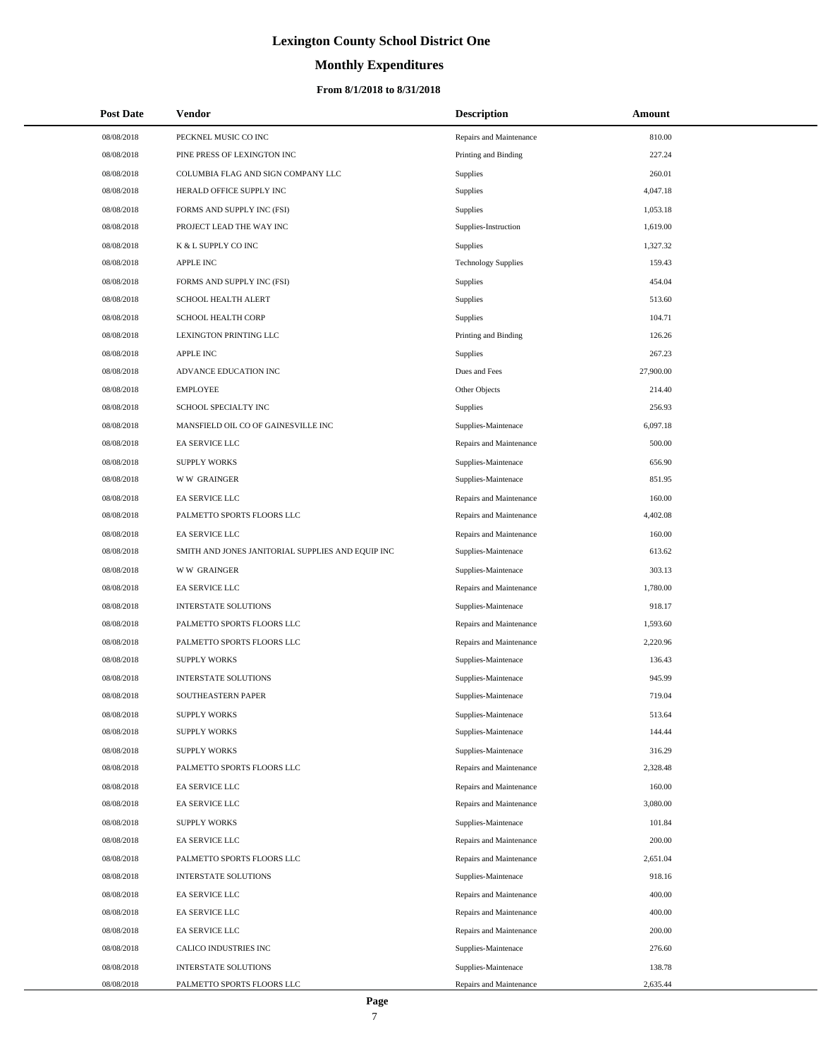# Lexington County School District One

## Monthly Expenditures

### From 8/1/2018 to 8/31/2018

| Post Date | Vendor | Description | Amount |
|---|---|---|---|
| 08/08/2018 | PECKNEL MUSIC CO INC | Repairs and Maintenance | 810.00 |
| 08/08/2018 | PINE PRESS OF LEXINGTON INC | Printing and Binding | 227.24 |
| 08/08/2018 | COLUMBIA FLAG AND SIGN COMPANY LLC | Supplies | 260.01 |
| 08/08/2018 | HERALD OFFICE SUPPLY INC | Supplies | 4,047.18 |
| 08/08/2018 | FORMS AND SUPPLY INC (FSI) | Supplies | 1,053.18 |
| 08/08/2018 | PROJECT LEAD THE WAY INC | Supplies-Instruction | 1,619.00 |
| 08/08/2018 | K & L SUPPLY CO INC | Supplies | 1,327.32 |
| 08/08/2018 | APPLE INC | Technology Supplies | 159.43 |
| 08/08/2018 | FORMS AND SUPPLY INC (FSI) | Supplies | 454.04 |
| 08/08/2018 | SCHOOL HEALTH ALERT | Supplies | 513.60 |
| 08/08/2018 | SCHOOL HEALTH CORP | Supplies | 104.71 |
| 08/08/2018 | LEXINGTON PRINTING LLC | Printing and Binding | 126.26 |
| 08/08/2018 | APPLE INC | Supplies | 267.23 |
| 08/08/2018 | ADVANCE EDUCATION INC | Dues and Fees | 27,900.00 |
| 08/08/2018 | EMPLOYEE | Other Objects | 214.40 |
| 08/08/2018 | SCHOOL SPECIALTY INC | Supplies | 256.93 |
| 08/08/2018 | MANSFIELD OIL CO OF GAINESVILLE INC | Supplies-Maintenace | 6,097.18 |
| 08/08/2018 | EA SERVICE LLC | Repairs and Maintenance | 500.00 |
| 08/08/2018 | SUPPLY WORKS | Supplies-Maintenace | 656.90 |
| 08/08/2018 | W W GRAINGER | Supplies-Maintenace | 851.95 |
| 08/08/2018 | EA SERVICE LLC | Repairs and Maintenance | 160.00 |
| 08/08/2018 | PALMETTO SPORTS FLOORS LLC | Repairs and Maintenance | 4,402.08 |
| 08/08/2018 | EA SERVICE LLC | Repairs and Maintenance | 160.00 |
| 08/08/2018 | SMITH AND JONES JANITORIAL SUPPLIES AND EQUIP INC | Supplies-Maintenace | 613.62 |
| 08/08/2018 | W W GRAINGER | Supplies-Maintenace | 303.13 |
| 08/08/2018 | EA SERVICE LLC | Repairs and Maintenance | 1,780.00 |
| 08/08/2018 | INTERSTATE SOLUTIONS | Supplies-Maintenace | 918.17 |
| 08/08/2018 | PALMETTO SPORTS FLOORS LLC | Repairs and Maintenance | 1,593.60 |
| 08/08/2018 | PALMETTO SPORTS FLOORS LLC | Repairs and Maintenance | 2,220.96 |
| 08/08/2018 | SUPPLY WORKS | Supplies-Maintenace | 136.43 |
| 08/08/2018 | INTERSTATE SOLUTIONS | Supplies-Maintenace | 945.99 |
| 08/08/2018 | SOUTHEASTERN PAPER | Supplies-Maintenace | 719.04 |
| 08/08/2018 | SUPPLY WORKS | Supplies-Maintenace | 513.64 |
| 08/08/2018 | SUPPLY WORKS | Supplies-Maintenace | 144.44 |
| 08/08/2018 | SUPPLY WORKS | Supplies-Maintenace | 316.29 |
| 08/08/2018 | PALMETTO SPORTS FLOORS LLC | Repairs and Maintenance | 2,328.48 |
| 08/08/2018 | EA SERVICE LLC | Repairs and Maintenance | 160.00 |
| 08/08/2018 | EA SERVICE LLC | Repairs and Maintenance | 3,080.00 |
| 08/08/2018 | SUPPLY WORKS | Supplies-Maintenace | 101.84 |
| 08/08/2018 | EA SERVICE LLC | Repairs and Maintenance | 200.00 |
| 08/08/2018 | PALMETTO SPORTS FLOORS LLC | Repairs and Maintenance | 2,651.04 |
| 08/08/2018 | INTERSTATE SOLUTIONS | Supplies-Maintenace | 918.16 |
| 08/08/2018 | EA SERVICE LLC | Repairs and Maintenance | 400.00 |
| 08/08/2018 | EA SERVICE LLC | Repairs and Maintenance | 400.00 |
| 08/08/2018 | EA SERVICE LLC | Repairs and Maintenance | 200.00 |
| 08/08/2018 | CALICO INDUSTRIES INC | Supplies-Maintenace | 276.60 |
| 08/08/2018 | INTERSTATE SOLUTIONS | Supplies-Maintenace | 138.78 |
| 08/08/2018 | PALMETTO SPORTS FLOORS LLC | Repairs and Maintenance | 2,635.44 |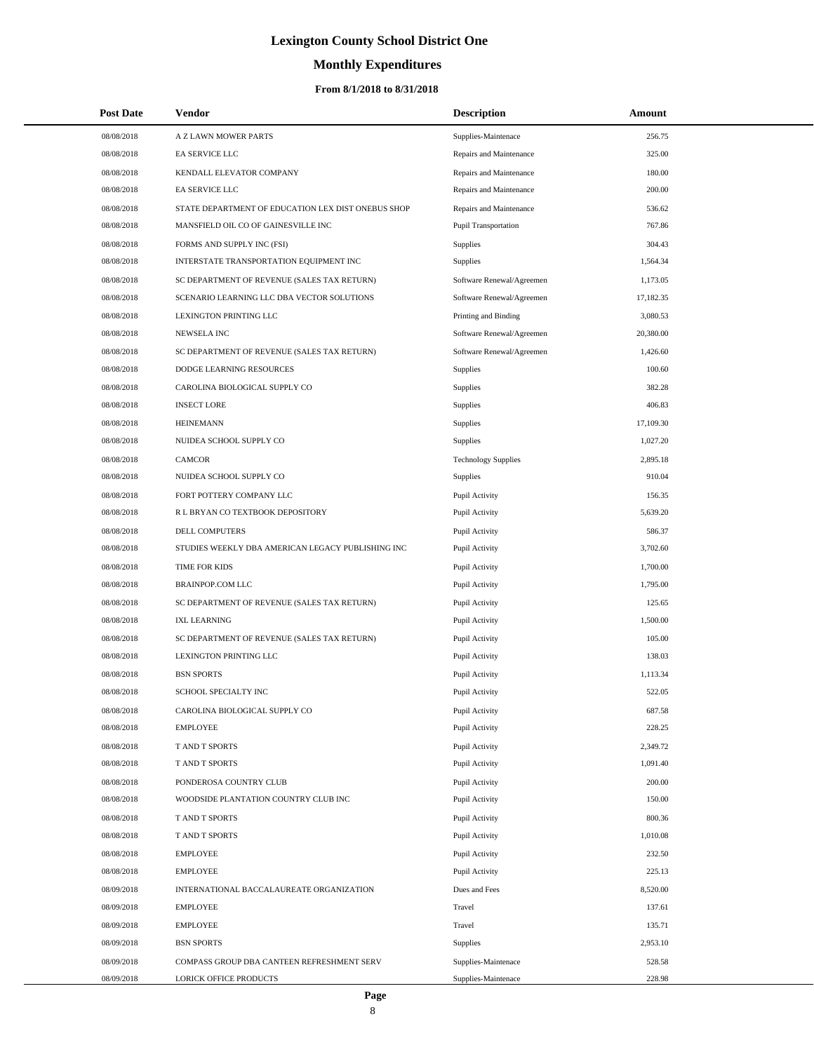# Lexington County School District One

## Monthly Expenditures

### From 8/1/2018 to 8/31/2018

| Post Date | Vendor | Description | Amount |
|---|---|---|---|
| 08/08/2018 | A Z LAWN MOWER PARTS | Supplies-Maintenace | 256.75 |
| 08/08/2018 | EA SERVICE LLC | Repairs and Maintenance | 325.00 |
| 08/08/2018 | KENDALL ELEVATOR COMPANY | Repairs and Maintenance | 180.00 |
| 08/08/2018 | EA SERVICE LLC | Repairs and Maintenance | 200.00 |
| 08/08/2018 | STATE DEPARTMENT OF EDUCATION LEX DIST ONEBUS SHOP | Repairs and Maintenance | 536.62 |
| 08/08/2018 | MANSFIELD OIL CO OF GAINESVILLE INC | Pupil Transportation | 767.86 |
| 08/08/2018 | FORMS AND SUPPLY INC (FSI) | Supplies | 304.43 |
| 08/08/2018 | INTERSTATE TRANSPORTATION EQUIPMENT INC | Supplies | 1,564.34 |
| 08/08/2018 | SC DEPARTMENT OF REVENUE (SALES TAX RETURN) | Software Renewal/Agreemen | 1,173.05 |
| 08/08/2018 | SCENARIO LEARNING LLC DBA VECTOR SOLUTIONS | Software Renewal/Agreemen | 17,182.35 |
| 08/08/2018 | LEXINGTON PRINTING LLC | Printing and Binding | 3,080.53 |
| 08/08/2018 | NEWSELA INC | Software Renewal/Agreemen | 20,380.00 |
| 08/08/2018 | SC DEPARTMENT OF REVENUE (SALES TAX RETURN) | Software Renewal/Agreemen | 1,426.60 |
| 08/08/2018 | DODGE LEARNING RESOURCES | Supplies | 100.60 |
| 08/08/2018 | CAROLINA BIOLOGICAL SUPPLY CO | Supplies | 382.28 |
| 08/08/2018 | INSECT LORE | Supplies | 406.83 |
| 08/08/2018 | HEINEMANN | Supplies | 17,109.30 |
| 08/08/2018 | NUIDEA SCHOOL SUPPLY CO | Supplies | 1,027.20 |
| 08/08/2018 | CAMCOR | Technology Supplies | 2,895.18 |
| 08/08/2018 | NUIDEA SCHOOL SUPPLY CO | Supplies | 910.04 |
| 08/08/2018 | FORT POTTERY COMPANY LLC | Pupil Activity | 156.35 |
| 08/08/2018 | R L BRYAN CO TEXTBOOK DEPOSITORY | Pupil Activity | 5,639.20 |
| 08/08/2018 | DELL COMPUTERS | Pupil Activity | 586.37 |
| 08/08/2018 | STUDIES WEEKLY DBA AMERICAN LEGACY PUBLISHING INC | Pupil Activity | 3,702.60 |
| 08/08/2018 | TIME FOR KIDS | Pupil Activity | 1,700.00 |
| 08/08/2018 | BRAINPOP.COM LLC | Pupil Activity | 1,795.00 |
| 08/08/2018 | SC DEPARTMENT OF REVENUE (SALES TAX RETURN) | Pupil Activity | 125.65 |
| 08/08/2018 | IXL LEARNING | Pupil Activity | 1,500.00 |
| 08/08/2018 | SC DEPARTMENT OF REVENUE (SALES TAX RETURN) | Pupil Activity | 105.00 |
| 08/08/2018 | LEXINGTON PRINTING LLC | Pupil Activity | 138.03 |
| 08/08/2018 | BSN SPORTS | Pupil Activity | 1,113.34 |
| 08/08/2018 | SCHOOL SPECIALTY INC | Pupil Activity | 522.05 |
| 08/08/2018 | CAROLINA BIOLOGICAL SUPPLY CO | Pupil Activity | 687.58 |
| 08/08/2018 | EMPLOYEE | Pupil Activity | 228.25 |
| 08/08/2018 | T AND T SPORTS | Pupil Activity | 2,349.72 |
| 08/08/2018 | T AND T SPORTS | Pupil Activity | 1,091.40 |
| 08/08/2018 | PONDEROSA COUNTRY CLUB | Pupil Activity | 200.00 |
| 08/08/2018 | WOODSIDE PLANTATION COUNTRY CLUB INC | Pupil Activity | 150.00 |
| 08/08/2018 | T AND T SPORTS | Pupil Activity | 800.36 |
| 08/08/2018 | T AND T SPORTS | Pupil Activity | 1,010.08 |
| 08/08/2018 | EMPLOYEE | Pupil Activity | 232.50 |
| 08/08/2018 | EMPLOYEE | Pupil Activity | 225.13 |
| 08/09/2018 | INTERNATIONAL BACCALAUREATE ORGANIZATION | Dues and Fees | 8,520.00 |
| 08/09/2018 | EMPLOYEE | Travel | 137.61 |
| 08/09/2018 | EMPLOYEE | Travel | 135.71 |
| 08/09/2018 | BSN SPORTS | Supplies | 2,953.10 |
| 08/09/2018 | COMPASS GROUP DBA CANTEEN REFRESHMENT SERV | Supplies-Maintenace | 528.58 |
| 08/09/2018 | LORICK OFFICE PRODUCTS | Supplies-Maintenace | 228.98 |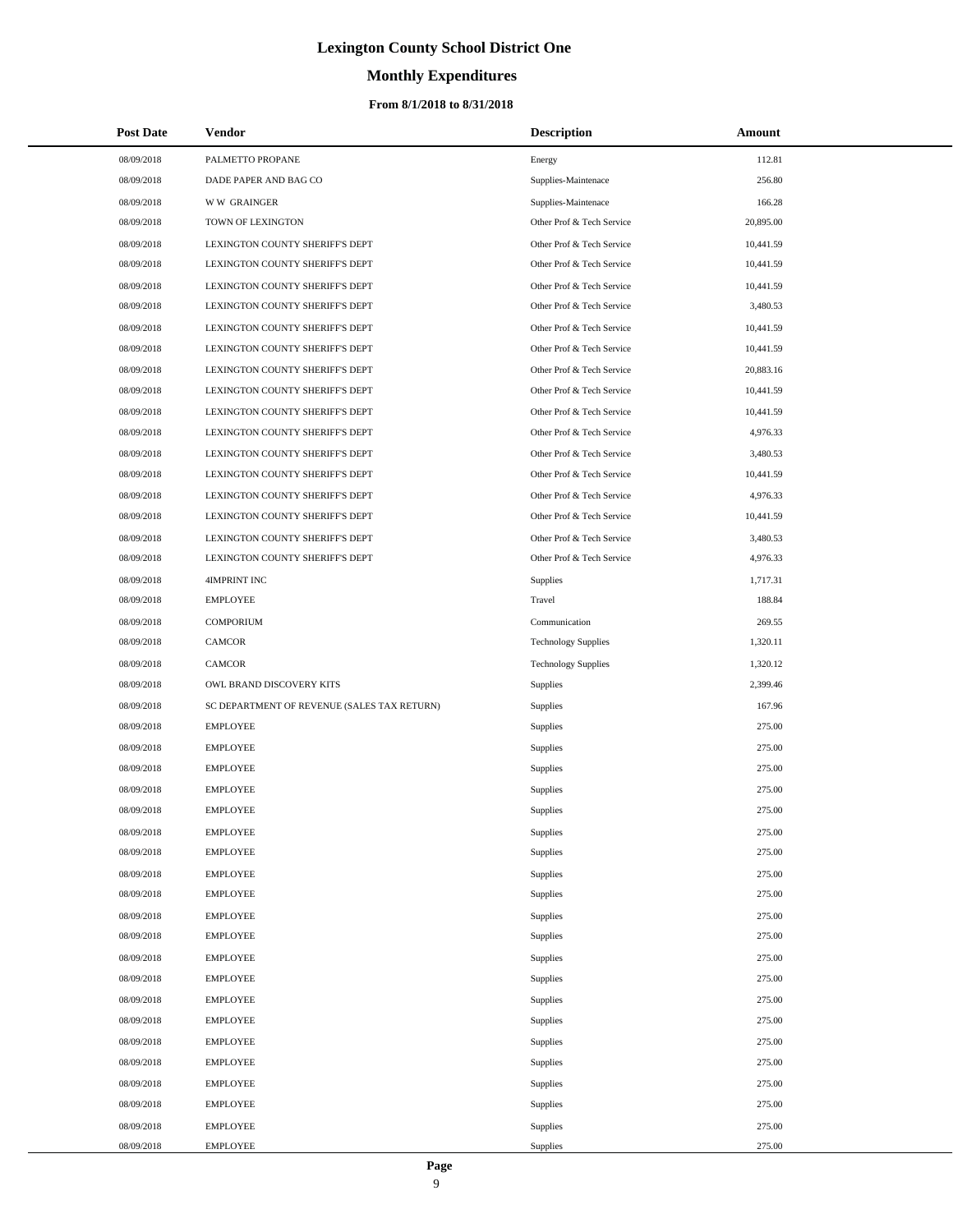# Lexington County School District One

## Monthly Expenditures

### From 8/1/2018 to 8/31/2018

| Post Date | Vendor | Description | Amount |
|---|---|---|---|
| 08/09/2018 | PALMETTO PROPANE | Energy | 112.81 |
| 08/09/2018 | DADE PAPER AND BAG CO | Supplies-Maintenace | 256.80 |
| 08/09/2018 | W W GRAINGER | Supplies-Maintenace | 166.28 |
| 08/09/2018 | TOWN OF LEXINGTON | Other Prof & Tech Service | 20,895.00 |
| 08/09/2018 | LEXINGTON COUNTY SHERIFF'S DEPT | Other Prof & Tech Service | 10,441.59 |
| 08/09/2018 | LEXINGTON COUNTY SHERIFF'S DEPT | Other Prof & Tech Service | 10,441.59 |
| 08/09/2018 | LEXINGTON COUNTY SHERIFF'S DEPT | Other Prof & Tech Service | 10,441.59 |
| 08/09/2018 | LEXINGTON COUNTY SHERIFF'S DEPT | Other Prof & Tech Service | 3,480.53 |
| 08/09/2018 | LEXINGTON COUNTY SHERIFF'S DEPT | Other Prof & Tech Service | 10,441.59 |
| 08/09/2018 | LEXINGTON COUNTY SHERIFF'S DEPT | Other Prof & Tech Service | 10,441.59 |
| 08/09/2018 | LEXINGTON COUNTY SHERIFF'S DEPT | Other Prof & Tech Service | 20,883.16 |
| 08/09/2018 | LEXINGTON COUNTY SHERIFF'S DEPT | Other Prof & Tech Service | 10,441.59 |
| 08/09/2018 | LEXINGTON COUNTY SHERIFF'S DEPT | Other Prof & Tech Service | 10,441.59 |
| 08/09/2018 | LEXINGTON COUNTY SHERIFF'S DEPT | Other Prof & Tech Service | 4,976.33 |
| 08/09/2018 | LEXINGTON COUNTY SHERIFF'S DEPT | Other Prof & Tech Service | 3,480.53 |
| 08/09/2018 | LEXINGTON COUNTY SHERIFF'S DEPT | Other Prof & Tech Service | 10,441.59 |
| 08/09/2018 | LEXINGTON COUNTY SHERIFF'S DEPT | Other Prof & Tech Service | 4,976.33 |
| 08/09/2018 | LEXINGTON COUNTY SHERIFF'S DEPT | Other Prof & Tech Service | 10,441.59 |
| 08/09/2018 | LEXINGTON COUNTY SHERIFF'S DEPT | Other Prof & Tech Service | 3,480.53 |
| 08/09/2018 | LEXINGTON COUNTY SHERIFF'S DEPT | Other Prof & Tech Service | 4,976.33 |
| 08/09/2018 | 4IMPRINT INC | Supplies | 1,717.31 |
| 08/09/2018 | EMPLOYEE | Travel | 188.84 |
| 08/09/2018 | COMPORIUM | Communication | 269.55 |
| 08/09/2018 | CAMCOR | Technology Supplies | 1,320.11 |
| 08/09/2018 | CAMCOR | Technology Supplies | 1,320.12 |
| 08/09/2018 | OWL BRAND DISCOVERY KITS | Supplies | 2,399.46 |
| 08/09/2018 | SC DEPARTMENT OF REVENUE (SALES TAX RETURN) | Supplies | 167.96 |
| 08/09/2018 | EMPLOYEE | Supplies | 275.00 |
| 08/09/2018 | EMPLOYEE | Supplies | 275.00 |
| 08/09/2018 | EMPLOYEE | Supplies | 275.00 |
| 08/09/2018 | EMPLOYEE | Supplies | 275.00 |
| 08/09/2018 | EMPLOYEE | Supplies | 275.00 |
| 08/09/2018 | EMPLOYEE | Supplies | 275.00 |
| 08/09/2018 | EMPLOYEE | Supplies | 275.00 |
| 08/09/2018 | EMPLOYEE | Supplies | 275.00 |
| 08/09/2018 | EMPLOYEE | Supplies | 275.00 |
| 08/09/2018 | EMPLOYEE | Supplies | 275.00 |
| 08/09/2018 | EMPLOYEE | Supplies | 275.00 |
| 08/09/2018 | EMPLOYEE | Supplies | 275.00 |
| 08/09/2018 | EMPLOYEE | Supplies | 275.00 |
| 08/09/2018 | EMPLOYEE | Supplies | 275.00 |
| 08/09/2018 | EMPLOYEE | Supplies | 275.00 |
| 08/09/2018 | EMPLOYEE | Supplies | 275.00 |
| 08/09/2018 | EMPLOYEE | Supplies | 275.00 |
| 08/09/2018 | EMPLOYEE | Supplies | 275.00 |
| 08/09/2018 | EMPLOYEE | Supplies | 275.00 |
| 08/09/2018 | EMPLOYEE | Supplies | 275.00 |
| 08/09/2018 | EMPLOYEE | Supplies | 275.00 |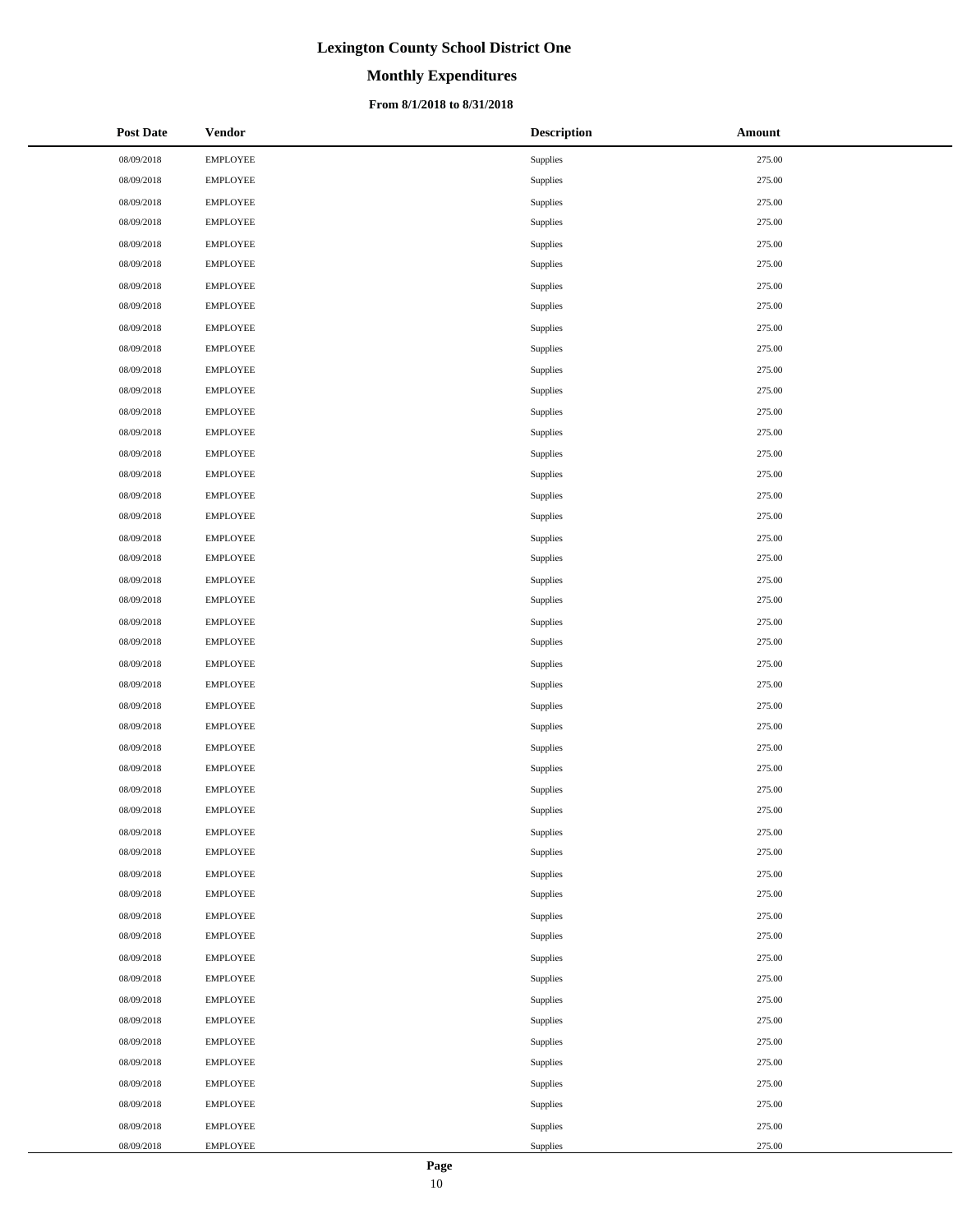# Lexington County School District One

## Monthly Expenditures

### From 8/1/2018 to 8/31/2018

| Post Date | Vendor | Description | Amount |
|---|---|---|---|
| 08/09/2018 | EMPLOYEE | Supplies | 275.00 |
| 08/09/2018 | EMPLOYEE | Supplies | 275.00 |
| 08/09/2018 | EMPLOYEE | Supplies | 275.00 |
| 08/09/2018 | EMPLOYEE | Supplies | 275.00 |
| 08/09/2018 | EMPLOYEE | Supplies | 275.00 |
| 08/09/2018 | EMPLOYEE | Supplies | 275.00 |
| 08/09/2018 | EMPLOYEE | Supplies | 275.00 |
| 08/09/2018 | EMPLOYEE | Supplies | 275.00 |
| 08/09/2018 | EMPLOYEE | Supplies | 275.00 |
| 08/09/2018 | EMPLOYEE | Supplies | 275.00 |
| 08/09/2018 | EMPLOYEE | Supplies | 275.00 |
| 08/09/2018 | EMPLOYEE | Supplies | 275.00 |
| 08/09/2018 | EMPLOYEE | Supplies | 275.00 |
| 08/09/2018 | EMPLOYEE | Supplies | 275.00 |
| 08/09/2018 | EMPLOYEE | Supplies | 275.00 |
| 08/09/2018 | EMPLOYEE | Supplies | 275.00 |
| 08/09/2018 | EMPLOYEE | Supplies | 275.00 |
| 08/09/2018 | EMPLOYEE | Supplies | 275.00 |
| 08/09/2018 | EMPLOYEE | Supplies | 275.00 |
| 08/09/2018 | EMPLOYEE | Supplies | 275.00 |
| 08/09/2018 | EMPLOYEE | Supplies | 275.00 |
| 08/09/2018 | EMPLOYEE | Supplies | 275.00 |
| 08/09/2018 | EMPLOYEE | Supplies | 275.00 |
| 08/09/2018 | EMPLOYEE | Supplies | 275.00 |
| 08/09/2018 | EMPLOYEE | Supplies | 275.00 |
| 08/09/2018 | EMPLOYEE | Supplies | 275.00 |
| 08/09/2018 | EMPLOYEE | Supplies | 275.00 |
| 08/09/2018 | EMPLOYEE | Supplies | 275.00 |
| 08/09/2018 | EMPLOYEE | Supplies | 275.00 |
| 08/09/2018 | EMPLOYEE | Supplies | 275.00 |
| 08/09/2018 | EMPLOYEE | Supplies | 275.00 |
| 08/09/2018 | EMPLOYEE | Supplies | 275.00 |
| 08/09/2018 | EMPLOYEE | Supplies | 275.00 |
| 08/09/2018 | EMPLOYEE | Supplies | 275.00 |
| 08/09/2018 | EMPLOYEE | Supplies | 275.00 |
| 08/09/2018 | EMPLOYEE | Supplies | 275.00 |
| 08/09/2018 | EMPLOYEE | Supplies | 275.00 |
| 08/09/2018 | EMPLOYEE | Supplies | 275.00 |
| 08/09/2018 | EMPLOYEE | Supplies | 275.00 |
| 08/09/2018 | EMPLOYEE | Supplies | 275.00 |
| 08/09/2018 | EMPLOYEE | Supplies | 275.00 |
| 08/09/2018 | EMPLOYEE | Supplies | 275.00 |
| 08/09/2018 | EMPLOYEE | Supplies | 275.00 |
| 08/09/2018 | EMPLOYEE | Supplies | 275.00 |
| 08/09/2018 | EMPLOYEE | Supplies | 275.00 |
| 08/09/2018 | EMPLOYEE | Supplies | 275.00 |
| 08/09/2018 | EMPLOYEE | Supplies | 275.00 |
| 08/09/2018 | EMPLOYEE | Supplies | 275.00 |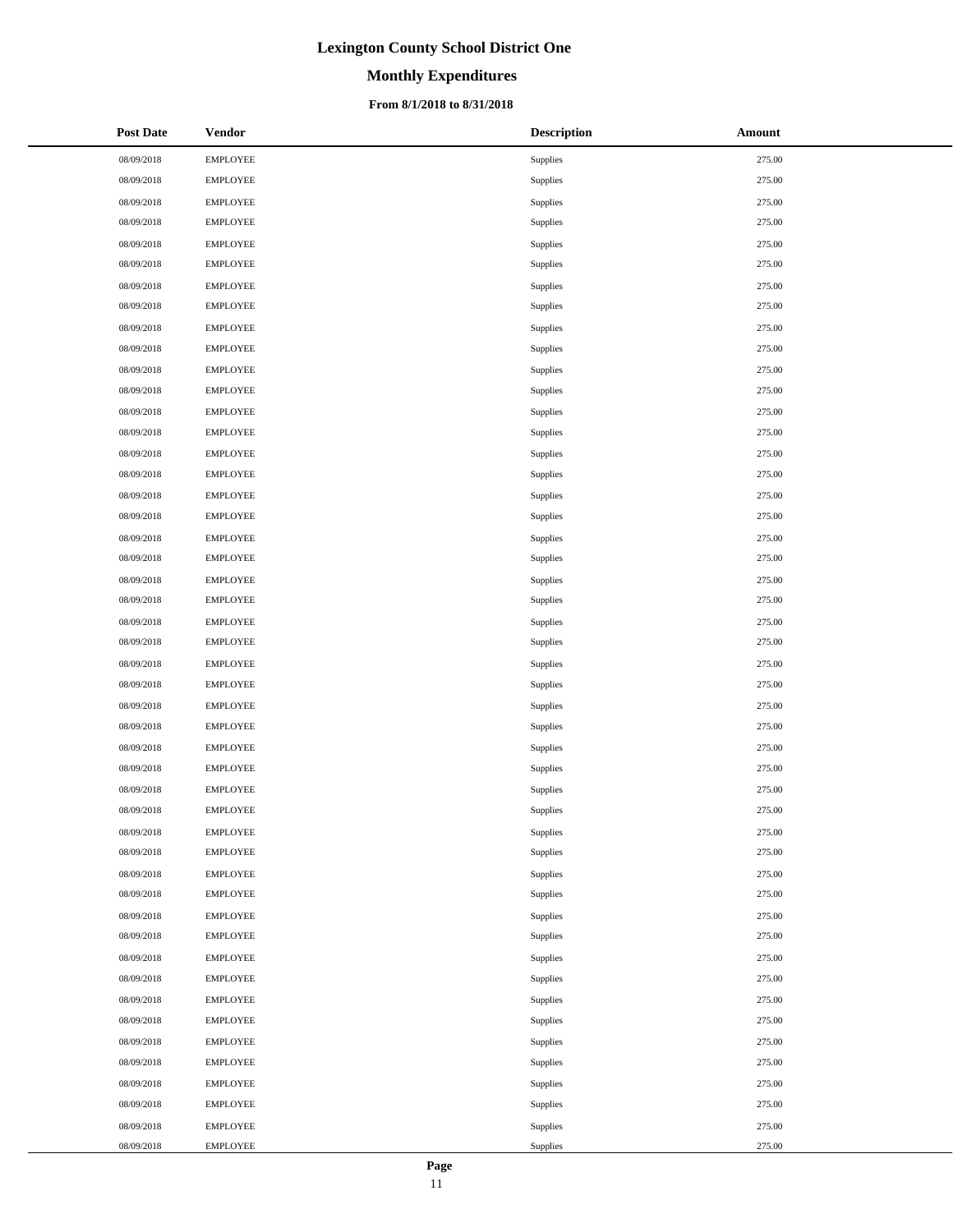# Lexington County School District One

## Monthly Expenditures

### From 8/1/2018 to 8/31/2018

| Post Date | Vendor | Description | Amount |
|---|---|---|---|
| 08/09/2018 | EMPLOYEE | Supplies | 275.00 |
| 08/09/2018 | EMPLOYEE | Supplies | 275.00 |
| 08/09/2018 | EMPLOYEE | Supplies | 275.00 |
| 08/09/2018 | EMPLOYEE | Supplies | 275.00 |
| 08/09/2018 | EMPLOYEE | Supplies | 275.00 |
| 08/09/2018 | EMPLOYEE | Supplies | 275.00 |
| 08/09/2018 | EMPLOYEE | Supplies | 275.00 |
| 08/09/2018 | EMPLOYEE | Supplies | 275.00 |
| 08/09/2018 | EMPLOYEE | Supplies | 275.00 |
| 08/09/2018 | EMPLOYEE | Supplies | 275.00 |
| 08/09/2018 | EMPLOYEE | Supplies | 275.00 |
| 08/09/2018 | EMPLOYEE | Supplies | 275.00 |
| 08/09/2018 | EMPLOYEE | Supplies | 275.00 |
| 08/09/2018 | EMPLOYEE | Supplies | 275.00 |
| 08/09/2018 | EMPLOYEE | Supplies | 275.00 |
| 08/09/2018 | EMPLOYEE | Supplies | 275.00 |
| 08/09/2018 | EMPLOYEE | Supplies | 275.00 |
| 08/09/2018 | EMPLOYEE | Supplies | 275.00 |
| 08/09/2018 | EMPLOYEE | Supplies | 275.00 |
| 08/09/2018 | EMPLOYEE | Supplies | 275.00 |
| 08/09/2018 | EMPLOYEE | Supplies | 275.00 |
| 08/09/2018 | EMPLOYEE | Supplies | 275.00 |
| 08/09/2018 | EMPLOYEE | Supplies | 275.00 |
| 08/09/2018 | EMPLOYEE | Supplies | 275.00 |
| 08/09/2018 | EMPLOYEE | Supplies | 275.00 |
| 08/09/2018 | EMPLOYEE | Supplies | 275.00 |
| 08/09/2018 | EMPLOYEE | Supplies | 275.00 |
| 08/09/2018 | EMPLOYEE | Supplies | 275.00 |
| 08/09/2018 | EMPLOYEE | Supplies | 275.00 |
| 08/09/2018 | EMPLOYEE | Supplies | 275.00 |
| 08/09/2018 | EMPLOYEE | Supplies | 275.00 |
| 08/09/2018 | EMPLOYEE | Supplies | 275.00 |
| 08/09/2018 | EMPLOYEE | Supplies | 275.00 |
| 08/09/2018 | EMPLOYEE | Supplies | 275.00 |
| 08/09/2018 | EMPLOYEE | Supplies | 275.00 |
| 08/09/2018 | EMPLOYEE | Supplies | 275.00 |
| 08/09/2018 | EMPLOYEE | Supplies | 275.00 |
| 08/09/2018 | EMPLOYEE | Supplies | 275.00 |
| 08/09/2018 | EMPLOYEE | Supplies | 275.00 |
| 08/09/2018 | EMPLOYEE | Supplies | 275.00 |
| 08/09/2018 | EMPLOYEE | Supplies | 275.00 |
| 08/09/2018 | EMPLOYEE | Supplies | 275.00 |
| 08/09/2018 | EMPLOYEE | Supplies | 275.00 |
| 08/09/2018 | EMPLOYEE | Supplies | 275.00 |
| 08/09/2018 | EMPLOYEE | Supplies | 275.00 |
| 08/09/2018 | EMPLOYEE | Supplies | 275.00 |
| 08/09/2018 | EMPLOYEE | Supplies | 275.00 |
| 08/09/2018 | EMPLOYEE | Supplies | 275.00 |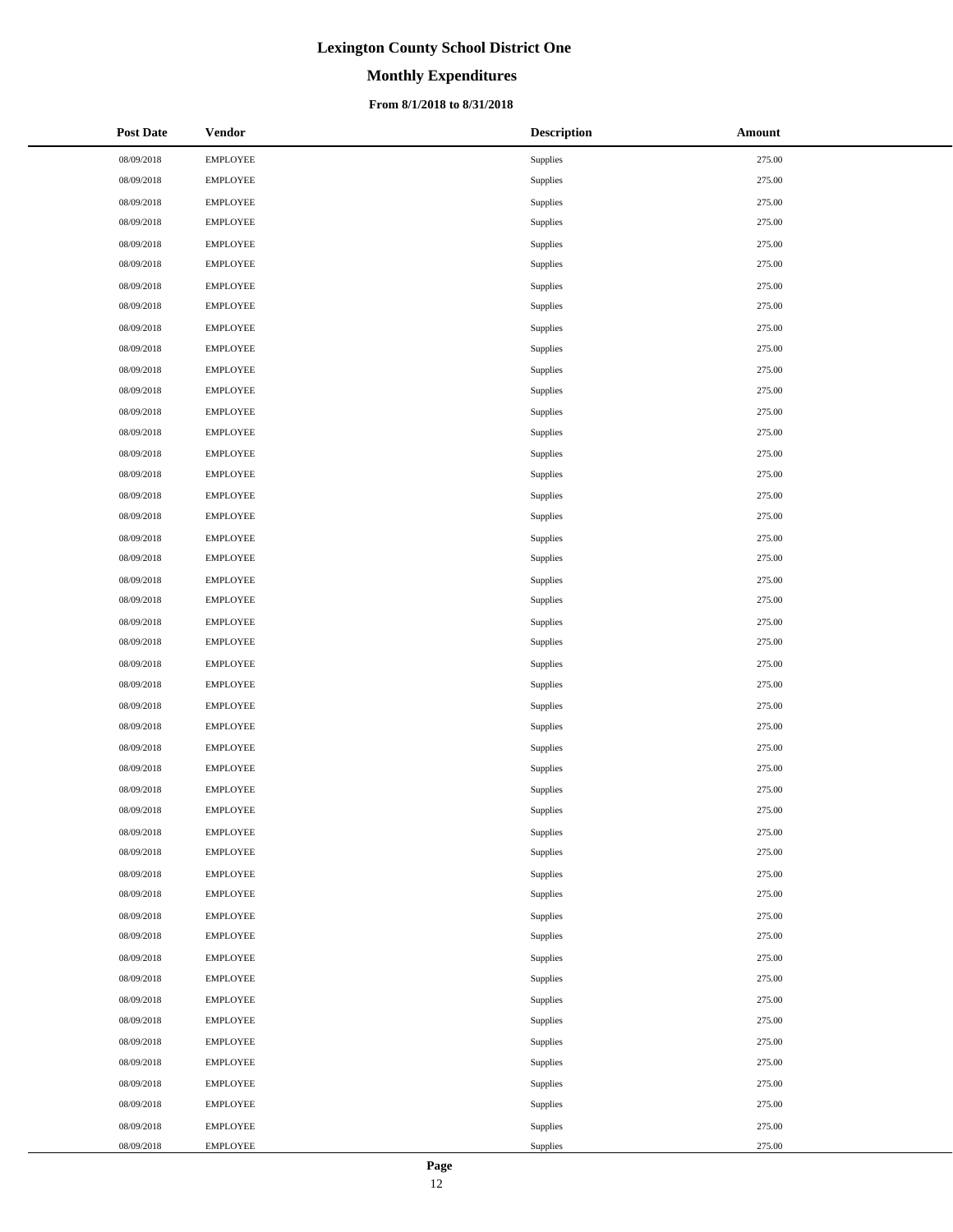# Lexington County School District One

## Monthly Expenditures

### From 8/1/2018 to 8/31/2018

| Post Date | Vendor | Description | Amount |
| --- | --- | --- | --- |
| 08/09/2018 | EMPLOYEE | Supplies | 275.00 |
| 08/09/2018 | EMPLOYEE | Supplies | 275.00 |
| 08/09/2018 | EMPLOYEE | Supplies | 275.00 |
| 08/09/2018 | EMPLOYEE | Supplies | 275.00 |
| 08/09/2018 | EMPLOYEE | Supplies | 275.00 |
| 08/09/2018 | EMPLOYEE | Supplies | 275.00 |
| 08/09/2018 | EMPLOYEE | Supplies | 275.00 |
| 08/09/2018 | EMPLOYEE | Supplies | 275.00 |
| 08/09/2018 | EMPLOYEE | Supplies | 275.00 |
| 08/09/2018 | EMPLOYEE | Supplies | 275.00 |
| 08/09/2018 | EMPLOYEE | Supplies | 275.00 |
| 08/09/2018 | EMPLOYEE | Supplies | 275.00 |
| 08/09/2018 | EMPLOYEE | Supplies | 275.00 |
| 08/09/2018 | EMPLOYEE | Supplies | 275.00 |
| 08/09/2018 | EMPLOYEE | Supplies | 275.00 |
| 08/09/2018 | EMPLOYEE | Supplies | 275.00 |
| 08/09/2018 | EMPLOYEE | Supplies | 275.00 |
| 08/09/2018 | EMPLOYEE | Supplies | 275.00 |
| 08/09/2018 | EMPLOYEE | Supplies | 275.00 |
| 08/09/2018 | EMPLOYEE | Supplies | 275.00 |
| 08/09/2018 | EMPLOYEE | Supplies | 275.00 |
| 08/09/2018 | EMPLOYEE | Supplies | 275.00 |
| 08/09/2018 | EMPLOYEE | Supplies | 275.00 |
| 08/09/2018 | EMPLOYEE | Supplies | 275.00 |
| 08/09/2018 | EMPLOYEE | Supplies | 275.00 |
| 08/09/2018 | EMPLOYEE | Supplies | 275.00 |
| 08/09/2018 | EMPLOYEE | Supplies | 275.00 |
| 08/09/2018 | EMPLOYEE | Supplies | 275.00 |
| 08/09/2018 | EMPLOYEE | Supplies | 275.00 |
| 08/09/2018 | EMPLOYEE | Supplies | 275.00 |
| 08/09/2018 | EMPLOYEE | Supplies | 275.00 |
| 08/09/2018 | EMPLOYEE | Supplies | 275.00 |
| 08/09/2018 | EMPLOYEE | Supplies | 275.00 |
| 08/09/2018 | EMPLOYEE | Supplies | 275.00 |
| 08/09/2018 | EMPLOYEE | Supplies | 275.00 |
| 08/09/2018 | EMPLOYEE | Supplies | 275.00 |
| 08/09/2018 | EMPLOYEE | Supplies | 275.00 |
| 08/09/2018 | EMPLOYEE | Supplies | 275.00 |
| 08/09/2018 | EMPLOYEE | Supplies | 275.00 |
| 08/09/2018 | EMPLOYEE | Supplies | 275.00 |
| 08/09/2018 | EMPLOYEE | Supplies | 275.00 |
| 08/09/2018 | EMPLOYEE | Supplies | 275.00 |
| 08/09/2018 | EMPLOYEE | Supplies | 275.00 |
| 08/09/2018 | EMPLOYEE | Supplies | 275.00 |
| 08/09/2018 | EMPLOYEE | Supplies | 275.00 |
| 08/09/2018 | EMPLOYEE | Supplies | 275.00 |
| 08/09/2018 | EMPLOYEE | Supplies | 275.00 |
| 08/09/2018 | EMPLOYEE | Supplies | 275.00 |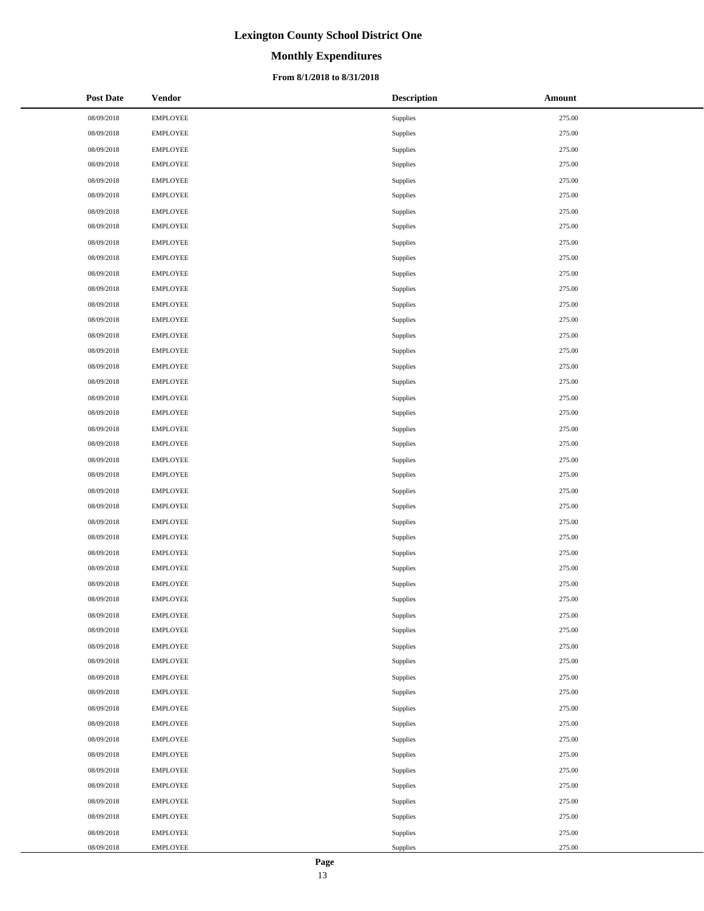# Lexington County School District One

## Monthly Expenditures

### From 8/1/2018 to 8/31/2018

| Post Date | Vendor | Description | Amount |
|---|---|---|---|
| 08/09/2018 | EMPLOYEE | Supplies | 275.00 |
| 08/09/2018 | EMPLOYEE | Supplies | 275.00 |
| 08/09/2018 | EMPLOYEE | Supplies | 275.00 |
| 08/09/2018 | EMPLOYEE | Supplies | 275.00 |
| 08/09/2018 | EMPLOYEE | Supplies | 275.00 |
| 08/09/2018 | EMPLOYEE | Supplies | 275.00 |
| 08/09/2018 | EMPLOYEE | Supplies | 275.00 |
| 08/09/2018 | EMPLOYEE | Supplies | 275.00 |
| 08/09/2018 | EMPLOYEE | Supplies | 275.00 |
| 08/09/2018 | EMPLOYEE | Supplies | 275.00 |
| 08/09/2018 | EMPLOYEE | Supplies | 275.00 |
| 08/09/2018 | EMPLOYEE | Supplies | 275.00 |
| 08/09/2018 | EMPLOYEE | Supplies | 275.00 |
| 08/09/2018 | EMPLOYEE | Supplies | 275.00 |
| 08/09/2018 | EMPLOYEE | Supplies | 275.00 |
| 08/09/2018 | EMPLOYEE | Supplies | 275.00 |
| 08/09/2018 | EMPLOYEE | Supplies | 275.00 |
| 08/09/2018 | EMPLOYEE | Supplies | 275.00 |
| 08/09/2018 | EMPLOYEE | Supplies | 275.00 |
| 08/09/2018 | EMPLOYEE | Supplies | 275.00 |
| 08/09/2018 | EMPLOYEE | Supplies | 275.00 |
| 08/09/2018 | EMPLOYEE | Supplies | 275.00 |
| 08/09/2018 | EMPLOYEE | Supplies | 275.00 |
| 08/09/2018 | EMPLOYEE | Supplies | 275.00 |
| 08/09/2018 | EMPLOYEE | Supplies | 275.00 |
| 08/09/2018 | EMPLOYEE | Supplies | 275.00 |
| 08/09/2018 | EMPLOYEE | Supplies | 275.00 |
| 08/09/2018 | EMPLOYEE | Supplies | 275.00 |
| 08/09/2018 | EMPLOYEE | Supplies | 275.00 |
| 08/09/2018 | EMPLOYEE | Supplies | 275.00 |
| 08/09/2018 | EMPLOYEE | Supplies | 275.00 |
| 08/09/2018 | EMPLOYEE | Supplies | 275.00 |
| 08/09/2018 | EMPLOYEE | Supplies | 275.00 |
| 08/09/2018 | EMPLOYEE | Supplies | 275.00 |
| 08/09/2018 | EMPLOYEE | Supplies | 275.00 |
| 08/09/2018 | EMPLOYEE | Supplies | 275.00 |
| 08/09/2018 | EMPLOYEE | Supplies | 275.00 |
| 08/09/2018 | EMPLOYEE | Supplies | 275.00 |
| 08/09/2018 | EMPLOYEE | Supplies | 275.00 |
| 08/09/2018 | EMPLOYEE | Supplies | 275.00 |
| 08/09/2018 | EMPLOYEE | Supplies | 275.00 |
| 08/09/2018 | EMPLOYEE | Supplies | 275.00 |
| 08/09/2018 | EMPLOYEE | Supplies | 275.00 |
| 08/09/2018 | EMPLOYEE | Supplies | 275.00 |
| 08/09/2018 | EMPLOYEE | Supplies | 275.00 |
| 08/09/2018 | EMPLOYEE | Supplies | 275.00 |
| 08/09/2018 | EMPLOYEE | Supplies | 275.00 |
| 08/09/2018 | EMPLOYEE | Supplies | 275.00 |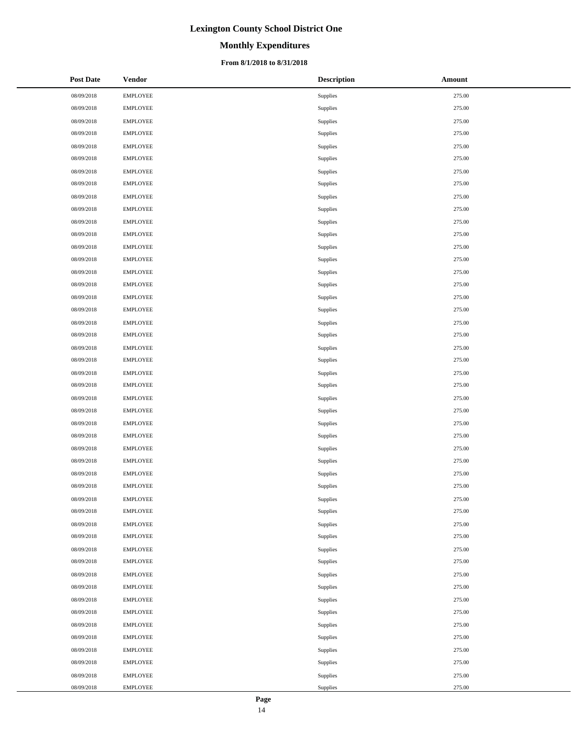# Lexington County School District One

## Monthly Expenditures

### From 8/1/2018 to 8/31/2018

| Post Date | Vendor | Description | Amount |
|---|---|---|---|
| 08/09/2018 | EMPLOYEE | Supplies | 275.00 |
| 08/09/2018 | EMPLOYEE | Supplies | 275.00 |
| 08/09/2018 | EMPLOYEE | Supplies | 275.00 |
| 08/09/2018 | EMPLOYEE | Supplies | 275.00 |
| 08/09/2018 | EMPLOYEE | Supplies | 275.00 |
| 08/09/2018 | EMPLOYEE | Supplies | 275.00 |
| 08/09/2018 | EMPLOYEE | Supplies | 275.00 |
| 08/09/2018 | EMPLOYEE | Supplies | 275.00 |
| 08/09/2018 | EMPLOYEE | Supplies | 275.00 |
| 08/09/2018 | EMPLOYEE | Supplies | 275.00 |
| 08/09/2018 | EMPLOYEE | Supplies | 275.00 |
| 08/09/2018 | EMPLOYEE | Supplies | 275.00 |
| 08/09/2018 | EMPLOYEE | Supplies | 275.00 |
| 08/09/2018 | EMPLOYEE | Supplies | 275.00 |
| 08/09/2018 | EMPLOYEE | Supplies | 275.00 |
| 08/09/2018 | EMPLOYEE | Supplies | 275.00 |
| 08/09/2018 | EMPLOYEE | Supplies | 275.00 |
| 08/09/2018 | EMPLOYEE | Supplies | 275.00 |
| 08/09/2018 | EMPLOYEE | Supplies | 275.00 |
| 08/09/2018 | EMPLOYEE | Supplies | 275.00 |
| 08/09/2018 | EMPLOYEE | Supplies | 275.00 |
| 08/09/2018 | EMPLOYEE | Supplies | 275.00 |
| 08/09/2018 | EMPLOYEE | Supplies | 275.00 |
| 08/09/2018 | EMPLOYEE | Supplies | 275.00 |
| 08/09/2018 | EMPLOYEE | Supplies | 275.00 |
| 08/09/2018 | EMPLOYEE | Supplies | 275.00 |
| 08/09/2018 | EMPLOYEE | Supplies | 275.00 |
| 08/09/2018 | EMPLOYEE | Supplies | 275.00 |
| 08/09/2018 | EMPLOYEE | Supplies | 275.00 |
| 08/09/2018 | EMPLOYEE | Supplies | 275.00 |
| 08/09/2018 | EMPLOYEE | Supplies | 275.00 |
| 08/09/2018 | EMPLOYEE | Supplies | 275.00 |
| 08/09/2018 | EMPLOYEE | Supplies | 275.00 |
| 08/09/2018 | EMPLOYEE | Supplies | 275.00 |
| 08/09/2018 | EMPLOYEE | Supplies | 275.00 |
| 08/09/2018 | EMPLOYEE | Supplies | 275.00 |
| 08/09/2018 | EMPLOYEE | Supplies | 275.00 |
| 08/09/2018 | EMPLOYEE | Supplies | 275.00 |
| 08/09/2018 | EMPLOYEE | Supplies | 275.00 |
| 08/09/2018 | EMPLOYEE | Supplies | 275.00 |
| 08/09/2018 | EMPLOYEE | Supplies | 275.00 |
| 08/09/2018 | EMPLOYEE | Supplies | 275.00 |
| 08/09/2018 | EMPLOYEE | Supplies | 275.00 |
| 08/09/2018 | EMPLOYEE | Supplies | 275.00 |
| 08/09/2018 | EMPLOYEE | Supplies | 275.00 |
| 08/09/2018 | EMPLOYEE | Supplies | 275.00 |
| 08/09/2018 | EMPLOYEE | Supplies | 275.00 |
| 08/09/2018 | EMPLOYEE | Supplies | 275.00 |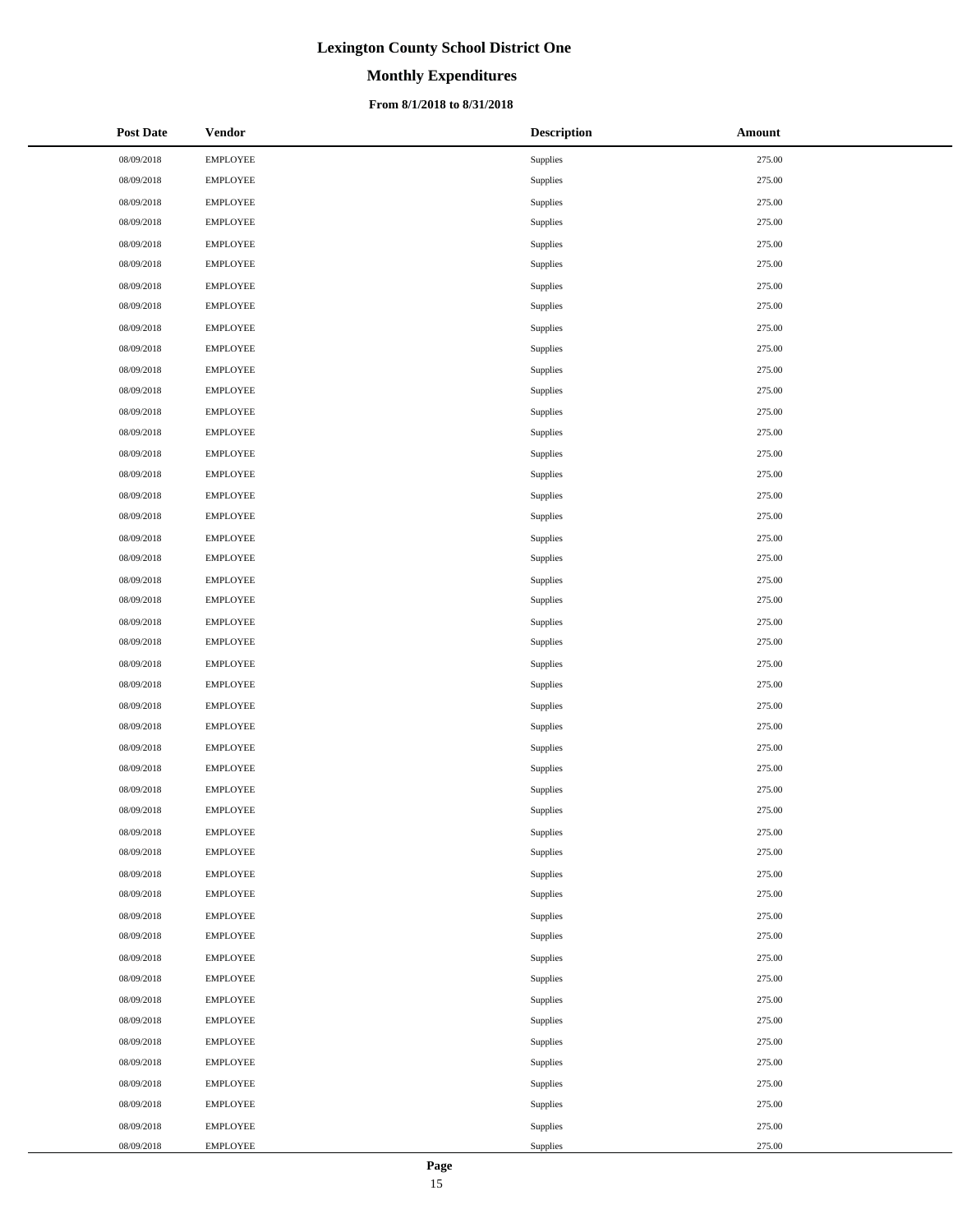# Lexington County School District One

## Monthly Expenditures

### From 8/1/2018 to 8/31/2018

| Post Date | Vendor | Description | Amount |
|---|---|---|---|
| 08/09/2018 | EMPLOYEE | Supplies | 275.00 |
| 08/09/2018 | EMPLOYEE | Supplies | 275.00 |
| 08/09/2018 | EMPLOYEE | Supplies | 275.00 |
| 08/09/2018 | EMPLOYEE | Supplies | 275.00 |
| 08/09/2018 | EMPLOYEE | Supplies | 275.00 |
| 08/09/2018 | EMPLOYEE | Supplies | 275.00 |
| 08/09/2018 | EMPLOYEE | Supplies | 275.00 |
| 08/09/2018 | EMPLOYEE | Supplies | 275.00 |
| 08/09/2018 | EMPLOYEE | Supplies | 275.00 |
| 08/09/2018 | EMPLOYEE | Supplies | 275.00 |
| 08/09/2018 | EMPLOYEE | Supplies | 275.00 |
| 08/09/2018 | EMPLOYEE | Supplies | 275.00 |
| 08/09/2018 | EMPLOYEE | Supplies | 275.00 |
| 08/09/2018 | EMPLOYEE | Supplies | 275.00 |
| 08/09/2018 | EMPLOYEE | Supplies | 275.00 |
| 08/09/2018 | EMPLOYEE | Supplies | 275.00 |
| 08/09/2018 | EMPLOYEE | Supplies | 275.00 |
| 08/09/2018 | EMPLOYEE | Supplies | 275.00 |
| 08/09/2018 | EMPLOYEE | Supplies | 275.00 |
| 08/09/2018 | EMPLOYEE | Supplies | 275.00 |
| 08/09/2018 | EMPLOYEE | Supplies | 275.00 |
| 08/09/2018 | EMPLOYEE | Supplies | 275.00 |
| 08/09/2018 | EMPLOYEE | Supplies | 275.00 |
| 08/09/2018 | EMPLOYEE | Supplies | 275.00 |
| 08/09/2018 | EMPLOYEE | Supplies | 275.00 |
| 08/09/2018 | EMPLOYEE | Supplies | 275.00 |
| 08/09/2018 | EMPLOYEE | Supplies | 275.00 |
| 08/09/2018 | EMPLOYEE | Supplies | 275.00 |
| 08/09/2018 | EMPLOYEE | Supplies | 275.00 |
| 08/09/2018 | EMPLOYEE | Supplies | 275.00 |
| 08/09/2018 | EMPLOYEE | Supplies | 275.00 |
| 08/09/2018 | EMPLOYEE | Supplies | 275.00 |
| 08/09/2018 | EMPLOYEE | Supplies | 275.00 |
| 08/09/2018 | EMPLOYEE | Supplies | 275.00 |
| 08/09/2018 | EMPLOYEE | Supplies | 275.00 |
| 08/09/2018 | EMPLOYEE | Supplies | 275.00 |
| 08/09/2018 | EMPLOYEE | Supplies | 275.00 |
| 08/09/2018 | EMPLOYEE | Supplies | 275.00 |
| 08/09/2018 | EMPLOYEE | Supplies | 275.00 |
| 08/09/2018 | EMPLOYEE | Supplies | 275.00 |
| 08/09/2018 | EMPLOYEE | Supplies | 275.00 |
| 08/09/2018 | EMPLOYEE | Supplies | 275.00 |
| 08/09/2018 | EMPLOYEE | Supplies | 275.00 |
| 08/09/2018 | EMPLOYEE | Supplies | 275.00 |
| 08/09/2018 | EMPLOYEE | Supplies | 275.00 |
| 08/09/2018 | EMPLOYEE | Supplies | 275.00 |
| 08/09/2018 | EMPLOYEE | Supplies | 275.00 |
| 08/09/2018 | EMPLOYEE | Supplies | 275.00 |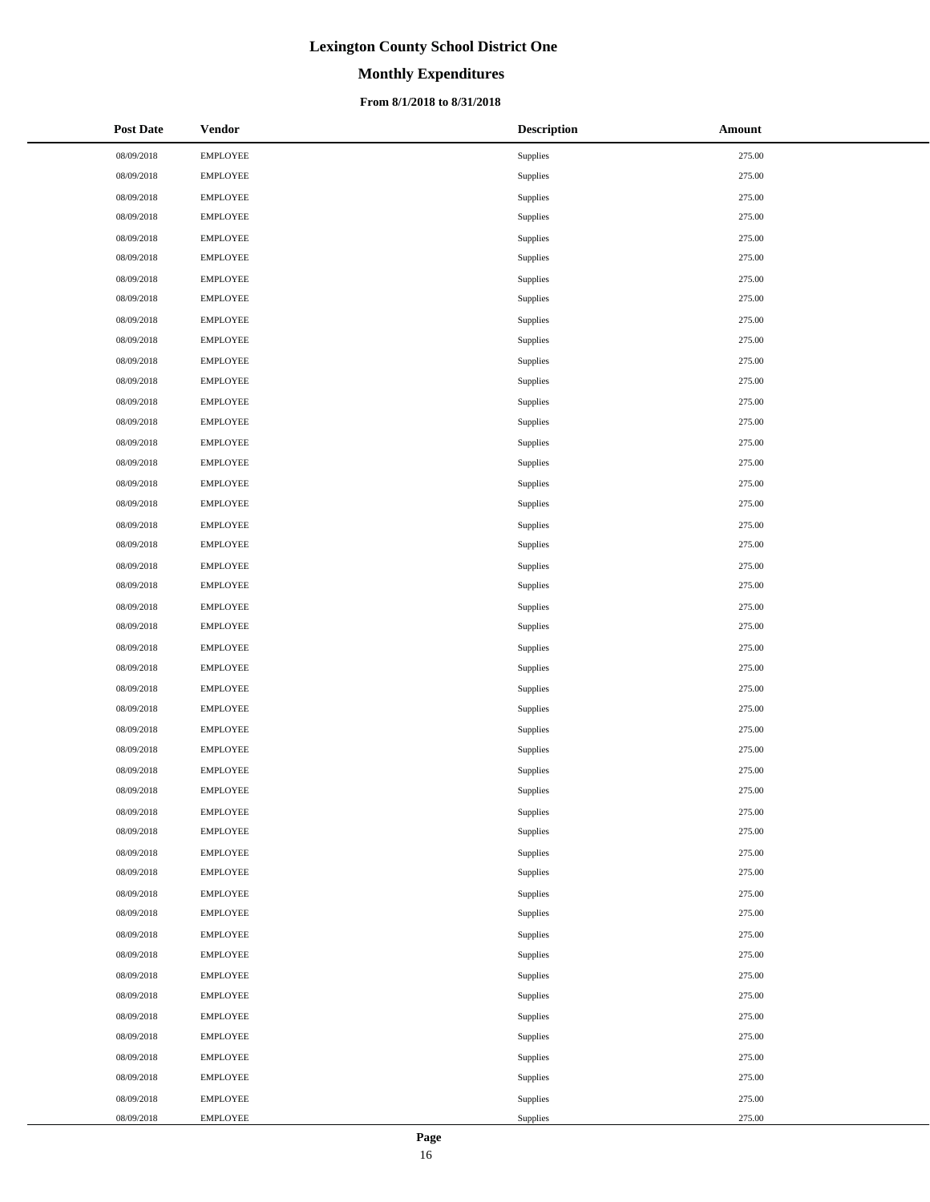| Post Date | Vendor | Description | Amount |
|---|---|---|---|
| 08/09/2018 | EMPLOYEE | Supplies | 275.00 |
| 08/09/2018 | EMPLOYEE | Supplies | 275.00 |
| 08/09/2018 | EMPLOYEE | Supplies | 275.00 |
| 08/09/2018 | EMPLOYEE | Supplies | 275.00 |
| 08/09/2018 | EMPLOYEE | Supplies | 275.00 |
| 08/09/2018 | EMPLOYEE | Supplies | 275.00 |
| 08/09/2018 | EMPLOYEE | Supplies | 275.00 |
| 08/09/2018 | EMPLOYEE | Supplies | 275.00 |
| 08/09/2018 | EMPLOYEE | Supplies | 275.00 |
| 08/09/2018 | EMPLOYEE | Supplies | 275.00 |
| 08/09/2018 | EMPLOYEE | Supplies | 275.00 |
| 08/09/2018 | EMPLOYEE | Supplies | 275.00 |
| 08/09/2018 | EMPLOYEE | Supplies | 275.00 |
| 08/09/2018 | EMPLOYEE | Supplies | 275.00 |
| 08/09/2018 | EMPLOYEE | Supplies | 275.00 |
| 08/09/2018 | EMPLOYEE | Supplies | 275.00 |
| 08/09/2018 | EMPLOYEE | Supplies | 275.00 |
| 08/09/2018 | EMPLOYEE | Supplies | 275.00 |
| 08/09/2018 | EMPLOYEE | Supplies | 275.00 |
| 08/09/2018 | EMPLOYEE | Supplies | 275.00 |
| 08/09/2018 | EMPLOYEE | Supplies | 275.00 |
| 08/09/2018 | EMPLOYEE | Supplies | 275.00 |
| 08/09/2018 | EMPLOYEE | Supplies | 275.00 |
| 08/09/2018 | EMPLOYEE | Supplies | 275.00 |
| 08/09/2018 | EMPLOYEE | Supplies | 275.00 |
| 08/09/2018 | EMPLOYEE | Supplies | 275.00 |
| 08/09/2018 | EMPLOYEE | Supplies | 275.00 |
| 08/09/2018 | EMPLOYEE | Supplies | 275.00 |
| 08/09/2018 | EMPLOYEE | Supplies | 275.00 |
| 08/09/2018 | EMPLOYEE | Supplies | 275.00 |
| 08/09/2018 | EMPLOYEE | Supplies | 275.00 |
| 08/09/2018 | EMPLOYEE | Supplies | 275.00 |
| 08/09/2018 | EMPLOYEE | Supplies | 275.00 |
| 08/09/2018 | EMPLOYEE | Supplies | 275.00 |
| 08/09/2018 | EMPLOYEE | Supplies | 275.00 |
| 08/09/2018 | EMPLOYEE | Supplies | 275.00 |
| 08/09/2018 | EMPLOYEE | Supplies | 275.00 |
| 08/09/2018 | EMPLOYEE | Supplies | 275.00 |
| 08/09/2018 | EMPLOYEE | Supplies | 275.00 |
| 08/09/2018 | EMPLOYEE | Supplies | 275.00 |
| 08/09/2018 | EMPLOYEE | Supplies | 275.00 |
| 08/09/2018 | EMPLOYEE | Supplies | 275.00 |
| 08/09/2018 | EMPLOYEE | Supplies | 275.00 |
| 08/09/2018 | EMPLOYEE | Supplies | 275.00 |
| 08/09/2018 | EMPLOYEE | Supplies | 275.00 |
| 08/09/2018 | EMPLOYEE | Supplies | 275.00 |
| 08/09/2018 | EMPLOYEE | Supplies | 275.00 |
| 08/09/2018 | EMPLOYEE | Supplies | 275.00 |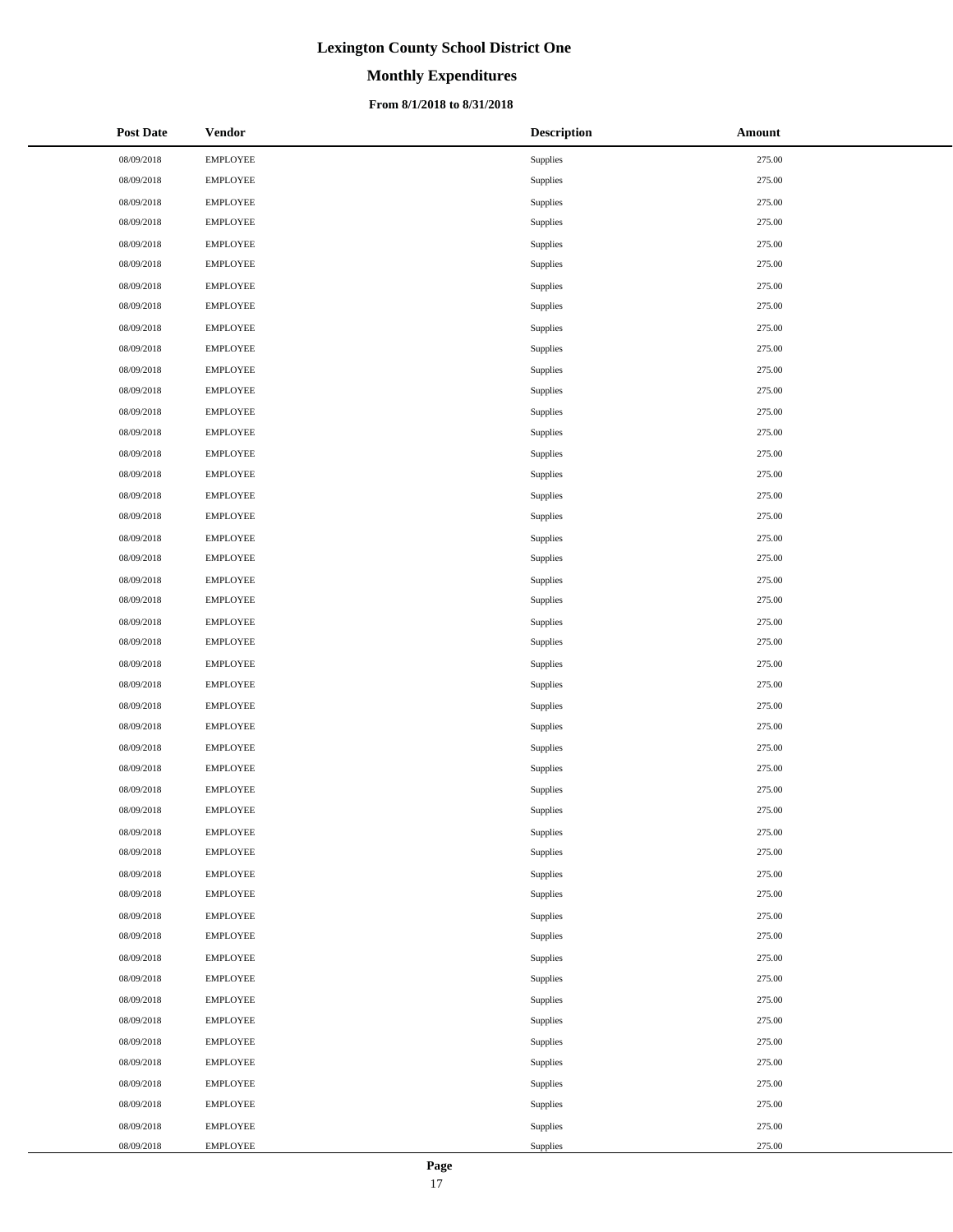# Lexington County School District One

## Monthly Expenditures

### From 8/1/2018 to 8/31/2018

| Post Date | Vendor | Description | Amount |
|---|---|---|---|
| 08/09/2018 | EMPLOYEE | Supplies | 275.00 |
| 08/09/2018 | EMPLOYEE | Supplies | 275.00 |
| 08/09/2018 | EMPLOYEE | Supplies | 275.00 |
| 08/09/2018 | EMPLOYEE | Supplies | 275.00 |
| 08/09/2018 | EMPLOYEE | Supplies | 275.00 |
| 08/09/2018 | EMPLOYEE | Supplies | 275.00 |
| 08/09/2018 | EMPLOYEE | Supplies | 275.00 |
| 08/09/2018 | EMPLOYEE | Supplies | 275.00 |
| 08/09/2018 | EMPLOYEE | Supplies | 275.00 |
| 08/09/2018 | EMPLOYEE | Supplies | 275.00 |
| 08/09/2018 | EMPLOYEE | Supplies | 275.00 |
| 08/09/2018 | EMPLOYEE | Supplies | 275.00 |
| 08/09/2018 | EMPLOYEE | Supplies | 275.00 |
| 08/09/2018 | EMPLOYEE | Supplies | 275.00 |
| 08/09/2018 | EMPLOYEE | Supplies | 275.00 |
| 08/09/2018 | EMPLOYEE | Supplies | 275.00 |
| 08/09/2018 | EMPLOYEE | Supplies | 275.00 |
| 08/09/2018 | EMPLOYEE | Supplies | 275.00 |
| 08/09/2018 | EMPLOYEE | Supplies | 275.00 |
| 08/09/2018 | EMPLOYEE | Supplies | 275.00 |
| 08/09/2018 | EMPLOYEE | Supplies | 275.00 |
| 08/09/2018 | EMPLOYEE | Supplies | 275.00 |
| 08/09/2018 | EMPLOYEE | Supplies | 275.00 |
| 08/09/2018 | EMPLOYEE | Supplies | 275.00 |
| 08/09/2018 | EMPLOYEE | Supplies | 275.00 |
| 08/09/2018 | EMPLOYEE | Supplies | 275.00 |
| 08/09/2018 | EMPLOYEE | Supplies | 275.00 |
| 08/09/2018 | EMPLOYEE | Supplies | 275.00 |
| 08/09/2018 | EMPLOYEE | Supplies | 275.00 |
| 08/09/2018 | EMPLOYEE | Supplies | 275.00 |
| 08/09/2018 | EMPLOYEE | Supplies | 275.00 |
| 08/09/2018 | EMPLOYEE | Supplies | 275.00 |
| 08/09/2018 | EMPLOYEE | Supplies | 275.00 |
| 08/09/2018 | EMPLOYEE | Supplies | 275.00 |
| 08/09/2018 | EMPLOYEE | Supplies | 275.00 |
| 08/09/2018 | EMPLOYEE | Supplies | 275.00 |
| 08/09/2018 | EMPLOYEE | Supplies | 275.00 |
| 08/09/2018 | EMPLOYEE | Supplies | 275.00 |
| 08/09/2018 | EMPLOYEE | Supplies | 275.00 |
| 08/09/2018 | EMPLOYEE | Supplies | 275.00 |
| 08/09/2018 | EMPLOYEE | Supplies | 275.00 |
| 08/09/2018 | EMPLOYEE | Supplies | 275.00 |
| 08/09/2018 | EMPLOYEE | Supplies | 275.00 |
| 08/09/2018 | EMPLOYEE | Supplies | 275.00 |
| 08/09/2018 | EMPLOYEE | Supplies | 275.00 |
| 08/09/2018 | EMPLOYEE | Supplies | 275.00 |
| 08/09/2018 | EMPLOYEE | Supplies | 275.00 |
| 08/09/2018 | EMPLOYEE | Supplies | 275.00 |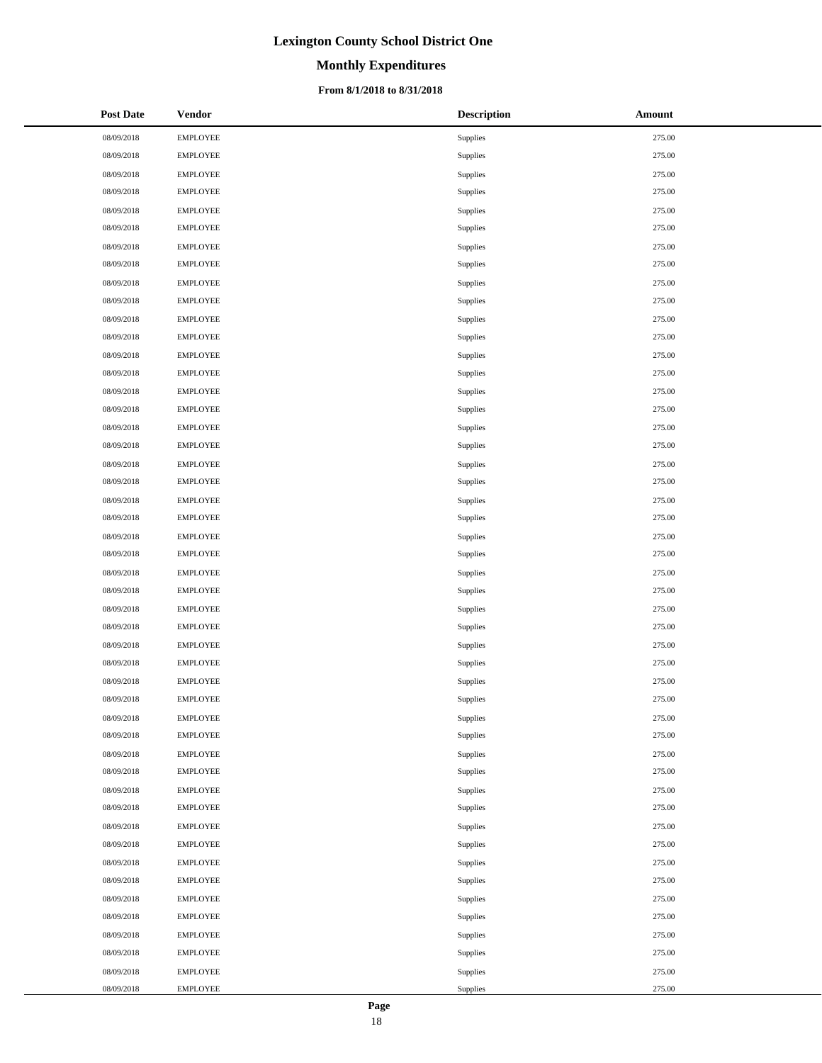# Lexington County School District One

## Monthly Expenditures

### From 8/1/2018 to 8/31/2018

| Post Date | Vendor | Description | Amount |
|---|---|---|---|
| 08/09/2018 | EMPLOYEE | Supplies | 275.00 |
| 08/09/2018 | EMPLOYEE | Supplies | 275.00 |
| 08/09/2018 | EMPLOYEE | Supplies | 275.00 |
| 08/09/2018 | EMPLOYEE | Supplies | 275.00 |
| 08/09/2018 | EMPLOYEE | Supplies | 275.00 |
| 08/09/2018 | EMPLOYEE | Supplies | 275.00 |
| 08/09/2018 | EMPLOYEE | Supplies | 275.00 |
| 08/09/2018 | EMPLOYEE | Supplies | 275.00 |
| 08/09/2018 | EMPLOYEE | Supplies | 275.00 |
| 08/09/2018 | EMPLOYEE | Supplies | 275.00 |
| 08/09/2018 | EMPLOYEE | Supplies | 275.00 |
| 08/09/2018 | EMPLOYEE | Supplies | 275.00 |
| 08/09/2018 | EMPLOYEE | Supplies | 275.00 |
| 08/09/2018 | EMPLOYEE | Supplies | 275.00 |
| 08/09/2018 | EMPLOYEE | Supplies | 275.00 |
| 08/09/2018 | EMPLOYEE | Supplies | 275.00 |
| 08/09/2018 | EMPLOYEE | Supplies | 275.00 |
| 08/09/2018 | EMPLOYEE | Supplies | 275.00 |
| 08/09/2018 | EMPLOYEE | Supplies | 275.00 |
| 08/09/2018 | EMPLOYEE | Supplies | 275.00 |
| 08/09/2018 | EMPLOYEE | Supplies | 275.00 |
| 08/09/2018 | EMPLOYEE | Supplies | 275.00 |
| 08/09/2018 | EMPLOYEE | Supplies | 275.00 |
| 08/09/2018 | EMPLOYEE | Supplies | 275.00 |
| 08/09/2018 | EMPLOYEE | Supplies | 275.00 |
| 08/09/2018 | EMPLOYEE | Supplies | 275.00 |
| 08/09/2018 | EMPLOYEE | Supplies | 275.00 |
| 08/09/2018 | EMPLOYEE | Supplies | 275.00 |
| 08/09/2018 | EMPLOYEE | Supplies | 275.00 |
| 08/09/2018 | EMPLOYEE | Supplies | 275.00 |
| 08/09/2018 | EMPLOYEE | Supplies | 275.00 |
| 08/09/2018 | EMPLOYEE | Supplies | 275.00 |
| 08/09/2018 | EMPLOYEE | Supplies | 275.00 |
| 08/09/2018 | EMPLOYEE | Supplies | 275.00 |
| 08/09/2018 | EMPLOYEE | Supplies | 275.00 |
| 08/09/2018 | EMPLOYEE | Supplies | 275.00 |
| 08/09/2018 | EMPLOYEE | Supplies | 275.00 |
| 08/09/2018 | EMPLOYEE | Supplies | 275.00 |
| 08/09/2018 | EMPLOYEE | Supplies | 275.00 |
| 08/09/2018 | EMPLOYEE | Supplies | 275.00 |
| 08/09/2018 | EMPLOYEE | Supplies | 275.00 |
| 08/09/2018 | EMPLOYEE | Supplies | 275.00 |
| 08/09/2018 | EMPLOYEE | Supplies | 275.00 |
| 08/09/2018 | EMPLOYEE | Supplies | 275.00 |
| 08/09/2018 | EMPLOYEE | Supplies | 275.00 |
| 08/09/2018 | EMPLOYEE | Supplies | 275.00 |
| 08/09/2018 | EMPLOYEE | Supplies | 275.00 |
| 08/09/2018 | EMPLOYEE | Supplies | 275.00 |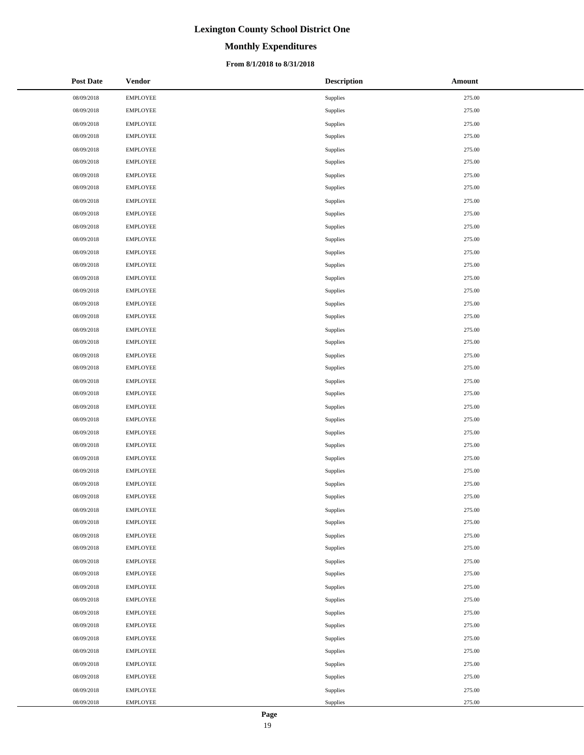# Lexington County School District One

## Monthly Expenditures

### From 8/1/2018 to 8/31/2018

| Post Date | Vendor | Description | Amount |
|---|---|---|---|
| 08/09/2018 | EMPLOYEE | Supplies | 275.00 |
| 08/09/2018 | EMPLOYEE | Supplies | 275.00 |
| 08/09/2018 | EMPLOYEE | Supplies | 275.00 |
| 08/09/2018 | EMPLOYEE | Supplies | 275.00 |
| 08/09/2018 | EMPLOYEE | Supplies | 275.00 |
| 08/09/2018 | EMPLOYEE | Supplies | 275.00 |
| 08/09/2018 | EMPLOYEE | Supplies | 275.00 |
| 08/09/2018 | EMPLOYEE | Supplies | 275.00 |
| 08/09/2018 | EMPLOYEE | Supplies | 275.00 |
| 08/09/2018 | EMPLOYEE | Supplies | 275.00 |
| 08/09/2018 | EMPLOYEE | Supplies | 275.00 |
| 08/09/2018 | EMPLOYEE | Supplies | 275.00 |
| 08/09/2018 | EMPLOYEE | Supplies | 275.00 |
| 08/09/2018 | EMPLOYEE | Supplies | 275.00 |
| 08/09/2018 | EMPLOYEE | Supplies | 275.00 |
| 08/09/2018 | EMPLOYEE | Supplies | 275.00 |
| 08/09/2018 | EMPLOYEE | Supplies | 275.00 |
| 08/09/2018 | EMPLOYEE | Supplies | 275.00 |
| 08/09/2018 | EMPLOYEE | Supplies | 275.00 |
| 08/09/2018 | EMPLOYEE | Supplies | 275.00 |
| 08/09/2018 | EMPLOYEE | Supplies | 275.00 |
| 08/09/2018 | EMPLOYEE | Supplies | 275.00 |
| 08/09/2018 | EMPLOYEE | Supplies | 275.00 |
| 08/09/2018 | EMPLOYEE | Supplies | 275.00 |
| 08/09/2018 | EMPLOYEE | Supplies | 275.00 |
| 08/09/2018 | EMPLOYEE | Supplies | 275.00 |
| 08/09/2018 | EMPLOYEE | Supplies | 275.00 |
| 08/09/2018 | EMPLOYEE | Supplies | 275.00 |
| 08/09/2018 | EMPLOYEE | Supplies | 275.00 |
| 08/09/2018 | EMPLOYEE | Supplies | 275.00 |
| 08/09/2018 | EMPLOYEE | Supplies | 275.00 |
| 08/09/2018 | EMPLOYEE | Supplies | 275.00 |
| 08/09/2018 | EMPLOYEE | Supplies | 275.00 |
| 08/09/2018 | EMPLOYEE | Supplies | 275.00 |
| 08/09/2018 | EMPLOYEE | Supplies | 275.00 |
| 08/09/2018 | EMPLOYEE | Supplies | 275.00 |
| 08/09/2018 | EMPLOYEE | Supplies | 275.00 |
| 08/09/2018 | EMPLOYEE | Supplies | 275.00 |
| 08/09/2018 | EMPLOYEE | Supplies | 275.00 |
| 08/09/2018 | EMPLOYEE | Supplies | 275.00 |
| 08/09/2018 | EMPLOYEE | Supplies | 275.00 |
| 08/09/2018 | EMPLOYEE | Supplies | 275.00 |
| 08/09/2018 | EMPLOYEE | Supplies | 275.00 |
| 08/09/2018 | EMPLOYEE | Supplies | 275.00 |
| 08/09/2018 | EMPLOYEE | Supplies | 275.00 |
| 08/09/2018 | EMPLOYEE | Supplies | 275.00 |
| 08/09/2018 | EMPLOYEE | Supplies | 275.00 |
| 08/09/2018 | EMPLOYEE | Supplies | 275.00 |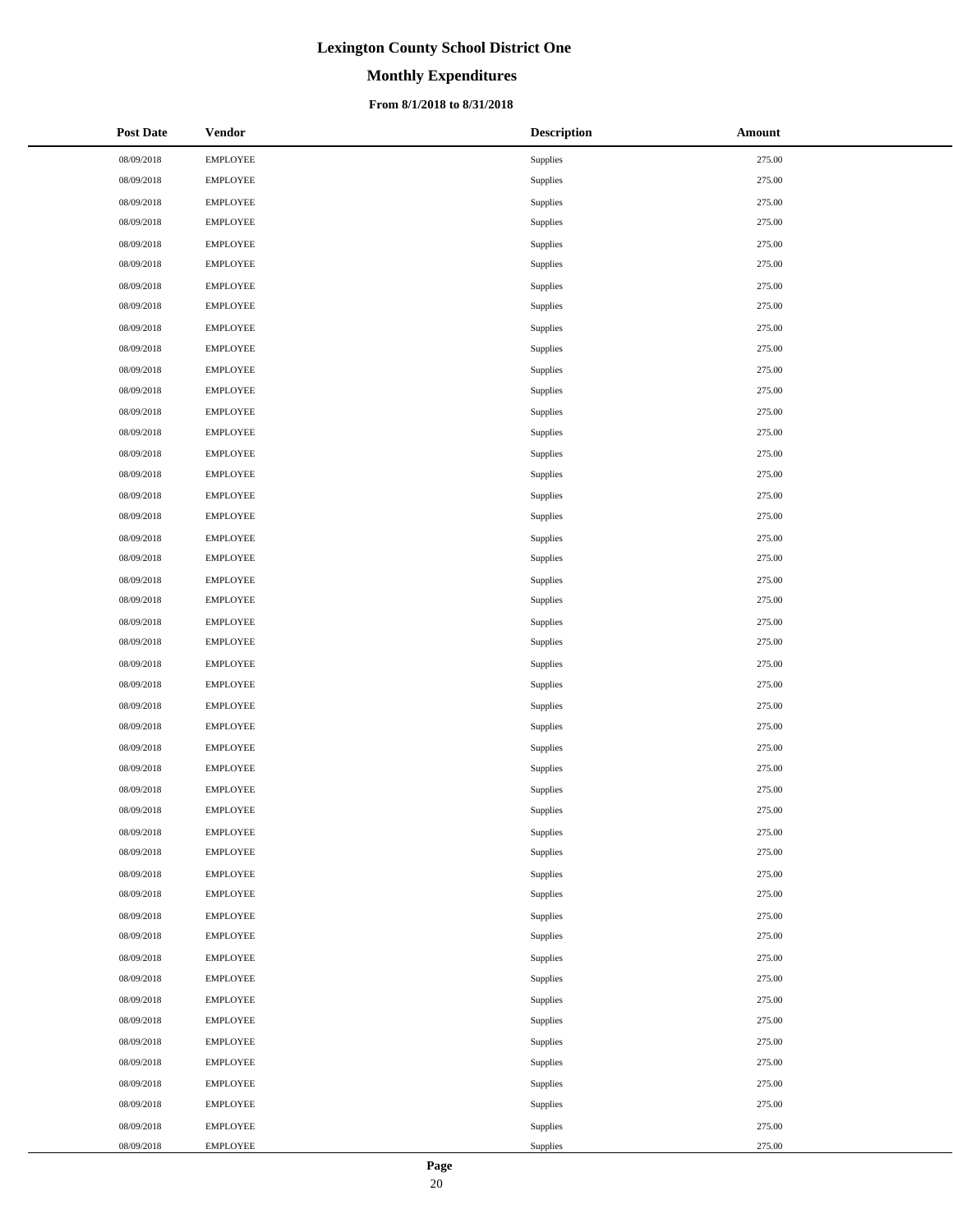# Lexington County School District One

## Monthly Expenditures

### From 8/1/2018 to 8/31/2018

| Post Date | Vendor | Description | Amount |
|---|---|---|---|
| 08/09/2018 | EMPLOYEE | Supplies | 275.00 |
| 08/09/2018 | EMPLOYEE | Supplies | 275.00 |
| 08/09/2018 | EMPLOYEE | Supplies | 275.00 |
| 08/09/2018 | EMPLOYEE | Supplies | 275.00 |
| 08/09/2018 | EMPLOYEE | Supplies | 275.00 |
| 08/09/2018 | EMPLOYEE | Supplies | 275.00 |
| 08/09/2018 | EMPLOYEE | Supplies | 275.00 |
| 08/09/2018 | EMPLOYEE | Supplies | 275.00 |
| 08/09/2018 | EMPLOYEE | Supplies | 275.00 |
| 08/09/2018 | EMPLOYEE | Supplies | 275.00 |
| 08/09/2018 | EMPLOYEE | Supplies | 275.00 |
| 08/09/2018 | EMPLOYEE | Supplies | 275.00 |
| 08/09/2018 | EMPLOYEE | Supplies | 275.00 |
| 08/09/2018 | EMPLOYEE | Supplies | 275.00 |
| 08/09/2018 | EMPLOYEE | Supplies | 275.00 |
| 08/09/2018 | EMPLOYEE | Supplies | 275.00 |
| 08/09/2018 | EMPLOYEE | Supplies | 275.00 |
| 08/09/2018 | EMPLOYEE | Supplies | 275.00 |
| 08/09/2018 | EMPLOYEE | Supplies | 275.00 |
| 08/09/2018 | EMPLOYEE | Supplies | 275.00 |
| 08/09/2018 | EMPLOYEE | Supplies | 275.00 |
| 08/09/2018 | EMPLOYEE | Supplies | 275.00 |
| 08/09/2018 | EMPLOYEE | Supplies | 275.00 |
| 08/09/2018 | EMPLOYEE | Supplies | 275.00 |
| 08/09/2018 | EMPLOYEE | Supplies | 275.00 |
| 08/09/2018 | EMPLOYEE | Supplies | 275.00 |
| 08/09/2018 | EMPLOYEE | Supplies | 275.00 |
| 08/09/2018 | EMPLOYEE | Supplies | 275.00 |
| 08/09/2018 | EMPLOYEE | Supplies | 275.00 |
| 08/09/2018 | EMPLOYEE | Supplies | 275.00 |
| 08/09/2018 | EMPLOYEE | Supplies | 275.00 |
| 08/09/2018 | EMPLOYEE | Supplies | 275.00 |
| 08/09/2018 | EMPLOYEE | Supplies | 275.00 |
| 08/09/2018 | EMPLOYEE | Supplies | 275.00 |
| 08/09/2018 | EMPLOYEE | Supplies | 275.00 |
| 08/09/2018 | EMPLOYEE | Supplies | 275.00 |
| 08/09/2018 | EMPLOYEE | Supplies | 275.00 |
| 08/09/2018 | EMPLOYEE | Supplies | 275.00 |
| 08/09/2018 | EMPLOYEE | Supplies | 275.00 |
| 08/09/2018 | EMPLOYEE | Supplies | 275.00 |
| 08/09/2018 | EMPLOYEE | Supplies | 275.00 |
| 08/09/2018 | EMPLOYEE | Supplies | 275.00 |
| 08/09/2018 | EMPLOYEE | Supplies | 275.00 |
| 08/09/2018 | EMPLOYEE | Supplies | 275.00 |
| 08/09/2018 | EMPLOYEE | Supplies | 275.00 |
| 08/09/2018 | EMPLOYEE | Supplies | 275.00 |
| 08/09/2018 | EMPLOYEE | Supplies | 275.00 |
| 08/09/2018 | EMPLOYEE | Supplies | 275.00 |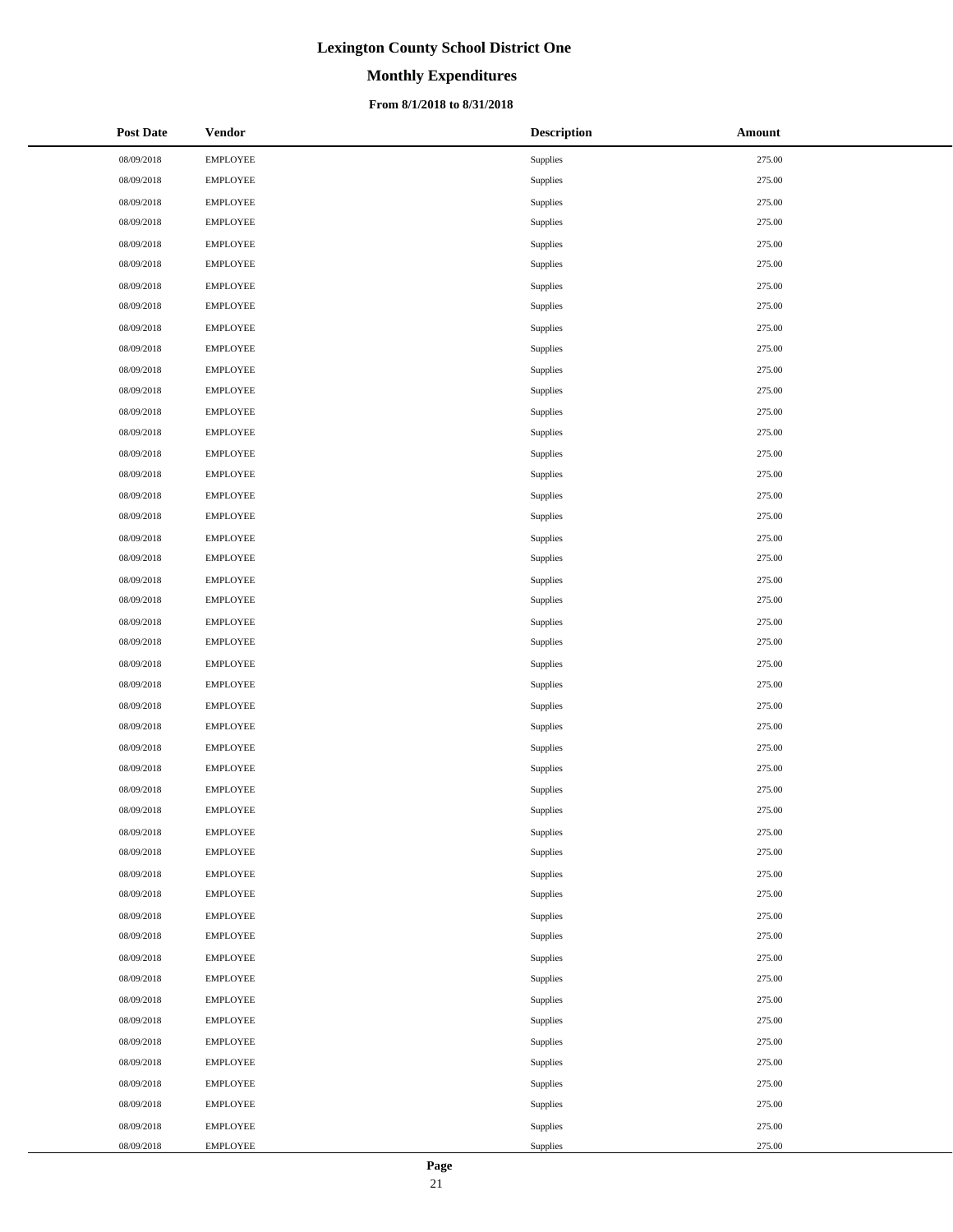# Lexington County School District One

## Monthly Expenditures

### From 8/1/2018 to 8/31/2018

| Post Date | Vendor | Description | Amount |
|---|---|---|---|
| 08/09/2018 | EMPLOYEE | Supplies | 275.00 |
| 08/09/2018 | EMPLOYEE | Supplies | 275.00 |
| 08/09/2018 | EMPLOYEE | Supplies | 275.00 |
| 08/09/2018 | EMPLOYEE | Supplies | 275.00 |
| 08/09/2018 | EMPLOYEE | Supplies | 275.00 |
| 08/09/2018 | EMPLOYEE | Supplies | 275.00 |
| 08/09/2018 | EMPLOYEE | Supplies | 275.00 |
| 08/09/2018 | EMPLOYEE | Supplies | 275.00 |
| 08/09/2018 | EMPLOYEE | Supplies | 275.00 |
| 08/09/2018 | EMPLOYEE | Supplies | 275.00 |
| 08/09/2018 | EMPLOYEE | Supplies | 275.00 |
| 08/09/2018 | EMPLOYEE | Supplies | 275.00 |
| 08/09/2018 | EMPLOYEE | Supplies | 275.00 |
| 08/09/2018 | EMPLOYEE | Supplies | 275.00 |
| 08/09/2018 | EMPLOYEE | Supplies | 275.00 |
| 08/09/2018 | EMPLOYEE | Supplies | 275.00 |
| 08/09/2018 | EMPLOYEE | Supplies | 275.00 |
| 08/09/2018 | EMPLOYEE | Supplies | 275.00 |
| 08/09/2018 | EMPLOYEE | Supplies | 275.00 |
| 08/09/2018 | EMPLOYEE | Supplies | 275.00 |
| 08/09/2018 | EMPLOYEE | Supplies | 275.00 |
| 08/09/2018 | EMPLOYEE | Supplies | 275.00 |
| 08/09/2018 | EMPLOYEE | Supplies | 275.00 |
| 08/09/2018 | EMPLOYEE | Supplies | 275.00 |
| 08/09/2018 | EMPLOYEE | Supplies | 275.00 |
| 08/09/2018 | EMPLOYEE | Supplies | 275.00 |
| 08/09/2018 | EMPLOYEE | Supplies | 275.00 |
| 08/09/2018 | EMPLOYEE | Supplies | 275.00 |
| 08/09/2018 | EMPLOYEE | Supplies | 275.00 |
| 08/09/2018 | EMPLOYEE | Supplies | 275.00 |
| 08/09/2018 | EMPLOYEE | Supplies | 275.00 |
| 08/09/2018 | EMPLOYEE | Supplies | 275.00 |
| 08/09/2018 | EMPLOYEE | Supplies | 275.00 |
| 08/09/2018 | EMPLOYEE | Supplies | 275.00 |
| 08/09/2018 | EMPLOYEE | Supplies | 275.00 |
| 08/09/2018 | EMPLOYEE | Supplies | 275.00 |
| 08/09/2018 | EMPLOYEE | Supplies | 275.00 |
| 08/09/2018 | EMPLOYEE | Supplies | 275.00 |
| 08/09/2018 | EMPLOYEE | Supplies | 275.00 |
| 08/09/2018 | EMPLOYEE | Supplies | 275.00 |
| 08/09/2018 | EMPLOYEE | Supplies | 275.00 |
| 08/09/2018 | EMPLOYEE | Supplies | 275.00 |
| 08/09/2018 | EMPLOYEE | Supplies | 275.00 |
| 08/09/2018 | EMPLOYEE | Supplies | 275.00 |
| 08/09/2018 | EMPLOYEE | Supplies | 275.00 |
| 08/09/2018 | EMPLOYEE | Supplies | 275.00 |
| 08/09/2018 | EMPLOYEE | Supplies | 275.00 |
| 08/09/2018 | EMPLOYEE | Supplies | 275.00 |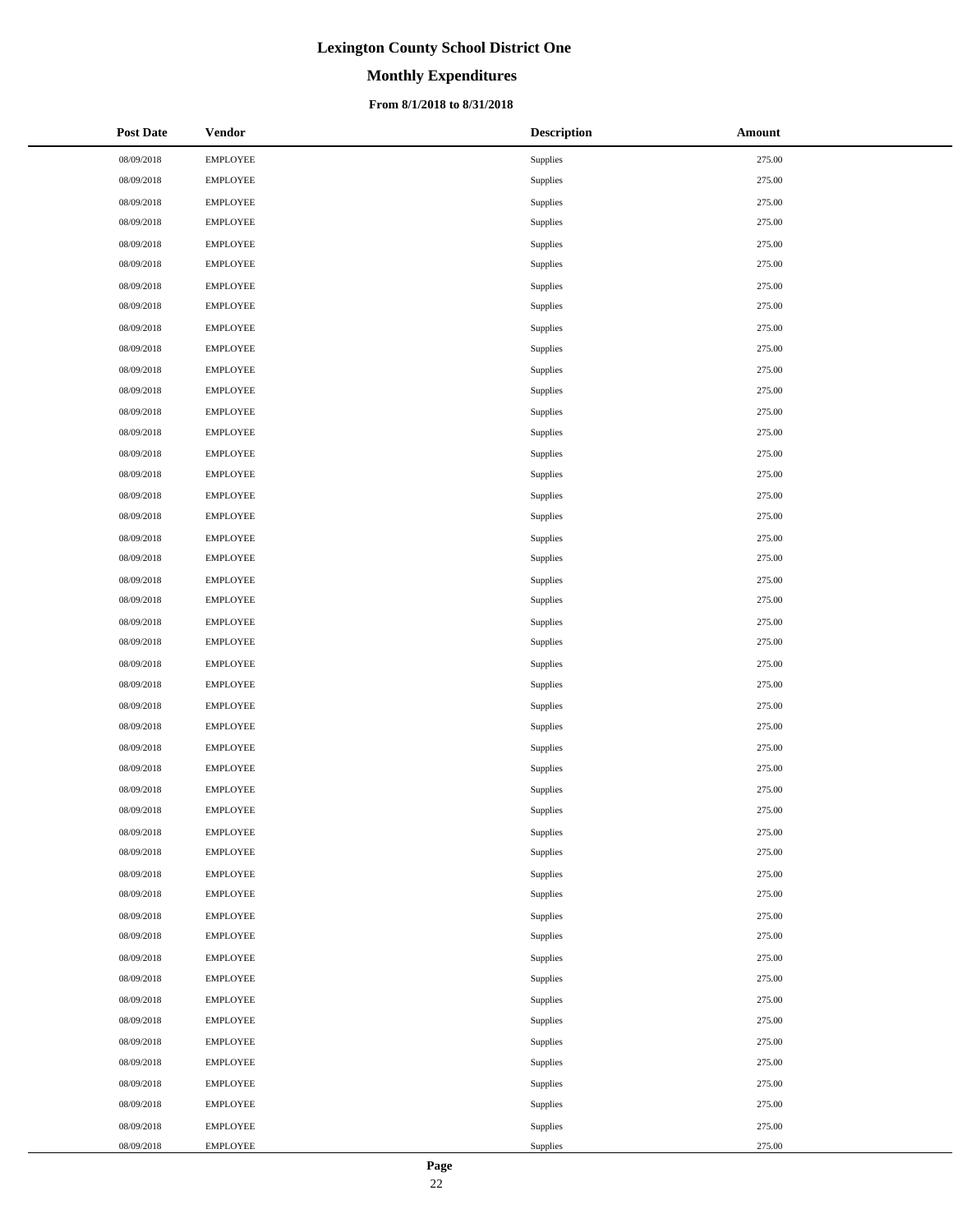# Lexington County School District One

## Monthly Expenditures

### From 8/1/2018 to 8/31/2018

| Post Date | Vendor | Description | Amount |
|---|---|---|---|
| 08/09/2018 | EMPLOYEE | Supplies | 275.00 |
| 08/09/2018 | EMPLOYEE | Supplies | 275.00 |
| 08/09/2018 | EMPLOYEE | Supplies | 275.00 |
| 08/09/2018 | EMPLOYEE | Supplies | 275.00 |
| 08/09/2018 | EMPLOYEE | Supplies | 275.00 |
| 08/09/2018 | EMPLOYEE | Supplies | 275.00 |
| 08/09/2018 | EMPLOYEE | Supplies | 275.00 |
| 08/09/2018 | EMPLOYEE | Supplies | 275.00 |
| 08/09/2018 | EMPLOYEE | Supplies | 275.00 |
| 08/09/2018 | EMPLOYEE | Supplies | 275.00 |
| 08/09/2018 | EMPLOYEE | Supplies | 275.00 |
| 08/09/2018 | EMPLOYEE | Supplies | 275.00 |
| 08/09/2018 | EMPLOYEE | Supplies | 275.00 |
| 08/09/2018 | EMPLOYEE | Supplies | 275.00 |
| 08/09/2018 | EMPLOYEE | Supplies | 275.00 |
| 08/09/2018 | EMPLOYEE | Supplies | 275.00 |
| 08/09/2018 | EMPLOYEE | Supplies | 275.00 |
| 08/09/2018 | EMPLOYEE | Supplies | 275.00 |
| 08/09/2018 | EMPLOYEE | Supplies | 275.00 |
| 08/09/2018 | EMPLOYEE | Supplies | 275.00 |
| 08/09/2018 | EMPLOYEE | Supplies | 275.00 |
| 08/09/2018 | EMPLOYEE | Supplies | 275.00 |
| 08/09/2018 | EMPLOYEE | Supplies | 275.00 |
| 08/09/2018 | EMPLOYEE | Supplies | 275.00 |
| 08/09/2018 | EMPLOYEE | Supplies | 275.00 |
| 08/09/2018 | EMPLOYEE | Supplies | 275.00 |
| 08/09/2018 | EMPLOYEE | Supplies | 275.00 |
| 08/09/2018 | EMPLOYEE | Supplies | 275.00 |
| 08/09/2018 | EMPLOYEE | Supplies | 275.00 |
| 08/09/2018 | EMPLOYEE | Supplies | 275.00 |
| 08/09/2018 | EMPLOYEE | Supplies | 275.00 |
| 08/09/2018 | EMPLOYEE | Supplies | 275.00 |
| 08/09/2018 | EMPLOYEE | Supplies | 275.00 |
| 08/09/2018 | EMPLOYEE | Supplies | 275.00 |
| 08/09/2018 | EMPLOYEE | Supplies | 275.00 |
| 08/09/2018 | EMPLOYEE | Supplies | 275.00 |
| 08/09/2018 | EMPLOYEE | Supplies | 275.00 |
| 08/09/2018 | EMPLOYEE | Supplies | 275.00 |
| 08/09/2018 | EMPLOYEE | Supplies | 275.00 |
| 08/09/2018 | EMPLOYEE | Supplies | 275.00 |
| 08/09/2018 | EMPLOYEE | Supplies | 275.00 |
| 08/09/2018 | EMPLOYEE | Supplies | 275.00 |
| 08/09/2018 | EMPLOYEE | Supplies | 275.00 |
| 08/09/2018 | EMPLOYEE | Supplies | 275.00 |
| 08/09/2018 | EMPLOYEE | Supplies | 275.00 |
| 08/09/2018 | EMPLOYEE | Supplies | 275.00 |
| 08/09/2018 | EMPLOYEE | Supplies | 275.00 |
| 08/09/2018 | EMPLOYEE | Supplies | 275.00 |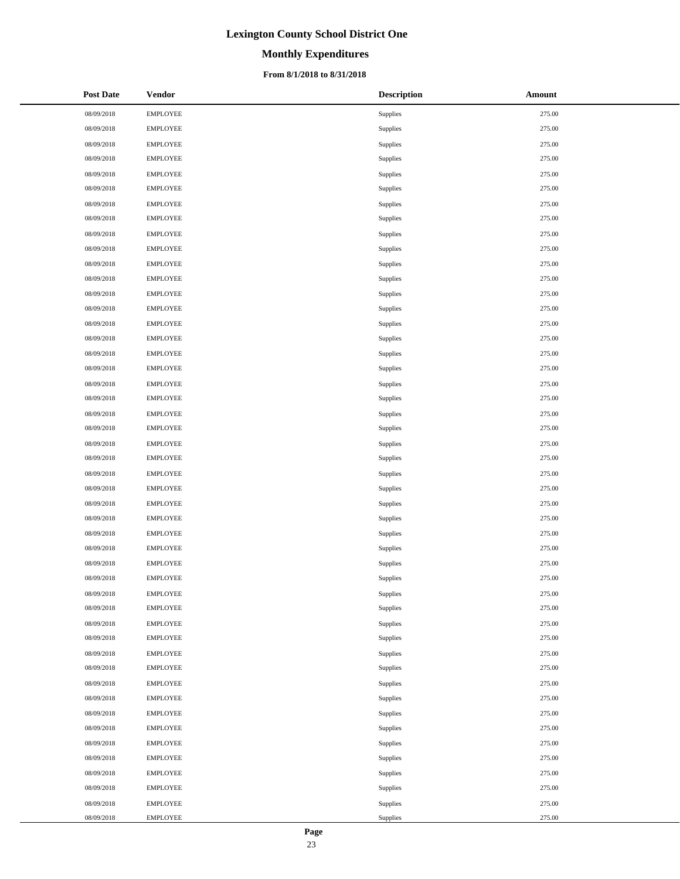# Lexington County School District One

## Monthly Expenditures

### From 8/1/2018 to 8/31/2018

| Post Date | Vendor | Description | Amount |
|---|---|---|---|
| 08/09/2018 | EMPLOYEE | Supplies | 275.00 |
| 08/09/2018 | EMPLOYEE | Supplies | 275.00 |
| 08/09/2018 | EMPLOYEE | Supplies | 275.00 |
| 08/09/2018 | EMPLOYEE | Supplies | 275.00 |
| 08/09/2018 | EMPLOYEE | Supplies | 275.00 |
| 08/09/2018 | EMPLOYEE | Supplies | 275.00 |
| 08/09/2018 | EMPLOYEE | Supplies | 275.00 |
| 08/09/2018 | EMPLOYEE | Supplies | 275.00 |
| 08/09/2018 | EMPLOYEE | Supplies | 275.00 |
| 08/09/2018 | EMPLOYEE | Supplies | 275.00 |
| 08/09/2018 | EMPLOYEE | Supplies | 275.00 |
| 08/09/2018 | EMPLOYEE | Supplies | 275.00 |
| 08/09/2018 | EMPLOYEE | Supplies | 275.00 |
| 08/09/2018 | EMPLOYEE | Supplies | 275.00 |
| 08/09/2018 | EMPLOYEE | Supplies | 275.00 |
| 08/09/2018 | EMPLOYEE | Supplies | 275.00 |
| 08/09/2018 | EMPLOYEE | Supplies | 275.00 |
| 08/09/2018 | EMPLOYEE | Supplies | 275.00 |
| 08/09/2018 | EMPLOYEE | Supplies | 275.00 |
| 08/09/2018 | EMPLOYEE | Supplies | 275.00 |
| 08/09/2018 | EMPLOYEE | Supplies | 275.00 |
| 08/09/2018 | EMPLOYEE | Supplies | 275.00 |
| 08/09/2018 | EMPLOYEE | Supplies | 275.00 |
| 08/09/2018 | EMPLOYEE | Supplies | 275.00 |
| 08/09/2018 | EMPLOYEE | Supplies | 275.00 |
| 08/09/2018 | EMPLOYEE | Supplies | 275.00 |
| 08/09/2018 | EMPLOYEE | Supplies | 275.00 |
| 08/09/2018 | EMPLOYEE | Supplies | 275.00 |
| 08/09/2018 | EMPLOYEE | Supplies | 275.00 |
| 08/09/2018 | EMPLOYEE | Supplies | 275.00 |
| 08/09/2018 | EMPLOYEE | Supplies | 275.00 |
| 08/09/2018 | EMPLOYEE | Supplies | 275.00 |
| 08/09/2018 | EMPLOYEE | Supplies | 275.00 |
| 08/09/2018 | EMPLOYEE | Supplies | 275.00 |
| 08/09/2018 | EMPLOYEE | Supplies | 275.00 |
| 08/09/2018 | EMPLOYEE | Supplies | 275.00 |
| 08/09/2018 | EMPLOYEE | Supplies | 275.00 |
| 08/09/2018 | EMPLOYEE | Supplies | 275.00 |
| 08/09/2018 | EMPLOYEE | Supplies | 275.00 |
| 08/09/2018 | EMPLOYEE | Supplies | 275.00 |
| 08/09/2018 | EMPLOYEE | Supplies | 275.00 |
| 08/09/2018 | EMPLOYEE | Supplies | 275.00 |
| 08/09/2018 | EMPLOYEE | Supplies | 275.00 |
| 08/09/2018 | EMPLOYEE | Supplies | 275.00 |
| 08/09/2018 | EMPLOYEE | Supplies | 275.00 |
| 08/09/2018 | EMPLOYEE | Supplies | 275.00 |
| 08/09/2018 | EMPLOYEE | Supplies | 275.00 |
| 08/09/2018 | EMPLOYEE | Supplies | 275.00 |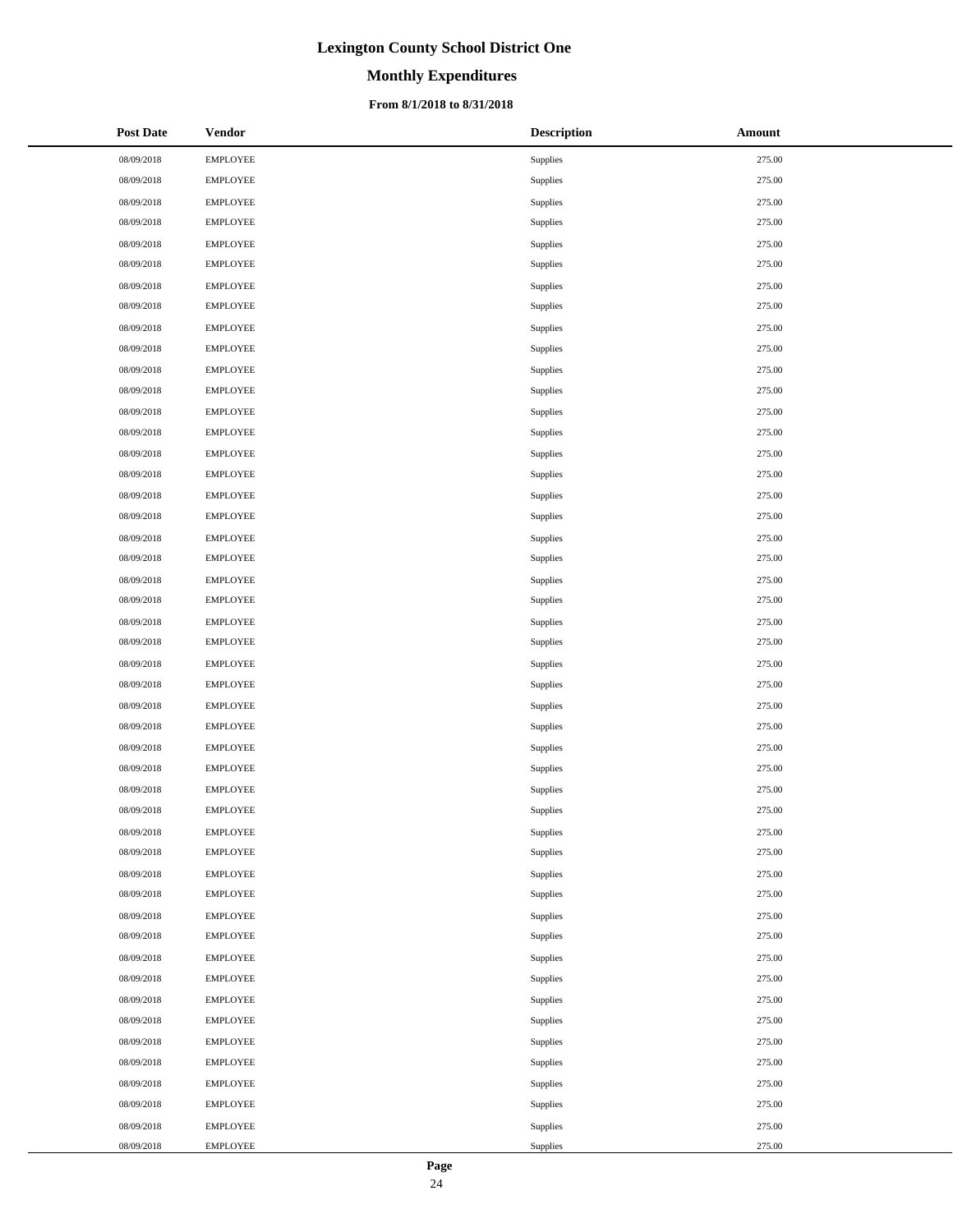# Lexington County School District One

## Monthly Expenditures

### From 8/1/2018 to 8/31/2018

| Post Date | Vendor | Description | Amount |
|---|---|---|---|
| 08/09/2018 | EMPLOYEE | Supplies | 275.00 |
| 08/09/2018 | EMPLOYEE | Supplies | 275.00 |
| 08/09/2018 | EMPLOYEE | Supplies | 275.00 |
| 08/09/2018 | EMPLOYEE | Supplies | 275.00 |
| 08/09/2018 | EMPLOYEE | Supplies | 275.00 |
| 08/09/2018 | EMPLOYEE | Supplies | 275.00 |
| 08/09/2018 | EMPLOYEE | Supplies | 275.00 |
| 08/09/2018 | EMPLOYEE | Supplies | 275.00 |
| 08/09/2018 | EMPLOYEE | Supplies | 275.00 |
| 08/09/2018 | EMPLOYEE | Supplies | 275.00 |
| 08/09/2018 | EMPLOYEE | Supplies | 275.00 |
| 08/09/2018 | EMPLOYEE | Supplies | 275.00 |
| 08/09/2018 | EMPLOYEE | Supplies | 275.00 |
| 08/09/2018 | EMPLOYEE | Supplies | 275.00 |
| 08/09/2018 | EMPLOYEE | Supplies | 275.00 |
| 08/09/2018 | EMPLOYEE | Supplies | 275.00 |
| 08/09/2018 | EMPLOYEE | Supplies | 275.00 |
| 08/09/2018 | EMPLOYEE | Supplies | 275.00 |
| 08/09/2018 | EMPLOYEE | Supplies | 275.00 |
| 08/09/2018 | EMPLOYEE | Supplies | 275.00 |
| 08/09/2018 | EMPLOYEE | Supplies | 275.00 |
| 08/09/2018 | EMPLOYEE | Supplies | 275.00 |
| 08/09/2018 | EMPLOYEE | Supplies | 275.00 |
| 08/09/2018 | EMPLOYEE | Supplies | 275.00 |
| 08/09/2018 | EMPLOYEE | Supplies | 275.00 |
| 08/09/2018 | EMPLOYEE | Supplies | 275.00 |
| 08/09/2018 | EMPLOYEE | Supplies | 275.00 |
| 08/09/2018 | EMPLOYEE | Supplies | 275.00 |
| 08/09/2018 | EMPLOYEE | Supplies | 275.00 |
| 08/09/2018 | EMPLOYEE | Supplies | 275.00 |
| 08/09/2018 | EMPLOYEE | Supplies | 275.00 |
| 08/09/2018 | EMPLOYEE | Supplies | 275.00 |
| 08/09/2018 | EMPLOYEE | Supplies | 275.00 |
| 08/09/2018 | EMPLOYEE | Supplies | 275.00 |
| 08/09/2018 | EMPLOYEE | Supplies | 275.00 |
| 08/09/2018 | EMPLOYEE | Supplies | 275.00 |
| 08/09/2018 | EMPLOYEE | Supplies | 275.00 |
| 08/09/2018 | EMPLOYEE | Supplies | 275.00 |
| 08/09/2018 | EMPLOYEE | Supplies | 275.00 |
| 08/09/2018 | EMPLOYEE | Supplies | 275.00 |
| 08/09/2018 | EMPLOYEE | Supplies | 275.00 |
| 08/09/2018 | EMPLOYEE | Supplies | 275.00 |
| 08/09/2018 | EMPLOYEE | Supplies | 275.00 |
| 08/09/2018 | EMPLOYEE | Supplies | 275.00 |
| 08/09/2018 | EMPLOYEE | Supplies | 275.00 |
| 08/09/2018 | EMPLOYEE | Supplies | 275.00 |
| 08/09/2018 | EMPLOYEE | Supplies | 275.00 |
| 08/09/2018 | EMPLOYEE | Supplies | 275.00 |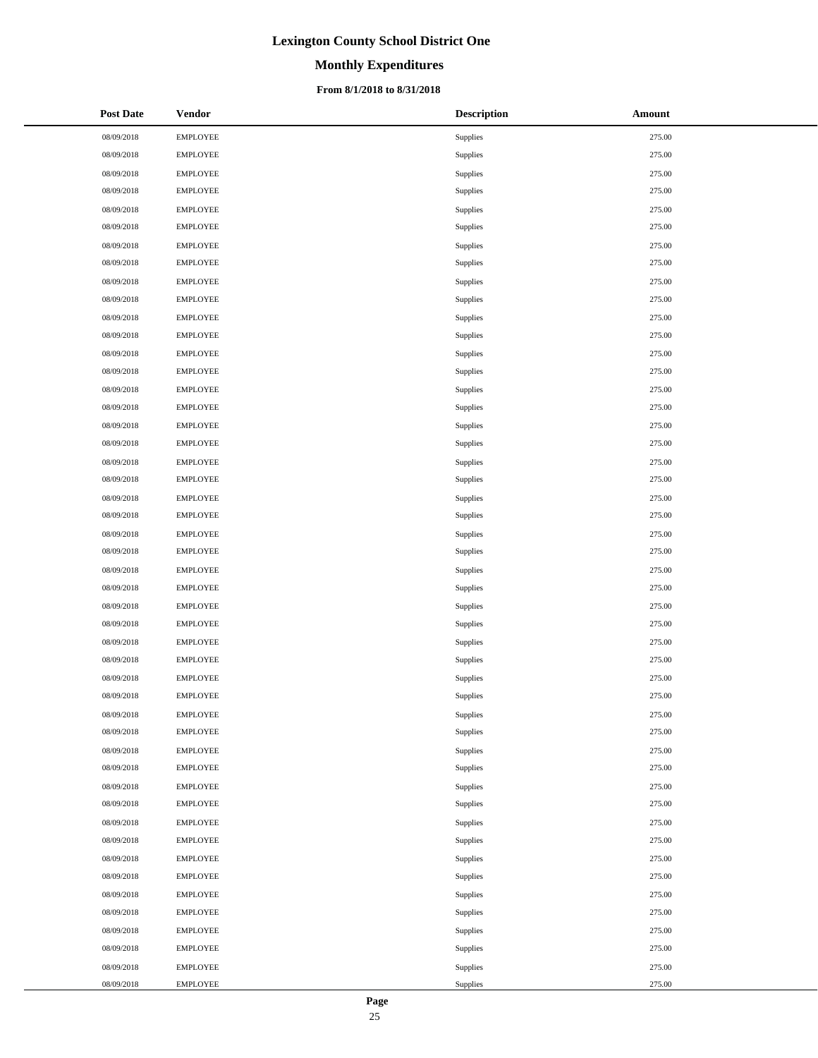# Lexington County School District One

## Monthly Expenditures

### From 8/1/2018 to 8/31/2018

| Post Date | Vendor | Description | Amount |
|---|---|---|---|
| 08/09/2018 | EMPLOYEE | Supplies | 275.00 |
| 08/09/2018 | EMPLOYEE | Supplies | 275.00 |
| 08/09/2018 | EMPLOYEE | Supplies | 275.00 |
| 08/09/2018 | EMPLOYEE | Supplies | 275.00 |
| 08/09/2018 | EMPLOYEE | Supplies | 275.00 |
| 08/09/2018 | EMPLOYEE | Supplies | 275.00 |
| 08/09/2018 | EMPLOYEE | Supplies | 275.00 |
| 08/09/2018 | EMPLOYEE | Supplies | 275.00 |
| 08/09/2018 | EMPLOYEE | Supplies | 275.00 |
| 08/09/2018 | EMPLOYEE | Supplies | 275.00 |
| 08/09/2018 | EMPLOYEE | Supplies | 275.00 |
| 08/09/2018 | EMPLOYEE | Supplies | 275.00 |
| 08/09/2018 | EMPLOYEE | Supplies | 275.00 |
| 08/09/2018 | EMPLOYEE | Supplies | 275.00 |
| 08/09/2018 | EMPLOYEE | Supplies | 275.00 |
| 08/09/2018 | EMPLOYEE | Supplies | 275.00 |
| 08/09/2018 | EMPLOYEE | Supplies | 275.00 |
| 08/09/2018 | EMPLOYEE | Supplies | 275.00 |
| 08/09/2018 | EMPLOYEE | Supplies | 275.00 |
| 08/09/2018 | EMPLOYEE | Supplies | 275.00 |
| 08/09/2018 | EMPLOYEE | Supplies | 275.00 |
| 08/09/2018 | EMPLOYEE | Supplies | 275.00 |
| 08/09/2018 | EMPLOYEE | Supplies | 275.00 |
| 08/09/2018 | EMPLOYEE | Supplies | 275.00 |
| 08/09/2018 | EMPLOYEE | Supplies | 275.00 |
| 08/09/2018 | EMPLOYEE | Supplies | 275.00 |
| 08/09/2018 | EMPLOYEE | Supplies | 275.00 |
| 08/09/2018 | EMPLOYEE | Supplies | 275.00 |
| 08/09/2018 | EMPLOYEE | Supplies | 275.00 |
| 08/09/2018 | EMPLOYEE | Supplies | 275.00 |
| 08/09/2018 | EMPLOYEE | Supplies | 275.00 |
| 08/09/2018 | EMPLOYEE | Supplies | 275.00 |
| 08/09/2018 | EMPLOYEE | Supplies | 275.00 |
| 08/09/2018 | EMPLOYEE | Supplies | 275.00 |
| 08/09/2018 | EMPLOYEE | Supplies | 275.00 |
| 08/09/2018 | EMPLOYEE | Supplies | 275.00 |
| 08/09/2018 | EMPLOYEE | Supplies | 275.00 |
| 08/09/2018 | EMPLOYEE | Supplies | 275.00 |
| 08/09/2018 | EMPLOYEE | Supplies | 275.00 |
| 08/09/2018 | EMPLOYEE | Supplies | 275.00 |
| 08/09/2018 | EMPLOYEE | Supplies | 275.00 |
| 08/09/2018 | EMPLOYEE | Supplies | 275.00 |
| 08/09/2018 | EMPLOYEE | Supplies | 275.00 |
| 08/09/2018 | EMPLOYEE | Supplies | 275.00 |
| 08/09/2018 | EMPLOYEE | Supplies | 275.00 |
| 08/09/2018 | EMPLOYEE | Supplies | 275.00 |
| 08/09/2018 | EMPLOYEE | Supplies | 275.00 |
| 08/09/2018 | EMPLOYEE | Supplies | 275.00 |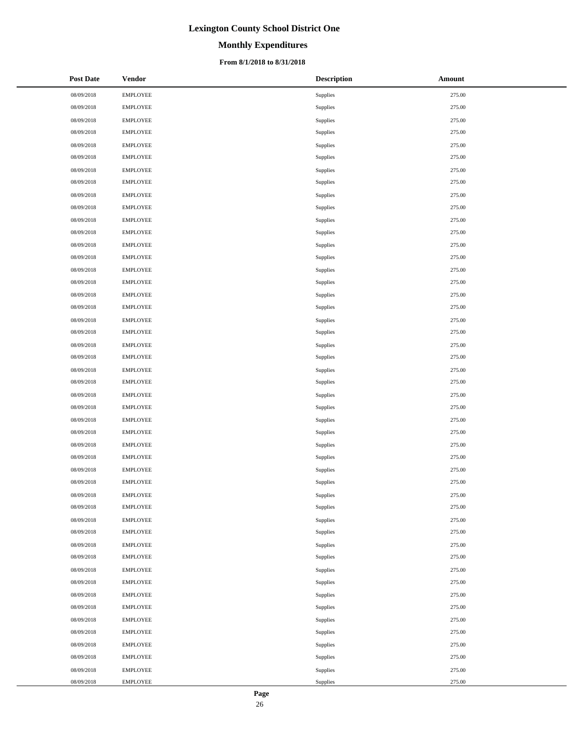# Lexington County School District One

## Monthly Expenditures

### From 8/1/2018 to 8/31/2018

| Post Date | Vendor | Description | Amount |
|---|---|---|---|
| 08/09/2018 | EMPLOYEE | Supplies | 275.00 |
| 08/09/2018 | EMPLOYEE | Supplies | 275.00 |
| 08/09/2018 | EMPLOYEE | Supplies | 275.00 |
| 08/09/2018 | EMPLOYEE | Supplies | 275.00 |
| 08/09/2018 | EMPLOYEE | Supplies | 275.00 |
| 08/09/2018 | EMPLOYEE | Supplies | 275.00 |
| 08/09/2018 | EMPLOYEE | Supplies | 275.00 |
| 08/09/2018 | EMPLOYEE | Supplies | 275.00 |
| 08/09/2018 | EMPLOYEE | Supplies | 275.00 |
| 08/09/2018 | EMPLOYEE | Supplies | 275.00 |
| 08/09/2018 | EMPLOYEE | Supplies | 275.00 |
| 08/09/2018 | EMPLOYEE | Supplies | 275.00 |
| 08/09/2018 | EMPLOYEE | Supplies | 275.00 |
| 08/09/2018 | EMPLOYEE | Supplies | 275.00 |
| 08/09/2018 | EMPLOYEE | Supplies | 275.00 |
| 08/09/2018 | EMPLOYEE | Supplies | 275.00 |
| 08/09/2018 | EMPLOYEE | Supplies | 275.00 |
| 08/09/2018 | EMPLOYEE | Supplies | 275.00 |
| 08/09/2018 | EMPLOYEE | Supplies | 275.00 |
| 08/09/2018 | EMPLOYEE | Supplies | 275.00 |
| 08/09/2018 | EMPLOYEE | Supplies | 275.00 |
| 08/09/2018 | EMPLOYEE | Supplies | 275.00 |
| 08/09/2018 | EMPLOYEE | Supplies | 275.00 |
| 08/09/2018 | EMPLOYEE | Supplies | 275.00 |
| 08/09/2018 | EMPLOYEE | Supplies | 275.00 |
| 08/09/2018 | EMPLOYEE | Supplies | 275.00 |
| 08/09/2018 | EMPLOYEE | Supplies | 275.00 |
| 08/09/2018 | EMPLOYEE | Supplies | 275.00 |
| 08/09/2018 | EMPLOYEE | Supplies | 275.00 |
| 08/09/2018 | EMPLOYEE | Supplies | 275.00 |
| 08/09/2018 | EMPLOYEE | Supplies | 275.00 |
| 08/09/2018 | EMPLOYEE | Supplies | 275.00 |
| 08/09/2018 | EMPLOYEE | Supplies | 275.00 |
| 08/09/2018 | EMPLOYEE | Supplies | 275.00 |
| 08/09/2018 | EMPLOYEE | Supplies | 275.00 |
| 08/09/2018 | EMPLOYEE | Supplies | 275.00 |
| 08/09/2018 | EMPLOYEE | Supplies | 275.00 |
| 08/09/2018 | EMPLOYEE | Supplies | 275.00 |
| 08/09/2018 | EMPLOYEE | Supplies | 275.00 |
| 08/09/2018 | EMPLOYEE | Supplies | 275.00 |
| 08/09/2018 | EMPLOYEE | Supplies | 275.00 |
| 08/09/2018 | EMPLOYEE | Supplies | 275.00 |
| 08/09/2018 | EMPLOYEE | Supplies | 275.00 |
| 08/09/2018 | EMPLOYEE | Supplies | 275.00 |
| 08/09/2018 | EMPLOYEE | Supplies | 275.00 |
| 08/09/2018 | EMPLOYEE | Supplies | 275.00 |
| 08/09/2018 | EMPLOYEE | Supplies | 275.00 |
| 08/09/2018 | EMPLOYEE | Supplies | 275.00 |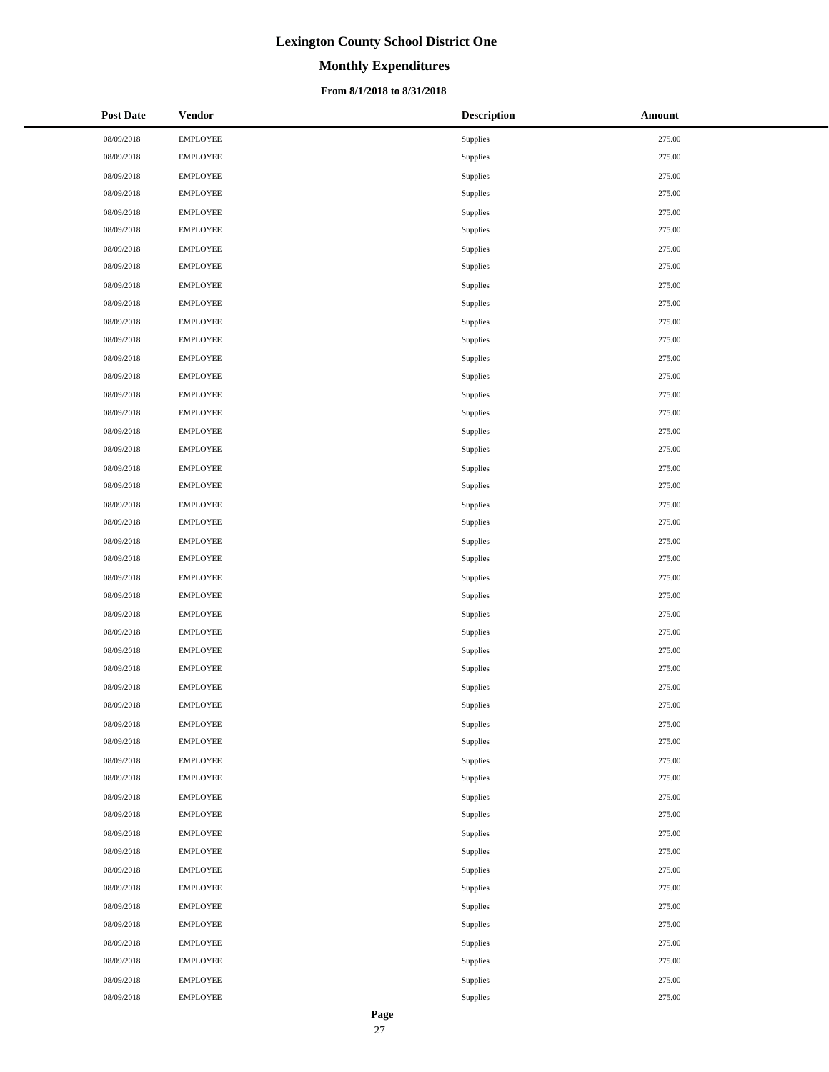# Lexington County School District One

## Monthly Expenditures

### From 8/1/2018 to 8/31/2018

| Post Date | Vendor | Description | Amount |
| --- | --- | --- | --- |
| 08/09/2018 | EMPLOYEE | Supplies | 275.00 |
| 08/09/2018 | EMPLOYEE | Supplies | 275.00 |
| 08/09/2018 | EMPLOYEE | Supplies | 275.00 |
| 08/09/2018 | EMPLOYEE | Supplies | 275.00 |
| 08/09/2018 | EMPLOYEE | Supplies | 275.00 |
| 08/09/2018 | EMPLOYEE | Supplies | 275.00 |
| 08/09/2018 | EMPLOYEE | Supplies | 275.00 |
| 08/09/2018 | EMPLOYEE | Supplies | 275.00 |
| 08/09/2018 | EMPLOYEE | Supplies | 275.00 |
| 08/09/2018 | EMPLOYEE | Supplies | 275.00 |
| 08/09/2018 | EMPLOYEE | Supplies | 275.00 |
| 08/09/2018 | EMPLOYEE | Supplies | 275.00 |
| 08/09/2018 | EMPLOYEE | Supplies | 275.00 |
| 08/09/2018 | EMPLOYEE | Supplies | 275.00 |
| 08/09/2018 | EMPLOYEE | Supplies | 275.00 |
| 08/09/2018 | EMPLOYEE | Supplies | 275.00 |
| 08/09/2018 | EMPLOYEE | Supplies | 275.00 |
| 08/09/2018 | EMPLOYEE | Supplies | 275.00 |
| 08/09/2018 | EMPLOYEE | Supplies | 275.00 |
| 08/09/2018 | EMPLOYEE | Supplies | 275.00 |
| 08/09/2018 | EMPLOYEE | Supplies | 275.00 |
| 08/09/2018 | EMPLOYEE | Supplies | 275.00 |
| 08/09/2018 | EMPLOYEE | Supplies | 275.00 |
| 08/09/2018 | EMPLOYEE | Supplies | 275.00 |
| 08/09/2018 | EMPLOYEE | Supplies | 275.00 |
| 08/09/2018 | EMPLOYEE | Supplies | 275.00 |
| 08/09/2018 | EMPLOYEE | Supplies | 275.00 |
| 08/09/2018 | EMPLOYEE | Supplies | 275.00 |
| 08/09/2018 | EMPLOYEE | Supplies | 275.00 |
| 08/09/2018 | EMPLOYEE | Supplies | 275.00 |
| 08/09/2018 | EMPLOYEE | Supplies | 275.00 |
| 08/09/2018 | EMPLOYEE | Supplies | 275.00 |
| 08/09/2018 | EMPLOYEE | Supplies | 275.00 |
| 08/09/2018 | EMPLOYEE | Supplies | 275.00 |
| 08/09/2018 | EMPLOYEE | Supplies | 275.00 |
| 08/09/2018 | EMPLOYEE | Supplies | 275.00 |
| 08/09/2018 | EMPLOYEE | Supplies | 275.00 |
| 08/09/2018 | EMPLOYEE | Supplies | 275.00 |
| 08/09/2018 | EMPLOYEE | Supplies | 275.00 |
| 08/09/2018 | EMPLOYEE | Supplies | 275.00 |
| 08/09/2018 | EMPLOYEE | Supplies | 275.00 |
| 08/09/2018 | EMPLOYEE | Supplies | 275.00 |
| 08/09/2018 | EMPLOYEE | Supplies | 275.00 |
| 08/09/2018 | EMPLOYEE | Supplies | 275.00 |
| 08/09/2018 | EMPLOYEE | Supplies | 275.00 |
| 08/09/2018 | EMPLOYEE | Supplies | 275.00 |
| 08/09/2018 | EMPLOYEE | Supplies | 275.00 |
| 08/09/2018 | EMPLOYEE | Supplies | 275.00 |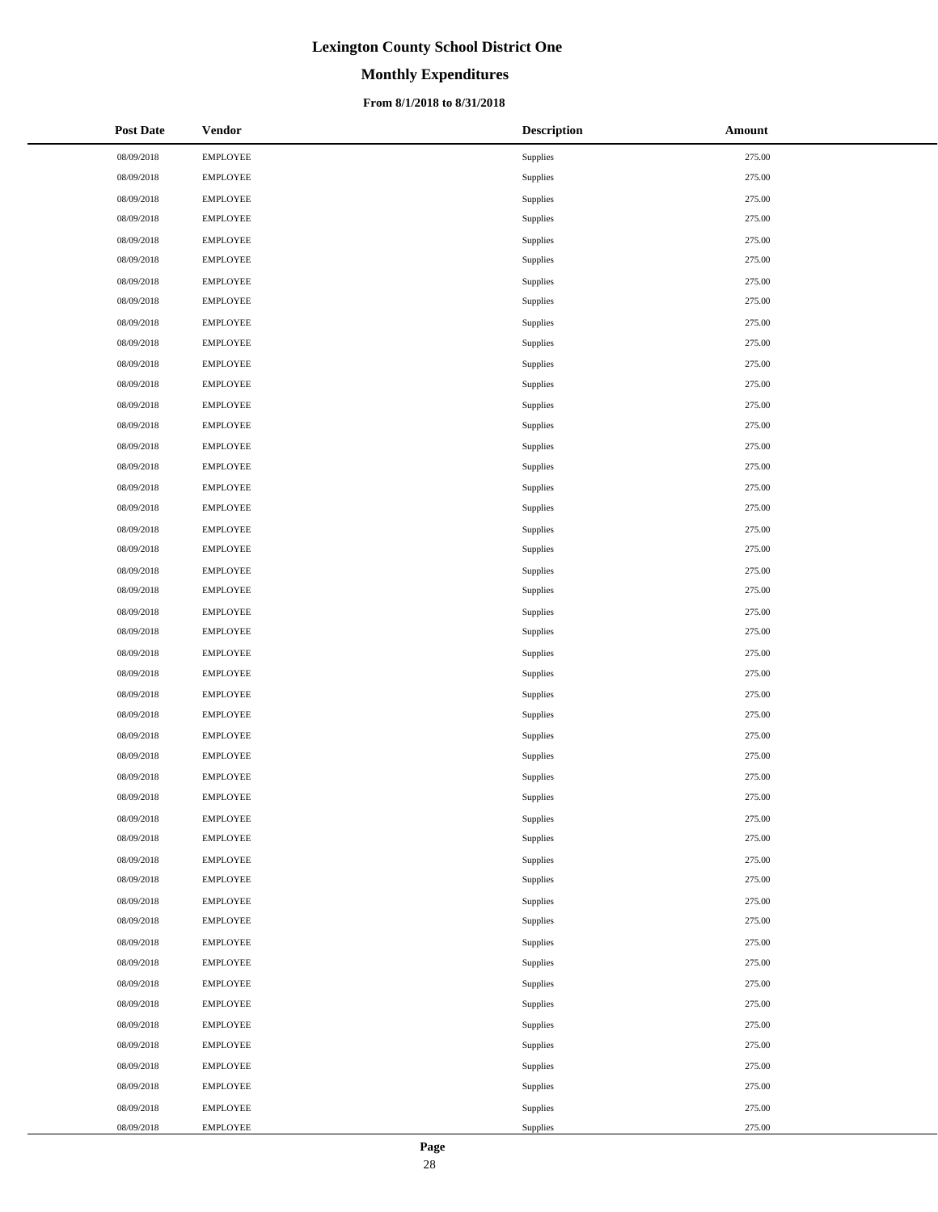# Lexington County School District One

## Monthly Expenditures

### From 8/1/2018 to 8/31/2018

| Post Date | Vendor | Description | Amount |
|---|---|---|---|
| 08/09/2018 | EMPLOYEE | Supplies | 275.00 |
| 08/09/2018 | EMPLOYEE | Supplies | 275.00 |
| 08/09/2018 | EMPLOYEE | Supplies | 275.00 |
| 08/09/2018 | EMPLOYEE | Supplies | 275.00 |
| 08/09/2018 | EMPLOYEE | Supplies | 275.00 |
| 08/09/2018 | EMPLOYEE | Supplies | 275.00 |
| 08/09/2018 | EMPLOYEE | Supplies | 275.00 |
| 08/09/2018 | EMPLOYEE | Supplies | 275.00 |
| 08/09/2018 | EMPLOYEE | Supplies | 275.00 |
| 08/09/2018 | EMPLOYEE | Supplies | 275.00 |
| 08/09/2018 | EMPLOYEE | Supplies | 275.00 |
| 08/09/2018 | EMPLOYEE | Supplies | 275.00 |
| 08/09/2018 | EMPLOYEE | Supplies | 275.00 |
| 08/09/2018 | EMPLOYEE | Supplies | 275.00 |
| 08/09/2018 | EMPLOYEE | Supplies | 275.00 |
| 08/09/2018 | EMPLOYEE | Supplies | 275.00 |
| 08/09/2018 | EMPLOYEE | Supplies | 275.00 |
| 08/09/2018 | EMPLOYEE | Supplies | 275.00 |
| 08/09/2018 | EMPLOYEE | Supplies | 275.00 |
| 08/09/2018 | EMPLOYEE | Supplies | 275.00 |
| 08/09/2018 | EMPLOYEE | Supplies | 275.00 |
| 08/09/2018 | EMPLOYEE | Supplies | 275.00 |
| 08/09/2018 | EMPLOYEE | Supplies | 275.00 |
| 08/09/2018 | EMPLOYEE | Supplies | 275.00 |
| 08/09/2018 | EMPLOYEE | Supplies | 275.00 |
| 08/09/2018 | EMPLOYEE | Supplies | 275.00 |
| 08/09/2018 | EMPLOYEE | Supplies | 275.00 |
| 08/09/2018 | EMPLOYEE | Supplies | 275.00 |
| 08/09/2018 | EMPLOYEE | Supplies | 275.00 |
| 08/09/2018 | EMPLOYEE | Supplies | 275.00 |
| 08/09/2018 | EMPLOYEE | Supplies | 275.00 |
| 08/09/2018 | EMPLOYEE | Supplies | 275.00 |
| 08/09/2018 | EMPLOYEE | Supplies | 275.00 |
| 08/09/2018 | EMPLOYEE | Supplies | 275.00 |
| 08/09/2018 | EMPLOYEE | Supplies | 275.00 |
| 08/09/2018 | EMPLOYEE | Supplies | 275.00 |
| 08/09/2018 | EMPLOYEE | Supplies | 275.00 |
| 08/09/2018 | EMPLOYEE | Supplies | 275.00 |
| 08/09/2018 | EMPLOYEE | Supplies | 275.00 |
| 08/09/2018 | EMPLOYEE | Supplies | 275.00 |
| 08/09/2018 | EMPLOYEE | Supplies | 275.00 |
| 08/09/2018 | EMPLOYEE | Supplies | 275.00 |
| 08/09/2018 | EMPLOYEE | Supplies | 275.00 |
| 08/09/2018 | EMPLOYEE | Supplies | 275.00 |
| 08/09/2018 | EMPLOYEE | Supplies | 275.00 |
| 08/09/2018 | EMPLOYEE | Supplies | 275.00 |
| 08/09/2018 | EMPLOYEE | Supplies | 275.00 |
| 08/09/2018 | EMPLOYEE | Supplies | 275.00 |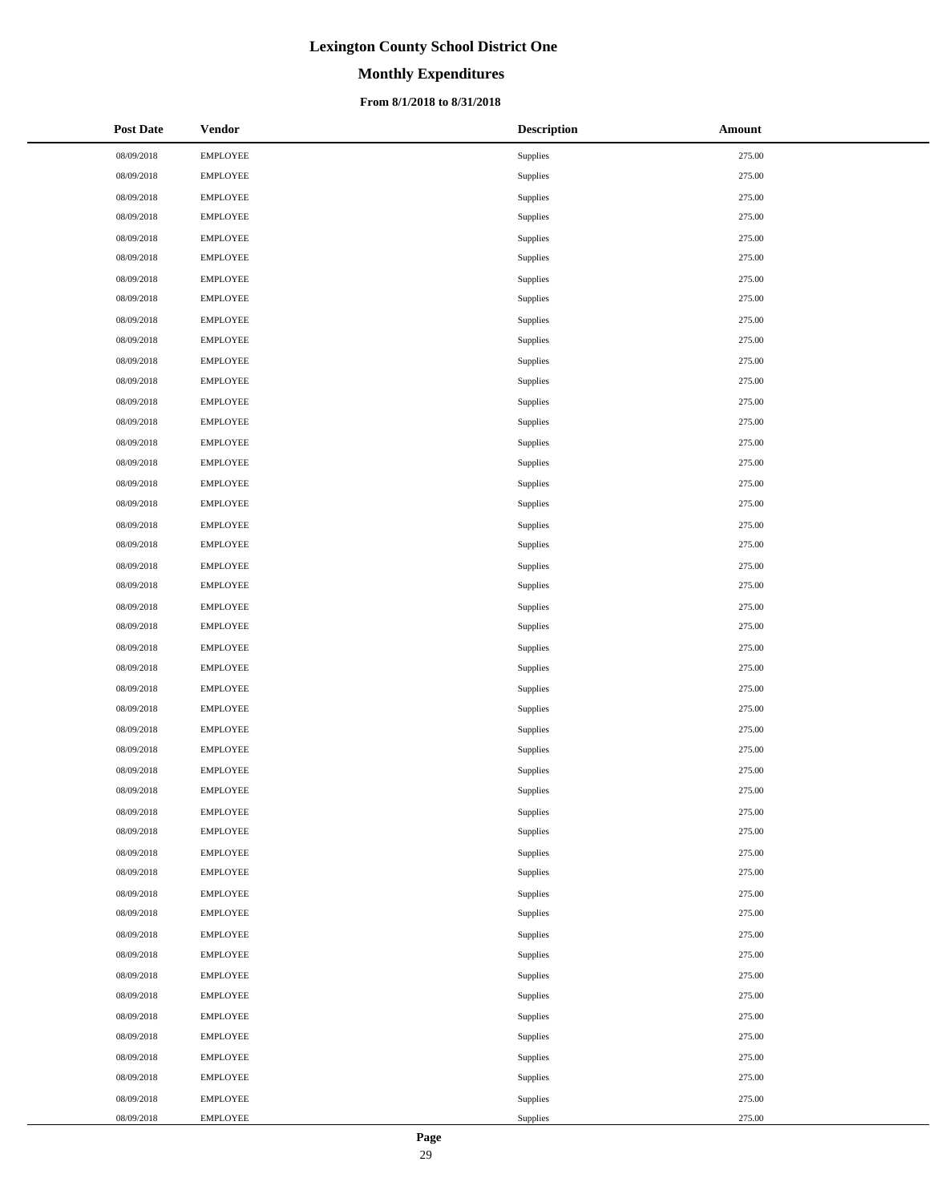# Lexington County School District One

## Monthly Expenditures

### From 8/1/2018 to 8/31/2018

| Post Date | Vendor | Description | Amount |
|---|---|---|---|
| 08/09/2018 | EMPLOYEE | Supplies | 275.00 |
| 08/09/2018 | EMPLOYEE | Supplies | 275.00 |
| 08/09/2018 | EMPLOYEE | Supplies | 275.00 |
| 08/09/2018 | EMPLOYEE | Supplies | 275.00 |
| 08/09/2018 | EMPLOYEE | Supplies | 275.00 |
| 08/09/2018 | EMPLOYEE | Supplies | 275.00 |
| 08/09/2018 | EMPLOYEE | Supplies | 275.00 |
| 08/09/2018 | EMPLOYEE | Supplies | 275.00 |
| 08/09/2018 | EMPLOYEE | Supplies | 275.00 |
| 08/09/2018 | EMPLOYEE | Supplies | 275.00 |
| 08/09/2018 | EMPLOYEE | Supplies | 275.00 |
| 08/09/2018 | EMPLOYEE | Supplies | 275.00 |
| 08/09/2018 | EMPLOYEE | Supplies | 275.00 |
| 08/09/2018 | EMPLOYEE | Supplies | 275.00 |
| 08/09/2018 | EMPLOYEE | Supplies | 275.00 |
| 08/09/2018 | EMPLOYEE | Supplies | 275.00 |
| 08/09/2018 | EMPLOYEE | Supplies | 275.00 |
| 08/09/2018 | EMPLOYEE | Supplies | 275.00 |
| 08/09/2018 | EMPLOYEE | Supplies | 275.00 |
| 08/09/2018 | EMPLOYEE | Supplies | 275.00 |
| 08/09/2018 | EMPLOYEE | Supplies | 275.00 |
| 08/09/2018 | EMPLOYEE | Supplies | 275.00 |
| 08/09/2018 | EMPLOYEE | Supplies | 275.00 |
| 08/09/2018 | EMPLOYEE | Supplies | 275.00 |
| 08/09/2018 | EMPLOYEE | Supplies | 275.00 |
| 08/09/2018 | EMPLOYEE | Supplies | 275.00 |
| 08/09/2018 | EMPLOYEE | Supplies | 275.00 |
| 08/09/2018 | EMPLOYEE | Supplies | 275.00 |
| 08/09/2018 | EMPLOYEE | Supplies | 275.00 |
| 08/09/2018 | EMPLOYEE | Supplies | 275.00 |
| 08/09/2018 | EMPLOYEE | Supplies | 275.00 |
| 08/09/2018 | EMPLOYEE | Supplies | 275.00 |
| 08/09/2018 | EMPLOYEE | Supplies | 275.00 |
| 08/09/2018 | EMPLOYEE | Supplies | 275.00 |
| 08/09/2018 | EMPLOYEE | Supplies | 275.00 |
| 08/09/2018 | EMPLOYEE | Supplies | 275.00 |
| 08/09/2018 | EMPLOYEE | Supplies | 275.00 |
| 08/09/2018 | EMPLOYEE | Supplies | 275.00 |
| 08/09/2018 | EMPLOYEE | Supplies | 275.00 |
| 08/09/2018 | EMPLOYEE | Supplies | 275.00 |
| 08/09/2018 | EMPLOYEE | Supplies | 275.00 |
| 08/09/2018 | EMPLOYEE | Supplies | 275.00 |
| 08/09/2018 | EMPLOYEE | Supplies | 275.00 |
| 08/09/2018 | EMPLOYEE | Supplies | 275.00 |
| 08/09/2018 | EMPLOYEE | Supplies | 275.00 |
| 08/09/2018 | EMPLOYEE | Supplies | 275.00 |
| 08/09/2018 | EMPLOYEE | Supplies | 275.00 |
| 08/09/2018 | EMPLOYEE | Supplies | 275.00 |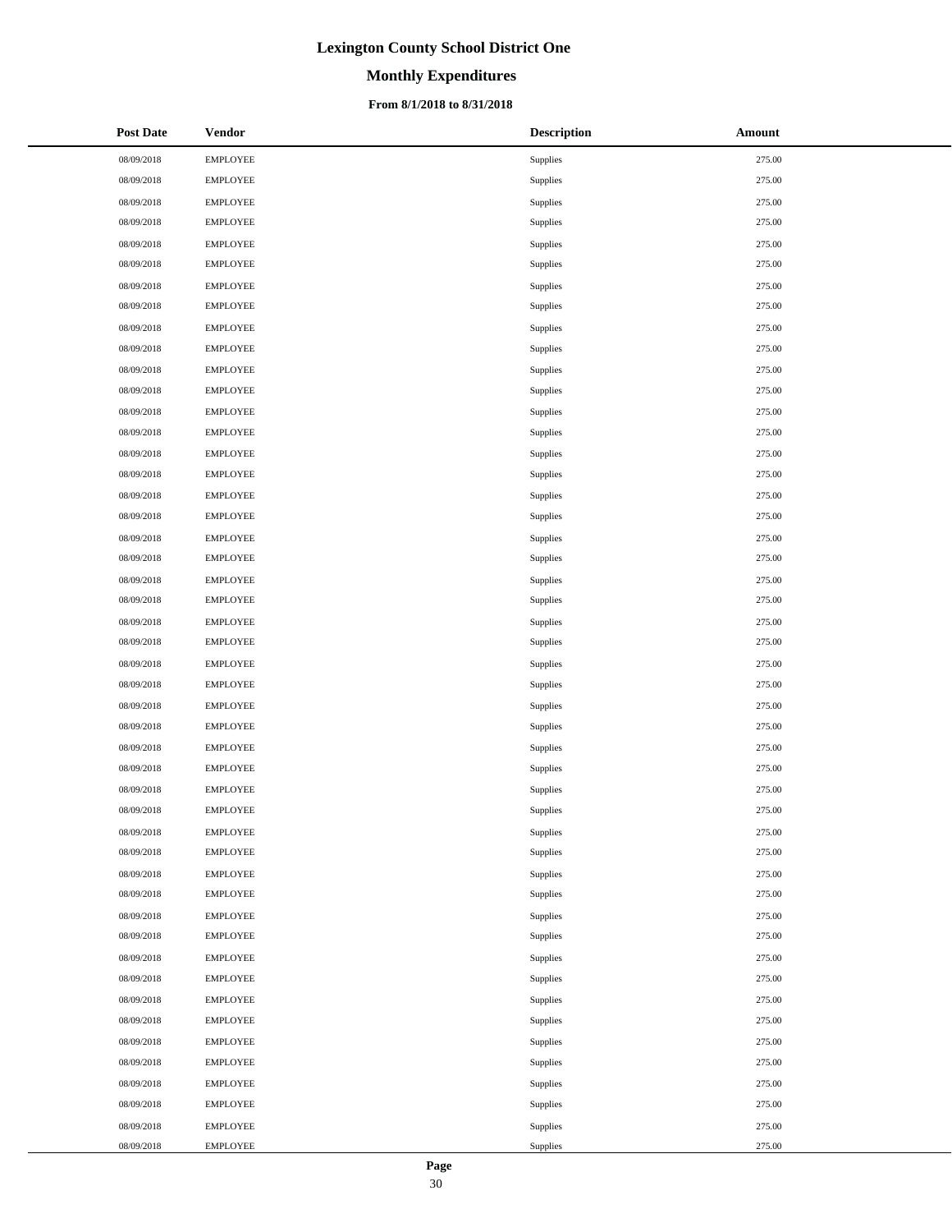# Lexington County School District One

## Monthly Expenditures

### From 8/1/2018 to 8/31/2018

| Post Date | Vendor | Description | Amount |
| --- | --- | --- | --- |
| 08/09/2018 | EMPLOYEE | Supplies | 275.00 |
| 08/09/2018 | EMPLOYEE | Supplies | 275.00 |
| 08/09/2018 | EMPLOYEE | Supplies | 275.00 |
| 08/09/2018 | EMPLOYEE | Supplies | 275.00 |
| 08/09/2018 | EMPLOYEE | Supplies | 275.00 |
| 08/09/2018 | EMPLOYEE | Supplies | 275.00 |
| 08/09/2018 | EMPLOYEE | Supplies | 275.00 |
| 08/09/2018 | EMPLOYEE | Supplies | 275.00 |
| 08/09/2018 | EMPLOYEE | Supplies | 275.00 |
| 08/09/2018 | EMPLOYEE | Supplies | 275.00 |
| 08/09/2018 | EMPLOYEE | Supplies | 275.00 |
| 08/09/2018 | EMPLOYEE | Supplies | 275.00 |
| 08/09/2018 | EMPLOYEE | Supplies | 275.00 |
| 08/09/2018 | EMPLOYEE | Supplies | 275.00 |
| 08/09/2018 | EMPLOYEE | Supplies | 275.00 |
| 08/09/2018 | EMPLOYEE | Supplies | 275.00 |
| 08/09/2018 | EMPLOYEE | Supplies | 275.00 |
| 08/09/2018 | EMPLOYEE | Supplies | 275.00 |
| 08/09/2018 | EMPLOYEE | Supplies | 275.00 |
| 08/09/2018 | EMPLOYEE | Supplies | 275.00 |
| 08/09/2018 | EMPLOYEE | Supplies | 275.00 |
| 08/09/2018 | EMPLOYEE | Supplies | 275.00 |
| 08/09/2018 | EMPLOYEE | Supplies | 275.00 |
| 08/09/2018 | EMPLOYEE | Supplies | 275.00 |
| 08/09/2018 | EMPLOYEE | Supplies | 275.00 |
| 08/09/2018 | EMPLOYEE | Supplies | 275.00 |
| 08/09/2018 | EMPLOYEE | Supplies | 275.00 |
| 08/09/2018 | EMPLOYEE | Supplies | 275.00 |
| 08/09/2018 | EMPLOYEE | Supplies | 275.00 |
| 08/09/2018 | EMPLOYEE | Supplies | 275.00 |
| 08/09/2018 | EMPLOYEE | Supplies | 275.00 |
| 08/09/2018 | EMPLOYEE | Supplies | 275.00 |
| 08/09/2018 | EMPLOYEE | Supplies | 275.00 |
| 08/09/2018 | EMPLOYEE | Supplies | 275.00 |
| 08/09/2018 | EMPLOYEE | Supplies | 275.00 |
| 08/09/2018 | EMPLOYEE | Supplies | 275.00 |
| 08/09/2018 | EMPLOYEE | Supplies | 275.00 |
| 08/09/2018 | EMPLOYEE | Supplies | 275.00 |
| 08/09/2018 | EMPLOYEE | Supplies | 275.00 |
| 08/09/2018 | EMPLOYEE | Supplies | 275.00 |
| 08/09/2018 | EMPLOYEE | Supplies | 275.00 |
| 08/09/2018 | EMPLOYEE | Supplies | 275.00 |
| 08/09/2018 | EMPLOYEE | Supplies | 275.00 |
| 08/09/2018 | EMPLOYEE | Supplies | 275.00 |
| 08/09/2018 | EMPLOYEE | Supplies | 275.00 |
| 08/09/2018 | EMPLOYEE | Supplies | 275.00 |
| 08/09/2018 | EMPLOYEE | Supplies | 275.00 |
| 08/09/2018 | EMPLOYEE | Supplies | 275.00 |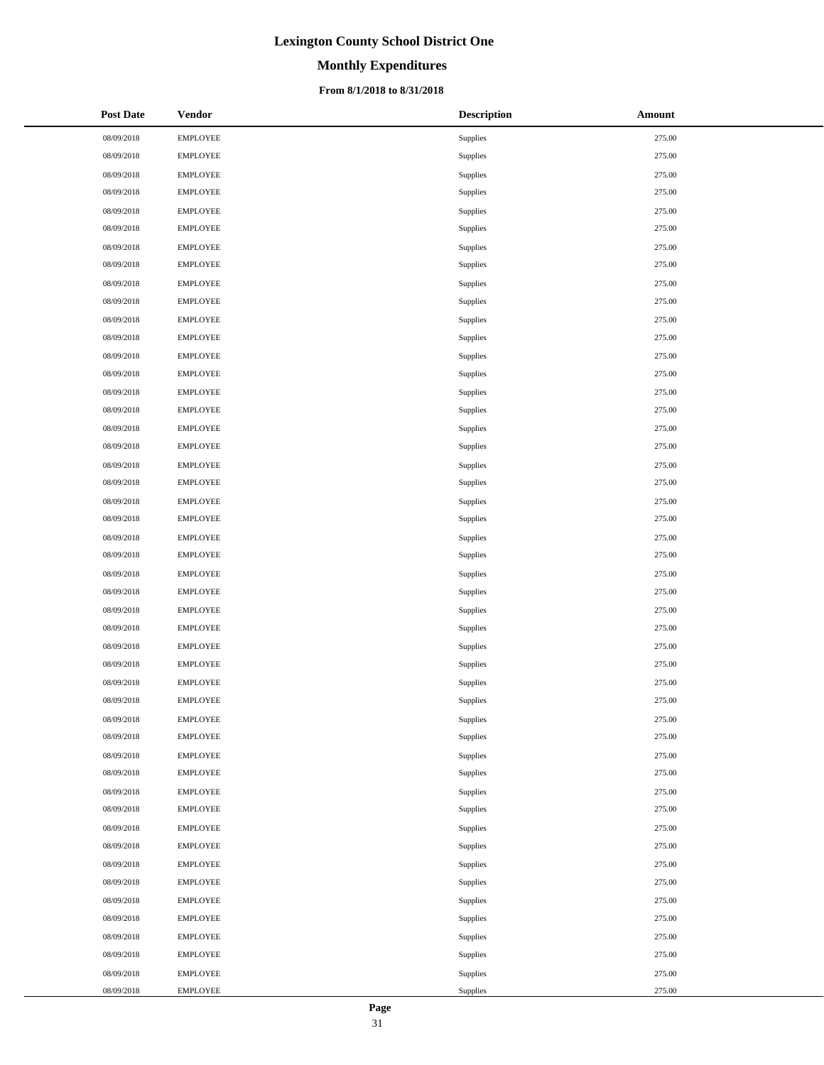# Lexington County School District One

## Monthly Expenditures

### From 8/1/2018 to 8/31/2018

| Post Date | Vendor | Description | Amount |
|---|---|---|---|
| 08/09/2018 | EMPLOYEE | Supplies | 275.00 |
| 08/09/2018 | EMPLOYEE | Supplies | 275.00 |
| 08/09/2018 | EMPLOYEE | Supplies | 275.00 |
| 08/09/2018 | EMPLOYEE | Supplies | 275.00 |
| 08/09/2018 | EMPLOYEE | Supplies | 275.00 |
| 08/09/2018 | EMPLOYEE | Supplies | 275.00 |
| 08/09/2018 | EMPLOYEE | Supplies | 275.00 |
| 08/09/2018 | EMPLOYEE | Supplies | 275.00 |
| 08/09/2018 | EMPLOYEE | Supplies | 275.00 |
| 08/09/2018 | EMPLOYEE | Supplies | 275.00 |
| 08/09/2018 | EMPLOYEE | Supplies | 275.00 |
| 08/09/2018 | EMPLOYEE | Supplies | 275.00 |
| 08/09/2018 | EMPLOYEE | Supplies | 275.00 |
| 08/09/2018 | EMPLOYEE | Supplies | 275.00 |
| 08/09/2018 | EMPLOYEE | Supplies | 275.00 |
| 08/09/2018 | EMPLOYEE | Supplies | 275.00 |
| 08/09/2018 | EMPLOYEE | Supplies | 275.00 |
| 08/09/2018 | EMPLOYEE | Supplies | 275.00 |
| 08/09/2018 | EMPLOYEE | Supplies | 275.00 |
| 08/09/2018 | EMPLOYEE | Supplies | 275.00 |
| 08/09/2018 | EMPLOYEE | Supplies | 275.00 |
| 08/09/2018 | EMPLOYEE | Supplies | 275.00 |
| 08/09/2018 | EMPLOYEE | Supplies | 275.00 |
| 08/09/2018 | EMPLOYEE | Supplies | 275.00 |
| 08/09/2018 | EMPLOYEE | Supplies | 275.00 |
| 08/09/2018 | EMPLOYEE | Supplies | 275.00 |
| 08/09/2018 | EMPLOYEE | Supplies | 275.00 |
| 08/09/2018 | EMPLOYEE | Supplies | 275.00 |
| 08/09/2018 | EMPLOYEE | Supplies | 275.00 |
| 08/09/2018 | EMPLOYEE | Supplies | 275.00 |
| 08/09/2018 | EMPLOYEE | Supplies | 275.00 |
| 08/09/2018 | EMPLOYEE | Supplies | 275.00 |
| 08/09/2018 | EMPLOYEE | Supplies | 275.00 |
| 08/09/2018 | EMPLOYEE | Supplies | 275.00 |
| 08/09/2018 | EMPLOYEE | Supplies | 275.00 |
| 08/09/2018 | EMPLOYEE | Supplies | 275.00 |
| 08/09/2018 | EMPLOYEE | Supplies | 275.00 |
| 08/09/2018 | EMPLOYEE | Supplies | 275.00 |
| 08/09/2018 | EMPLOYEE | Supplies | 275.00 |
| 08/09/2018 | EMPLOYEE | Supplies | 275.00 |
| 08/09/2018 | EMPLOYEE | Supplies | 275.00 |
| 08/09/2018 | EMPLOYEE | Supplies | 275.00 |
| 08/09/2018 | EMPLOYEE | Supplies | 275.00 |
| 08/09/2018 | EMPLOYEE | Supplies | 275.00 |
| 08/09/2018 | EMPLOYEE | Supplies | 275.00 |
| 08/09/2018 | EMPLOYEE | Supplies | 275.00 |
| 08/09/2018 | EMPLOYEE | Supplies | 275.00 |
| 08/09/2018 | EMPLOYEE | Supplies | 275.00 |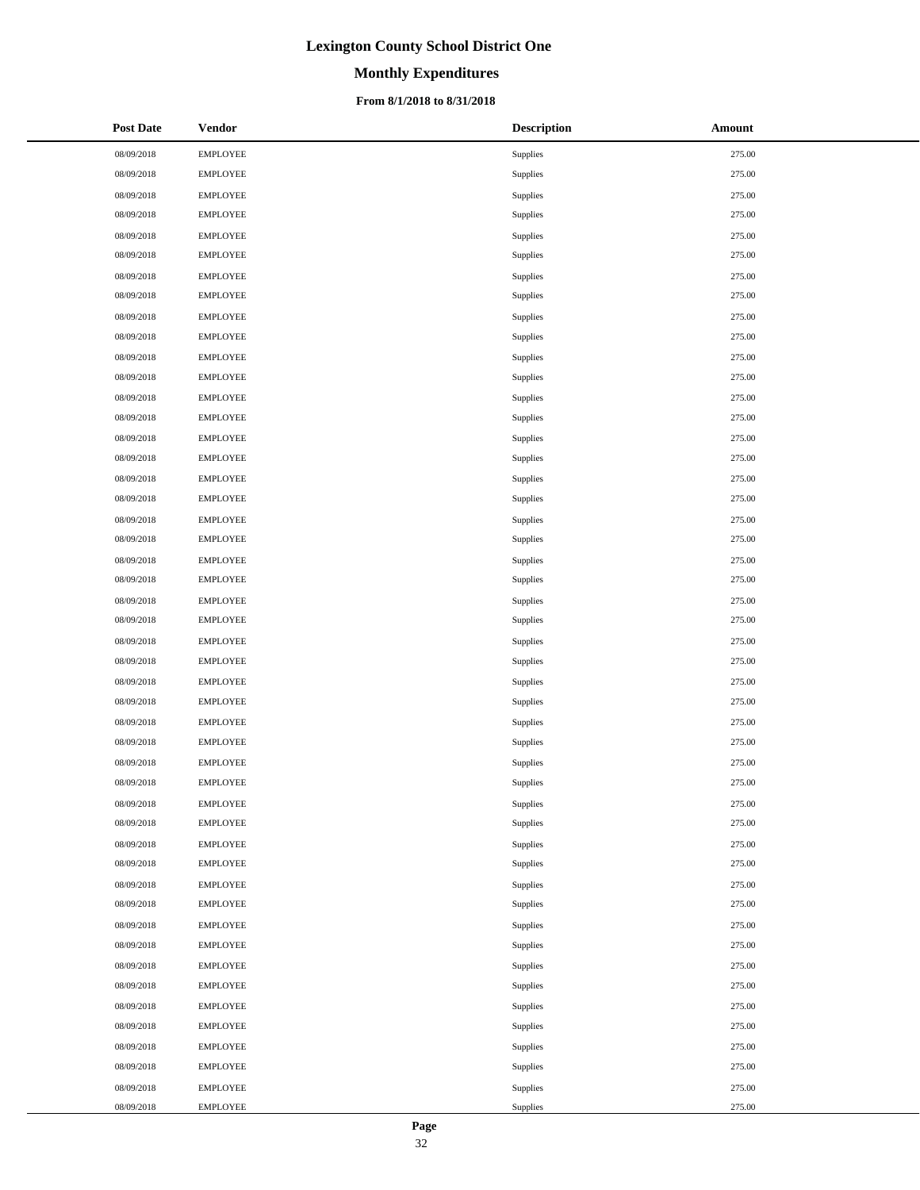# Lexington County School District One

## Monthly Expenditures

### From 8/1/2018 to 8/31/2018

| Post Date | Vendor | Description | Amount |
|---|---|---|---|
| 08/09/2018 | EMPLOYEE | Supplies | 275.00 |
| 08/09/2018 | EMPLOYEE | Supplies | 275.00 |
| 08/09/2018 | EMPLOYEE | Supplies | 275.00 |
| 08/09/2018 | EMPLOYEE | Supplies | 275.00 |
| 08/09/2018 | EMPLOYEE | Supplies | 275.00 |
| 08/09/2018 | EMPLOYEE | Supplies | 275.00 |
| 08/09/2018 | EMPLOYEE | Supplies | 275.00 |
| 08/09/2018 | EMPLOYEE | Supplies | 275.00 |
| 08/09/2018 | EMPLOYEE | Supplies | 275.00 |
| 08/09/2018 | EMPLOYEE | Supplies | 275.00 |
| 08/09/2018 | EMPLOYEE | Supplies | 275.00 |
| 08/09/2018 | EMPLOYEE | Supplies | 275.00 |
| 08/09/2018 | EMPLOYEE | Supplies | 275.00 |
| 08/09/2018 | EMPLOYEE | Supplies | 275.00 |
| 08/09/2018 | EMPLOYEE | Supplies | 275.00 |
| 08/09/2018 | EMPLOYEE | Supplies | 275.00 |
| 08/09/2018 | EMPLOYEE | Supplies | 275.00 |
| 08/09/2018 | EMPLOYEE | Supplies | 275.00 |
| 08/09/2018 | EMPLOYEE | Supplies | 275.00 |
| 08/09/2018 | EMPLOYEE | Supplies | 275.00 |
| 08/09/2018 | EMPLOYEE | Supplies | 275.00 |
| 08/09/2018 | EMPLOYEE | Supplies | 275.00 |
| 08/09/2018 | EMPLOYEE | Supplies | 275.00 |
| 08/09/2018 | EMPLOYEE | Supplies | 275.00 |
| 08/09/2018 | EMPLOYEE | Supplies | 275.00 |
| 08/09/2018 | EMPLOYEE | Supplies | 275.00 |
| 08/09/2018 | EMPLOYEE | Supplies | 275.00 |
| 08/09/2018 | EMPLOYEE | Supplies | 275.00 |
| 08/09/2018 | EMPLOYEE | Supplies | 275.00 |
| 08/09/2018 | EMPLOYEE | Supplies | 275.00 |
| 08/09/2018 | EMPLOYEE | Supplies | 275.00 |
| 08/09/2018 | EMPLOYEE | Supplies | 275.00 |
| 08/09/2018 | EMPLOYEE | Supplies | 275.00 |
| 08/09/2018 | EMPLOYEE | Supplies | 275.00 |
| 08/09/2018 | EMPLOYEE | Supplies | 275.00 |
| 08/09/2018 | EMPLOYEE | Supplies | 275.00 |
| 08/09/2018 | EMPLOYEE | Supplies | 275.00 |
| 08/09/2018 | EMPLOYEE | Supplies | 275.00 |
| 08/09/2018 | EMPLOYEE | Supplies | 275.00 |
| 08/09/2018 | EMPLOYEE | Supplies | 275.00 |
| 08/09/2018 | EMPLOYEE | Supplies | 275.00 |
| 08/09/2018 | EMPLOYEE | Supplies | 275.00 |
| 08/09/2018 | EMPLOYEE | Supplies | 275.00 |
| 08/09/2018 | EMPLOYEE | Supplies | 275.00 |
| 08/09/2018 | EMPLOYEE | Supplies | 275.00 |
| 08/09/2018 | EMPLOYEE | Supplies | 275.00 |
| 08/09/2018 | EMPLOYEE | Supplies | 275.00 |
| 08/09/2018 | EMPLOYEE | Supplies | 275.00 |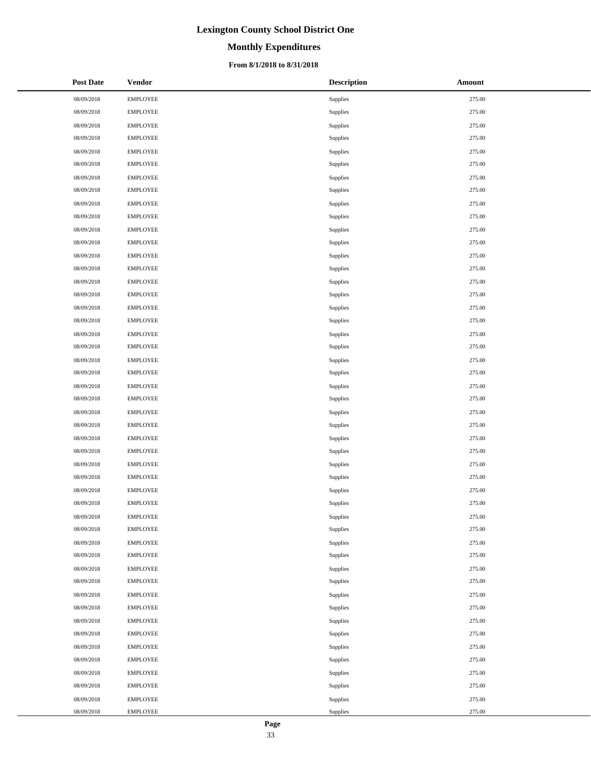# Lexington County School District One

## Monthly Expenditures

### From 8/1/2018 to 8/31/2018

| Post Date | Vendor | Description | Amount |
|---|---|---|---|
| 08/09/2018 | EMPLOYEE | Supplies | 275.00 |
| 08/09/2018 | EMPLOYEE | Supplies | 275.00 |
| 08/09/2018 | EMPLOYEE | Supplies | 275.00 |
| 08/09/2018 | EMPLOYEE | Supplies | 275.00 |
| 08/09/2018 | EMPLOYEE | Supplies | 275.00 |
| 08/09/2018 | EMPLOYEE | Supplies | 275.00 |
| 08/09/2018 | EMPLOYEE | Supplies | 275.00 |
| 08/09/2018 | EMPLOYEE | Supplies | 275.00 |
| 08/09/2018 | EMPLOYEE | Supplies | 275.00 |
| 08/09/2018 | EMPLOYEE | Supplies | 275.00 |
| 08/09/2018 | EMPLOYEE | Supplies | 275.00 |
| 08/09/2018 | EMPLOYEE | Supplies | 275.00 |
| 08/09/2018 | EMPLOYEE | Supplies | 275.00 |
| 08/09/2018 | EMPLOYEE | Supplies | 275.00 |
| 08/09/2018 | EMPLOYEE | Supplies | 275.00 |
| 08/09/2018 | EMPLOYEE | Supplies | 275.00 |
| 08/09/2018 | EMPLOYEE | Supplies | 275.00 |
| 08/09/2018 | EMPLOYEE | Supplies | 275.00 |
| 08/09/2018 | EMPLOYEE | Supplies | 275.00 |
| 08/09/2018 | EMPLOYEE | Supplies | 275.00 |
| 08/09/2018 | EMPLOYEE | Supplies | 275.00 |
| 08/09/2018 | EMPLOYEE | Supplies | 275.00 |
| 08/09/2018 | EMPLOYEE | Supplies | 275.00 |
| 08/09/2018 | EMPLOYEE | Supplies | 275.00 |
| 08/09/2018 | EMPLOYEE | Supplies | 275.00 |
| 08/09/2018 | EMPLOYEE | Supplies | 275.00 |
| 08/09/2018 | EMPLOYEE | Supplies | 275.00 |
| 08/09/2018 | EMPLOYEE | Supplies | 275.00 |
| 08/09/2018 | EMPLOYEE | Supplies | 275.00 |
| 08/09/2018 | EMPLOYEE | Supplies | 275.00 |
| 08/09/2018 | EMPLOYEE | Supplies | 275.00 |
| 08/09/2018 | EMPLOYEE | Supplies | 275.00 |
| 08/09/2018 | EMPLOYEE | Supplies | 275.00 |
| 08/09/2018 | EMPLOYEE | Supplies | 275.00 |
| 08/09/2018 | EMPLOYEE | Supplies | 275.00 |
| 08/09/2018 | EMPLOYEE | Supplies | 275.00 |
| 08/09/2018 | EMPLOYEE | Supplies | 275.00 |
| 08/09/2018 | EMPLOYEE | Supplies | 275.00 |
| 08/09/2018 | EMPLOYEE | Supplies | 275.00 |
| 08/09/2018 | EMPLOYEE | Supplies | 275.00 |
| 08/09/2018 | EMPLOYEE | Supplies | 275.00 |
| 08/09/2018 | EMPLOYEE | Supplies | 275.00 |
| 08/09/2018 | EMPLOYEE | Supplies | 275.00 |
| 08/09/2018 | EMPLOYEE | Supplies | 275.00 |
| 08/09/2018 | EMPLOYEE | Supplies | 275.00 |
| 08/09/2018 | EMPLOYEE | Supplies | 275.00 |
| 08/09/2018 | EMPLOYEE | Supplies | 275.00 |
| 08/09/2018 | EMPLOYEE | Supplies | 275.00 |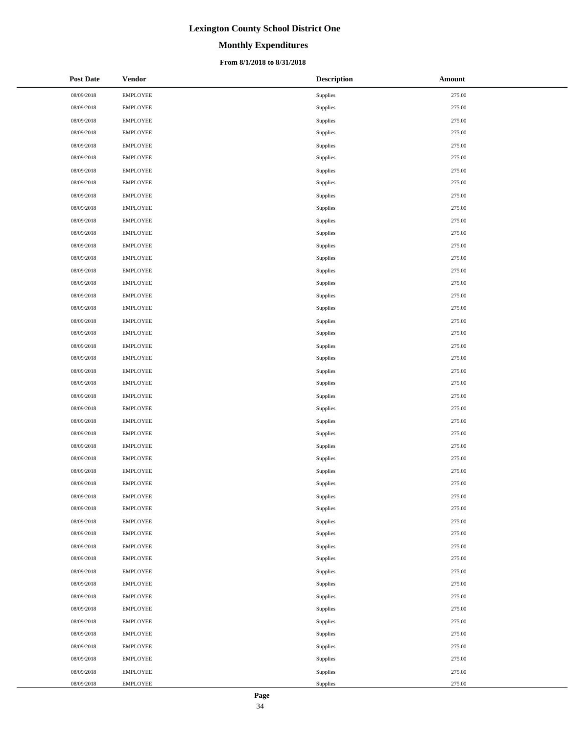# Lexington County School District One

## Monthly Expenditures

### From 8/1/2018 to 8/31/2018

| Post Date | Vendor | Description | Amount |
|---|---|---|---|
| 08/09/2018 | EMPLOYEE | Supplies | 275.00 |
| 08/09/2018 | EMPLOYEE | Supplies | 275.00 |
| 08/09/2018 | EMPLOYEE | Supplies | 275.00 |
| 08/09/2018 | EMPLOYEE | Supplies | 275.00 |
| 08/09/2018 | EMPLOYEE | Supplies | 275.00 |
| 08/09/2018 | EMPLOYEE | Supplies | 275.00 |
| 08/09/2018 | EMPLOYEE | Supplies | 275.00 |
| 08/09/2018 | EMPLOYEE | Supplies | 275.00 |
| 08/09/2018 | EMPLOYEE | Supplies | 275.00 |
| 08/09/2018 | EMPLOYEE | Supplies | 275.00 |
| 08/09/2018 | EMPLOYEE | Supplies | 275.00 |
| 08/09/2018 | EMPLOYEE | Supplies | 275.00 |
| 08/09/2018 | EMPLOYEE | Supplies | 275.00 |
| 08/09/2018 | EMPLOYEE | Supplies | 275.00 |
| 08/09/2018 | EMPLOYEE | Supplies | 275.00 |
| 08/09/2018 | EMPLOYEE | Supplies | 275.00 |
| 08/09/2018 | EMPLOYEE | Supplies | 275.00 |
| 08/09/2018 | EMPLOYEE | Supplies | 275.00 |
| 08/09/2018 | EMPLOYEE | Supplies | 275.00 |
| 08/09/2018 | EMPLOYEE | Supplies | 275.00 |
| 08/09/2018 | EMPLOYEE | Supplies | 275.00 |
| 08/09/2018 | EMPLOYEE | Supplies | 275.00 |
| 08/09/2018 | EMPLOYEE | Supplies | 275.00 |
| 08/09/2018 | EMPLOYEE | Supplies | 275.00 |
| 08/09/2018 | EMPLOYEE | Supplies | 275.00 |
| 08/09/2018 | EMPLOYEE | Supplies | 275.00 |
| 08/09/2018 | EMPLOYEE | Supplies | 275.00 |
| 08/09/2018 | EMPLOYEE | Supplies | 275.00 |
| 08/09/2018 | EMPLOYEE | Supplies | 275.00 |
| 08/09/2018 | EMPLOYEE | Supplies | 275.00 |
| 08/09/2018 | EMPLOYEE | Supplies | 275.00 |
| 08/09/2018 | EMPLOYEE | Supplies | 275.00 |
| 08/09/2018 | EMPLOYEE | Supplies | 275.00 |
| 08/09/2018 | EMPLOYEE | Supplies | 275.00 |
| 08/09/2018 | EMPLOYEE | Supplies | 275.00 |
| 08/09/2018 | EMPLOYEE | Supplies | 275.00 |
| 08/09/2018 | EMPLOYEE | Supplies | 275.00 |
| 08/09/2018 | EMPLOYEE | Supplies | 275.00 |
| 08/09/2018 | EMPLOYEE | Supplies | 275.00 |
| 08/09/2018 | EMPLOYEE | Supplies | 275.00 |
| 08/09/2018 | EMPLOYEE | Supplies | 275.00 |
| 08/09/2018 | EMPLOYEE | Supplies | 275.00 |
| 08/09/2018 | EMPLOYEE | Supplies | 275.00 |
| 08/09/2018 | EMPLOYEE | Supplies | 275.00 |
| 08/09/2018 | EMPLOYEE | Supplies | 275.00 |
| 08/09/2018 | EMPLOYEE | Supplies | 275.00 |
| 08/09/2018 | EMPLOYEE | Supplies | 275.00 |
| 08/09/2018 | EMPLOYEE | Supplies | 275.00 |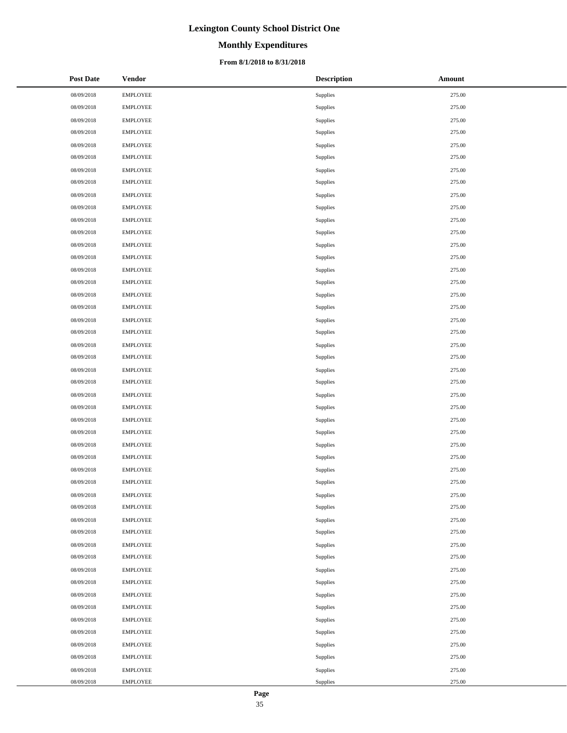# Lexington County School District One

## Monthly Expenditures

### From 8/1/2018 to 8/31/2018

| Post Date | Vendor | Description | Amount |
|---|---|---|---|
| 08/09/2018 | EMPLOYEE | Supplies | 275.00 |
| 08/09/2018 | EMPLOYEE | Supplies | 275.00 |
| 08/09/2018 | EMPLOYEE | Supplies | 275.00 |
| 08/09/2018 | EMPLOYEE | Supplies | 275.00 |
| 08/09/2018 | EMPLOYEE | Supplies | 275.00 |
| 08/09/2018 | EMPLOYEE | Supplies | 275.00 |
| 08/09/2018 | EMPLOYEE | Supplies | 275.00 |
| 08/09/2018 | EMPLOYEE | Supplies | 275.00 |
| 08/09/2018 | EMPLOYEE | Supplies | 275.00 |
| 08/09/2018 | EMPLOYEE | Supplies | 275.00 |
| 08/09/2018 | EMPLOYEE | Supplies | 275.00 |
| 08/09/2018 | EMPLOYEE | Supplies | 275.00 |
| 08/09/2018 | EMPLOYEE | Supplies | 275.00 |
| 08/09/2018 | EMPLOYEE | Supplies | 275.00 |
| 08/09/2018 | EMPLOYEE | Supplies | 275.00 |
| 08/09/2018 | EMPLOYEE | Supplies | 275.00 |
| 08/09/2018 | EMPLOYEE | Supplies | 275.00 |
| 08/09/2018 | EMPLOYEE | Supplies | 275.00 |
| 08/09/2018 | EMPLOYEE | Supplies | 275.00 |
| 08/09/2018 | EMPLOYEE | Supplies | 275.00 |
| 08/09/2018 | EMPLOYEE | Supplies | 275.00 |
| 08/09/2018 | EMPLOYEE | Supplies | 275.00 |
| 08/09/2018 | EMPLOYEE | Supplies | 275.00 |
| 08/09/2018 | EMPLOYEE | Supplies | 275.00 |
| 08/09/2018 | EMPLOYEE | Supplies | 275.00 |
| 08/09/2018 | EMPLOYEE | Supplies | 275.00 |
| 08/09/2018 | EMPLOYEE | Supplies | 275.00 |
| 08/09/2018 | EMPLOYEE | Supplies | 275.00 |
| 08/09/2018 | EMPLOYEE | Supplies | 275.00 |
| 08/09/2018 | EMPLOYEE | Supplies | 275.00 |
| 08/09/2018 | EMPLOYEE | Supplies | 275.00 |
| 08/09/2018 | EMPLOYEE | Supplies | 275.00 |
| 08/09/2018 | EMPLOYEE | Supplies | 275.00 |
| 08/09/2018 | EMPLOYEE | Supplies | 275.00 |
| 08/09/2018 | EMPLOYEE | Supplies | 275.00 |
| 08/09/2018 | EMPLOYEE | Supplies | 275.00 |
| 08/09/2018 | EMPLOYEE | Supplies | 275.00 |
| 08/09/2018 | EMPLOYEE | Supplies | 275.00 |
| 08/09/2018 | EMPLOYEE | Supplies | 275.00 |
| 08/09/2018 | EMPLOYEE | Supplies | 275.00 |
| 08/09/2018 | EMPLOYEE | Supplies | 275.00 |
| 08/09/2018 | EMPLOYEE | Supplies | 275.00 |
| 08/09/2018 | EMPLOYEE | Supplies | 275.00 |
| 08/09/2018 | EMPLOYEE | Supplies | 275.00 |
| 08/09/2018 | EMPLOYEE | Supplies | 275.00 |
| 08/09/2018 | EMPLOYEE | Supplies | 275.00 |
| 08/09/2018 | EMPLOYEE | Supplies | 275.00 |
| 08/09/2018 | EMPLOYEE | Supplies | 275.00 |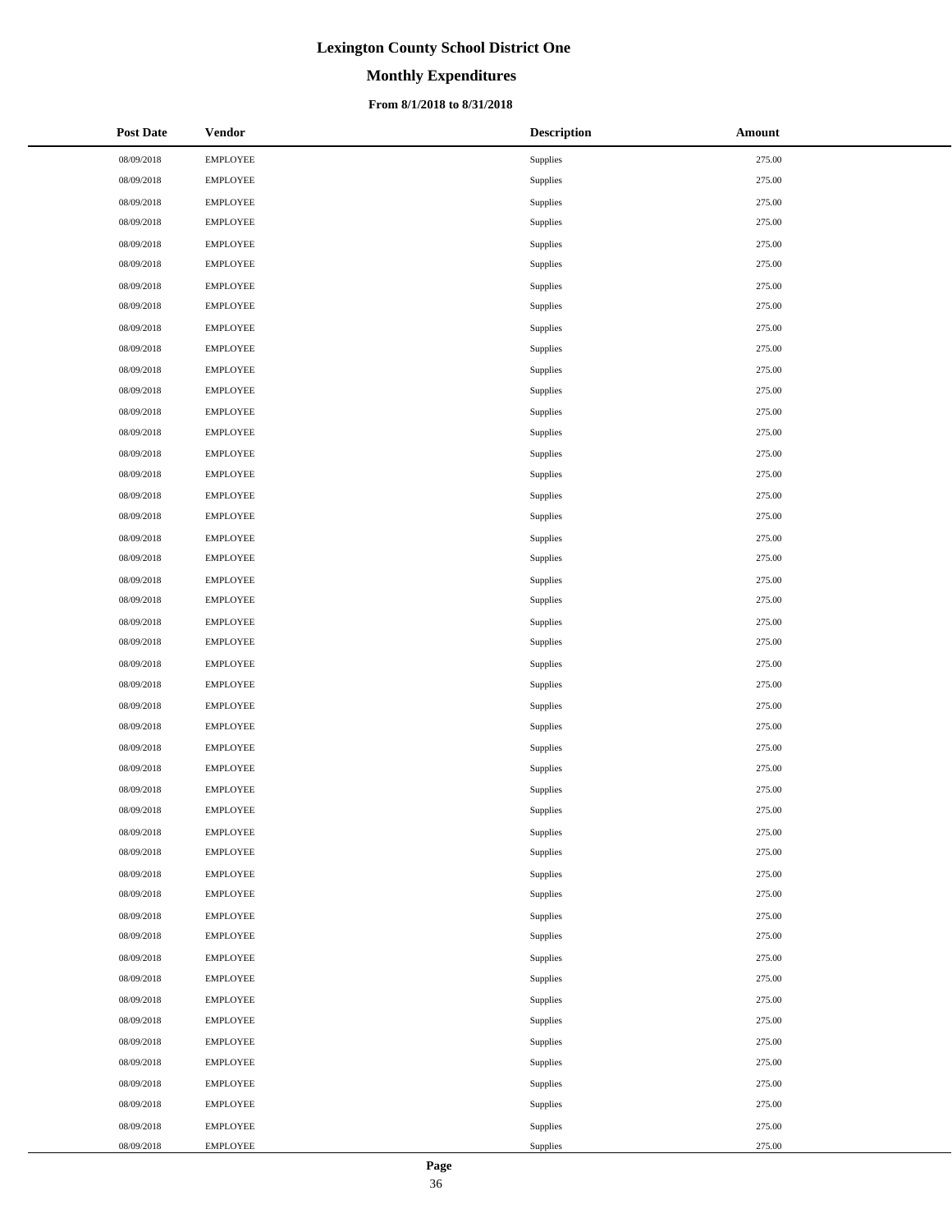# Lexington County School District One

## Monthly Expenditures

### From 8/1/2018 to 8/31/2018

| Post Date | Vendor | Description | Amount |
|---|---|---|---|
| 08/09/2018 | EMPLOYEE | Supplies | 275.00 |
| 08/09/2018 | EMPLOYEE | Supplies | 275.00 |
| 08/09/2018 | EMPLOYEE | Supplies | 275.00 |
| 08/09/2018 | EMPLOYEE | Supplies | 275.00 |
| 08/09/2018 | EMPLOYEE | Supplies | 275.00 |
| 08/09/2018 | EMPLOYEE | Supplies | 275.00 |
| 08/09/2018 | EMPLOYEE | Supplies | 275.00 |
| 08/09/2018 | EMPLOYEE | Supplies | 275.00 |
| 08/09/2018 | EMPLOYEE | Supplies | 275.00 |
| 08/09/2018 | EMPLOYEE | Supplies | 275.00 |
| 08/09/2018 | EMPLOYEE | Supplies | 275.00 |
| 08/09/2018 | EMPLOYEE | Supplies | 275.00 |
| 08/09/2018 | EMPLOYEE | Supplies | 275.00 |
| 08/09/2018 | EMPLOYEE | Supplies | 275.00 |
| 08/09/2018 | EMPLOYEE | Supplies | 275.00 |
| 08/09/2018 | EMPLOYEE | Supplies | 275.00 |
| 08/09/2018 | EMPLOYEE | Supplies | 275.00 |
| 08/09/2018 | EMPLOYEE | Supplies | 275.00 |
| 08/09/2018 | EMPLOYEE | Supplies | 275.00 |
| 08/09/2018 | EMPLOYEE | Supplies | 275.00 |
| 08/09/2018 | EMPLOYEE | Supplies | 275.00 |
| 08/09/2018 | EMPLOYEE | Supplies | 275.00 |
| 08/09/2018 | EMPLOYEE | Supplies | 275.00 |
| 08/09/2018 | EMPLOYEE | Supplies | 275.00 |
| 08/09/2018 | EMPLOYEE | Supplies | 275.00 |
| 08/09/2018 | EMPLOYEE | Supplies | 275.00 |
| 08/09/2018 | EMPLOYEE | Supplies | 275.00 |
| 08/09/2018 | EMPLOYEE | Supplies | 275.00 |
| 08/09/2018 | EMPLOYEE | Supplies | 275.00 |
| 08/09/2018 | EMPLOYEE | Supplies | 275.00 |
| 08/09/2018 | EMPLOYEE | Supplies | 275.00 |
| 08/09/2018 | EMPLOYEE | Supplies | 275.00 |
| 08/09/2018 | EMPLOYEE | Supplies | 275.00 |
| 08/09/2018 | EMPLOYEE | Supplies | 275.00 |
| 08/09/2018 | EMPLOYEE | Supplies | 275.00 |
| 08/09/2018 | EMPLOYEE | Supplies | 275.00 |
| 08/09/2018 | EMPLOYEE | Supplies | 275.00 |
| 08/09/2018 | EMPLOYEE | Supplies | 275.00 |
| 08/09/2018 | EMPLOYEE | Supplies | 275.00 |
| 08/09/2018 | EMPLOYEE | Supplies | 275.00 |
| 08/09/2018 | EMPLOYEE | Supplies | 275.00 |
| 08/09/2018 | EMPLOYEE | Supplies | 275.00 |
| 08/09/2018 | EMPLOYEE | Supplies | 275.00 |
| 08/09/2018 | EMPLOYEE | Supplies | 275.00 |
| 08/09/2018 | EMPLOYEE | Supplies | 275.00 |
| 08/09/2018 | EMPLOYEE | Supplies | 275.00 |
| 08/09/2018 | EMPLOYEE | Supplies | 275.00 |
| 08/09/2018 | EMPLOYEE | Supplies | 275.00 |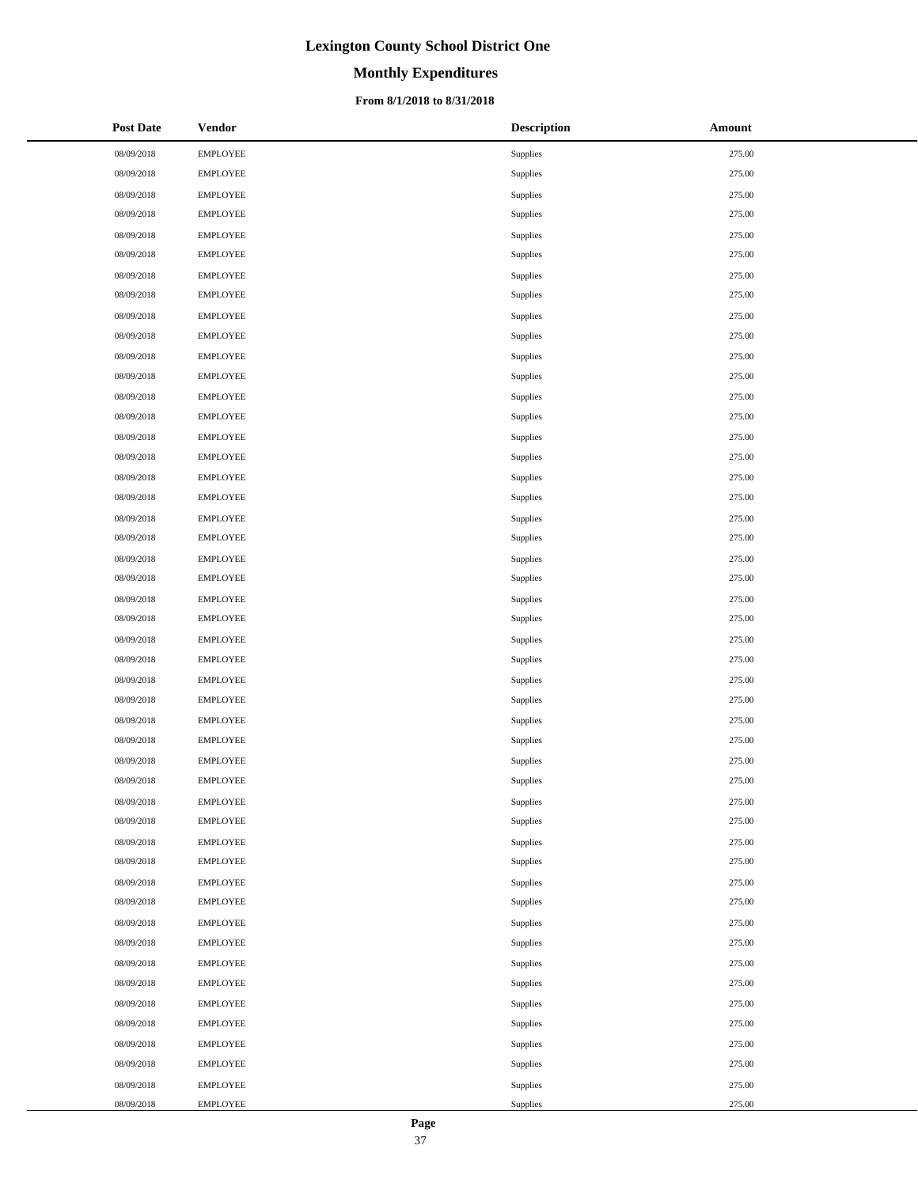# Lexington County School District One

## Monthly Expenditures

### From 8/1/2018 to 8/31/2018

| Post Date | Vendor | Description | Amount |
|---|---|---|---|
| 08/09/2018 | EMPLOYEE | Supplies | 275.00 |
| 08/09/2018 | EMPLOYEE | Supplies | 275.00 |
| 08/09/2018 | EMPLOYEE | Supplies | 275.00 |
| 08/09/2018 | EMPLOYEE | Supplies | 275.00 |
| 08/09/2018 | EMPLOYEE | Supplies | 275.00 |
| 08/09/2018 | EMPLOYEE | Supplies | 275.00 |
| 08/09/2018 | EMPLOYEE | Supplies | 275.00 |
| 08/09/2018 | EMPLOYEE | Supplies | 275.00 |
| 08/09/2018 | EMPLOYEE | Supplies | 275.00 |
| 08/09/2018 | EMPLOYEE | Supplies | 275.00 |
| 08/09/2018 | EMPLOYEE | Supplies | 275.00 |
| 08/09/2018 | EMPLOYEE | Supplies | 275.00 |
| 08/09/2018 | EMPLOYEE | Supplies | 275.00 |
| 08/09/2018 | EMPLOYEE | Supplies | 275.00 |
| 08/09/2018 | EMPLOYEE | Supplies | 275.00 |
| 08/09/2018 | EMPLOYEE | Supplies | 275.00 |
| 08/09/2018 | EMPLOYEE | Supplies | 275.00 |
| 08/09/2018 | EMPLOYEE | Supplies | 275.00 |
| 08/09/2018 | EMPLOYEE | Supplies | 275.00 |
| 08/09/2018 | EMPLOYEE | Supplies | 275.00 |
| 08/09/2018 | EMPLOYEE | Supplies | 275.00 |
| 08/09/2018 | EMPLOYEE | Supplies | 275.00 |
| 08/09/2018 | EMPLOYEE | Supplies | 275.00 |
| 08/09/2018 | EMPLOYEE | Supplies | 275.00 |
| 08/09/2018 | EMPLOYEE | Supplies | 275.00 |
| 08/09/2018 | EMPLOYEE | Supplies | 275.00 |
| 08/09/2018 | EMPLOYEE | Supplies | 275.00 |
| 08/09/2018 | EMPLOYEE | Supplies | 275.00 |
| 08/09/2018 | EMPLOYEE | Supplies | 275.00 |
| 08/09/2018 | EMPLOYEE | Supplies | 275.00 |
| 08/09/2018 | EMPLOYEE | Supplies | 275.00 |
| 08/09/2018 | EMPLOYEE | Supplies | 275.00 |
| 08/09/2018 | EMPLOYEE | Supplies | 275.00 |
| 08/09/2018 | EMPLOYEE | Supplies | 275.00 |
| 08/09/2018 | EMPLOYEE | Supplies | 275.00 |
| 08/09/2018 | EMPLOYEE | Supplies | 275.00 |
| 08/09/2018 | EMPLOYEE | Supplies | 275.00 |
| 08/09/2018 | EMPLOYEE | Supplies | 275.00 |
| 08/09/2018 | EMPLOYEE | Supplies | 275.00 |
| 08/09/2018 | EMPLOYEE | Supplies | 275.00 |
| 08/09/2018 | EMPLOYEE | Supplies | 275.00 |
| 08/09/2018 | EMPLOYEE | Supplies | 275.00 |
| 08/09/2018 | EMPLOYEE | Supplies | 275.00 |
| 08/09/2018 | EMPLOYEE | Supplies | 275.00 |
| 08/09/2018 | EMPLOYEE | Supplies | 275.00 |
| 08/09/2018 | EMPLOYEE | Supplies | 275.00 |
| 08/09/2018 | EMPLOYEE | Supplies | 275.00 |
| 08/09/2018 | EMPLOYEE | Supplies | 275.00 |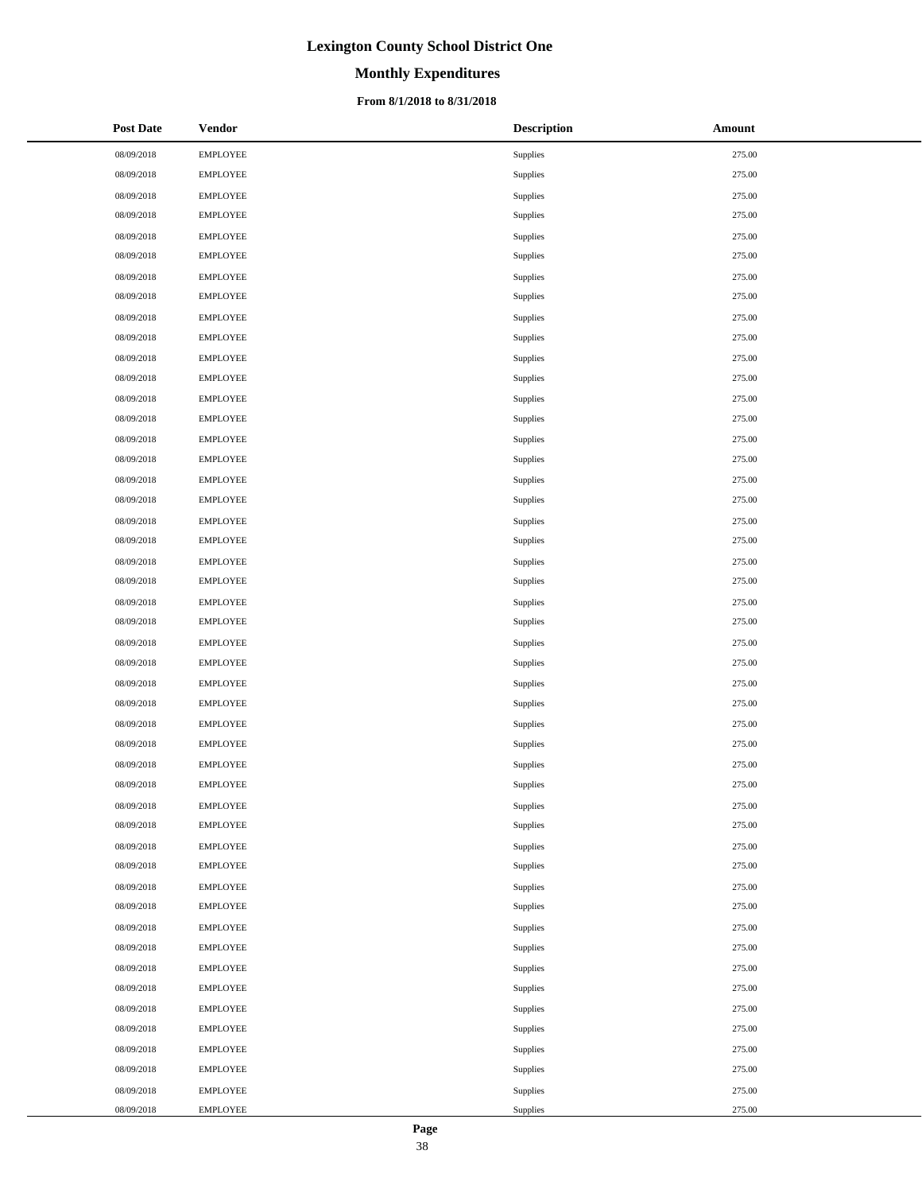# Lexington County School District One

## Monthly Expenditures

### From 8/1/2018 to 8/31/2018

| Post Date | Vendor | Description | Amount |
|---|---|---|---|
| 08/09/2018 | EMPLOYEE | Supplies | 275.00 |
| 08/09/2018 | EMPLOYEE | Supplies | 275.00 |
| 08/09/2018 | EMPLOYEE | Supplies | 275.00 |
| 08/09/2018 | EMPLOYEE | Supplies | 275.00 |
| 08/09/2018 | EMPLOYEE | Supplies | 275.00 |
| 08/09/2018 | EMPLOYEE | Supplies | 275.00 |
| 08/09/2018 | EMPLOYEE | Supplies | 275.00 |
| 08/09/2018 | EMPLOYEE | Supplies | 275.00 |
| 08/09/2018 | EMPLOYEE | Supplies | 275.00 |
| 08/09/2018 | EMPLOYEE | Supplies | 275.00 |
| 08/09/2018 | EMPLOYEE | Supplies | 275.00 |
| 08/09/2018 | EMPLOYEE | Supplies | 275.00 |
| 08/09/2018 | EMPLOYEE | Supplies | 275.00 |
| 08/09/2018 | EMPLOYEE | Supplies | 275.00 |
| 08/09/2018 | EMPLOYEE | Supplies | 275.00 |
| 08/09/2018 | EMPLOYEE | Supplies | 275.00 |
| 08/09/2018 | EMPLOYEE | Supplies | 275.00 |
| 08/09/2018 | EMPLOYEE | Supplies | 275.00 |
| 08/09/2018 | EMPLOYEE | Supplies | 275.00 |
| 08/09/2018 | EMPLOYEE | Supplies | 275.00 |
| 08/09/2018 | EMPLOYEE | Supplies | 275.00 |
| 08/09/2018 | EMPLOYEE | Supplies | 275.00 |
| 08/09/2018 | EMPLOYEE | Supplies | 275.00 |
| 08/09/2018 | EMPLOYEE | Supplies | 275.00 |
| 08/09/2018 | EMPLOYEE | Supplies | 275.00 |
| 08/09/2018 | EMPLOYEE | Supplies | 275.00 |
| 08/09/2018 | EMPLOYEE | Supplies | 275.00 |
| 08/09/2018 | EMPLOYEE | Supplies | 275.00 |
| 08/09/2018 | EMPLOYEE | Supplies | 275.00 |
| 08/09/2018 | EMPLOYEE | Supplies | 275.00 |
| 08/09/2018 | EMPLOYEE | Supplies | 275.00 |
| 08/09/2018 | EMPLOYEE | Supplies | 275.00 |
| 08/09/2018 | EMPLOYEE | Supplies | 275.00 |
| 08/09/2018 | EMPLOYEE | Supplies | 275.00 |
| 08/09/2018 | EMPLOYEE | Supplies | 275.00 |
| 08/09/2018 | EMPLOYEE | Supplies | 275.00 |
| 08/09/2018 | EMPLOYEE | Supplies | 275.00 |
| 08/09/2018 | EMPLOYEE | Supplies | 275.00 |
| 08/09/2018 | EMPLOYEE | Supplies | 275.00 |
| 08/09/2018 | EMPLOYEE | Supplies | 275.00 |
| 08/09/2018 | EMPLOYEE | Supplies | 275.00 |
| 08/09/2018 | EMPLOYEE | Supplies | 275.00 |
| 08/09/2018 | EMPLOYEE | Supplies | 275.00 |
| 08/09/2018 | EMPLOYEE | Supplies | 275.00 |
| 08/09/2018 | EMPLOYEE | Supplies | 275.00 |
| 08/09/2018 | EMPLOYEE | Supplies | 275.00 |
| 08/09/2018 | EMPLOYEE | Supplies | 275.00 |
| 08/09/2018 | EMPLOYEE | Supplies | 275.00 |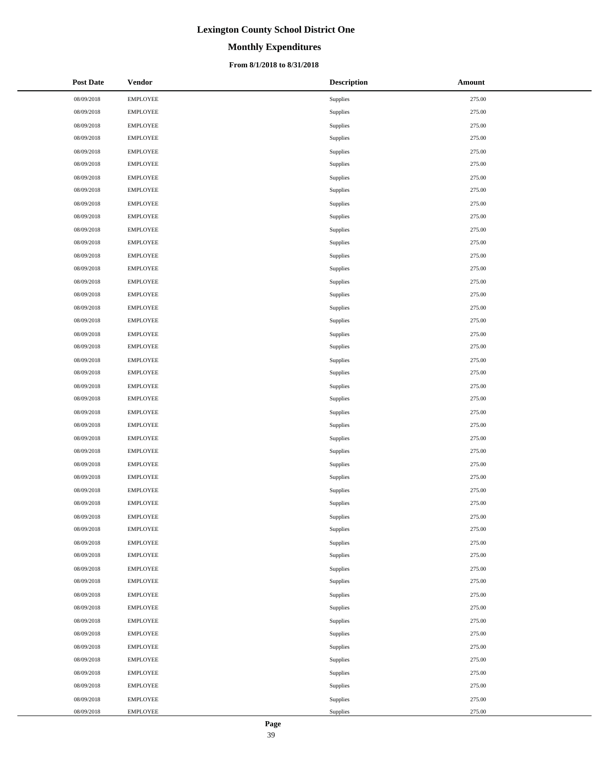# Lexington County School District One

## Monthly Expenditures

### From 8/1/2018 to 8/31/2018

| Post Date | Vendor | Description | Amount |
|---|---|---|---|
| 08/09/2018 | EMPLOYEE | Supplies | 275.00 |
| 08/09/2018 | EMPLOYEE | Supplies | 275.00 |
| 08/09/2018 | EMPLOYEE | Supplies | 275.00 |
| 08/09/2018 | EMPLOYEE | Supplies | 275.00 |
| 08/09/2018 | EMPLOYEE | Supplies | 275.00 |
| 08/09/2018 | EMPLOYEE | Supplies | 275.00 |
| 08/09/2018 | EMPLOYEE | Supplies | 275.00 |
| 08/09/2018 | EMPLOYEE | Supplies | 275.00 |
| 08/09/2018 | EMPLOYEE | Supplies | 275.00 |
| 08/09/2018 | EMPLOYEE | Supplies | 275.00 |
| 08/09/2018 | EMPLOYEE | Supplies | 275.00 |
| 08/09/2018 | EMPLOYEE | Supplies | 275.00 |
| 08/09/2018 | EMPLOYEE | Supplies | 275.00 |
| 08/09/2018 | EMPLOYEE | Supplies | 275.00 |
| 08/09/2018 | EMPLOYEE | Supplies | 275.00 |
| 08/09/2018 | EMPLOYEE | Supplies | 275.00 |
| 08/09/2018 | EMPLOYEE | Supplies | 275.00 |
| 08/09/2018 | EMPLOYEE | Supplies | 275.00 |
| 08/09/2018 | EMPLOYEE | Supplies | 275.00 |
| 08/09/2018 | EMPLOYEE | Supplies | 275.00 |
| 08/09/2018 | EMPLOYEE | Supplies | 275.00 |
| 08/09/2018 | EMPLOYEE | Supplies | 275.00 |
| 08/09/2018 | EMPLOYEE | Supplies | 275.00 |
| 08/09/2018 | EMPLOYEE | Supplies | 275.00 |
| 08/09/2018 | EMPLOYEE | Supplies | 275.00 |
| 08/09/2018 | EMPLOYEE | Supplies | 275.00 |
| 08/09/2018 | EMPLOYEE | Supplies | 275.00 |
| 08/09/2018 | EMPLOYEE | Supplies | 275.00 |
| 08/09/2018 | EMPLOYEE | Supplies | 275.00 |
| 08/09/2018 | EMPLOYEE | Supplies | 275.00 |
| 08/09/2018 | EMPLOYEE | Supplies | 275.00 |
| 08/09/2018 | EMPLOYEE | Supplies | 275.00 |
| 08/09/2018 | EMPLOYEE | Supplies | 275.00 |
| 08/09/2018 | EMPLOYEE | Supplies | 275.00 |
| 08/09/2018 | EMPLOYEE | Supplies | 275.00 |
| 08/09/2018 | EMPLOYEE | Supplies | 275.00 |
| 08/09/2018 | EMPLOYEE | Supplies | 275.00 |
| 08/09/2018 | EMPLOYEE | Supplies | 275.00 |
| 08/09/2018 | EMPLOYEE | Supplies | 275.00 |
| 08/09/2018 | EMPLOYEE | Supplies | 275.00 |
| 08/09/2018 | EMPLOYEE | Supplies | 275.00 |
| 08/09/2018 | EMPLOYEE | Supplies | 275.00 |
| 08/09/2018 | EMPLOYEE | Supplies | 275.00 |
| 08/09/2018 | EMPLOYEE | Supplies | 275.00 |
| 08/09/2018 | EMPLOYEE | Supplies | 275.00 |
| 08/09/2018 | EMPLOYEE | Supplies | 275.00 |
| 08/09/2018 | EMPLOYEE | Supplies | 275.00 |
| 08/09/2018 | EMPLOYEE | Supplies | 275.00 |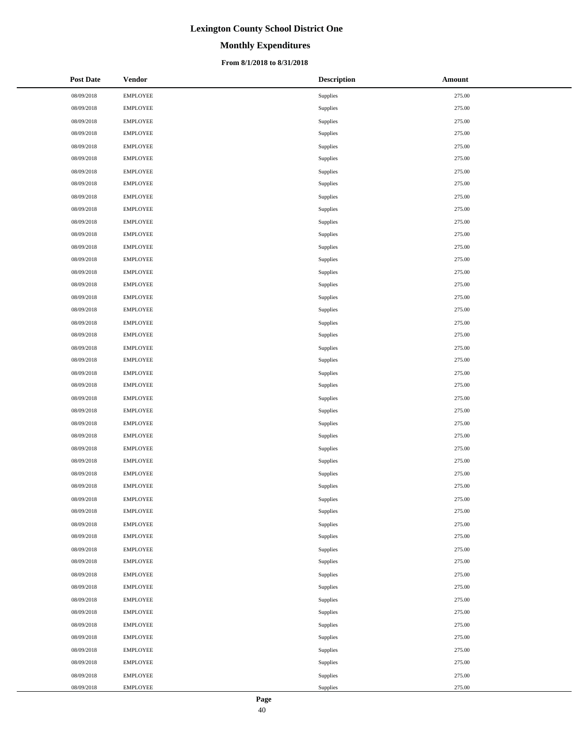# Lexington County School District One

## Monthly Expenditures

### From 8/1/2018 to 8/31/2018

| Post Date | Vendor | Description | Amount |
|---|---|---|---|
| 08/09/2018 | EMPLOYEE | Supplies | 275.00 |
| 08/09/2018 | EMPLOYEE | Supplies | 275.00 |
| 08/09/2018 | EMPLOYEE | Supplies | 275.00 |
| 08/09/2018 | EMPLOYEE | Supplies | 275.00 |
| 08/09/2018 | EMPLOYEE | Supplies | 275.00 |
| 08/09/2018 | EMPLOYEE | Supplies | 275.00 |
| 08/09/2018 | EMPLOYEE | Supplies | 275.00 |
| 08/09/2018 | EMPLOYEE | Supplies | 275.00 |
| 08/09/2018 | EMPLOYEE | Supplies | 275.00 |
| 08/09/2018 | EMPLOYEE | Supplies | 275.00 |
| 08/09/2018 | EMPLOYEE | Supplies | 275.00 |
| 08/09/2018 | EMPLOYEE | Supplies | 275.00 |
| 08/09/2018 | EMPLOYEE | Supplies | 275.00 |
| 08/09/2018 | EMPLOYEE | Supplies | 275.00 |
| 08/09/2018 | EMPLOYEE | Supplies | 275.00 |
| 08/09/2018 | EMPLOYEE | Supplies | 275.00 |
| 08/09/2018 | EMPLOYEE | Supplies | 275.00 |
| 08/09/2018 | EMPLOYEE | Supplies | 275.00 |
| 08/09/2018 | EMPLOYEE | Supplies | 275.00 |
| 08/09/2018 | EMPLOYEE | Supplies | 275.00 |
| 08/09/2018 | EMPLOYEE | Supplies | 275.00 |
| 08/09/2018 | EMPLOYEE | Supplies | 275.00 |
| 08/09/2018 | EMPLOYEE | Supplies | 275.00 |
| 08/09/2018 | EMPLOYEE | Supplies | 275.00 |
| 08/09/2018 | EMPLOYEE | Supplies | 275.00 |
| 08/09/2018 | EMPLOYEE | Supplies | 275.00 |
| 08/09/2018 | EMPLOYEE | Supplies | 275.00 |
| 08/09/2018 | EMPLOYEE | Supplies | 275.00 |
| 08/09/2018 | EMPLOYEE | Supplies | 275.00 |
| 08/09/2018 | EMPLOYEE | Supplies | 275.00 |
| 08/09/2018 | EMPLOYEE | Supplies | 275.00 |
| 08/09/2018 | EMPLOYEE | Supplies | 275.00 |
| 08/09/2018 | EMPLOYEE | Supplies | 275.00 |
| 08/09/2018 | EMPLOYEE | Supplies | 275.00 |
| 08/09/2018 | EMPLOYEE | Supplies | 275.00 |
| 08/09/2018 | EMPLOYEE | Supplies | 275.00 |
| 08/09/2018 | EMPLOYEE | Supplies | 275.00 |
| 08/09/2018 | EMPLOYEE | Supplies | 275.00 |
| 08/09/2018 | EMPLOYEE | Supplies | 275.00 |
| 08/09/2018 | EMPLOYEE | Supplies | 275.00 |
| 08/09/2018 | EMPLOYEE | Supplies | 275.00 |
| 08/09/2018 | EMPLOYEE | Supplies | 275.00 |
| 08/09/2018 | EMPLOYEE | Supplies | 275.00 |
| 08/09/2018 | EMPLOYEE | Supplies | 275.00 |
| 08/09/2018 | EMPLOYEE | Supplies | 275.00 |
| 08/09/2018 | EMPLOYEE | Supplies | 275.00 |
| 08/09/2018 | EMPLOYEE | Supplies | 275.00 |
| 08/09/2018 | EMPLOYEE | Supplies | 275.00 |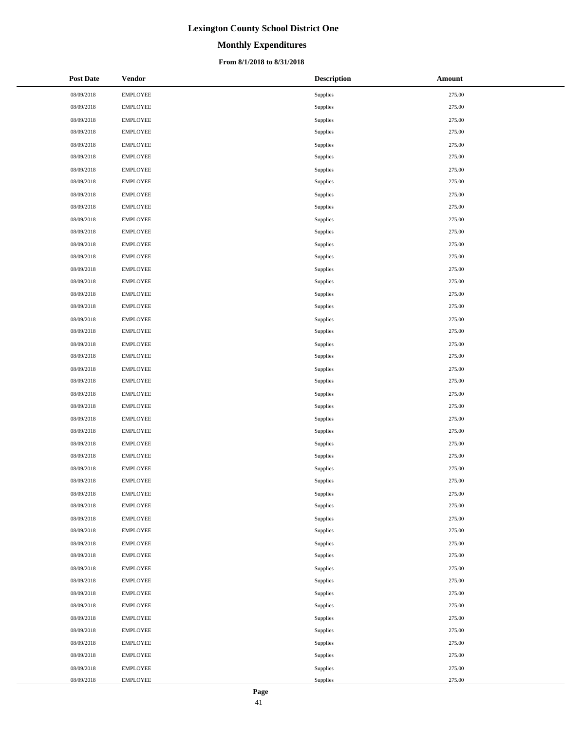# Lexington County School District One

## Monthly Expenditures

### From 8/1/2018 to 8/31/2018

| Post Date | Vendor | Description | Amount |
|---|---|---|---|
| 08/09/2018 | EMPLOYEE | Supplies | 275.00 |
| 08/09/2018 | EMPLOYEE | Supplies | 275.00 |
| 08/09/2018 | EMPLOYEE | Supplies | 275.00 |
| 08/09/2018 | EMPLOYEE | Supplies | 275.00 |
| 08/09/2018 | EMPLOYEE | Supplies | 275.00 |
| 08/09/2018 | EMPLOYEE | Supplies | 275.00 |
| 08/09/2018 | EMPLOYEE | Supplies | 275.00 |
| 08/09/2018 | EMPLOYEE | Supplies | 275.00 |
| 08/09/2018 | EMPLOYEE | Supplies | 275.00 |
| 08/09/2018 | EMPLOYEE | Supplies | 275.00 |
| 08/09/2018 | EMPLOYEE | Supplies | 275.00 |
| 08/09/2018 | EMPLOYEE | Supplies | 275.00 |
| 08/09/2018 | EMPLOYEE | Supplies | 275.00 |
| 08/09/2018 | EMPLOYEE | Supplies | 275.00 |
| 08/09/2018 | EMPLOYEE | Supplies | 275.00 |
| 08/09/2018 | EMPLOYEE | Supplies | 275.00 |
| 08/09/2018 | EMPLOYEE | Supplies | 275.00 |
| 08/09/2018 | EMPLOYEE | Supplies | 275.00 |
| 08/09/2018 | EMPLOYEE | Supplies | 275.00 |
| 08/09/2018 | EMPLOYEE | Supplies | 275.00 |
| 08/09/2018 | EMPLOYEE | Supplies | 275.00 |
| 08/09/2018 | EMPLOYEE | Supplies | 275.00 |
| 08/09/2018 | EMPLOYEE | Supplies | 275.00 |
| 08/09/2018 | EMPLOYEE | Supplies | 275.00 |
| 08/09/2018 | EMPLOYEE | Supplies | 275.00 |
| 08/09/2018 | EMPLOYEE | Supplies | 275.00 |
| 08/09/2018 | EMPLOYEE | Supplies | 275.00 |
| 08/09/2018 | EMPLOYEE | Supplies | 275.00 |
| 08/09/2018 | EMPLOYEE | Supplies | 275.00 |
| 08/09/2018 | EMPLOYEE | Supplies | 275.00 |
| 08/09/2018 | EMPLOYEE | Supplies | 275.00 |
| 08/09/2018 | EMPLOYEE | Supplies | 275.00 |
| 08/09/2018 | EMPLOYEE | Supplies | 275.00 |
| 08/09/2018 | EMPLOYEE | Supplies | 275.00 |
| 08/09/2018 | EMPLOYEE | Supplies | 275.00 |
| 08/09/2018 | EMPLOYEE | Supplies | 275.00 |
| 08/09/2018 | EMPLOYEE | Supplies | 275.00 |
| 08/09/2018 | EMPLOYEE | Supplies | 275.00 |
| 08/09/2018 | EMPLOYEE | Supplies | 275.00 |
| 08/09/2018 | EMPLOYEE | Supplies | 275.00 |
| 08/09/2018 | EMPLOYEE | Supplies | 275.00 |
| 08/09/2018 | EMPLOYEE | Supplies | 275.00 |
| 08/09/2018 | EMPLOYEE | Supplies | 275.00 |
| 08/09/2018 | EMPLOYEE | Supplies | 275.00 |
| 08/09/2018 | EMPLOYEE | Supplies | 275.00 |
| 08/09/2018 | EMPLOYEE | Supplies | 275.00 |
| 08/09/2018 | EMPLOYEE | Supplies | 275.00 |
| 08/09/2018 | EMPLOYEE | Supplies | 275.00 |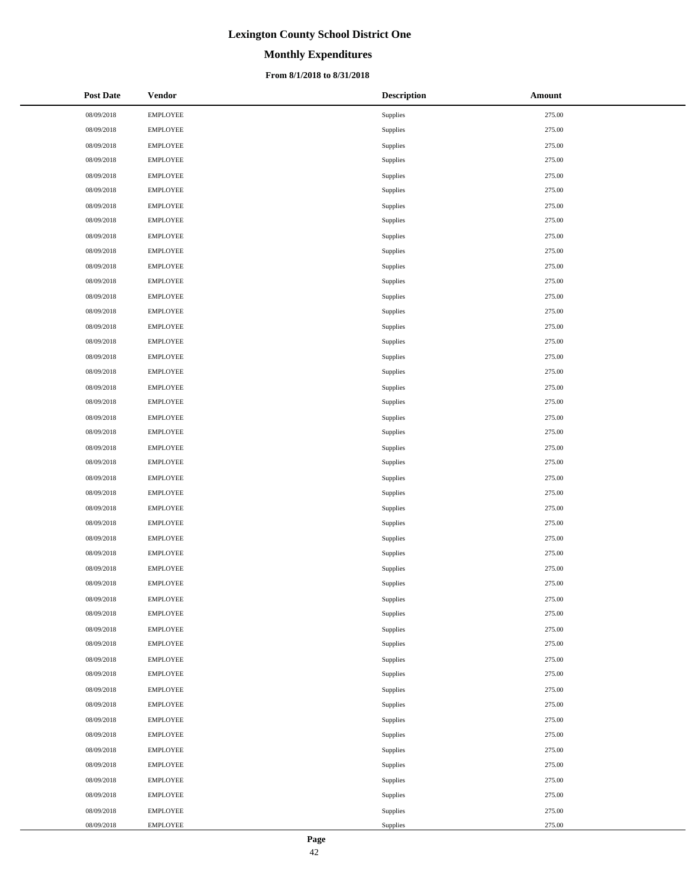# Lexington County School District One

## Monthly Expenditures

### From 8/1/2018 to 8/31/2018

| Post Date | Vendor | Description | Amount |
|---|---|---|---|
| 08/09/2018 | EMPLOYEE | Supplies | 275.00 |
| 08/09/2018 | EMPLOYEE | Supplies | 275.00 |
| 08/09/2018 | EMPLOYEE | Supplies | 275.00 |
| 08/09/2018 | EMPLOYEE | Supplies | 275.00 |
| 08/09/2018 | EMPLOYEE | Supplies | 275.00 |
| 08/09/2018 | EMPLOYEE | Supplies | 275.00 |
| 08/09/2018 | EMPLOYEE | Supplies | 275.00 |
| 08/09/2018 | EMPLOYEE | Supplies | 275.00 |
| 08/09/2018 | EMPLOYEE | Supplies | 275.00 |
| 08/09/2018 | EMPLOYEE | Supplies | 275.00 |
| 08/09/2018 | EMPLOYEE | Supplies | 275.00 |
| 08/09/2018 | EMPLOYEE | Supplies | 275.00 |
| 08/09/2018 | EMPLOYEE | Supplies | 275.00 |
| 08/09/2018 | EMPLOYEE | Supplies | 275.00 |
| 08/09/2018 | EMPLOYEE | Supplies | 275.00 |
| 08/09/2018 | EMPLOYEE | Supplies | 275.00 |
| 08/09/2018 | EMPLOYEE | Supplies | 275.00 |
| 08/09/2018 | EMPLOYEE | Supplies | 275.00 |
| 08/09/2018 | EMPLOYEE | Supplies | 275.00 |
| 08/09/2018 | EMPLOYEE | Supplies | 275.00 |
| 08/09/2018 | EMPLOYEE | Supplies | 275.00 |
| 08/09/2018 | EMPLOYEE | Supplies | 275.00 |
| 08/09/2018 | EMPLOYEE | Supplies | 275.00 |
| 08/09/2018 | EMPLOYEE | Supplies | 275.00 |
| 08/09/2018 | EMPLOYEE | Supplies | 275.00 |
| 08/09/2018 | EMPLOYEE | Supplies | 275.00 |
| 08/09/2018 | EMPLOYEE | Supplies | 275.00 |
| 08/09/2018 | EMPLOYEE | Supplies | 275.00 |
| 08/09/2018 | EMPLOYEE | Supplies | 275.00 |
| 08/09/2018 | EMPLOYEE | Supplies | 275.00 |
| 08/09/2018 | EMPLOYEE | Supplies | 275.00 |
| 08/09/2018 | EMPLOYEE | Supplies | 275.00 |
| 08/09/2018 | EMPLOYEE | Supplies | 275.00 |
| 08/09/2018 | EMPLOYEE | Supplies | 275.00 |
| 08/09/2018 | EMPLOYEE | Supplies | 275.00 |
| 08/09/2018 | EMPLOYEE | Supplies | 275.00 |
| 08/09/2018 | EMPLOYEE | Supplies | 275.00 |
| 08/09/2018 | EMPLOYEE | Supplies | 275.00 |
| 08/09/2018 | EMPLOYEE | Supplies | 275.00 |
| 08/09/2018 | EMPLOYEE | Supplies | 275.00 |
| 08/09/2018 | EMPLOYEE | Supplies | 275.00 |
| 08/09/2018 | EMPLOYEE | Supplies | 275.00 |
| 08/09/2018 | EMPLOYEE | Supplies | 275.00 |
| 08/09/2018 | EMPLOYEE | Supplies | 275.00 |
| 08/09/2018 | EMPLOYEE | Supplies | 275.00 |
| 08/09/2018 | EMPLOYEE | Supplies | 275.00 |
| 08/09/2018 | EMPLOYEE | Supplies | 275.00 |
| 08/09/2018 | EMPLOYEE | Supplies | 275.00 |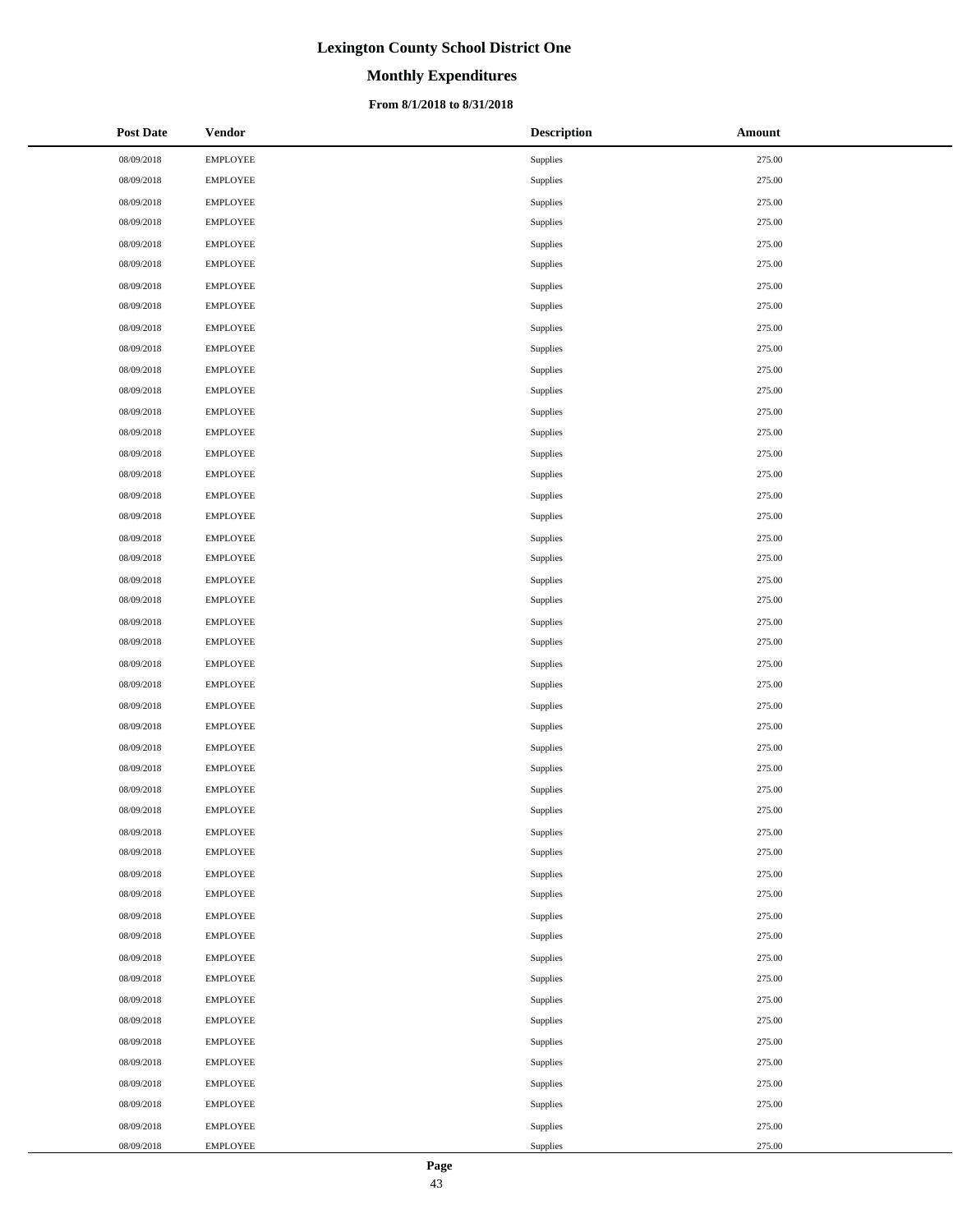# Lexington County School District One

## Monthly Expenditures

### From 8/1/2018 to 8/31/2018

| Post Date | Vendor | Description | Amount |
|---|---|---|---|
| 08/09/2018 | EMPLOYEE | Supplies | 275.00 |
| 08/09/2018 | EMPLOYEE | Supplies | 275.00 |
| 08/09/2018 | EMPLOYEE | Supplies | 275.00 |
| 08/09/2018 | EMPLOYEE | Supplies | 275.00 |
| 08/09/2018 | EMPLOYEE | Supplies | 275.00 |
| 08/09/2018 | EMPLOYEE | Supplies | 275.00 |
| 08/09/2018 | EMPLOYEE | Supplies | 275.00 |
| 08/09/2018 | EMPLOYEE | Supplies | 275.00 |
| 08/09/2018 | EMPLOYEE | Supplies | 275.00 |
| 08/09/2018 | EMPLOYEE | Supplies | 275.00 |
| 08/09/2018 | EMPLOYEE | Supplies | 275.00 |
| 08/09/2018 | EMPLOYEE | Supplies | 275.00 |
| 08/09/2018 | EMPLOYEE | Supplies | 275.00 |
| 08/09/2018 | EMPLOYEE | Supplies | 275.00 |
| 08/09/2018 | EMPLOYEE | Supplies | 275.00 |
| 08/09/2018 | EMPLOYEE | Supplies | 275.00 |
| 08/09/2018 | EMPLOYEE | Supplies | 275.00 |
| 08/09/2018 | EMPLOYEE | Supplies | 275.00 |
| 08/09/2018 | EMPLOYEE | Supplies | 275.00 |
| 08/09/2018 | EMPLOYEE | Supplies | 275.00 |
| 08/09/2018 | EMPLOYEE | Supplies | 275.00 |
| 08/09/2018 | EMPLOYEE | Supplies | 275.00 |
| 08/09/2018 | EMPLOYEE | Supplies | 275.00 |
| 08/09/2018 | EMPLOYEE | Supplies | 275.00 |
| 08/09/2018 | EMPLOYEE | Supplies | 275.00 |
| 08/09/2018 | EMPLOYEE | Supplies | 275.00 |
| 08/09/2018 | EMPLOYEE | Supplies | 275.00 |
| 08/09/2018 | EMPLOYEE | Supplies | 275.00 |
| 08/09/2018 | EMPLOYEE | Supplies | 275.00 |
| 08/09/2018 | EMPLOYEE | Supplies | 275.00 |
| 08/09/2018 | EMPLOYEE | Supplies | 275.00 |
| 08/09/2018 | EMPLOYEE | Supplies | 275.00 |
| 08/09/2018 | EMPLOYEE | Supplies | 275.00 |
| 08/09/2018 | EMPLOYEE | Supplies | 275.00 |
| 08/09/2018 | EMPLOYEE | Supplies | 275.00 |
| 08/09/2018 | EMPLOYEE | Supplies | 275.00 |
| 08/09/2018 | EMPLOYEE | Supplies | 275.00 |
| 08/09/2018 | EMPLOYEE | Supplies | 275.00 |
| 08/09/2018 | EMPLOYEE | Supplies | 275.00 |
| 08/09/2018 | EMPLOYEE | Supplies | 275.00 |
| 08/09/2018 | EMPLOYEE | Supplies | 275.00 |
| 08/09/2018 | EMPLOYEE | Supplies | 275.00 |
| 08/09/2018 | EMPLOYEE | Supplies | 275.00 |
| 08/09/2018 | EMPLOYEE | Supplies | 275.00 |
| 08/09/2018 | EMPLOYEE | Supplies | 275.00 |
| 08/09/2018 | EMPLOYEE | Supplies | 275.00 |
| 08/09/2018 | EMPLOYEE | Supplies | 275.00 |
| 08/09/2018 | EMPLOYEE | Supplies | 275.00 |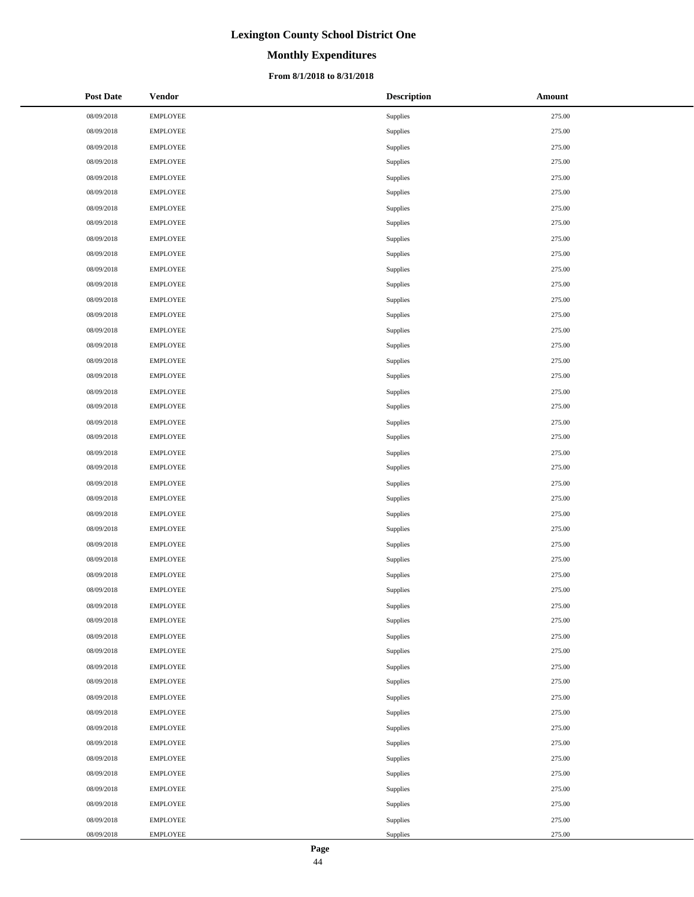# Lexington County School District One

## Monthly Expenditures

### From 8/1/2018 to 8/31/2018

| Post Date | Vendor | Description | Amount |
|---|---|---|---|
| 08/09/2018 | EMPLOYEE | Supplies | 275.00 |
| 08/09/2018 | EMPLOYEE | Supplies | 275.00 |
| 08/09/2018 | EMPLOYEE | Supplies | 275.00 |
| 08/09/2018 | EMPLOYEE | Supplies | 275.00 |
| 08/09/2018 | EMPLOYEE | Supplies | 275.00 |
| 08/09/2018 | EMPLOYEE | Supplies | 275.00 |
| 08/09/2018 | EMPLOYEE | Supplies | 275.00 |
| 08/09/2018 | EMPLOYEE | Supplies | 275.00 |
| 08/09/2018 | EMPLOYEE | Supplies | 275.00 |
| 08/09/2018 | EMPLOYEE | Supplies | 275.00 |
| 08/09/2018 | EMPLOYEE | Supplies | 275.00 |
| 08/09/2018 | EMPLOYEE | Supplies | 275.00 |
| 08/09/2018 | EMPLOYEE | Supplies | 275.00 |
| 08/09/2018 | EMPLOYEE | Supplies | 275.00 |
| 08/09/2018 | EMPLOYEE | Supplies | 275.00 |
| 08/09/2018 | EMPLOYEE | Supplies | 275.00 |
| 08/09/2018 | EMPLOYEE | Supplies | 275.00 |
| 08/09/2018 | EMPLOYEE | Supplies | 275.00 |
| 08/09/2018 | EMPLOYEE | Supplies | 275.00 |
| 08/09/2018 | EMPLOYEE | Supplies | 275.00 |
| 08/09/2018 | EMPLOYEE | Supplies | 275.00 |
| 08/09/2018 | EMPLOYEE | Supplies | 275.00 |
| 08/09/2018 | EMPLOYEE | Supplies | 275.00 |
| 08/09/2018 | EMPLOYEE | Supplies | 275.00 |
| 08/09/2018 | EMPLOYEE | Supplies | 275.00 |
| 08/09/2018 | EMPLOYEE | Supplies | 275.00 |
| 08/09/2018 | EMPLOYEE | Supplies | 275.00 |
| 08/09/2018 | EMPLOYEE | Supplies | 275.00 |
| 08/09/2018 | EMPLOYEE | Supplies | 275.00 |
| 08/09/2018 | EMPLOYEE | Supplies | 275.00 |
| 08/09/2018 | EMPLOYEE | Supplies | 275.00 |
| 08/09/2018 | EMPLOYEE | Supplies | 275.00 |
| 08/09/2018 | EMPLOYEE | Supplies | 275.00 |
| 08/09/2018 | EMPLOYEE | Supplies | 275.00 |
| 08/09/2018 | EMPLOYEE | Supplies | 275.00 |
| 08/09/2018 | EMPLOYEE | Supplies | 275.00 |
| 08/09/2018 | EMPLOYEE | Supplies | 275.00 |
| 08/09/2018 | EMPLOYEE | Supplies | 275.00 |
| 08/09/2018 | EMPLOYEE | Supplies | 275.00 |
| 08/09/2018 | EMPLOYEE | Supplies | 275.00 |
| 08/09/2018 | EMPLOYEE | Supplies | 275.00 |
| 08/09/2018 | EMPLOYEE | Supplies | 275.00 |
| 08/09/2018 | EMPLOYEE | Supplies | 275.00 |
| 08/09/2018 | EMPLOYEE | Supplies | 275.00 |
| 08/09/2018 | EMPLOYEE | Supplies | 275.00 |
| 08/09/2018 | EMPLOYEE | Supplies | 275.00 |
| 08/09/2018 | EMPLOYEE | Supplies | 275.00 |
| 08/09/2018 | EMPLOYEE | Supplies | 275.00 |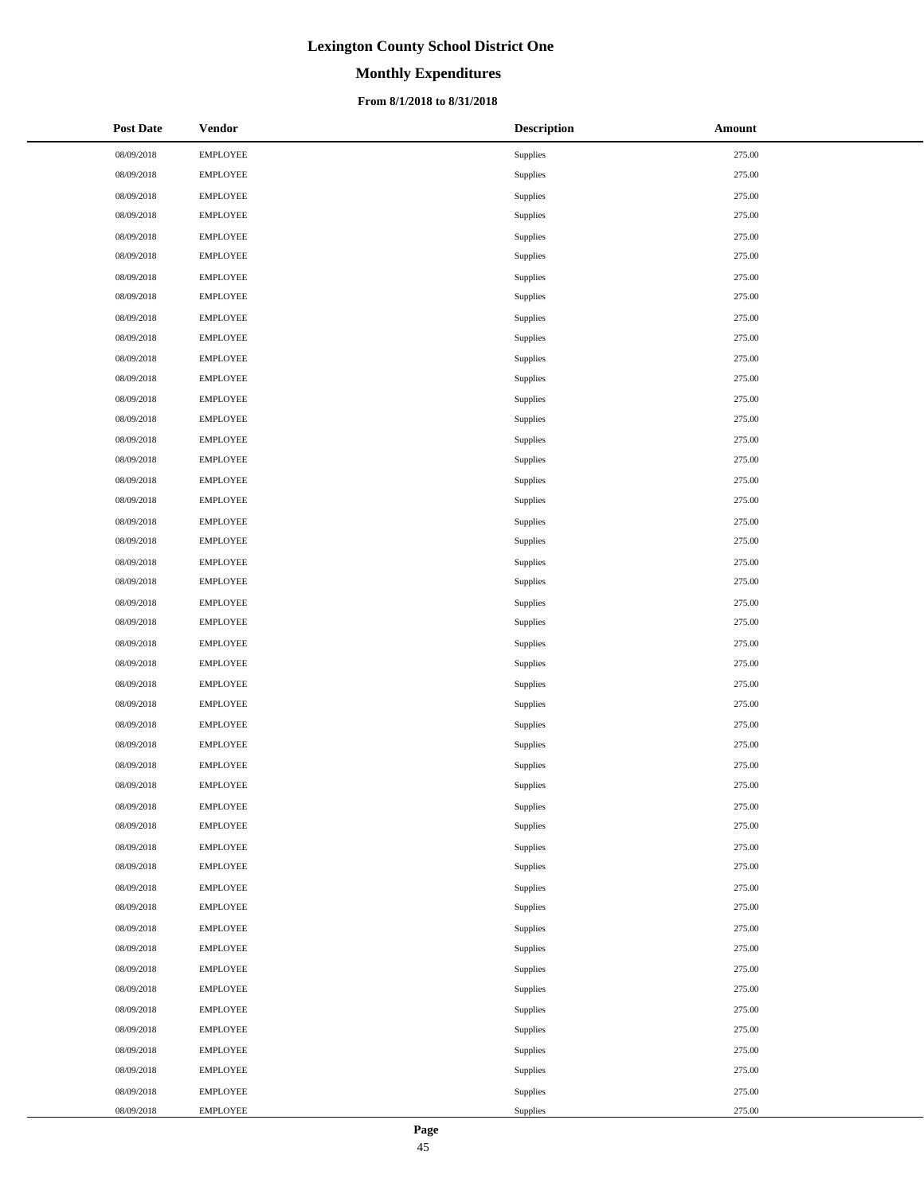# Lexington County School District One

## Monthly Expenditures

### From 8/1/2018 to 8/31/2018

| Post Date | Vendor | Description | Amount |
|---|---|---|---|
| 08/09/2018 | EMPLOYEE | Supplies | 275.00 |
| 08/09/2018 | EMPLOYEE | Supplies | 275.00 |
| 08/09/2018 | EMPLOYEE | Supplies | 275.00 |
| 08/09/2018 | EMPLOYEE | Supplies | 275.00 |
| 08/09/2018 | EMPLOYEE | Supplies | 275.00 |
| 08/09/2018 | EMPLOYEE | Supplies | 275.00 |
| 08/09/2018 | EMPLOYEE | Supplies | 275.00 |
| 08/09/2018 | EMPLOYEE | Supplies | 275.00 |
| 08/09/2018 | EMPLOYEE | Supplies | 275.00 |
| 08/09/2018 | EMPLOYEE | Supplies | 275.00 |
| 08/09/2018 | EMPLOYEE | Supplies | 275.00 |
| 08/09/2018 | EMPLOYEE | Supplies | 275.00 |
| 08/09/2018 | EMPLOYEE | Supplies | 275.00 |
| 08/09/2018 | EMPLOYEE | Supplies | 275.00 |
| 08/09/2018 | EMPLOYEE | Supplies | 275.00 |
| 08/09/2018 | EMPLOYEE | Supplies | 275.00 |
| 08/09/2018 | EMPLOYEE | Supplies | 275.00 |
| 08/09/2018 | EMPLOYEE | Supplies | 275.00 |
| 08/09/2018 | EMPLOYEE | Supplies | 275.00 |
| 08/09/2018 | EMPLOYEE | Supplies | 275.00 |
| 08/09/2018 | EMPLOYEE | Supplies | 275.00 |
| 08/09/2018 | EMPLOYEE | Supplies | 275.00 |
| 08/09/2018 | EMPLOYEE | Supplies | 275.00 |
| 08/09/2018 | EMPLOYEE | Supplies | 275.00 |
| 08/09/2018 | EMPLOYEE | Supplies | 275.00 |
| 08/09/2018 | EMPLOYEE | Supplies | 275.00 |
| 08/09/2018 | EMPLOYEE | Supplies | 275.00 |
| 08/09/2018 | EMPLOYEE | Supplies | 275.00 |
| 08/09/2018 | EMPLOYEE | Supplies | 275.00 |
| 08/09/2018 | EMPLOYEE | Supplies | 275.00 |
| 08/09/2018 | EMPLOYEE | Supplies | 275.00 |
| 08/09/2018 | EMPLOYEE | Supplies | 275.00 |
| 08/09/2018 | EMPLOYEE | Supplies | 275.00 |
| 08/09/2018 | EMPLOYEE | Supplies | 275.00 |
| 08/09/2018 | EMPLOYEE | Supplies | 275.00 |
| 08/09/2018 | EMPLOYEE | Supplies | 275.00 |
| 08/09/2018 | EMPLOYEE | Supplies | 275.00 |
| 08/09/2018 | EMPLOYEE | Supplies | 275.00 |
| 08/09/2018 | EMPLOYEE | Supplies | 275.00 |
| 08/09/2018 | EMPLOYEE | Supplies | 275.00 |
| 08/09/2018 | EMPLOYEE | Supplies | 275.00 |
| 08/09/2018 | EMPLOYEE | Supplies | 275.00 |
| 08/09/2018 | EMPLOYEE | Supplies | 275.00 |
| 08/09/2018 | EMPLOYEE | Supplies | 275.00 |
| 08/09/2018 | EMPLOYEE | Supplies | 275.00 |
| 08/09/2018 | EMPLOYEE | Supplies | 275.00 |
| 08/09/2018 | EMPLOYEE | Supplies | 275.00 |
| 08/09/2018 | EMPLOYEE | Supplies | 275.00 |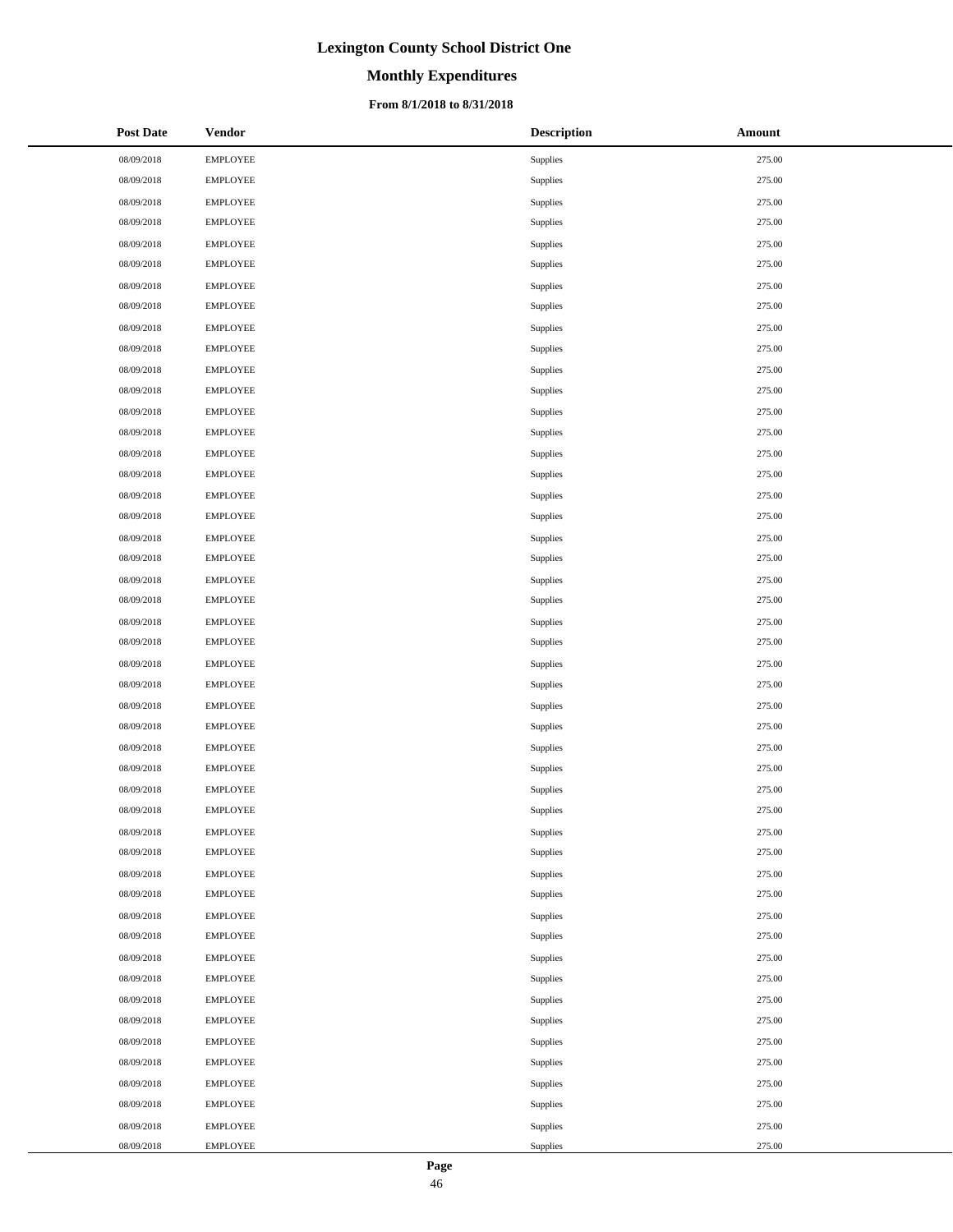| Post Date | Vendor | Description | Amount |
| --- | --- | --- | --- |
| 08/09/2018 | EMPLOYEE | Supplies | 275.00 |
| 08/09/2018 | EMPLOYEE | Supplies | 275.00 |
| 08/09/2018 | EMPLOYEE | Supplies | 275.00 |
| 08/09/2018 | EMPLOYEE | Supplies | 275.00 |
| 08/09/2018 | EMPLOYEE | Supplies | 275.00 |
| 08/09/2018 | EMPLOYEE | Supplies | 275.00 |
| 08/09/2018 | EMPLOYEE | Supplies | 275.00 |
| 08/09/2018 | EMPLOYEE | Supplies | 275.00 |
| 08/09/2018 | EMPLOYEE | Supplies | 275.00 |
| 08/09/2018 | EMPLOYEE | Supplies | 275.00 |
| 08/09/2018 | EMPLOYEE | Supplies | 275.00 |
| 08/09/2018 | EMPLOYEE | Supplies | 275.00 |
| 08/09/2018 | EMPLOYEE | Supplies | 275.00 |
| 08/09/2018 | EMPLOYEE | Supplies | 275.00 |
| 08/09/2018 | EMPLOYEE | Supplies | 275.00 |
| 08/09/2018 | EMPLOYEE | Supplies | 275.00 |
| 08/09/2018 | EMPLOYEE | Supplies | 275.00 |
| 08/09/2018 | EMPLOYEE | Supplies | 275.00 |
| 08/09/2018 | EMPLOYEE | Supplies | 275.00 |
| 08/09/2018 | EMPLOYEE | Supplies | 275.00 |
| 08/09/2018 | EMPLOYEE | Supplies | 275.00 |
| 08/09/2018 | EMPLOYEE | Supplies | 275.00 |
| 08/09/2018 | EMPLOYEE | Supplies | 275.00 |
| 08/09/2018 | EMPLOYEE | Supplies | 275.00 |
| 08/09/2018 | EMPLOYEE | Supplies | 275.00 |
| 08/09/2018 | EMPLOYEE | Supplies | 275.00 |
| 08/09/2018 | EMPLOYEE | Supplies | 275.00 |
| 08/09/2018 | EMPLOYEE | Supplies | 275.00 |
| 08/09/2018 | EMPLOYEE | Supplies | 275.00 |
| 08/09/2018 | EMPLOYEE | Supplies | 275.00 |
| 08/09/2018 | EMPLOYEE | Supplies | 275.00 |
| 08/09/2018 | EMPLOYEE | Supplies | 275.00 |
| 08/09/2018 | EMPLOYEE | Supplies | 275.00 |
| 08/09/2018 | EMPLOYEE | Supplies | 275.00 |
| 08/09/2018 | EMPLOYEE | Supplies | 275.00 |
| 08/09/2018 | EMPLOYEE | Supplies | 275.00 |
| 08/09/2018 | EMPLOYEE | Supplies | 275.00 |
| 08/09/2018 | EMPLOYEE | Supplies | 275.00 |
| 08/09/2018 | EMPLOYEE | Supplies | 275.00 |
| 08/09/2018 | EMPLOYEE | Supplies | 275.00 |
| 08/09/2018 | EMPLOYEE | Supplies | 275.00 |
| 08/09/2018 | EMPLOYEE | Supplies | 275.00 |
| 08/09/2018 | EMPLOYEE | Supplies | 275.00 |
| 08/09/2018 | EMPLOYEE | Supplies | 275.00 |
| 08/09/2018 | EMPLOYEE | Supplies | 275.00 |
| 08/09/2018 | EMPLOYEE | Supplies | 275.00 |
| 08/09/2018 | EMPLOYEE | Supplies | 275.00 |
| 08/09/2018 | EMPLOYEE | Supplies | 275.00 |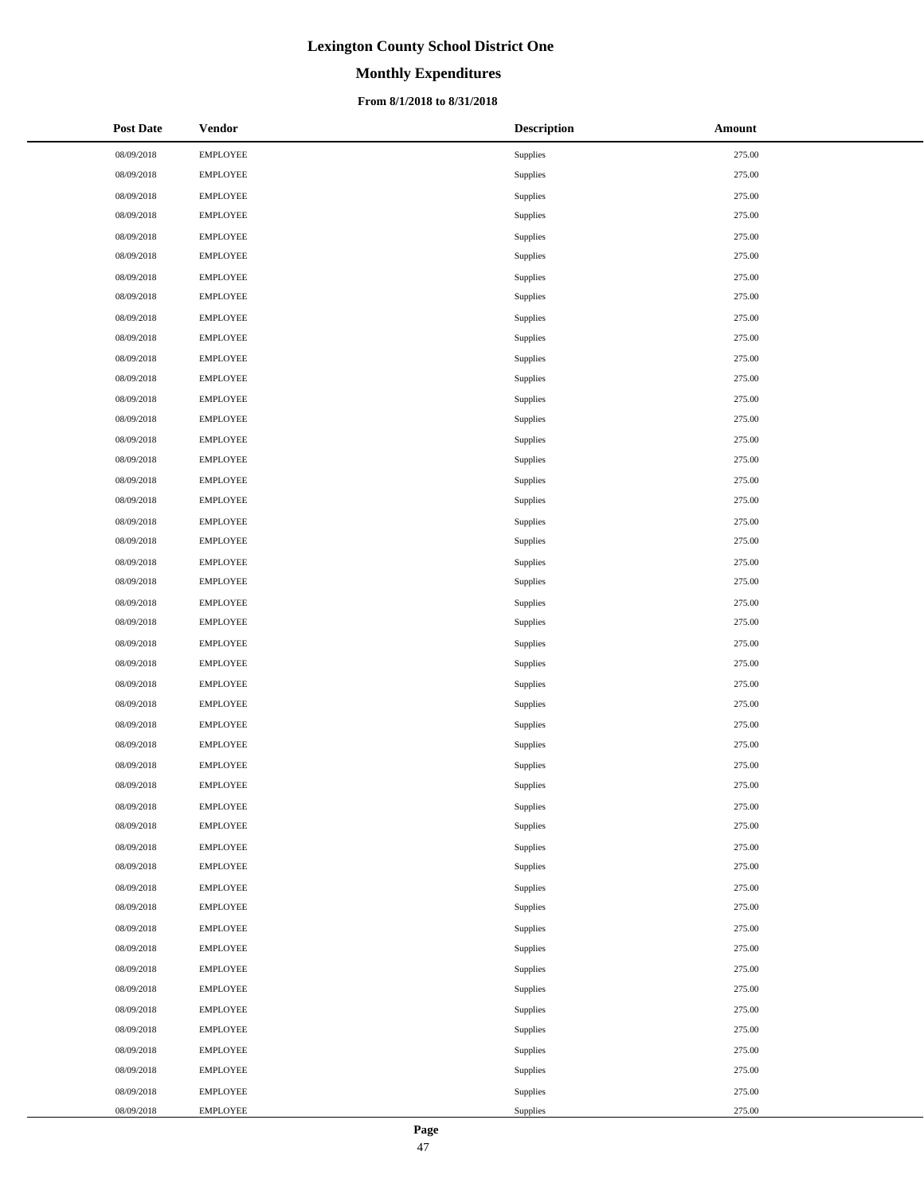# Lexington County School District One

## Monthly Expenditures

### From 8/1/2018 to 8/31/2018

| Post Date | Vendor | Description | Amount |
| --- | --- | --- | --- |
| 08/09/2018 | EMPLOYEE | Supplies | 275.00 |
| 08/09/2018 | EMPLOYEE | Supplies | 275.00 |
| 08/09/2018 | EMPLOYEE | Supplies | 275.00 |
| 08/09/2018 | EMPLOYEE | Supplies | 275.00 |
| 08/09/2018 | EMPLOYEE | Supplies | 275.00 |
| 08/09/2018 | EMPLOYEE | Supplies | 275.00 |
| 08/09/2018 | EMPLOYEE | Supplies | 275.00 |
| 08/09/2018 | EMPLOYEE | Supplies | 275.00 |
| 08/09/2018 | EMPLOYEE | Supplies | 275.00 |
| 08/09/2018 | EMPLOYEE | Supplies | 275.00 |
| 08/09/2018 | EMPLOYEE | Supplies | 275.00 |
| 08/09/2018 | EMPLOYEE | Supplies | 275.00 |
| 08/09/2018 | EMPLOYEE | Supplies | 275.00 |
| 08/09/2018 | EMPLOYEE | Supplies | 275.00 |
| 08/09/2018 | EMPLOYEE | Supplies | 275.00 |
| 08/09/2018 | EMPLOYEE | Supplies | 275.00 |
| 08/09/2018 | EMPLOYEE | Supplies | 275.00 |
| 08/09/2018 | EMPLOYEE | Supplies | 275.00 |
| 08/09/2018 | EMPLOYEE | Supplies | 275.00 |
| 08/09/2018 | EMPLOYEE | Supplies | 275.00 |
| 08/09/2018 | EMPLOYEE | Supplies | 275.00 |
| 08/09/2018 | EMPLOYEE | Supplies | 275.00 |
| 08/09/2018 | EMPLOYEE | Supplies | 275.00 |
| 08/09/2018 | EMPLOYEE | Supplies | 275.00 |
| 08/09/2018 | EMPLOYEE | Supplies | 275.00 |
| 08/09/2018 | EMPLOYEE | Supplies | 275.00 |
| 08/09/2018 | EMPLOYEE | Supplies | 275.00 |
| 08/09/2018 | EMPLOYEE | Supplies | 275.00 |
| 08/09/2018 | EMPLOYEE | Supplies | 275.00 |
| 08/09/2018 | EMPLOYEE | Supplies | 275.00 |
| 08/09/2018 | EMPLOYEE | Supplies | 275.00 |
| 08/09/2018 | EMPLOYEE | Supplies | 275.00 |
| 08/09/2018 | EMPLOYEE | Supplies | 275.00 |
| 08/09/2018 | EMPLOYEE | Supplies | 275.00 |
| 08/09/2018 | EMPLOYEE | Supplies | 275.00 |
| 08/09/2018 | EMPLOYEE | Supplies | 275.00 |
| 08/09/2018 | EMPLOYEE | Supplies | 275.00 |
| 08/09/2018 | EMPLOYEE | Supplies | 275.00 |
| 08/09/2018 | EMPLOYEE | Supplies | 275.00 |
| 08/09/2018 | EMPLOYEE | Supplies | 275.00 |
| 08/09/2018 | EMPLOYEE | Supplies | 275.00 |
| 08/09/2018 | EMPLOYEE | Supplies | 275.00 |
| 08/09/2018 | EMPLOYEE | Supplies | 275.00 |
| 08/09/2018 | EMPLOYEE | Supplies | 275.00 |
| 08/09/2018 | EMPLOYEE | Supplies | 275.00 |
| 08/09/2018 | EMPLOYEE | Supplies | 275.00 |
| 08/09/2018 | EMPLOYEE | Supplies | 275.00 |
| 08/09/2018 | EMPLOYEE | Supplies | 275.00 |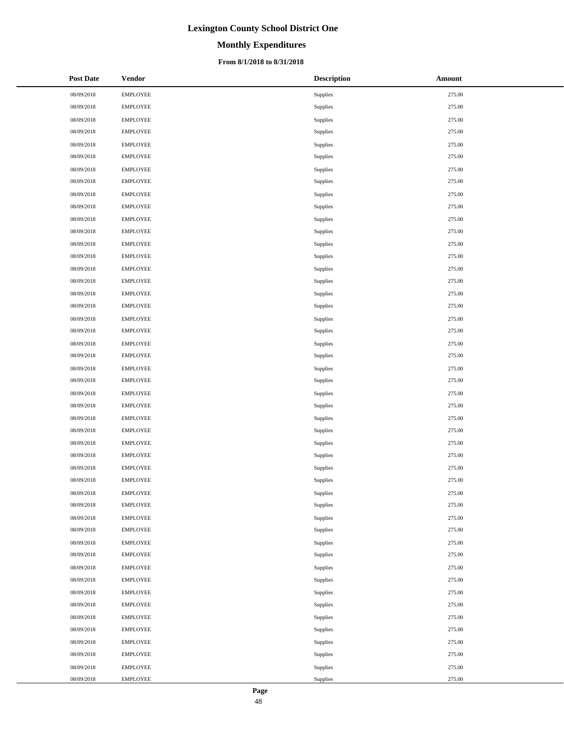# Lexington County School District One

## Monthly Expenditures

### From 8/1/2018 to 8/31/2018

| Post Date | Vendor | Description | Amount |
|---|---|---|---|
| 08/09/2018 | EMPLOYEE | Supplies | 275.00 |
| 08/09/2018 | EMPLOYEE | Supplies | 275.00 |
| 08/09/2018 | EMPLOYEE | Supplies | 275.00 |
| 08/09/2018 | EMPLOYEE | Supplies | 275.00 |
| 08/09/2018 | EMPLOYEE | Supplies | 275.00 |
| 08/09/2018 | EMPLOYEE | Supplies | 275.00 |
| 08/09/2018 | EMPLOYEE | Supplies | 275.00 |
| 08/09/2018 | EMPLOYEE | Supplies | 275.00 |
| 08/09/2018 | EMPLOYEE | Supplies | 275.00 |
| 08/09/2018 | EMPLOYEE | Supplies | 275.00 |
| 08/09/2018 | EMPLOYEE | Supplies | 275.00 |
| 08/09/2018 | EMPLOYEE | Supplies | 275.00 |
| 08/09/2018 | EMPLOYEE | Supplies | 275.00 |
| 08/09/2018 | EMPLOYEE | Supplies | 275.00 |
| 08/09/2018 | EMPLOYEE | Supplies | 275.00 |
| 08/09/2018 | EMPLOYEE | Supplies | 275.00 |
| 08/09/2018 | EMPLOYEE | Supplies | 275.00 |
| 08/09/2018 | EMPLOYEE | Supplies | 275.00 |
| 08/09/2018 | EMPLOYEE | Supplies | 275.00 |
| 08/09/2018 | EMPLOYEE | Supplies | 275.00 |
| 08/09/2018 | EMPLOYEE | Supplies | 275.00 |
| 08/09/2018 | EMPLOYEE | Supplies | 275.00 |
| 08/09/2018 | EMPLOYEE | Supplies | 275.00 |
| 08/09/2018 | EMPLOYEE | Supplies | 275.00 |
| 08/09/2018 | EMPLOYEE | Supplies | 275.00 |
| 08/09/2018 | EMPLOYEE | Supplies | 275.00 |
| 08/09/2018 | EMPLOYEE | Supplies | 275.00 |
| 08/09/2018 | EMPLOYEE | Supplies | 275.00 |
| 08/09/2018 | EMPLOYEE | Supplies | 275.00 |
| 08/09/2018 | EMPLOYEE | Supplies | 275.00 |
| 08/09/2018 | EMPLOYEE | Supplies | 275.00 |
| 08/09/2018 | EMPLOYEE | Supplies | 275.00 |
| 08/09/2018 | EMPLOYEE | Supplies | 275.00 |
| 08/09/2018 | EMPLOYEE | Supplies | 275.00 |
| 08/09/2018 | EMPLOYEE | Supplies | 275.00 |
| 08/09/2018 | EMPLOYEE | Supplies | 275.00 |
| 08/09/2018 | EMPLOYEE | Supplies | 275.00 |
| 08/09/2018 | EMPLOYEE | Supplies | 275.00 |
| 08/09/2018 | EMPLOYEE | Supplies | 275.00 |
| 08/09/2018 | EMPLOYEE | Supplies | 275.00 |
| 08/09/2018 | EMPLOYEE | Supplies | 275.00 |
| 08/09/2018 | EMPLOYEE | Supplies | 275.00 |
| 08/09/2018 | EMPLOYEE | Supplies | 275.00 |
| 08/09/2018 | EMPLOYEE | Supplies | 275.00 |
| 08/09/2018 | EMPLOYEE | Supplies | 275.00 |
| 08/09/2018 | EMPLOYEE | Supplies | 275.00 |
| 08/09/2018 | EMPLOYEE | Supplies | 275.00 |
| 08/09/2018 | EMPLOYEE | Supplies | 275.00 |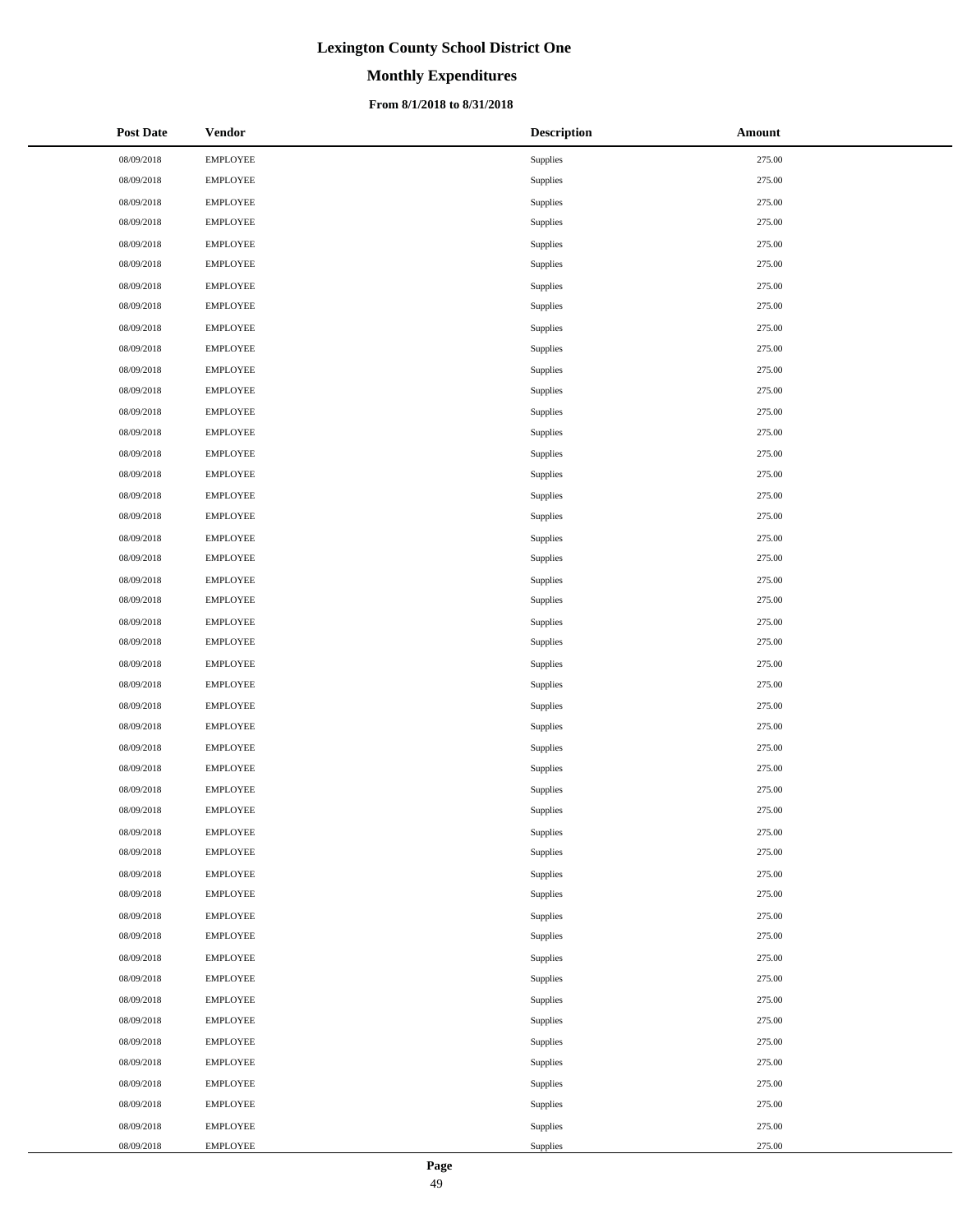# Lexington County School District One

## Monthly Expenditures

### From 8/1/2018 to 8/31/2018

| Post Date | Vendor | Description | Amount |
|---|---|---|---|
| 08/09/2018 | EMPLOYEE | Supplies | 275.00 |
| 08/09/2018 | EMPLOYEE | Supplies | 275.00 |
| 08/09/2018 | EMPLOYEE | Supplies | 275.00 |
| 08/09/2018 | EMPLOYEE | Supplies | 275.00 |
| 08/09/2018 | EMPLOYEE | Supplies | 275.00 |
| 08/09/2018 | EMPLOYEE | Supplies | 275.00 |
| 08/09/2018 | EMPLOYEE | Supplies | 275.00 |
| 08/09/2018 | EMPLOYEE | Supplies | 275.00 |
| 08/09/2018 | EMPLOYEE | Supplies | 275.00 |
| 08/09/2018 | EMPLOYEE | Supplies | 275.00 |
| 08/09/2018 | EMPLOYEE | Supplies | 275.00 |
| 08/09/2018 | EMPLOYEE | Supplies | 275.00 |
| 08/09/2018 | EMPLOYEE | Supplies | 275.00 |
| 08/09/2018 | EMPLOYEE | Supplies | 275.00 |
| 08/09/2018 | EMPLOYEE | Supplies | 275.00 |
| 08/09/2018 | EMPLOYEE | Supplies | 275.00 |
| 08/09/2018 | EMPLOYEE | Supplies | 275.00 |
| 08/09/2018 | EMPLOYEE | Supplies | 275.00 |
| 08/09/2018 | EMPLOYEE | Supplies | 275.00 |
| 08/09/2018 | EMPLOYEE | Supplies | 275.00 |
| 08/09/2018 | EMPLOYEE | Supplies | 275.00 |
| 08/09/2018 | EMPLOYEE | Supplies | 275.00 |
| 08/09/2018 | EMPLOYEE | Supplies | 275.00 |
| 08/09/2018 | EMPLOYEE | Supplies | 275.00 |
| 08/09/2018 | EMPLOYEE | Supplies | 275.00 |
| 08/09/2018 | EMPLOYEE | Supplies | 275.00 |
| 08/09/2018 | EMPLOYEE | Supplies | 275.00 |
| 08/09/2018 | EMPLOYEE | Supplies | 275.00 |
| 08/09/2018 | EMPLOYEE | Supplies | 275.00 |
| 08/09/2018 | EMPLOYEE | Supplies | 275.00 |
| 08/09/2018 | EMPLOYEE | Supplies | 275.00 |
| 08/09/2018 | EMPLOYEE | Supplies | 275.00 |
| 08/09/2018 | EMPLOYEE | Supplies | 275.00 |
| 08/09/2018 | EMPLOYEE | Supplies | 275.00 |
| 08/09/2018 | EMPLOYEE | Supplies | 275.00 |
| 08/09/2018 | EMPLOYEE | Supplies | 275.00 |
| 08/09/2018 | EMPLOYEE | Supplies | 275.00 |
| 08/09/2018 | EMPLOYEE | Supplies | 275.00 |
| 08/09/2018 | EMPLOYEE | Supplies | 275.00 |
| 08/09/2018 | EMPLOYEE | Supplies | 275.00 |
| 08/09/2018 | EMPLOYEE | Supplies | 275.00 |
| 08/09/2018 | EMPLOYEE | Supplies | 275.00 |
| 08/09/2018 | EMPLOYEE | Supplies | 275.00 |
| 08/09/2018 | EMPLOYEE | Supplies | 275.00 |
| 08/09/2018 | EMPLOYEE | Supplies | 275.00 |
| 08/09/2018 | EMPLOYEE | Supplies | 275.00 |
| 08/09/2018 | EMPLOYEE | Supplies | 275.00 |
| 08/09/2018 | EMPLOYEE | Supplies | 275.00 |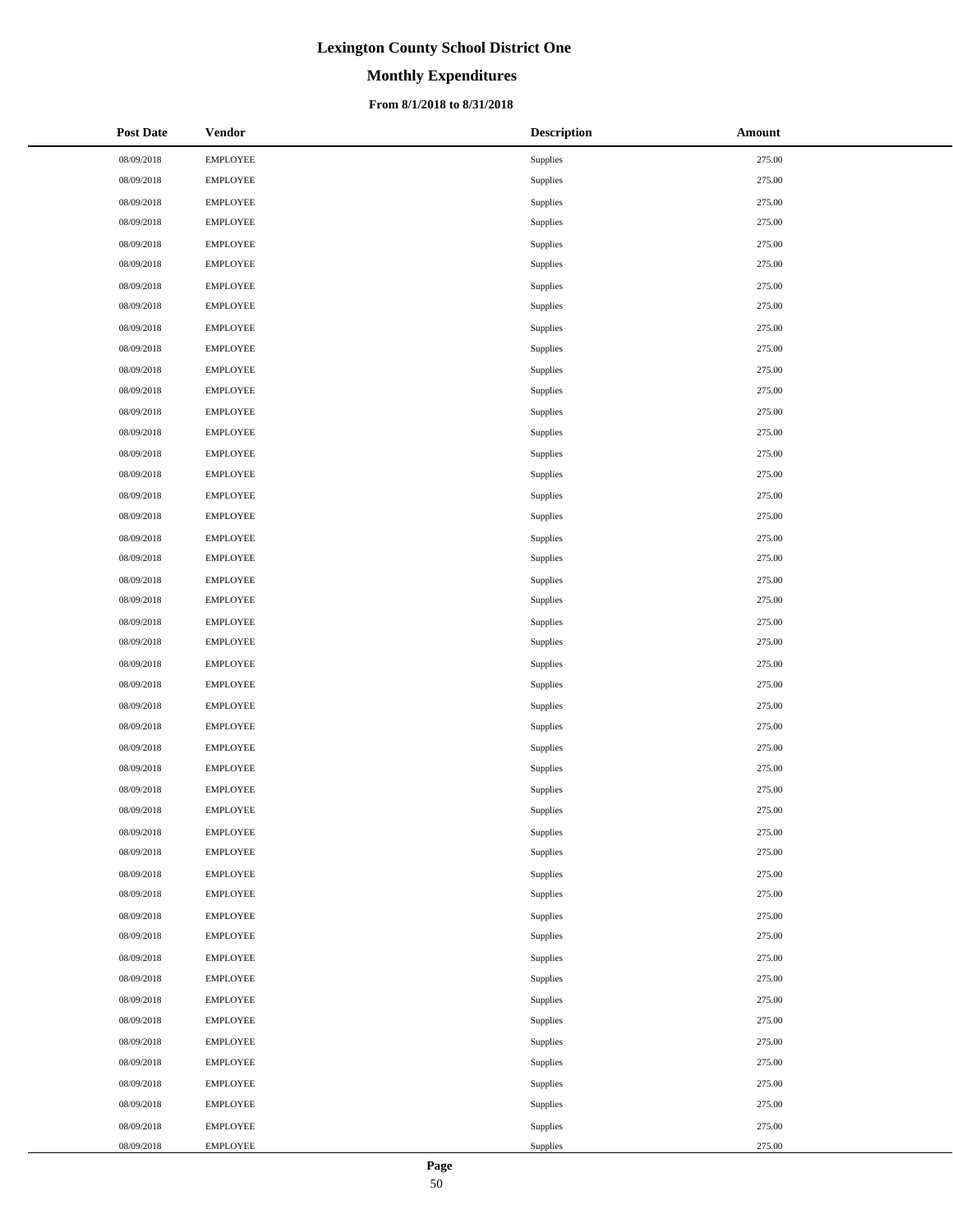# Lexington County School District One

## Monthly Expenditures

### From 8/1/2018 to 8/31/2018

| Post Date | Vendor | Description | Amount |
|---|---|---|---|
| 08/09/2018 | EMPLOYEE | Supplies | 275.00 |
| 08/09/2018 | EMPLOYEE | Supplies | 275.00 |
| 08/09/2018 | EMPLOYEE | Supplies | 275.00 |
| 08/09/2018 | EMPLOYEE | Supplies | 275.00 |
| 08/09/2018 | EMPLOYEE | Supplies | 275.00 |
| 08/09/2018 | EMPLOYEE | Supplies | 275.00 |
| 08/09/2018 | EMPLOYEE | Supplies | 275.00 |
| 08/09/2018 | EMPLOYEE | Supplies | 275.00 |
| 08/09/2018 | EMPLOYEE | Supplies | 275.00 |
| 08/09/2018 | EMPLOYEE | Supplies | 275.00 |
| 08/09/2018 | EMPLOYEE | Supplies | 275.00 |
| 08/09/2018 | EMPLOYEE | Supplies | 275.00 |
| 08/09/2018 | EMPLOYEE | Supplies | 275.00 |
| 08/09/2018 | EMPLOYEE | Supplies | 275.00 |
| 08/09/2018 | EMPLOYEE | Supplies | 275.00 |
| 08/09/2018 | EMPLOYEE | Supplies | 275.00 |
| 08/09/2018 | EMPLOYEE | Supplies | 275.00 |
| 08/09/2018 | EMPLOYEE | Supplies | 275.00 |
| 08/09/2018 | EMPLOYEE | Supplies | 275.00 |
| 08/09/2018 | EMPLOYEE | Supplies | 275.00 |
| 08/09/2018 | EMPLOYEE | Supplies | 275.00 |
| 08/09/2018 | EMPLOYEE | Supplies | 275.00 |
| 08/09/2018 | EMPLOYEE | Supplies | 275.00 |
| 08/09/2018 | EMPLOYEE | Supplies | 275.00 |
| 08/09/2018 | EMPLOYEE | Supplies | 275.00 |
| 08/09/2018 | EMPLOYEE | Supplies | 275.00 |
| 08/09/2018 | EMPLOYEE | Supplies | 275.00 |
| 08/09/2018 | EMPLOYEE | Supplies | 275.00 |
| 08/09/2018 | EMPLOYEE | Supplies | 275.00 |
| 08/09/2018 | EMPLOYEE | Supplies | 275.00 |
| 08/09/2018 | EMPLOYEE | Supplies | 275.00 |
| 08/09/2018 | EMPLOYEE | Supplies | 275.00 |
| 08/09/2018 | EMPLOYEE | Supplies | 275.00 |
| 08/09/2018 | EMPLOYEE | Supplies | 275.00 |
| 08/09/2018 | EMPLOYEE | Supplies | 275.00 |
| 08/09/2018 | EMPLOYEE | Supplies | 275.00 |
| 08/09/2018 | EMPLOYEE | Supplies | 275.00 |
| 08/09/2018 | EMPLOYEE | Supplies | 275.00 |
| 08/09/2018 | EMPLOYEE | Supplies | 275.00 |
| 08/09/2018 | EMPLOYEE | Supplies | 275.00 |
| 08/09/2018 | EMPLOYEE | Supplies | 275.00 |
| 08/09/2018 | EMPLOYEE | Supplies | 275.00 |
| 08/09/2018 | EMPLOYEE | Supplies | 275.00 |
| 08/09/2018 | EMPLOYEE | Supplies | 275.00 |
| 08/09/2018 | EMPLOYEE | Supplies | 275.00 |
| 08/09/2018 | EMPLOYEE | Supplies | 275.00 |
| 08/09/2018 | EMPLOYEE | Supplies | 275.00 |
| 08/09/2018 | EMPLOYEE | Supplies | 275.00 |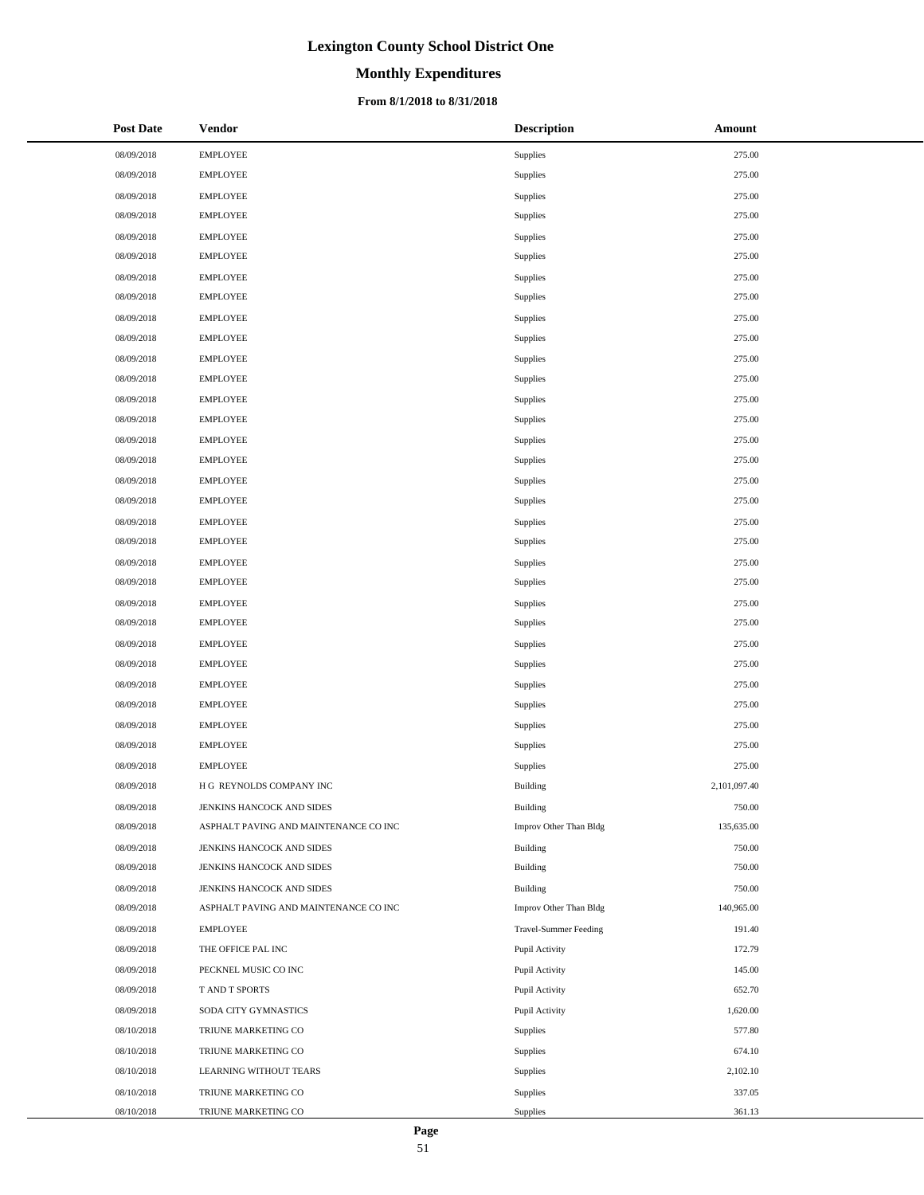# Lexington County School District One

## Monthly Expenditures

### From 8/1/2018 to 8/31/2018

| Post Date | Vendor | Description | Amount |
|---|---|---|---|
| 08/09/2018 | EMPLOYEE | Supplies | 275.00 |
| 08/09/2018 | EMPLOYEE | Supplies | 275.00 |
| 08/09/2018 | EMPLOYEE | Supplies | 275.00 |
| 08/09/2018 | EMPLOYEE | Supplies | 275.00 |
| 08/09/2018 | EMPLOYEE | Supplies | 275.00 |
| 08/09/2018 | EMPLOYEE | Supplies | 275.00 |
| 08/09/2018 | EMPLOYEE | Supplies | 275.00 |
| 08/09/2018 | EMPLOYEE | Supplies | 275.00 |
| 08/09/2018 | EMPLOYEE | Supplies | 275.00 |
| 08/09/2018 | EMPLOYEE | Supplies | 275.00 |
| 08/09/2018 | EMPLOYEE | Supplies | 275.00 |
| 08/09/2018 | EMPLOYEE | Supplies | 275.00 |
| 08/09/2018 | EMPLOYEE | Supplies | 275.00 |
| 08/09/2018 | EMPLOYEE | Supplies | 275.00 |
| 08/09/2018 | EMPLOYEE | Supplies | 275.00 |
| 08/09/2018 | EMPLOYEE | Supplies | 275.00 |
| 08/09/2018 | EMPLOYEE | Supplies | 275.00 |
| 08/09/2018 | EMPLOYEE | Supplies | 275.00 |
| 08/09/2018 | EMPLOYEE | Supplies | 275.00 |
| 08/09/2018 | EMPLOYEE | Supplies | 275.00 |
| 08/09/2018 | EMPLOYEE | Supplies | 275.00 |
| 08/09/2018 | EMPLOYEE | Supplies | 275.00 |
| 08/09/2018 | EMPLOYEE | Supplies | 275.00 |
| 08/09/2018 | EMPLOYEE | Supplies | 275.00 |
| 08/09/2018 | EMPLOYEE | Supplies | 275.00 |
| 08/09/2018 | EMPLOYEE | Supplies | 275.00 |
| 08/09/2018 | EMPLOYEE | Supplies | 275.00 |
| 08/09/2018 | EMPLOYEE | Supplies | 275.00 |
| 08/09/2018 | EMPLOYEE | Supplies | 275.00 |
| 08/09/2018 | EMPLOYEE | Supplies | 275.00 |
| 08/09/2018 | EMPLOYEE | Supplies | 275.00 |
| 08/09/2018 | H G REYNOLDS COMPANY INC | Building | 2,101,097.40 |
| 08/09/2018 | JENKINS HANCOCK AND SIDES | Building | 750.00 |
| 08/09/2018 | ASPHALT PAVING AND MAINTENANCE CO INC | Improv Other Than Bldg | 135,635.00 |
| 08/09/2018 | JENKINS HANCOCK AND SIDES | Building | 750.00 |
| 08/09/2018 | JENKINS HANCOCK AND SIDES | Building | 750.00 |
| 08/09/2018 | JENKINS HANCOCK AND SIDES | Building | 750.00 |
| 08/09/2018 | ASPHALT PAVING AND MAINTENANCE CO INC | Improv Other Than Bldg | 140,965.00 |
| 08/09/2018 | EMPLOYEE | Travel-Summer Feeding | 191.40 |
| 08/09/2018 | THE OFFICE PAL INC | Pupil Activity | 172.79 |
| 08/09/2018 | PECKNEL MUSIC CO INC | Pupil Activity | 145.00 |
| 08/09/2018 | T AND T SPORTS | Pupil Activity | 652.70 |
| 08/09/2018 | SODA CITY GYMNASTICS | Pupil Activity | 1,620.00 |
| 08/10/2018 | TRIUNE MARKETING CO | Supplies | 577.80 |
| 08/10/2018 | TRIUNE MARKETING CO | Supplies | 674.10 |
| 08/10/2018 | LEARNING WITHOUT TEARS | Supplies | 2,102.10 |
| 08/10/2018 | TRIUNE MARKETING CO | Supplies | 337.05 |
| 08/10/2018 | TRIUNE MARKETING CO | Supplies | 361.13 |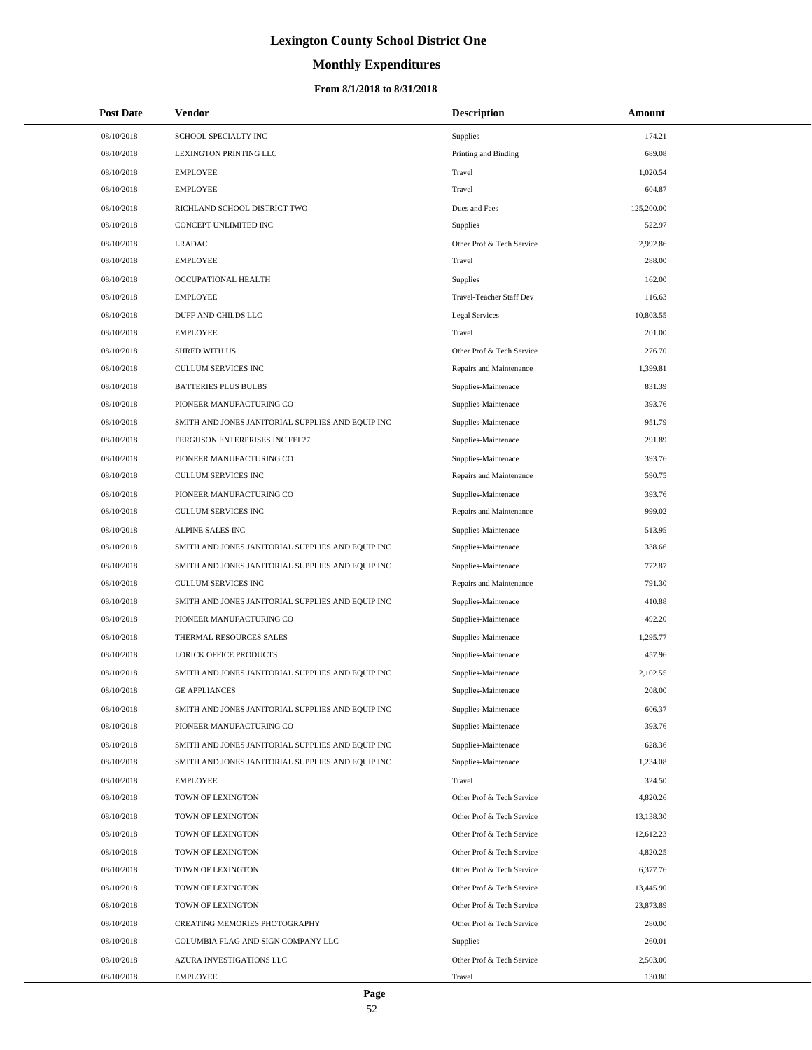# Lexington County School District One

## Monthly Expenditures

### From 8/1/2018 to 8/31/2018

| Post Date | Vendor | Description | Amount |
|---|---|---|---|
| 08/10/2018 | SCHOOL SPECIALTY INC | Supplies | 174.21 |
| 08/10/2018 | LEXINGTON PRINTING LLC | Printing and Binding | 689.08 |
| 08/10/2018 | EMPLOYEE | Travel | 1,020.54 |
| 08/10/2018 | EMPLOYEE | Travel | 604.87 |
| 08/10/2018 | RICHLAND SCHOOL DISTRICT TWO | Dues and Fees | 125,200.00 |
| 08/10/2018 | CONCEPT UNLIMITED INC | Supplies | 522.97 |
| 08/10/2018 | LRADAC | Other Prof & Tech Service | 2,992.86 |
| 08/10/2018 | EMPLOYEE | Travel | 288.00 |
| 08/10/2018 | OCCUPATIONAL HEALTH | Supplies | 162.00 |
| 08/10/2018 | EMPLOYEE | Travel-Teacher Staff Dev | 116.63 |
| 08/10/2018 | DUFF AND CHILDS LLC | Legal Services | 10,803.55 |
| 08/10/2018 | EMPLOYEE | Travel | 201.00 |
| 08/10/2018 | SHRED WITH US | Other Prof & Tech Service | 276.70 |
| 08/10/2018 | CULLUM SERVICES INC | Repairs and Maintenance | 1,399.81 |
| 08/10/2018 | BATTERIES PLUS BULBS | Supplies-Maintenace | 831.39 |
| 08/10/2018 | PIONEER MANUFACTURING CO | Supplies-Maintenace | 393.76 |
| 08/10/2018 | SMITH AND JONES JANITORIAL SUPPLIES AND EQUIP INC | Supplies-Maintenace | 951.79 |
| 08/10/2018 | FERGUSON ENTERPRISES INC FEI 27 | Supplies-Maintenace | 291.89 |
| 08/10/2018 | PIONEER MANUFACTURING CO | Supplies-Maintenace | 393.76 |
| 08/10/2018 | CULLUM SERVICES INC | Repairs and Maintenance | 590.75 |
| 08/10/2018 | PIONEER MANUFACTURING CO | Supplies-Maintenace | 393.76 |
| 08/10/2018 | CULLUM SERVICES INC | Repairs and Maintenance | 999.02 |
| 08/10/2018 | ALPINE SALES INC | Supplies-Maintenace | 513.95 |
| 08/10/2018 | SMITH AND JONES JANITORIAL SUPPLIES AND EQUIP INC | Supplies-Maintenace | 338.66 |
| 08/10/2018 | SMITH AND JONES JANITORIAL SUPPLIES AND EQUIP INC | Supplies-Maintenace | 772.87 |
| 08/10/2018 | CULLUM SERVICES INC | Repairs and Maintenance | 791.30 |
| 08/10/2018 | SMITH AND JONES JANITORIAL SUPPLIES AND EQUIP INC | Supplies-Maintenace | 410.88 |
| 08/10/2018 | PIONEER MANUFACTURING CO | Supplies-Maintenace | 492.20 |
| 08/10/2018 | THERMAL RESOURCES SALES | Supplies-Maintenace | 1,295.77 |
| 08/10/2018 | LORICK OFFICE PRODUCTS | Supplies-Maintenace | 457.96 |
| 08/10/2018 | SMITH AND JONES JANITORIAL SUPPLIES AND EQUIP INC | Supplies-Maintenace | 2,102.55 |
| 08/10/2018 | GE APPLIANCES | Supplies-Maintenace | 208.00 |
| 08/10/2018 | SMITH AND JONES JANITORIAL SUPPLIES AND EQUIP INC | Supplies-Maintenace | 606.37 |
| 08/10/2018 | PIONEER MANUFACTURING CO | Supplies-Maintenace | 393.76 |
| 08/10/2018 | SMITH AND JONES JANITORIAL SUPPLIES AND EQUIP INC | Supplies-Maintenace | 628.36 |
| 08/10/2018 | SMITH AND JONES JANITORIAL SUPPLIES AND EQUIP INC | Supplies-Maintenace | 1,234.08 |
| 08/10/2018 | EMPLOYEE | Travel | 324.50 |
| 08/10/2018 | TOWN OF LEXINGTON | Other Prof & Tech Service | 4,820.26 |
| 08/10/2018 | TOWN OF LEXINGTON | Other Prof & Tech Service | 13,138.30 |
| 08/10/2018 | TOWN OF LEXINGTON | Other Prof & Tech Service | 12,612.23 |
| 08/10/2018 | TOWN OF LEXINGTON | Other Prof & Tech Service | 4,820.25 |
| 08/10/2018 | TOWN OF LEXINGTON | Other Prof & Tech Service | 6,377.76 |
| 08/10/2018 | TOWN OF LEXINGTON | Other Prof & Tech Service | 13,445.90 |
| 08/10/2018 | TOWN OF LEXINGTON | Other Prof & Tech Service | 23,873.89 |
| 08/10/2018 | CREATING MEMORIES PHOTOGRAPHY | Other Prof & Tech Service | 280.00 |
| 08/10/2018 | COLUMBIA FLAG AND SIGN COMPANY LLC | Supplies | 260.01 |
| 08/10/2018 | AZURA INVESTIGATIONS LLC | Other Prof & Tech Service | 2,503.00 |
| 08/10/2018 | EMPLOYEE | Travel | 130.80 |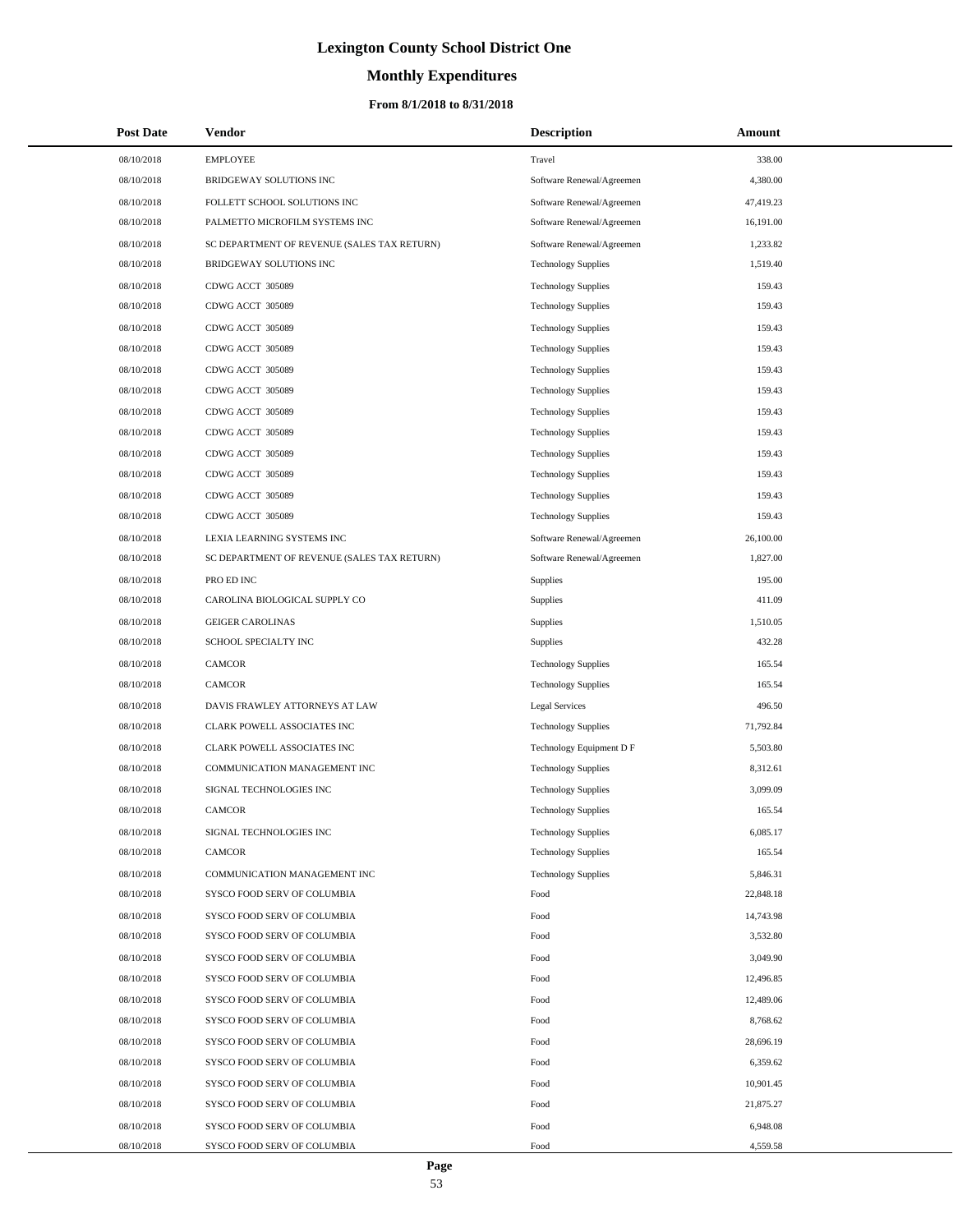# Lexington County School District One

## Monthly Expenditures

### From 8/1/2018 to 8/31/2018

| Post Date | Vendor | Description | Amount |
|---|---|---|---|
| 08/10/2018 | EMPLOYEE | Travel | 338.00 |
| 08/10/2018 | BRIDGEWAY SOLUTIONS INC | Software Renewal/Agreemen | 4,380.00 |
| 08/10/2018 | FOLLETT SCHOOL SOLUTIONS INC | Software Renewal/Agreemen | 47,419.23 |
| 08/10/2018 | PALMETTO MICROFILM SYSTEMS INC | Software Renewal/Agreemen | 16,191.00 |
| 08/10/2018 | SC DEPARTMENT OF REVENUE (SALES TAX RETURN) | Software Renewal/Agreemen | 1,233.82 |
| 08/10/2018 | BRIDGEWAY SOLUTIONS INC | Technology Supplies | 1,519.40 |
| 08/10/2018 | CDWG ACCT 305089 | Technology Supplies | 159.43 |
| 08/10/2018 | CDWG ACCT 305089 | Technology Supplies | 159.43 |
| 08/10/2018 | CDWG ACCT 305089 | Technology Supplies | 159.43 |
| 08/10/2018 | CDWG ACCT 305089 | Technology Supplies | 159.43 |
| 08/10/2018 | CDWG ACCT 305089 | Technology Supplies | 159.43 |
| 08/10/2018 | CDWG ACCT 305089 | Technology Supplies | 159.43 |
| 08/10/2018 | CDWG ACCT 305089 | Technology Supplies | 159.43 |
| 08/10/2018 | CDWG ACCT 305089 | Technology Supplies | 159.43 |
| 08/10/2018 | CDWG ACCT 305089 | Technology Supplies | 159.43 |
| 08/10/2018 | CDWG ACCT 305089 | Technology Supplies | 159.43 |
| 08/10/2018 | CDWG ACCT 305089 | Technology Supplies | 159.43 |
| 08/10/2018 | CDWG ACCT 305089 | Technology Supplies | 159.43 |
| 08/10/2018 | LEXIA LEARNING SYSTEMS INC | Software Renewal/Agreemen | 26,100.00 |
| 08/10/2018 | SC DEPARTMENT OF REVENUE (SALES TAX RETURN) | Software Renewal/Agreemen | 1,827.00 |
| 08/10/2018 | PRO ED INC | Supplies | 195.00 |
| 08/10/2018 | CAROLINA BIOLOGICAL SUPPLY CO | Supplies | 411.09 |
| 08/10/2018 | GEIGER CAROLINAS | Supplies | 1,510.05 |
| 08/10/2018 | SCHOOL SPECIALTY INC | Supplies | 432.28 |
| 08/10/2018 | CAMCOR | Technology Supplies | 165.54 |
| 08/10/2018 | CAMCOR | Technology Supplies | 165.54 |
| 08/10/2018 | DAVIS FRAWLEY ATTORNEYS AT LAW | Legal Services | 496.50 |
| 08/10/2018 | CLARK POWELL ASSOCIATES INC | Technology Supplies | 71,792.84 |
| 08/10/2018 | CLARK POWELL ASSOCIATES INC | Technology Equipment D F | 5,503.80 |
| 08/10/2018 | COMMUNICATION MANAGEMENT INC | Technology Supplies | 8,312.61 |
| 08/10/2018 | SIGNAL TECHNOLOGIES INC | Technology Supplies | 3,099.09 |
| 08/10/2018 | CAMCOR | Technology Supplies | 165.54 |
| 08/10/2018 | SIGNAL TECHNOLOGIES INC | Technology Supplies | 6,085.17 |
| 08/10/2018 | CAMCOR | Technology Supplies | 165.54 |
| 08/10/2018 | COMMUNICATION MANAGEMENT INC | Technology Supplies | 5,846.31 |
| 08/10/2018 | SYSCO FOOD SERV OF COLUMBIA | Food | 22,848.18 |
| 08/10/2018 | SYSCO FOOD SERV OF COLUMBIA | Food | 14,743.98 |
| 08/10/2018 | SYSCO FOOD SERV OF COLUMBIA | Food | 3,532.80 |
| 08/10/2018 | SYSCO FOOD SERV OF COLUMBIA | Food | 3,049.90 |
| 08/10/2018 | SYSCO FOOD SERV OF COLUMBIA | Food | 12,496.85 |
| 08/10/2018 | SYSCO FOOD SERV OF COLUMBIA | Food | 12,489.06 |
| 08/10/2018 | SYSCO FOOD SERV OF COLUMBIA | Food | 8,768.62 |
| 08/10/2018 | SYSCO FOOD SERV OF COLUMBIA | Food | 28,696.19 |
| 08/10/2018 | SYSCO FOOD SERV OF COLUMBIA | Food | 6,359.62 |
| 08/10/2018 | SYSCO FOOD SERV OF COLUMBIA | Food | 10,901.45 |
| 08/10/2018 | SYSCO FOOD SERV OF COLUMBIA | Food | 21,875.27 |
| 08/10/2018 | SYSCO FOOD SERV OF COLUMBIA | Food | 6,948.08 |
| 08/10/2018 | SYSCO FOOD SERV OF COLUMBIA | Food | 4,559.58 |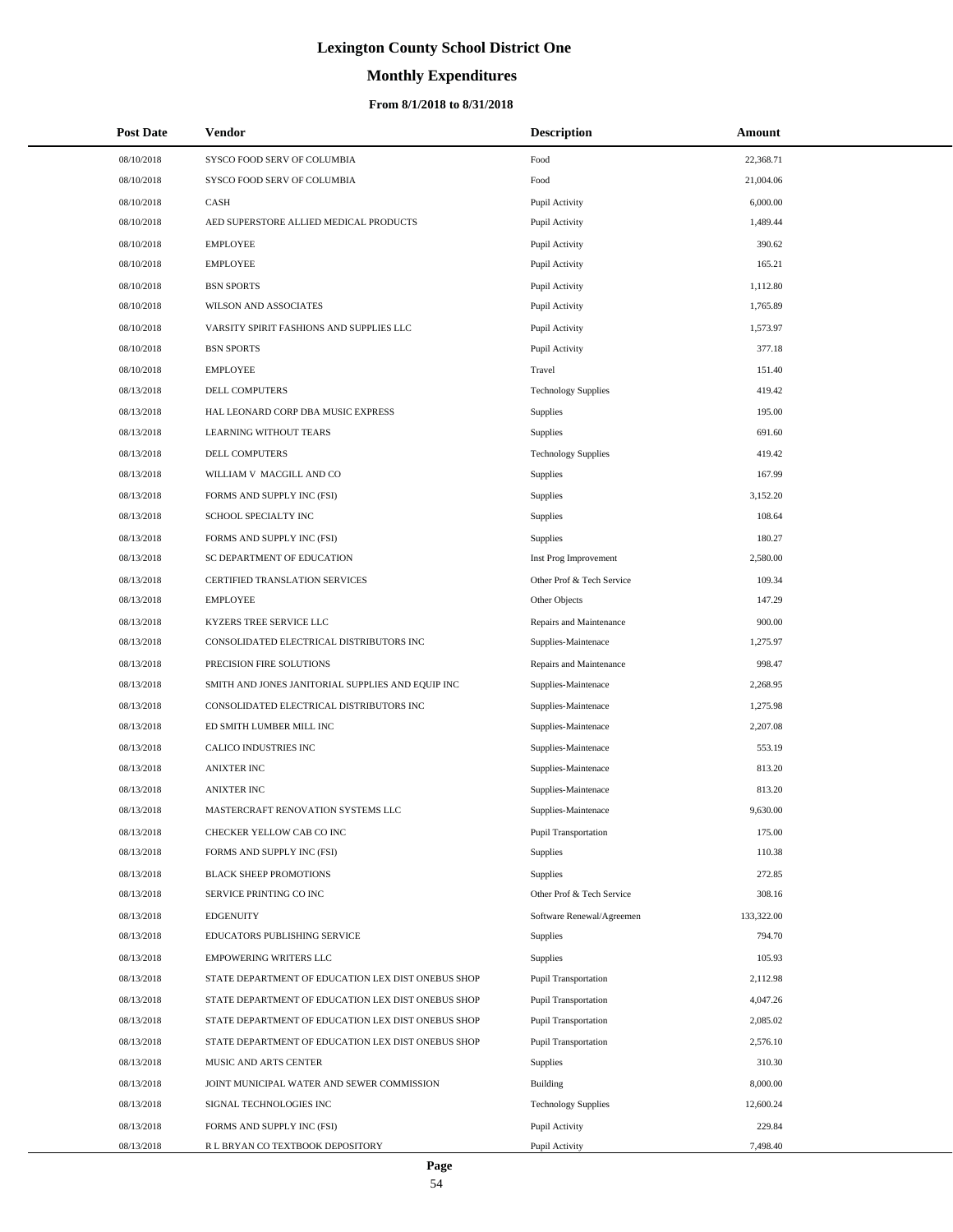# Lexington County School District One

## Monthly Expenditures

### From 8/1/2018 to 8/31/2018

| Post Date | Vendor | Description | Amount |
|---|---|---|---|
| 08/10/2018 | SYSCO FOOD SERV OF COLUMBIA | Food | 22,368.71 |
| 08/10/2018 | SYSCO FOOD SERV OF COLUMBIA | Food | 21,004.06 |
| 08/10/2018 | CASH | Pupil Activity | 6,000.00 |
| 08/10/2018 | AED SUPERSTORE ALLIED MEDICAL PRODUCTS | Pupil Activity | 1,489.44 |
| 08/10/2018 | EMPLOYEE | Pupil Activity | 390.62 |
| 08/10/2018 | EMPLOYEE | Pupil Activity | 165.21 |
| 08/10/2018 | BSN SPORTS | Pupil Activity | 1,112.80 |
| 08/10/2018 | WILSON AND ASSOCIATES | Pupil Activity | 1,765.89 |
| 08/10/2018 | VARSITY SPIRIT FASHIONS AND SUPPLIES LLC | Pupil Activity | 1,573.97 |
| 08/10/2018 | BSN SPORTS | Pupil Activity | 377.18 |
| 08/10/2018 | EMPLOYEE | Travel | 151.40 |
| 08/13/2018 | DELL COMPUTERS | Technology Supplies | 419.42 |
| 08/13/2018 | HAL LEONARD CORP DBA MUSIC EXPRESS | Supplies | 195.00 |
| 08/13/2018 | LEARNING WITHOUT TEARS | Supplies | 691.60 |
| 08/13/2018 | DELL COMPUTERS | Technology Supplies | 419.42 |
| 08/13/2018 | WILLIAM V MACGILL AND CO | Supplies | 167.99 |
| 08/13/2018 | FORMS AND SUPPLY INC (FSI) | Supplies | 3,152.20 |
| 08/13/2018 | SCHOOL SPECIALTY INC | Supplies | 108.64 |
| 08/13/2018 | FORMS AND SUPPLY INC (FSI) | Supplies | 180.27 |
| 08/13/2018 | SC DEPARTMENT OF EDUCATION | Inst Prog Improvement | 2,580.00 |
| 08/13/2018 | CERTIFIED TRANSLATION SERVICES | Other Prof & Tech Service | 109.34 |
| 08/13/2018 | EMPLOYEE | Other Objects | 147.29 |
| 08/13/2018 | KYZERS TREE SERVICE LLC | Repairs and Maintenance | 900.00 |
| 08/13/2018 | CONSOLIDATED ELECTRICAL DISTRIBUTORS INC | Supplies-Maintenace | 1,275.97 |
| 08/13/2018 | PRECISION FIRE SOLUTIONS | Repairs and Maintenance | 998.47 |
| 08/13/2018 | SMITH AND JONES JANITORIAL SUPPLIES AND EQUIP INC | Supplies-Maintenace | 2,268.95 |
| 08/13/2018 | CONSOLIDATED ELECTRICAL DISTRIBUTORS INC | Supplies-Maintenace | 1,275.98 |
| 08/13/2018 | ED SMITH LUMBER MILL INC | Supplies-Maintenace | 2,207.08 |
| 08/13/2018 | CALICO INDUSTRIES INC | Supplies-Maintenace | 553.19 |
| 08/13/2018 | ANIXTER INC | Supplies-Maintenace | 813.20 |
| 08/13/2018 | ANIXTER INC | Supplies-Maintenace | 813.20 |
| 08/13/2018 | MASTERCRAFT RENOVATION SYSTEMS LLC | Supplies-Maintenace | 9,630.00 |
| 08/13/2018 | CHECKER YELLOW CAB CO INC | Pupil Transportation | 175.00 |
| 08/13/2018 | FORMS AND SUPPLY INC (FSI) | Supplies | 110.38 |
| 08/13/2018 | BLACK SHEEP PROMOTIONS | Supplies | 272.85 |
| 08/13/2018 | SERVICE PRINTING CO INC | Other Prof & Tech Service | 308.16 |
| 08/13/2018 | EDGENUITY | Software Renewal/Agreemen | 133,322.00 |
| 08/13/2018 | EDUCATORS PUBLISHING SERVICE | Supplies | 794.70 |
| 08/13/2018 | EMPOWERING WRITERS LLC | Supplies | 105.93 |
| 08/13/2018 | STATE DEPARTMENT OF EDUCATION LEX DIST ONEBUS SHOP | Pupil Transportation | 2,112.98 |
| 08/13/2018 | STATE DEPARTMENT OF EDUCATION LEX DIST ONEBUS SHOP | Pupil Transportation | 4,047.26 |
| 08/13/2018 | STATE DEPARTMENT OF EDUCATION LEX DIST ONEBUS SHOP | Pupil Transportation | 2,085.02 |
| 08/13/2018 | STATE DEPARTMENT OF EDUCATION LEX DIST ONEBUS SHOP | Pupil Transportation | 2,576.10 |
| 08/13/2018 | MUSIC AND ARTS CENTER | Supplies | 310.30 |
| 08/13/2018 | JOINT MUNICIPAL WATER AND SEWER COMMISSION | Building | 8,000.00 |
| 08/13/2018 | SIGNAL TECHNOLOGIES INC | Technology Supplies | 12,600.24 |
| 08/13/2018 | FORMS AND SUPPLY INC (FSI) | Pupil Activity | 229.84 |
| 08/13/2018 | R L BRYAN CO TEXTBOOK DEPOSITORY | Pupil Activity | 7,498.40 |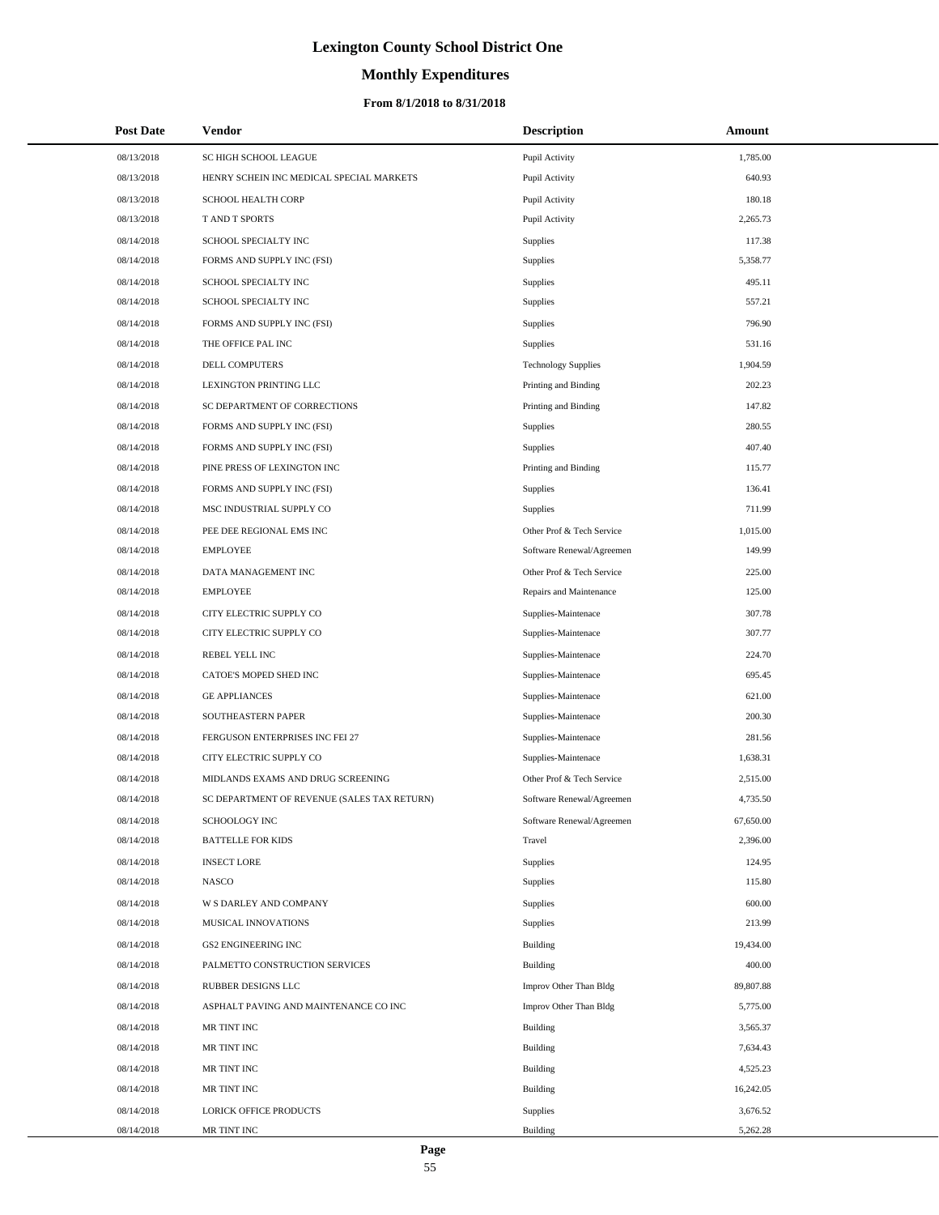# Lexington County School District One

## Monthly Expenditures

### From 8/1/2018 to 8/31/2018

| Post Date | Vendor | Description | Amount |
|---|---|---|---|
| 08/13/2018 | SC HIGH SCHOOL LEAGUE | Pupil Activity | 1,785.00 |
| 08/13/2018 | HENRY SCHEIN INC MEDICAL SPECIAL MARKETS | Pupil Activity | 640.93 |
| 08/13/2018 | SCHOOL HEALTH CORP | Pupil Activity | 180.18 |
| 08/13/2018 | T AND T SPORTS | Pupil Activity | 2,265.73 |
| 08/14/2018 | SCHOOL SPECIALTY INC | Supplies | 117.38 |
| 08/14/2018 | FORMS AND SUPPLY INC (FSI) | Supplies | 5,358.77 |
| 08/14/2018 | SCHOOL SPECIALTY INC | Supplies | 495.11 |
| 08/14/2018 | SCHOOL SPECIALTY INC | Supplies | 557.21 |
| 08/14/2018 | FORMS AND SUPPLY INC (FSI) | Supplies | 796.90 |
| 08/14/2018 | THE OFFICE PAL INC | Supplies | 531.16 |
| 08/14/2018 | DELL COMPUTERS | Technology Supplies | 1,904.59 |
| 08/14/2018 | LEXINGTON PRINTING LLC | Printing and Binding | 202.23 |
| 08/14/2018 | SC DEPARTMENT OF CORRECTIONS | Printing and Binding | 147.82 |
| 08/14/2018 | FORMS AND SUPPLY INC (FSI) | Supplies | 280.55 |
| 08/14/2018 | FORMS AND SUPPLY INC (FSI) | Supplies | 407.40 |
| 08/14/2018 | PINE PRESS OF LEXINGTON INC | Printing and Binding | 115.77 |
| 08/14/2018 | FORMS AND SUPPLY INC (FSI) | Supplies | 136.41 |
| 08/14/2018 | MSC INDUSTRIAL SUPPLY CO | Supplies | 711.99 |
| 08/14/2018 | PEE DEE REGIONAL EMS INC | Other Prof & Tech Service | 1,015.00 |
| 08/14/2018 | EMPLOYEE | Software Renewal/Agreemen | 149.99 |
| 08/14/2018 | DATA MANAGEMENT INC | Other Prof & Tech Service | 225.00 |
| 08/14/2018 | EMPLOYEE | Repairs and Maintenance | 125.00 |
| 08/14/2018 | CITY ELECTRIC SUPPLY CO | Supplies-Maintenace | 307.78 |
| 08/14/2018 | CITY ELECTRIC SUPPLY CO | Supplies-Maintenace | 307.77 |
| 08/14/2018 | REBEL YELL INC | Supplies-Maintenace | 224.70 |
| 08/14/2018 | CATOE'S MOPED SHED INC | Supplies-Maintenace | 695.45 |
| 08/14/2018 | GE APPLIANCES | Supplies-Maintenace | 621.00 |
| 08/14/2018 | SOUTHEASTERN PAPER | Supplies-Maintenace | 200.30 |
| 08/14/2018 | FERGUSON ENTERPRISES INC FEI 27 | Supplies-Maintenace | 281.56 |
| 08/14/2018 | CITY ELECTRIC SUPPLY CO | Supplies-Maintenace | 1,638.31 |
| 08/14/2018 | MIDLANDS EXAMS AND DRUG SCREENING | Other Prof & Tech Service | 2,515.00 |
| 08/14/2018 | SC DEPARTMENT OF REVENUE (SALES TAX RETURN) | Software Renewal/Agreemen | 4,735.50 |
| 08/14/2018 | SCHOOLOGY INC | Software Renewal/Agreemen | 67,650.00 |
| 08/14/2018 | BATTELLE FOR KIDS | Travel | 2,396.00 |
| 08/14/2018 | INSECT LORE | Supplies | 124.95 |
| 08/14/2018 | NASCO | Supplies | 115.80 |
| 08/14/2018 | W S DARLEY AND COMPANY | Supplies | 600.00 |
| 08/14/2018 | MUSICAL INNOVATIONS | Supplies | 213.99 |
| 08/14/2018 | GS2 ENGINEERING INC | Building | 19,434.00 |
| 08/14/2018 | PALMETTO CONSTRUCTION SERVICES | Building | 400.00 |
| 08/14/2018 | RUBBER DESIGNS LLC | Improv Other Than Bldg | 89,807.88 |
| 08/14/2018 | ASPHALT PAVING AND MAINTENANCE CO INC | Improv Other Than Bldg | 5,775.00 |
| 08/14/2018 | MR TINT INC | Building | 3,565.37 |
| 08/14/2018 | MR TINT INC | Building | 7,634.43 |
| 08/14/2018 | MR TINT INC | Building | 4,525.23 |
| 08/14/2018 | MR TINT INC | Building | 16,242.05 |
| 08/14/2018 | LORICK OFFICE PRODUCTS | Supplies | 3,676.52 |
| 08/14/2018 | MR TINT INC | Building | 5,262.28 |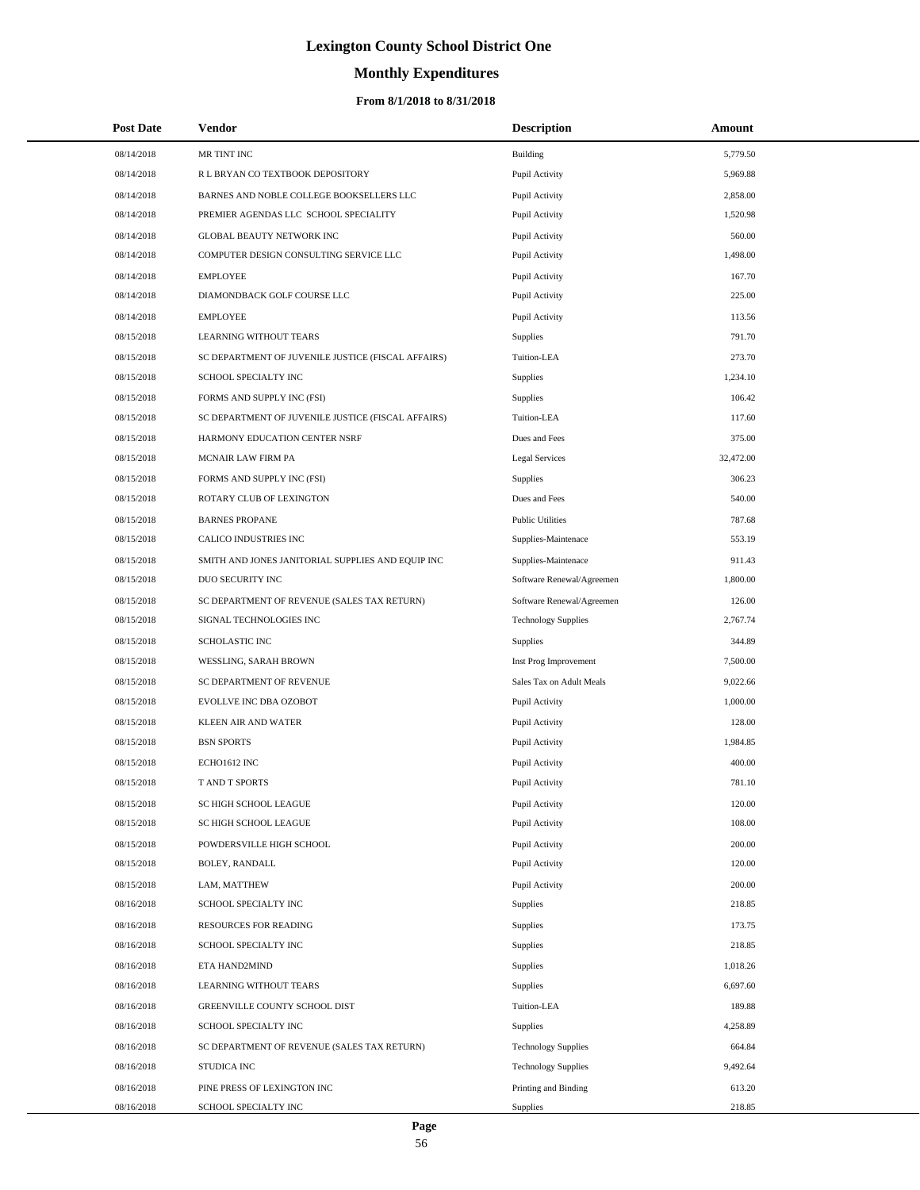# Lexington County School District One

## Monthly Expenditures

### From 8/1/2018 to 8/31/2018

| Post Date | Vendor | Description | Amount |
|---|---|---|---|
| 08/14/2018 | MR TINT INC | Building | 5,779.50 |
| 08/14/2018 | R L BRYAN CO TEXTBOOK DEPOSITORY | Pupil Activity | 5,969.88 |
| 08/14/2018 | BARNES AND NOBLE COLLEGE BOOKSELLERS LLC | Pupil Activity | 2,858.00 |
| 08/14/2018 | PREMIER AGENDAS LLC SCHOOL SPECIALITY | Pupil Activity | 1,520.98 |
| 08/14/2018 | GLOBAL BEAUTY NETWORK INC | Pupil Activity | 560.00 |
| 08/14/2018 | COMPUTER DESIGN CONSULTING SERVICE LLC | Pupil Activity | 1,498.00 |
| 08/14/2018 | EMPLOYEE | Pupil Activity | 167.70 |
| 08/14/2018 | DIAMONDBACK GOLF COURSE LLC | Pupil Activity | 225.00 |
| 08/14/2018 | EMPLOYEE | Pupil Activity | 113.56 |
| 08/15/2018 | LEARNING WITHOUT TEARS | Supplies | 791.70 |
| 08/15/2018 | SC DEPARTMENT OF JUVENILE JUSTICE (FISCAL AFFAIRS) | Tuition-LEA | 273.70 |
| 08/15/2018 | SCHOOL SPECIALTY INC | Supplies | 1,234.10 |
| 08/15/2018 | FORMS AND SUPPLY INC (FSI) | Supplies | 106.42 |
| 08/15/2018 | SC DEPARTMENT OF JUVENILE JUSTICE (FISCAL AFFAIRS) | Tuition-LEA | 117.60 |
| 08/15/2018 | HARMONY EDUCATION CENTER NSRF | Dues and Fees | 375.00 |
| 08/15/2018 | MCNAIR LAW FIRM PA | Legal Services | 32,472.00 |
| 08/15/2018 | FORMS AND SUPPLY INC (FSI) | Supplies | 306.23 |
| 08/15/2018 | ROTARY CLUB OF LEXINGTON | Dues and Fees | 540.00 |
| 08/15/2018 | BARNES PROPANE | Public Utilities | 787.68 |
| 08/15/2018 | CALICO INDUSTRIES INC | Supplies-Maintenace | 553.19 |
| 08/15/2018 | SMITH AND JONES JANITORIAL SUPPLIES AND EQUIP INC | Supplies-Maintenace | 911.43 |
| 08/15/2018 | DUO SECURITY INC | Software Renewal/Agreemen | 1,800.00 |
| 08/15/2018 | SC DEPARTMENT OF REVENUE (SALES TAX RETURN) | Software Renewal/Agreemen | 126.00 |
| 08/15/2018 | SIGNAL TECHNOLOGIES INC | Technology Supplies | 2,767.74 |
| 08/15/2018 | SCHOLASTIC INC | Supplies | 344.89 |
| 08/15/2018 | WESSLING, SARAH BROWN | Inst Prog Improvement | 7,500.00 |
| 08/15/2018 | SC DEPARTMENT OF REVENUE | Sales Tax on Adult Meals | 9,022.66 |
| 08/15/2018 | EVOLLVE INC DBA OZOBOT | Pupil Activity | 1,000.00 |
| 08/15/2018 | KLEEN AIR AND WATER | Pupil Activity | 128.00 |
| 08/15/2018 | BSN SPORTS | Pupil Activity | 1,984.85 |
| 08/15/2018 | ECHO1612 INC | Pupil Activity | 400.00 |
| 08/15/2018 | T AND T SPORTS | Pupil Activity | 781.10 |
| 08/15/2018 | SC HIGH SCHOOL LEAGUE | Pupil Activity | 120.00 |
| 08/15/2018 | SC HIGH SCHOOL LEAGUE | Pupil Activity | 108.00 |
| 08/15/2018 | POWDERSVILLE HIGH SCHOOL | Pupil Activity | 200.00 |
| 08/15/2018 | BOLEY, RANDALL | Pupil Activity | 120.00 |
| 08/15/2018 | LAM, MATTHEW | Pupil Activity | 200.00 |
| 08/16/2018 | SCHOOL SPECIALTY INC | Supplies | 218.85 |
| 08/16/2018 | RESOURCES FOR READING | Supplies | 173.75 |
| 08/16/2018 | SCHOOL SPECIALTY INC | Supplies | 218.85 |
| 08/16/2018 | ETA HAND2MIND | Supplies | 1,018.26 |
| 08/16/2018 | LEARNING WITHOUT TEARS | Supplies | 6,697.60 |
| 08/16/2018 | GREENVILLE COUNTY SCHOOL DIST | Tuition-LEA | 189.88 |
| 08/16/2018 | SCHOOL SPECIALTY INC | Supplies | 4,258.89 |
| 08/16/2018 | SC DEPARTMENT OF REVENUE (SALES TAX RETURN) | Technology Supplies | 664.84 |
| 08/16/2018 | STUDICA INC | Technology Supplies | 9,492.64 |
| 08/16/2018 | PINE PRESS OF LEXINGTON INC | Printing and Binding | 613.20 |
| 08/16/2018 | SCHOOL SPECIALTY INC | Supplies | 218.85 |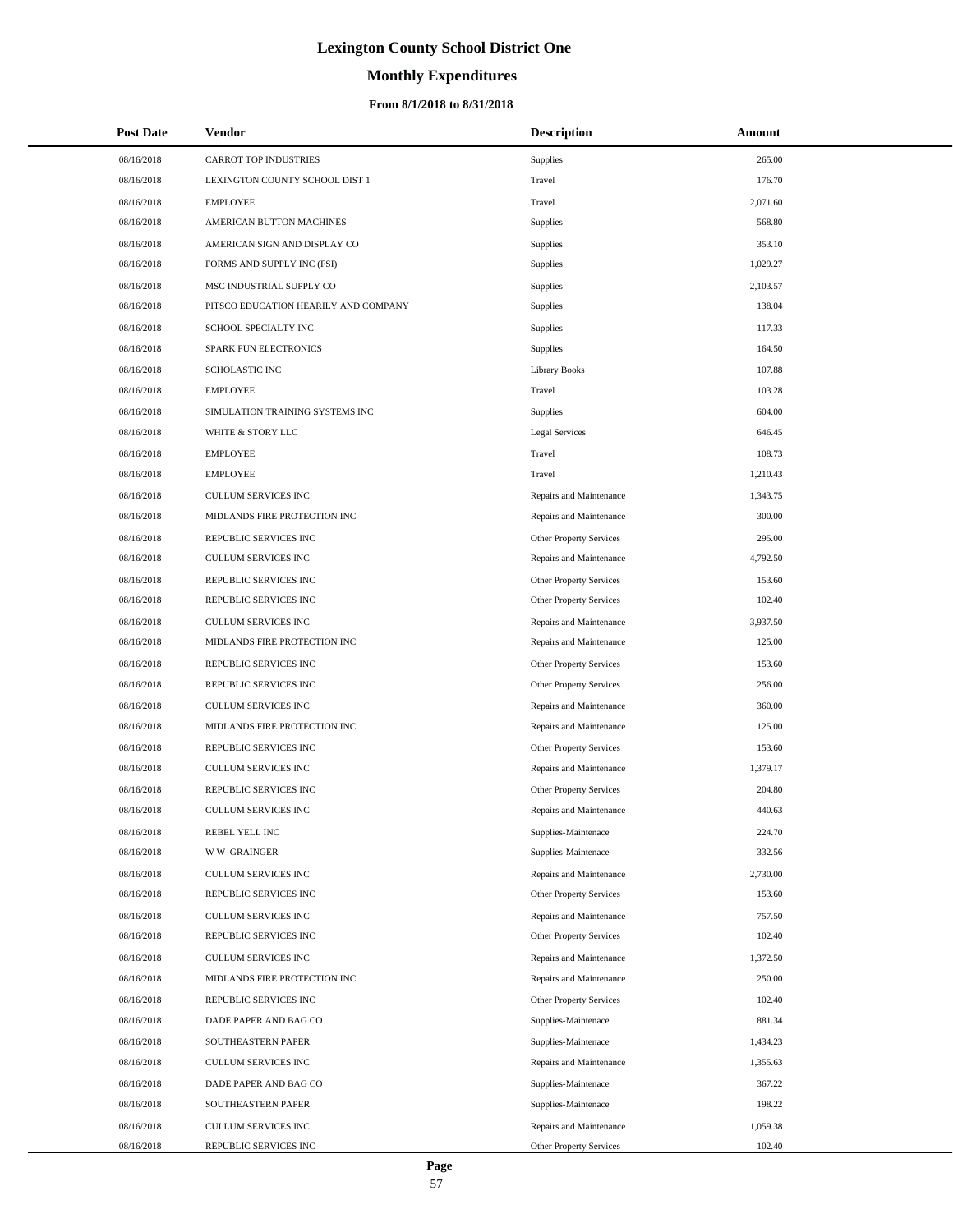# Lexington County School District One

## Monthly Expenditures

### From 8/1/2018 to 8/31/2018

| Post Date | Vendor | Description | Amount |
|---|---|---|---|
| 08/16/2018 | CARROT TOP INDUSTRIES | Supplies | 265.00 |
| 08/16/2018 | LEXINGTON COUNTY SCHOOL DIST 1 | Travel | 176.70 |
| 08/16/2018 | EMPLOYEE | Travel | 2,071.60 |
| 08/16/2018 | AMERICAN BUTTON MACHINES | Supplies | 568.80 |
| 08/16/2018 | AMERICAN SIGN AND DISPLAY CO | Supplies | 353.10 |
| 08/16/2018 | FORMS AND SUPPLY INC (FSI) | Supplies | 1,029.27 |
| 08/16/2018 | MSC INDUSTRIAL SUPPLY CO | Supplies | 2,103.57 |
| 08/16/2018 | PITSCO EDUCATION HEARILY AND COMPANY | Supplies | 138.04 |
| 08/16/2018 | SCHOOL SPECIALTY INC | Supplies | 117.33 |
| 08/16/2018 | SPARK FUN ELECTRONICS | Supplies | 164.50 |
| 08/16/2018 | SCHOLASTIC INC | Library Books | 107.88 |
| 08/16/2018 | EMPLOYEE | Travel | 103.28 |
| 08/16/2018 | SIMULATION TRAINING SYSTEMS INC | Supplies | 604.00 |
| 08/16/2018 | WHITE & STORY LLC | Legal Services | 646.45 |
| 08/16/2018 | EMPLOYEE | Travel | 108.73 |
| 08/16/2018 | EMPLOYEE | Travel | 1,210.43 |
| 08/16/2018 | CULLUM SERVICES INC | Repairs and Maintenance | 1,343.75 |
| 08/16/2018 | MIDLANDS FIRE PROTECTION INC | Repairs and Maintenance | 300.00 |
| 08/16/2018 | REPUBLIC SERVICES INC | Other Property Services | 295.00 |
| 08/16/2018 | CULLUM SERVICES INC | Repairs and Maintenance | 4,792.50 |
| 08/16/2018 | REPUBLIC SERVICES INC | Other Property Services | 153.60 |
| 08/16/2018 | REPUBLIC SERVICES INC | Other Property Services | 102.40 |
| 08/16/2018 | CULLUM SERVICES INC | Repairs and Maintenance | 3,937.50 |
| 08/16/2018 | MIDLANDS FIRE PROTECTION INC | Repairs and Maintenance | 125.00 |
| 08/16/2018 | REPUBLIC SERVICES INC | Other Property Services | 153.60 |
| 08/16/2018 | REPUBLIC SERVICES INC | Other Property Services | 256.00 |
| 08/16/2018 | CULLUM SERVICES INC | Repairs and Maintenance | 360.00 |
| 08/16/2018 | MIDLANDS FIRE PROTECTION INC | Repairs and Maintenance | 125.00 |
| 08/16/2018 | REPUBLIC SERVICES INC | Other Property Services | 153.60 |
| 08/16/2018 | CULLUM SERVICES INC | Repairs and Maintenance | 1,379.17 |
| 08/16/2018 | REPUBLIC SERVICES INC | Other Property Services | 204.80 |
| 08/16/2018 | CULLUM SERVICES INC | Repairs and Maintenance | 440.63 |
| 08/16/2018 | REBEL YELL INC | Supplies-Maintenace | 224.70 |
| 08/16/2018 | W W GRAINGER | Supplies-Maintenace | 332.56 |
| 08/16/2018 | CULLUM SERVICES INC | Repairs and Maintenance | 2,730.00 |
| 08/16/2018 | REPUBLIC SERVICES INC | Other Property Services | 153.60 |
| 08/16/2018 | CULLUM SERVICES INC | Repairs and Maintenance | 757.50 |
| 08/16/2018 | REPUBLIC SERVICES INC | Other Property Services | 102.40 |
| 08/16/2018 | CULLUM SERVICES INC | Repairs and Maintenance | 1,372.50 |
| 08/16/2018 | MIDLANDS FIRE PROTECTION INC | Repairs and Maintenance | 250.00 |
| 08/16/2018 | REPUBLIC SERVICES INC | Other Property Services | 102.40 |
| 08/16/2018 | DADE PAPER AND BAG CO | Supplies-Maintenace | 881.34 |
| 08/16/2018 | SOUTHEASTERN PAPER | Supplies-Maintenace | 1,434.23 |
| 08/16/2018 | CULLUM SERVICES INC | Repairs and Maintenance | 1,355.63 |
| 08/16/2018 | DADE PAPER AND BAG CO | Supplies-Maintenace | 367.22 |
| 08/16/2018 | SOUTHEASTERN PAPER | Supplies-Maintenace | 198.22 |
| 08/16/2018 | CULLUM SERVICES INC | Repairs and Maintenance | 1,059.38 |
| 08/16/2018 | REPUBLIC SERVICES INC | Other Property Services | 102.40 |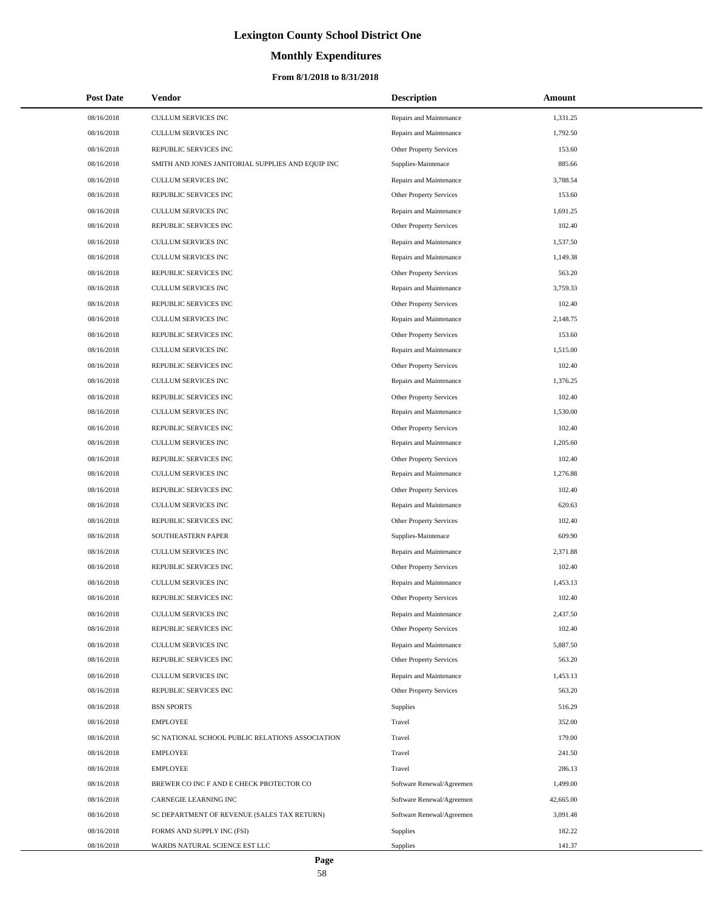# Lexington County School District One

## Monthly Expenditures

### From 8/1/2018 to 8/31/2018

| Post Date | Vendor | Description | Amount |
|---|---|---|---|
| 08/16/2018 | CULLUM SERVICES INC | Repairs and Maintenance | 1,331.25 |
| 08/16/2018 | CULLUM SERVICES INC | Repairs and Maintenance | 1,792.50 |
| 08/16/2018 | REPUBLIC SERVICES INC | Other Property Services | 153.60 |
| 08/16/2018 | SMITH AND JONES JANITORIAL SUPPLIES AND EQUIP INC | Supplies-Maintenace | 885.66 |
| 08/16/2018 | CULLUM SERVICES INC | Repairs and Maintenance | 3,788.54 |
| 08/16/2018 | REPUBLIC SERVICES INC | Other Property Services | 153.60 |
| 08/16/2018 | CULLUM SERVICES INC | Repairs and Maintenance | 1,691.25 |
| 08/16/2018 | REPUBLIC SERVICES INC | Other Property Services | 102.40 |
| 08/16/2018 | CULLUM SERVICES INC | Repairs and Maintenance | 1,537.50 |
| 08/16/2018 | CULLUM SERVICES INC | Repairs and Maintenance | 1,149.38 |
| 08/16/2018 | REPUBLIC SERVICES INC | Other Property Services | 563.20 |
| 08/16/2018 | CULLUM SERVICES INC | Repairs and Maintenance | 3,759.33 |
| 08/16/2018 | REPUBLIC SERVICES INC | Other Property Services | 102.40 |
| 08/16/2018 | CULLUM SERVICES INC | Repairs and Maintenance | 2,148.75 |
| 08/16/2018 | REPUBLIC SERVICES INC | Other Property Services | 153.60 |
| 08/16/2018 | CULLUM SERVICES INC | Repairs and Maintenance | 1,515.00 |
| 08/16/2018 | REPUBLIC SERVICES INC | Other Property Services | 102.40 |
| 08/16/2018 | CULLUM SERVICES INC | Repairs and Maintenance | 1,376.25 |
| 08/16/2018 | REPUBLIC SERVICES INC | Other Property Services | 102.40 |
| 08/16/2018 | CULLUM SERVICES INC | Repairs and Maintenance | 1,530.00 |
| 08/16/2018 | REPUBLIC SERVICES INC | Other Property Services | 102.40 |
| 08/16/2018 | CULLUM SERVICES INC | Repairs and Maintenance | 1,205.60 |
| 08/16/2018 | REPUBLIC SERVICES INC | Other Property Services | 102.40 |
| 08/16/2018 | CULLUM SERVICES INC | Repairs and Maintenance | 1,276.88 |
| 08/16/2018 | REPUBLIC SERVICES INC | Other Property Services | 102.40 |
| 08/16/2018 | CULLUM SERVICES INC | Repairs and Maintenance | 620.63 |
| 08/16/2018 | REPUBLIC SERVICES INC | Other Property Services | 102.40 |
| 08/16/2018 | SOUTHEASTERN PAPER | Supplies-Maintenace | 609.90 |
| 08/16/2018 | CULLUM SERVICES INC | Repairs and Maintenance | 2,371.88 |
| 08/16/2018 | REPUBLIC SERVICES INC | Other Property Services | 102.40 |
| 08/16/2018 | CULLUM SERVICES INC | Repairs and Maintenance | 1,453.13 |
| 08/16/2018 | REPUBLIC SERVICES INC | Other Property Services | 102.40 |
| 08/16/2018 | CULLUM SERVICES INC | Repairs and Maintenance | 2,437.50 |
| 08/16/2018 | REPUBLIC SERVICES INC | Other Property Services | 102.40 |
| 08/16/2018 | CULLUM SERVICES INC | Repairs and Maintenance | 5,887.50 |
| 08/16/2018 | REPUBLIC SERVICES INC | Other Property Services | 563.20 |
| 08/16/2018 | CULLUM SERVICES INC | Repairs and Maintenance | 1,453.13 |
| 08/16/2018 | REPUBLIC SERVICES INC | Other Property Services | 563.20 |
| 08/16/2018 | BSN SPORTS | Supplies | 516.29 |
| 08/16/2018 | EMPLOYEE | Travel | 352.00 |
| 08/16/2018 | SC NATIONAL SCHOOL PUBLIC RELATIONS ASSOCIATION | Travel | 179.00 |
| 08/16/2018 | EMPLOYEE | Travel | 241.50 |
| 08/16/2018 | EMPLOYEE | Travel | 286.13 |
| 08/16/2018 | BREWER CO INC F AND E CHECK PROTECTOR CO | Software Renewal/Agreemen | 1,499.00 |
| 08/16/2018 | CARNEGIE LEARNING INC | Software Renewal/Agreemen | 42,665.00 |
| 08/16/2018 | SC DEPARTMENT OF REVENUE (SALES TAX RETURN) | Software Renewal/Agreemen | 3,091.48 |
| 08/16/2018 | FORMS AND SUPPLY INC (FSI) | Supplies | 182.22 |
| 08/16/2018 | WARDS NATURAL SCIENCE EST LLC | Supplies | 141.37 |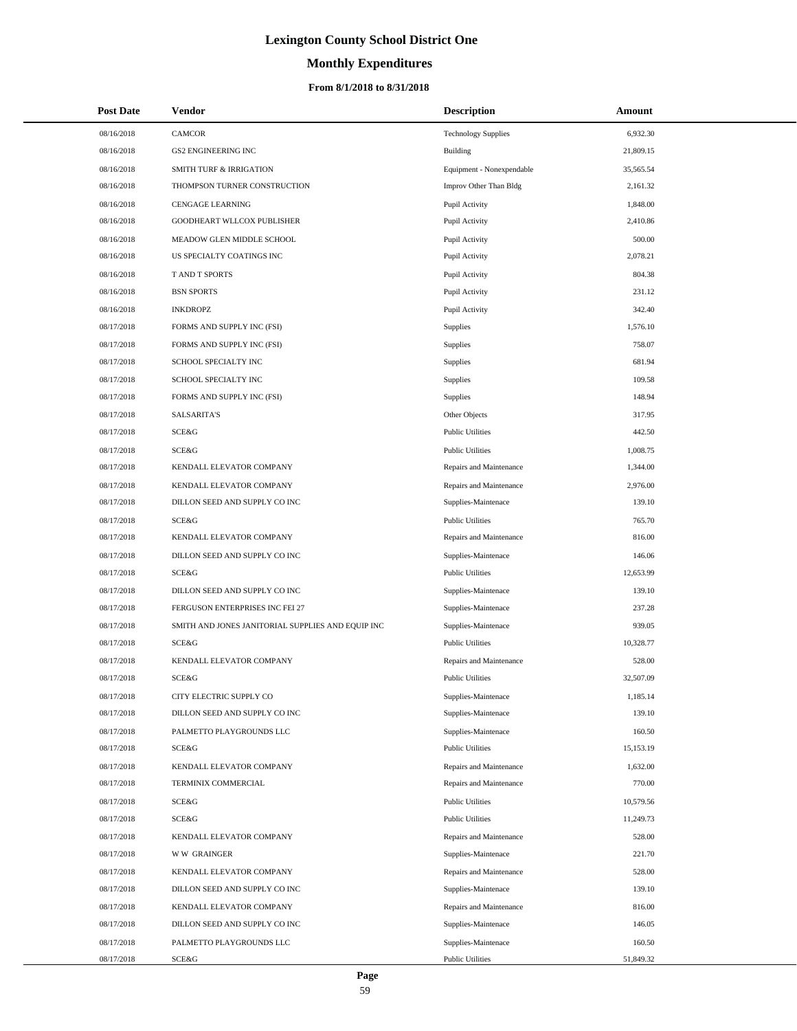# Lexington County School District One

## Monthly Expenditures

### From 8/1/2018 to 8/31/2018

| Post Date | Vendor | Description | Amount |
|---|---|---|---|
| 08/16/2018 | CAMCOR | Technology Supplies | 6,932.30 |
| 08/16/2018 | GS2 ENGINEERING INC | Building | 21,809.15 |
| 08/16/2018 | SMITH TURF & IRRIGATION | Equipment - Nonexpendable | 35,565.54 |
| 08/16/2018 | THOMPSON TURNER CONSTRUCTION | Improv Other Than Bldg | 2,161.32 |
| 08/16/2018 | CENGAGE LEARNING | Pupil Activity | 1,848.00 |
| 08/16/2018 | GOODHEART WLLCOX PUBLISHER | Pupil Activity | 2,410.86 |
| 08/16/2018 | MEADOW GLEN MIDDLE SCHOOL | Pupil Activity | 500.00 |
| 08/16/2018 | US SPECIALTY COATINGS INC | Pupil Activity | 2,078.21 |
| 08/16/2018 | T AND T SPORTS | Pupil Activity | 804.38 |
| 08/16/2018 | BSN SPORTS | Pupil Activity | 231.12 |
| 08/16/2018 | INKDROPZ | Pupil Activity | 342.40 |
| 08/17/2018 | FORMS AND SUPPLY INC (FSI) | Supplies | 1,576.10 |
| 08/17/2018 | FORMS AND SUPPLY INC (FSI) | Supplies | 758.07 |
| 08/17/2018 | SCHOOL SPECIALTY INC | Supplies | 681.94 |
| 08/17/2018 | SCHOOL SPECIALTY INC | Supplies | 109.58 |
| 08/17/2018 | FORMS AND SUPPLY INC (FSI) | Supplies | 148.94 |
| 08/17/2018 | SALSARITA'S | Other Objects | 317.95 |
| 08/17/2018 | SCE&G | Public Utilities | 442.50 |
| 08/17/2018 | SCE&G | Public Utilities | 1,008.75 |
| 08/17/2018 | KENDALL ELEVATOR COMPANY | Repairs and Maintenance | 1,344.00 |
| 08/17/2018 | KENDALL ELEVATOR COMPANY | Repairs and Maintenance | 2,976.00 |
| 08/17/2018 | DILLON SEED AND SUPPLY CO INC | Supplies-Maintenace | 139.10 |
| 08/17/2018 | SCE&G | Public Utilities | 765.70 |
| 08/17/2018 | KENDALL ELEVATOR COMPANY | Repairs and Maintenance | 816.00 |
| 08/17/2018 | DILLON SEED AND SUPPLY CO INC | Supplies-Maintenace | 146.06 |
| 08/17/2018 | SCE&G | Public Utilities | 12,653.99 |
| 08/17/2018 | DILLON SEED AND SUPPLY CO INC | Supplies-Maintenace | 139.10 |
| 08/17/2018 | FERGUSON ENTERPRISES INC FEI 27 | Supplies-Maintenace | 237.28 |
| 08/17/2018 | SMITH AND JONES JANITORIAL SUPPLIES AND EQUIP INC | Supplies-Maintenace | 939.05 |
| 08/17/2018 | SCE&G | Public Utilities | 10,328.77 |
| 08/17/2018 | KENDALL ELEVATOR COMPANY | Repairs and Maintenance | 528.00 |
| 08/17/2018 | SCE&G | Public Utilities | 32,507.09 |
| 08/17/2018 | CITY ELECTRIC SUPPLY CO | Supplies-Maintenace | 1,185.14 |
| 08/17/2018 | DILLON SEED AND SUPPLY CO INC | Supplies-Maintenace | 139.10 |
| 08/17/2018 | PALMETTO PLAYGROUNDS LLC | Supplies-Maintenace | 160.50 |
| 08/17/2018 | SCE&G | Public Utilities | 15,153.19 |
| 08/17/2018 | KENDALL ELEVATOR COMPANY | Repairs and Maintenance | 1,632.00 |
| 08/17/2018 | TERMINIX COMMERCIAL | Repairs and Maintenance | 770.00 |
| 08/17/2018 | SCE&G | Public Utilities | 10,579.56 |
| 08/17/2018 | SCE&G | Public Utilities | 11,249.73 |
| 08/17/2018 | KENDALL ELEVATOR COMPANY | Repairs and Maintenance | 528.00 |
| 08/17/2018 | W W GRAINGER | Supplies-Maintenace | 221.70 |
| 08/17/2018 | KENDALL ELEVATOR COMPANY | Repairs and Maintenance | 528.00 |
| 08/17/2018 | DILLON SEED AND SUPPLY CO INC | Supplies-Maintenace | 139.10 |
| 08/17/2018 | KENDALL ELEVATOR COMPANY | Repairs and Maintenance | 816.00 |
| 08/17/2018 | DILLON SEED AND SUPPLY CO INC | Supplies-Maintenace | 146.05 |
| 08/17/2018 | PALMETTO PLAYGROUNDS LLC | Supplies-Maintenace | 160.50 |
| 08/17/2018 | SCE&G | Public Utilities | 51,849.32 |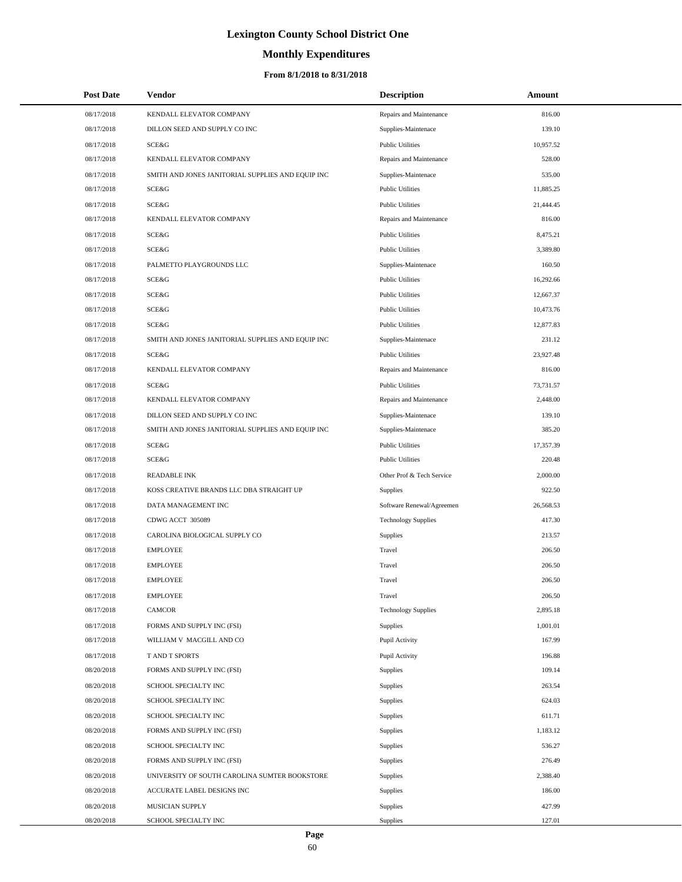# Lexington County School District One

## Monthly Expenditures

### From 8/1/2018 to 8/31/2018

| Post Date | Vendor | Description | Amount |
| --- | --- | --- | --- |
| 08/17/2018 | KENDALL ELEVATOR COMPANY | Repairs and Maintenance | 816.00 |
| 08/17/2018 | DILLON SEED AND SUPPLY CO INC | Supplies-Maintenace | 139.10 |
| 08/17/2018 | SCE&G | Public Utilities | 10,957.52 |
| 08/17/2018 | KENDALL ELEVATOR COMPANY | Repairs and Maintenance | 528.00 |
| 08/17/2018 | SMITH AND JONES JANITORIAL SUPPLIES AND EQUIP INC | Supplies-Maintenace | 535.00 |
| 08/17/2018 | SCE&G | Public Utilities | 11,885.25 |
| 08/17/2018 | SCE&G | Public Utilities | 21,444.45 |
| 08/17/2018 | KENDALL ELEVATOR COMPANY | Repairs and Maintenance | 816.00 |
| 08/17/2018 | SCE&G | Public Utilities | 8,475.21 |
| 08/17/2018 | SCE&G | Public Utilities | 3,389.80 |
| 08/17/2018 | PALMETTO PLAYGROUNDS LLC | Supplies-Maintenace | 160.50 |
| 08/17/2018 | SCE&G | Public Utilities | 16,292.66 |
| 08/17/2018 | SCE&G | Public Utilities | 12,667.37 |
| 08/17/2018 | SCE&G | Public Utilities | 10,473.76 |
| 08/17/2018 | SCE&G | Public Utilities | 12,877.83 |
| 08/17/2018 | SMITH AND JONES JANITORIAL SUPPLIES AND EQUIP INC | Supplies-Maintenace | 231.12 |
| 08/17/2018 | SCE&G | Public Utilities | 23,927.48 |
| 08/17/2018 | KENDALL ELEVATOR COMPANY | Repairs and Maintenance | 816.00 |
| 08/17/2018 | SCE&G | Public Utilities | 73,731.57 |
| 08/17/2018 | KENDALL ELEVATOR COMPANY | Repairs and Maintenance | 2,448.00 |
| 08/17/2018 | DILLON SEED AND SUPPLY CO INC | Supplies-Maintenace | 139.10 |
| 08/17/2018 | SMITH AND JONES JANITORIAL SUPPLIES AND EQUIP INC | Supplies-Maintenace | 385.20 |
| 08/17/2018 | SCE&G | Public Utilities | 17,357.39 |
| 08/17/2018 | SCE&G | Public Utilities | 220.48 |
| 08/17/2018 | READABLE INK | Other Prof & Tech Service | 2,000.00 |
| 08/17/2018 | KOSS CREATIVE BRANDS LLC DBA STRAIGHT UP | Supplies | 922.50 |
| 08/17/2018 | DATA MANAGEMENT INC | Software Renewal/Agreemen | 26,568.53 |
| 08/17/2018 | CDWG ACCT 305089 | Technology Supplies | 417.30 |
| 08/17/2018 | CAROLINA BIOLOGICAL SUPPLY CO | Supplies | 213.57 |
| 08/17/2018 | EMPLOYEE | Travel | 206.50 |
| 08/17/2018 | EMPLOYEE | Travel | 206.50 |
| 08/17/2018 | EMPLOYEE | Travel | 206.50 |
| 08/17/2018 | EMPLOYEE | Travel | 206.50 |
| 08/17/2018 | CAMCOR | Technology Supplies | 2,895.18 |
| 08/17/2018 | FORMS AND SUPPLY INC (FSI) | Supplies | 1,001.01 |
| 08/17/2018 | WILLIAM V MACGILL AND CO | Pupil Activity | 167.99 |
| 08/17/2018 | T AND T SPORTS | Pupil Activity | 196.88 |
| 08/20/2018 | FORMS AND SUPPLY INC (FSI) | Supplies | 109.14 |
| 08/20/2018 | SCHOOL SPECIALTY INC | Supplies | 263.54 |
| 08/20/2018 | SCHOOL SPECIALTY INC | Supplies | 624.03 |
| 08/20/2018 | SCHOOL SPECIALTY INC | Supplies | 611.71 |
| 08/20/2018 | FORMS AND SUPPLY INC (FSI) | Supplies | 1,183.12 |
| 08/20/2018 | SCHOOL SPECIALTY INC | Supplies | 536.27 |
| 08/20/2018 | FORMS AND SUPPLY INC (FSI) | Supplies | 276.49 |
| 08/20/2018 | UNIVERSITY OF SOUTH CAROLINA SUMTER BOOKSTORE | Supplies | 2,388.40 |
| 08/20/2018 | ACCURATE LABEL DESIGNS INC | Supplies | 186.00 |
| 08/20/2018 | MUSICIAN SUPPLY | Supplies | 427.99 |
| 08/20/2018 | SCHOOL SPECIALTY INC | Supplies | 127.01 |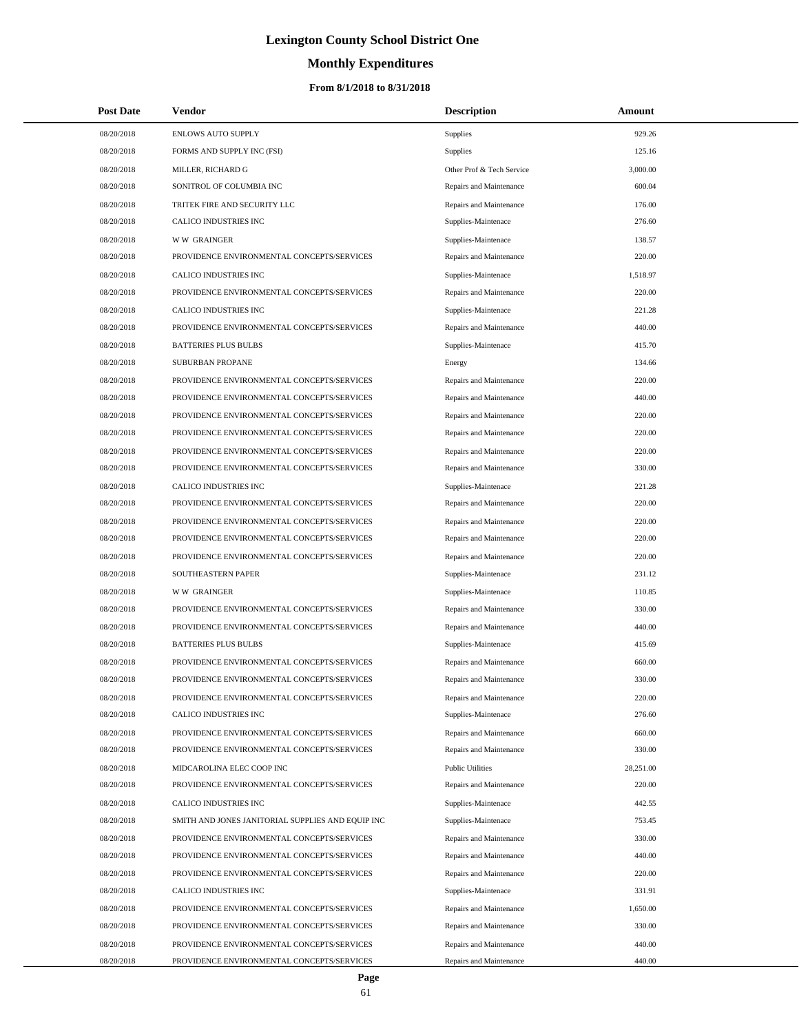# Lexington County School District One

## Monthly Expenditures

### From 8/1/2018 to 8/31/2018

| Post Date | Vendor | Description | Amount |
|---|---|---|---|
| 08/20/2018 | ENLOWS AUTO SUPPLY | Supplies | 929.26 |
| 08/20/2018 | FORMS AND SUPPLY INC (FSI) | Supplies | 125.16 |
| 08/20/2018 | MILLER, RICHARD G | Other Prof & Tech Service | 3,000.00 |
| 08/20/2018 | SONITROL OF COLUMBIA INC | Repairs and Maintenance | 600.04 |
| 08/20/2018 | TRITEK FIRE AND SECURITY LLC | Repairs and Maintenance | 176.00 |
| 08/20/2018 | CALICO INDUSTRIES INC | Supplies-Maintenace | 276.60 |
| 08/20/2018 | W W GRAINGER | Supplies-Maintenace | 138.57 |
| 08/20/2018 | PROVIDENCE ENVIRONMENTAL CONCEPTS/SERVICES | Repairs and Maintenance | 220.00 |
| 08/20/2018 | CALICO INDUSTRIES INC | Supplies-Maintenace | 1,518.97 |
| 08/20/2018 | PROVIDENCE ENVIRONMENTAL CONCEPTS/SERVICES | Repairs and Maintenance | 220.00 |
| 08/20/2018 | CALICO INDUSTRIES INC | Supplies-Maintenace | 221.28 |
| 08/20/2018 | PROVIDENCE ENVIRONMENTAL CONCEPTS/SERVICES | Repairs and Maintenance | 440.00 |
| 08/20/2018 | BATTERIES PLUS BULBS | Supplies-Maintenace | 415.70 |
| 08/20/2018 | SUBURBAN PROPANE | Energy | 134.66 |
| 08/20/2018 | PROVIDENCE ENVIRONMENTAL CONCEPTS/SERVICES | Repairs and Maintenance | 220.00 |
| 08/20/2018 | PROVIDENCE ENVIRONMENTAL CONCEPTS/SERVICES | Repairs and Maintenance | 440.00 |
| 08/20/2018 | PROVIDENCE ENVIRONMENTAL CONCEPTS/SERVICES | Repairs and Maintenance | 220.00 |
| 08/20/2018 | PROVIDENCE ENVIRONMENTAL CONCEPTS/SERVICES | Repairs and Maintenance | 220.00 |
| 08/20/2018 | PROVIDENCE ENVIRONMENTAL CONCEPTS/SERVICES | Repairs and Maintenance | 220.00 |
| 08/20/2018 | PROVIDENCE ENVIRONMENTAL CONCEPTS/SERVICES | Repairs and Maintenance | 330.00 |
| 08/20/2018 | CALICO INDUSTRIES INC | Supplies-Maintenace | 221.28 |
| 08/20/2018 | PROVIDENCE ENVIRONMENTAL CONCEPTS/SERVICES | Repairs and Maintenance | 220.00 |
| 08/20/2018 | PROVIDENCE ENVIRONMENTAL CONCEPTS/SERVICES | Repairs and Maintenance | 220.00 |
| 08/20/2018 | PROVIDENCE ENVIRONMENTAL CONCEPTS/SERVICES | Repairs and Maintenance | 220.00 |
| 08/20/2018 | PROVIDENCE ENVIRONMENTAL CONCEPTS/SERVICES | Repairs and Maintenance | 220.00 |
| 08/20/2018 | SOUTHEASTERN PAPER | Supplies-Maintenace | 231.12 |
| 08/20/2018 | W W GRAINGER | Supplies-Maintenace | 110.85 |
| 08/20/2018 | PROVIDENCE ENVIRONMENTAL CONCEPTS/SERVICES | Repairs and Maintenance | 330.00 |
| 08/20/2018 | PROVIDENCE ENVIRONMENTAL CONCEPTS/SERVICES | Repairs and Maintenance | 440.00 |
| 08/20/2018 | BATTERIES PLUS BULBS | Supplies-Maintenace | 415.69 |
| 08/20/2018 | PROVIDENCE ENVIRONMENTAL CONCEPTS/SERVICES | Repairs and Maintenance | 660.00 |
| 08/20/2018 | PROVIDENCE ENVIRONMENTAL CONCEPTS/SERVICES | Repairs and Maintenance | 330.00 |
| 08/20/2018 | PROVIDENCE ENVIRONMENTAL CONCEPTS/SERVICES | Repairs and Maintenance | 220.00 |
| 08/20/2018 | CALICO INDUSTRIES INC | Supplies-Maintenace | 276.60 |
| 08/20/2018 | PROVIDENCE ENVIRONMENTAL CONCEPTS/SERVICES | Repairs and Maintenance | 660.00 |
| 08/20/2018 | PROVIDENCE ENVIRONMENTAL CONCEPTS/SERVICES | Repairs and Maintenance | 330.00 |
| 08/20/2018 | MIDCAROLINA ELEC COOP INC | Public Utilities | 28,251.00 |
| 08/20/2018 | PROVIDENCE ENVIRONMENTAL CONCEPTS/SERVICES | Repairs and Maintenance | 220.00 |
| 08/20/2018 | CALICO INDUSTRIES INC | Supplies-Maintenace | 442.55 |
| 08/20/2018 | SMITH AND JONES JANITORIAL SUPPLIES AND EQUIP INC | Supplies-Maintenace | 753.45 |
| 08/20/2018 | PROVIDENCE ENVIRONMENTAL CONCEPTS/SERVICES | Repairs and Maintenance | 330.00 |
| 08/20/2018 | PROVIDENCE ENVIRONMENTAL CONCEPTS/SERVICES | Repairs and Maintenance | 440.00 |
| 08/20/2018 | PROVIDENCE ENVIRONMENTAL CONCEPTS/SERVICES | Repairs and Maintenance | 220.00 |
| 08/20/2018 | CALICO INDUSTRIES INC | Supplies-Maintenace | 331.91 |
| 08/20/2018 | PROVIDENCE ENVIRONMENTAL CONCEPTS/SERVICES | Repairs and Maintenance | 1,650.00 |
| 08/20/2018 | PROVIDENCE ENVIRONMENTAL CONCEPTS/SERVICES | Repairs and Maintenance | 330.00 |
| 08/20/2018 | PROVIDENCE ENVIRONMENTAL CONCEPTS/SERVICES | Repairs and Maintenance | 440.00 |
| 08/20/2018 | PROVIDENCE ENVIRONMENTAL CONCEPTS/SERVICES | Repairs and Maintenance | 440.00 |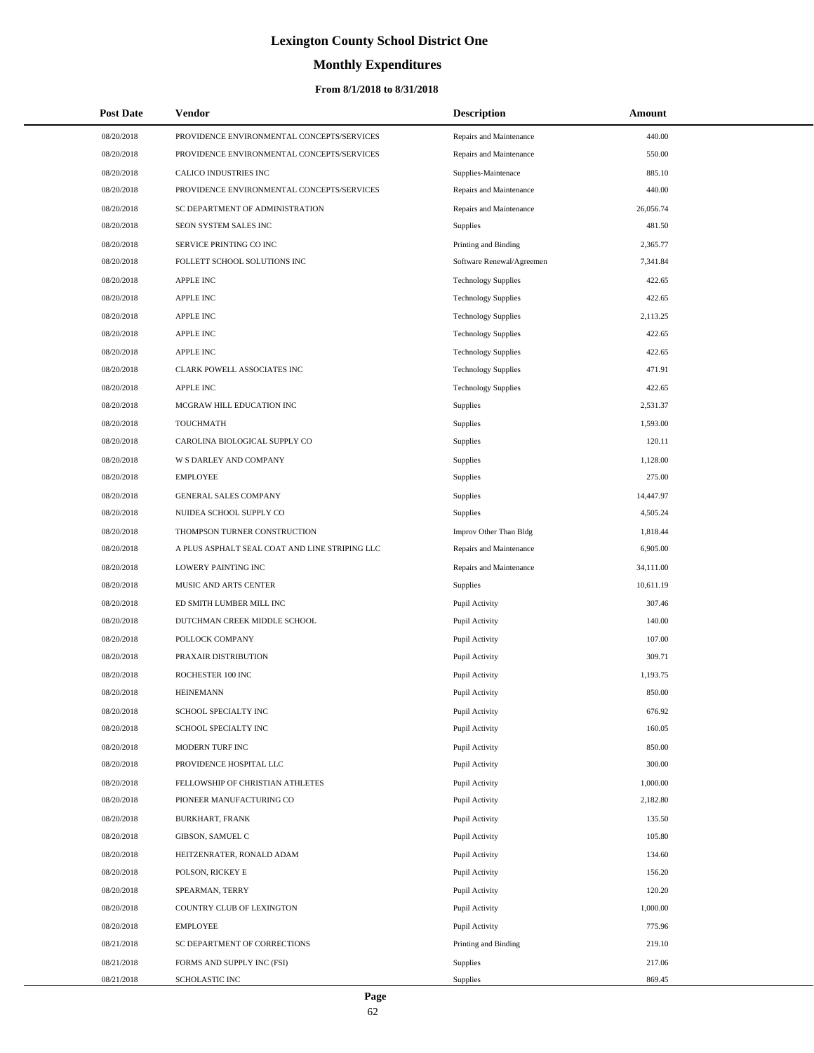# Lexington County School District One

## Monthly Expenditures

### From 8/1/2018 to 8/31/2018

| Post Date | Vendor | Description | Amount |
|---|---|---|---|
| 08/20/2018 | PROVIDENCE ENVIRONMENTAL CONCEPTS/SERVICES | Repairs and Maintenance | 440.00 |
| 08/20/2018 | PROVIDENCE ENVIRONMENTAL CONCEPTS/SERVICES | Repairs and Maintenance | 550.00 |
| 08/20/2018 | CALICO INDUSTRIES INC | Supplies-Maintenace | 885.10 |
| 08/20/2018 | PROVIDENCE ENVIRONMENTAL CONCEPTS/SERVICES | Repairs and Maintenance | 440.00 |
| 08/20/2018 | SC DEPARTMENT OF ADMINISTRATION | Repairs and Maintenance | 26,056.74 |
| 08/20/2018 | SEON SYSTEM SALES INC | Supplies | 481.50 |
| 08/20/2018 | SERVICE PRINTING CO INC | Printing and Binding | 2,365.77 |
| 08/20/2018 | FOLLETT SCHOOL SOLUTIONS INC | Software Renewal/Agreemen | 7,341.84 |
| 08/20/2018 | APPLE INC | Technology Supplies | 422.65 |
| 08/20/2018 | APPLE INC | Technology Supplies | 422.65 |
| 08/20/2018 | APPLE INC | Technology Supplies | 2,113.25 |
| 08/20/2018 | APPLE INC | Technology Supplies | 422.65 |
| 08/20/2018 | APPLE INC | Technology Supplies | 422.65 |
| 08/20/2018 | CLARK POWELL ASSOCIATES INC | Technology Supplies | 471.91 |
| 08/20/2018 | APPLE INC | Technology Supplies | 422.65 |
| 08/20/2018 | MCGRAW HILL EDUCATION INC | Supplies | 2,531.37 |
| 08/20/2018 | TOUCHMATH | Supplies | 1,593.00 |
| 08/20/2018 | CAROLINA BIOLOGICAL SUPPLY CO | Supplies | 120.11 |
| 08/20/2018 | W S DARLEY AND COMPANY | Supplies | 1,128.00 |
| 08/20/2018 | EMPLOYEE | Supplies | 275.00 |
| 08/20/2018 | GENERAL SALES COMPANY | Supplies | 14,447.97 |
| 08/20/2018 | NUIDEA SCHOOL SUPPLY CO | Supplies | 4,505.24 |
| 08/20/2018 | THOMPSON TURNER CONSTRUCTION | Improv Other Than Bldg | 1,818.44 |
| 08/20/2018 | A PLUS ASPHALT SEAL COAT AND LINE STRIPING LLC | Repairs and Maintenance | 6,905.00 |
| 08/20/2018 | LOWERY PAINTING INC | Repairs and Maintenance | 34,111.00 |
| 08/20/2018 | MUSIC AND ARTS CENTER | Supplies | 10,611.19 |
| 08/20/2018 | ED SMITH LUMBER MILL INC | Pupil Activity | 307.46 |
| 08/20/2018 | DUTCHMAN CREEK MIDDLE SCHOOL | Pupil Activity | 140.00 |
| 08/20/2018 | POLLOCK COMPANY | Pupil Activity | 107.00 |
| 08/20/2018 | PRAXAIR DISTRIBUTION | Pupil Activity | 309.71 |
| 08/20/2018 | ROCHESTER 100 INC | Pupil Activity | 1,193.75 |
| 08/20/2018 | HEINEMANN | Pupil Activity | 850.00 |
| 08/20/2018 | SCHOOL SPECIALTY INC | Pupil Activity | 676.92 |
| 08/20/2018 | SCHOOL SPECIALTY INC | Pupil Activity | 160.05 |
| 08/20/2018 | MODERN TURF INC | Pupil Activity | 850.00 |
| 08/20/2018 | PROVIDENCE HOSPITAL LLC | Pupil Activity | 300.00 |
| 08/20/2018 | FELLOWSHIP OF CHRISTIAN ATHLETES | Pupil Activity | 1,000.00 |
| 08/20/2018 | PIONEER MANUFACTURING CO | Pupil Activity | 2,182.80 |
| 08/20/2018 | BURKHART, FRANK | Pupil Activity | 135.50 |
| 08/20/2018 | GIBSON, SAMUEL C | Pupil Activity | 105.80 |
| 08/20/2018 | HEITZENRATER, RONALD ADAM | Pupil Activity | 134.60 |
| 08/20/2018 | POLSON, RICKEY E | Pupil Activity | 156.20 |
| 08/20/2018 | SPEARMAN, TERRY | Pupil Activity | 120.20 |
| 08/20/2018 | COUNTRY CLUB OF LEXINGTON | Pupil Activity | 1,000.00 |
| 08/20/2018 | EMPLOYEE | Pupil Activity | 775.96 |
| 08/21/2018 | SC DEPARTMENT OF CORRECTIONS | Printing and Binding | 219.10 |
| 08/21/2018 | FORMS AND SUPPLY INC (FSI) | Supplies | 217.06 |
| 08/21/2018 | SCHOLASTIC INC | Supplies | 869.45 |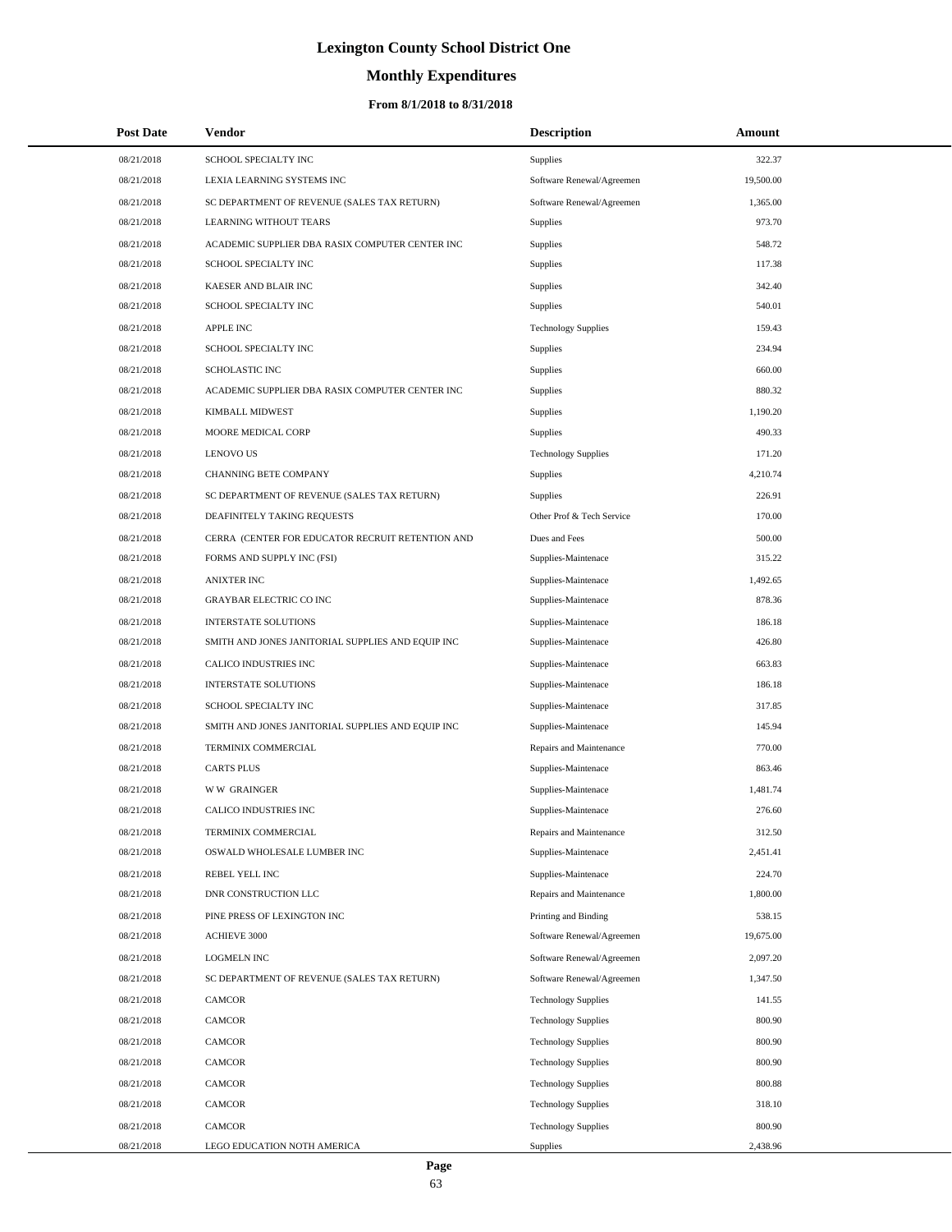# Lexington County School District One

## Monthly Expenditures

### From 8/1/2018 to 8/31/2018

| Post Date | Vendor | Description | Amount |
|---|---|---|---|
| 08/21/2018 | SCHOOL SPECIALTY INC | Supplies | 322.37 |
| 08/21/2018 | LEXIA LEARNING SYSTEMS INC | Software Renewal/Agreemen | 19,500.00 |
| 08/21/2018 | SC DEPARTMENT OF REVENUE (SALES TAX RETURN) | Software Renewal/Agreemen | 1,365.00 |
| 08/21/2018 | LEARNING WITHOUT TEARS | Supplies | 973.70 |
| 08/21/2018 | ACADEMIC SUPPLIER DBA RASIX COMPUTER CENTER INC | Supplies | 548.72 |
| 08/21/2018 | SCHOOL SPECIALTY INC | Supplies | 117.38 |
| 08/21/2018 | KAESER AND BLAIR INC | Supplies | 342.40 |
| 08/21/2018 | SCHOOL SPECIALTY INC | Supplies | 540.01 |
| 08/21/2018 | APPLE INC | Technology Supplies | 159.43 |
| 08/21/2018 | SCHOOL SPECIALTY INC | Supplies | 234.94 |
| 08/21/2018 | SCHOLASTIC INC | Supplies | 660.00 |
| 08/21/2018 | ACADEMIC SUPPLIER DBA RASIX COMPUTER CENTER INC | Supplies | 880.32 |
| 08/21/2018 | KIMBALL MIDWEST | Supplies | 1,190.20 |
| 08/21/2018 | MOORE MEDICAL CORP | Supplies | 490.33 |
| 08/21/2018 | LENOVO US | Technology Supplies | 171.20 |
| 08/21/2018 | CHANNING BETE COMPANY | Supplies | 4,210.74 |
| 08/21/2018 | SC DEPARTMENT OF REVENUE (SALES TAX RETURN) | Supplies | 226.91 |
| 08/21/2018 | DEAFINITELY TAKING REQUESTS | Other Prof & Tech Service | 170.00 |
| 08/21/2018 | CERRA (CENTER FOR EDUCATOR RECRUIT RETENTION AND | Dues and Fees | 500.00 |
| 08/21/2018 | FORMS AND SUPPLY INC (FSI) | Supplies-Maintenace | 315.22 |
| 08/21/2018 | ANIXTER INC | Supplies-Maintenace | 1,492.65 |
| 08/21/2018 | GRAYBAR ELECTRIC CO INC | Supplies-Maintenace | 878.36 |
| 08/21/2018 | INTERSTATE SOLUTIONS | Supplies-Maintenace | 186.18 |
| 08/21/2018 | SMITH AND JONES JANITORIAL SUPPLIES AND EQUIP INC | Supplies-Maintenace | 426.80 |
| 08/21/2018 | CALICO INDUSTRIES INC | Supplies-Maintenace | 663.83 |
| 08/21/2018 | INTERSTATE SOLUTIONS | Supplies-Maintenace | 186.18 |
| 08/21/2018 | SCHOOL SPECIALTY INC | Supplies-Maintenace | 317.85 |
| 08/21/2018 | SMITH AND JONES JANITORIAL SUPPLIES AND EQUIP INC | Supplies-Maintenace | 145.94 |
| 08/21/2018 | TERMINIX COMMERCIAL | Repairs and Maintenance | 770.00 |
| 08/21/2018 | CARTS PLUS | Supplies-Maintenace | 863.46 |
| 08/21/2018 | W W GRAINGER | Supplies-Maintenace | 1,481.74 |
| 08/21/2018 | CALICO INDUSTRIES INC | Supplies-Maintenace | 276.60 |
| 08/21/2018 | TERMINIX COMMERCIAL | Repairs and Maintenance | 312.50 |
| 08/21/2018 | OSWALD WHOLESALE LUMBER INC | Supplies-Maintenace | 2,451.41 |
| 08/21/2018 | REBEL YELL INC | Supplies-Maintenace | 224.70 |
| 08/21/2018 | DNR CONSTRUCTION LLC | Repairs and Maintenance | 1,800.00 |
| 08/21/2018 | PINE PRESS OF LEXINGTON INC | Printing and Binding | 538.15 |
| 08/21/2018 | ACHIEVE 3000 | Software Renewal/Agreemen | 19,675.00 |
| 08/21/2018 | LOGMELN INC | Software Renewal/Agreemen | 2,097.20 |
| 08/21/2018 | SC DEPARTMENT OF REVENUE (SALES TAX RETURN) | Software Renewal/Agreemen | 1,347.50 |
| 08/21/2018 | CAMCOR | Technology Supplies | 141.55 |
| 08/21/2018 | CAMCOR | Technology Supplies | 800.90 |
| 08/21/2018 | CAMCOR | Technology Supplies | 800.90 |
| 08/21/2018 | CAMCOR | Technology Supplies | 800.90 |
| 08/21/2018 | CAMCOR | Technology Supplies | 800.88 |
| 08/21/2018 | CAMCOR | Technology Supplies | 318.10 |
| 08/21/2018 | CAMCOR | Technology Supplies | 800.90 |
| 08/21/2018 | LEGO EDUCATION NOTH AMERICA | Supplies | 2,438.96 |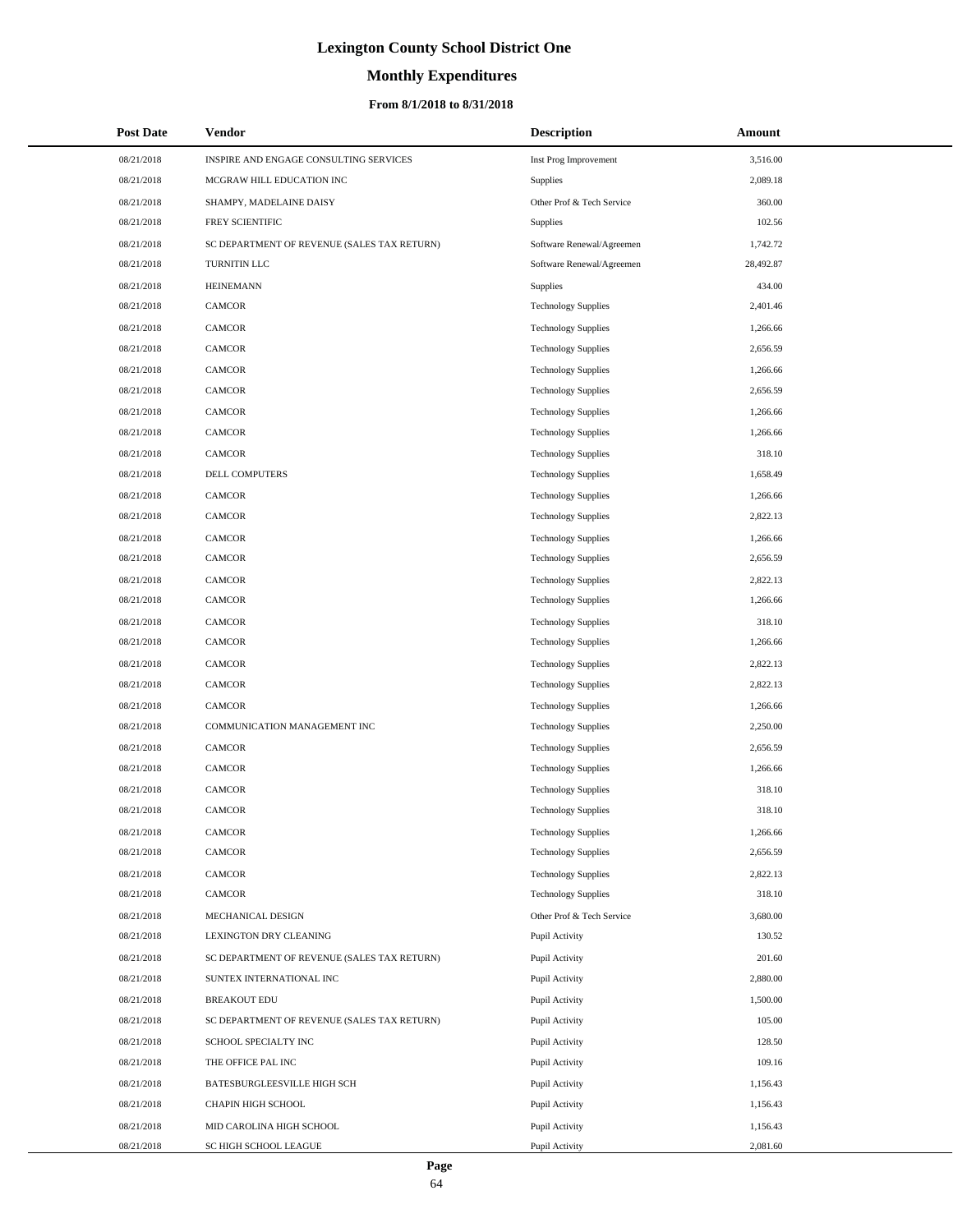# Lexington County School District One

## Monthly Expenditures

### From 8/1/2018 to 8/31/2018

| Post Date | Vendor | Description | Amount |
| --- | --- | --- | --- |
| 08/21/2018 | INSPIRE AND ENGAGE CONSULTING SERVICES | Inst Prog Improvement | 3,516.00 |
| 08/21/2018 | MCGRAW HILL EDUCATION INC | Supplies | 2,089.18 |
| 08/21/2018 | SHAMPY, MADELAINE DAISY | Other Prof & Tech Service | 360.00 |
| 08/21/2018 | FREY SCIENTIFIC | Supplies | 102.56 |
| 08/21/2018 | SC DEPARTMENT OF REVENUE (SALES TAX RETURN) | Software Renewal/Agreemen | 1,742.72 |
| 08/21/2018 | TURNITIN LLC | Software Renewal/Agreemen | 28,492.87 |
| 08/21/2018 | HEINEMANN | Supplies | 434.00 |
| 08/21/2018 | CAMCOR | Technology Supplies | 2,401.46 |
| 08/21/2018 | CAMCOR | Technology Supplies | 1,266.66 |
| 08/21/2018 | CAMCOR | Technology Supplies | 2,656.59 |
| 08/21/2018 | CAMCOR | Technology Supplies | 1,266.66 |
| 08/21/2018 | CAMCOR | Technology Supplies | 2,656.59 |
| 08/21/2018 | CAMCOR | Technology Supplies | 1,266.66 |
| 08/21/2018 | CAMCOR | Technology Supplies | 1,266.66 |
| 08/21/2018 | CAMCOR | Technology Supplies | 318.10 |
| 08/21/2018 | DELL COMPUTERS | Technology Supplies | 1,658.49 |
| 08/21/2018 | CAMCOR | Technology Supplies | 1,266.66 |
| 08/21/2018 | CAMCOR | Technology Supplies | 2,822.13 |
| 08/21/2018 | CAMCOR | Technology Supplies | 1,266.66 |
| 08/21/2018 | CAMCOR | Technology Supplies | 2,656.59 |
| 08/21/2018 | CAMCOR | Technology Supplies | 2,822.13 |
| 08/21/2018 | CAMCOR | Technology Supplies | 1,266.66 |
| 08/21/2018 | CAMCOR | Technology Supplies | 318.10 |
| 08/21/2018 | CAMCOR | Technology Supplies | 1,266.66 |
| 08/21/2018 | CAMCOR | Technology Supplies | 2,822.13 |
| 08/21/2018 | CAMCOR | Technology Supplies | 2,822.13 |
| 08/21/2018 | CAMCOR | Technology Supplies | 1,266.66 |
| 08/21/2018 | COMMUNICATION MANAGEMENT INC | Technology Supplies | 2,250.00 |
| 08/21/2018 | CAMCOR | Technology Supplies | 2,656.59 |
| 08/21/2018 | CAMCOR | Technology Supplies | 1,266.66 |
| 08/21/2018 | CAMCOR | Technology Supplies | 318.10 |
| 08/21/2018 | CAMCOR | Technology Supplies | 318.10 |
| 08/21/2018 | CAMCOR | Technology Supplies | 1,266.66 |
| 08/21/2018 | CAMCOR | Technology Supplies | 2,656.59 |
| 08/21/2018 | CAMCOR | Technology Supplies | 2,822.13 |
| 08/21/2018 | CAMCOR | Technology Supplies | 318.10 |
| 08/21/2018 | MECHANICAL DESIGN | Other Prof & Tech Service | 3,680.00 |
| 08/21/2018 | LEXINGTON DRY CLEANING | Pupil Activity | 130.52 |
| 08/21/2018 | SC DEPARTMENT OF REVENUE (SALES TAX RETURN) | Pupil Activity | 201.60 |
| 08/21/2018 | SUNTEX INTERNATIONAL INC | Pupil Activity | 2,880.00 |
| 08/21/2018 | BREAKOUT EDU | Pupil Activity | 1,500.00 |
| 08/21/2018 | SC DEPARTMENT OF REVENUE (SALES TAX RETURN) | Pupil Activity | 105.00 |
| 08/21/2018 | SCHOOL SPECIALTY INC | Pupil Activity | 128.50 |
| 08/21/2018 | THE OFFICE PAL INC | Pupil Activity | 109.16 |
| 08/21/2018 | BATESBURGLEESVILLE HIGH SCH | Pupil Activity | 1,156.43 |
| 08/21/2018 | CHAPIN HIGH SCHOOL | Pupil Activity | 1,156.43 |
| 08/21/2018 | MID CAROLINA HIGH SCHOOL | Pupil Activity | 1,156.43 |
| 08/21/2018 | SC HIGH SCHOOL LEAGUE | Pupil Activity | 2,081.60 |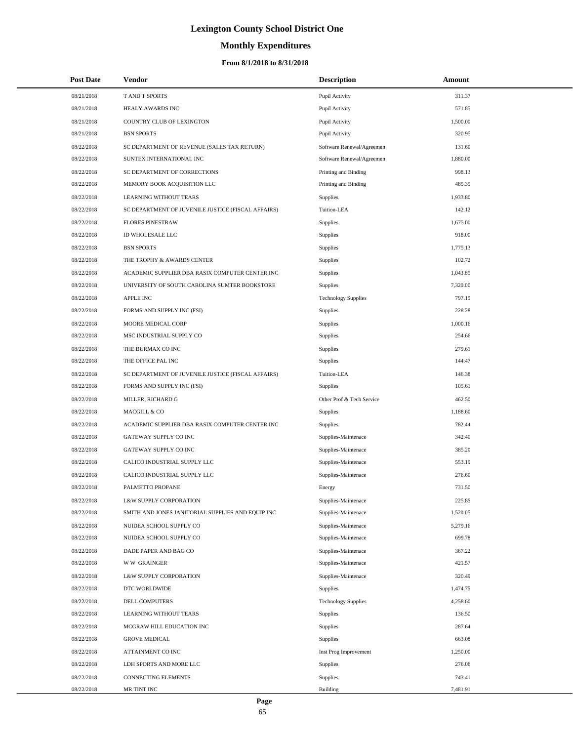# Lexington County School District One

## Monthly Expenditures

### From 8/1/2018 to 8/31/2018

| Post Date | Vendor | Description | Amount |
|---|---|---|---|
| 08/21/2018 | T AND T SPORTS | Pupil Activity | 311.37 |
| 08/21/2018 | HEALY AWARDS INC | Pupil Activity | 571.85 |
| 08/21/2018 | COUNTRY CLUB OF LEXINGTON | Pupil Activity | 1,500.00 |
| 08/21/2018 | BSN SPORTS | Pupil Activity | 320.95 |
| 08/22/2018 | SC DEPARTMENT OF REVENUE (SALES TAX RETURN) | Software Renewal/Agreemen | 131.60 |
| 08/22/2018 | SUNTEX INTERNATIONAL INC | Software Renewal/Agreemen | 1,880.00 |
| 08/22/2018 | SC DEPARTMENT OF CORRECTIONS | Printing and Binding | 998.13 |
| 08/22/2018 | MEMORY BOOK ACQUISITION LLC | Printing and Binding | 485.35 |
| 08/22/2018 | LEARNING WITHOUT TEARS | Supplies | 1,933.80 |
| 08/22/2018 | SC DEPARTMENT OF JUVENILE JUSTICE (FISCAL AFFAIRS) | Tuition-LEA | 142.12 |
| 08/22/2018 | FLORES PINESTRAW | Supplies | 1,675.00 |
| 08/22/2018 | ID WHOLESALE LLC | Supplies | 918.00 |
| 08/22/2018 | BSN SPORTS | Supplies | 1,775.13 |
| 08/22/2018 | THE TROPHY & AWARDS CENTER | Supplies | 102.72 |
| 08/22/2018 | ACADEMIC SUPPLIER DBA RASIX COMPUTER CENTER INC | Supplies | 1,043.85 |
| 08/22/2018 | UNIVERSITY OF SOUTH CAROLINA SUMTER BOOKSTORE | Supplies | 7,320.00 |
| 08/22/2018 | APPLE INC | Technology Supplies | 797.15 |
| 08/22/2018 | FORMS AND SUPPLY INC (FSI) | Supplies | 228.28 |
| 08/22/2018 | MOORE MEDICAL CORP | Supplies | 1,000.16 |
| 08/22/2018 | MSC INDUSTRIAL SUPPLY CO | Supplies | 254.66 |
| 08/22/2018 | THE BURMAX CO INC | Supplies | 279.61 |
| 08/22/2018 | THE OFFICE PAL INC | Supplies | 144.47 |
| 08/22/2018 | SC DEPARTMENT OF JUVENILE JUSTICE (FISCAL AFFAIRS) | Tuition-LEA | 146.38 |
| 08/22/2018 | FORMS AND SUPPLY INC (FSI) | Supplies | 105.61 |
| 08/22/2018 | MILLER, RICHARD G | Other Prof & Tech Service | 462.50 |
| 08/22/2018 | MACGILL & CO | Supplies | 1,188.60 |
| 08/22/2018 | ACADEMIC SUPPLIER DBA RASIX COMPUTER CENTER INC | Supplies | 782.44 |
| 08/22/2018 | GATEWAY SUPPLY CO INC | Supplies-Maintenace | 342.40 |
| 08/22/2018 | GATEWAY SUPPLY CO INC | Supplies-Maintenace | 385.20 |
| 08/22/2018 | CALICO INDUSTRIAL SUPPLY LLC | Supplies-Maintenace | 553.19 |
| 08/22/2018 | CALICO INDUSTRIAL SUPPLY LLC | Supplies-Maintenace | 276.60 |
| 08/22/2018 | PALMETTO PROPANE | Energy | 731.50 |
| 08/22/2018 | L&W SUPPLY CORPORATION | Supplies-Maintenace | 225.85 |
| 08/22/2018 | SMITH AND JONES JANITORIAL SUPPLIES AND EQUIP INC | Supplies-Maintenace | 1,520.05 |
| 08/22/2018 | NUIDEA SCHOOL SUPPLY CO | Supplies-Maintenace | 5,279.16 |
| 08/22/2018 | NUIDEA SCHOOL SUPPLY CO | Supplies-Maintenace | 699.78 |
| 08/22/2018 | DADE PAPER AND BAG CO | Supplies-Maintenace | 367.22 |
| 08/22/2018 | W W GRAINGER | Supplies-Maintenace | 421.57 |
| 08/22/2018 | L&W SUPPLY CORPORATION | Supplies-Maintenace | 320.49 |
| 08/22/2018 | DTC WORLDWIDE | Supplies | 1,474.75 |
| 08/22/2018 | DELL COMPUTERS | Technology Supplies | 4,258.60 |
| 08/22/2018 | LEARNING WITHOUT TEARS | Supplies | 136.50 |
| 08/22/2018 | MCGRAW HILL EDUCATION INC | Supplies | 287.64 |
| 08/22/2018 | GROVE MEDICAL | Supplies | 663.08 |
| 08/22/2018 | ATTAINMENT CO INC | Inst Prog Improvement | 1,250.00 |
| 08/22/2018 | LDH SPORTS AND MORE LLC | Supplies | 276.06 |
| 08/22/2018 | CONNECTING ELEMENTS | Supplies | 743.41 |
| 08/22/2018 | MR TINT INC | Building | 7,481.91 |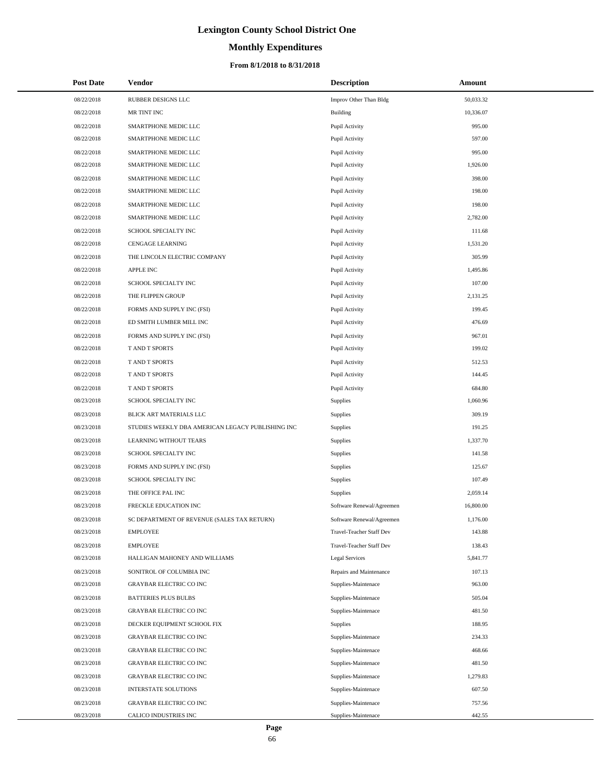# Lexington County School District One

## Monthly Expenditures

### From 8/1/2018 to 8/31/2018

| Post Date | Vendor | Description | Amount |
|---|---|---|---|
| 08/22/2018 | RUBBER DESIGNS LLC | Improv Other Than Bldg | 50,033.32 |
| 08/22/2018 | MR TINT INC | Building | 10,336.07 |
| 08/22/2018 | SMARTPHONE MEDIC LLC | Pupil Activity | 995.00 |
| 08/22/2018 | SMARTPHONE MEDIC LLC | Pupil Activity | 597.00 |
| 08/22/2018 | SMARTPHONE MEDIC LLC | Pupil Activity | 995.00 |
| 08/22/2018 | SMARTPHONE MEDIC LLC | Pupil Activity | 1,926.00 |
| 08/22/2018 | SMARTPHONE MEDIC LLC | Pupil Activity | 398.00 |
| 08/22/2018 | SMARTPHONE MEDIC LLC | Pupil Activity | 198.00 |
| 08/22/2018 | SMARTPHONE MEDIC LLC | Pupil Activity | 198.00 |
| 08/22/2018 | SMARTPHONE MEDIC LLC | Pupil Activity | 2,782.00 |
| 08/22/2018 | SCHOOL SPECIALTY INC | Pupil Activity | 111.68 |
| 08/22/2018 | CENGAGE LEARNING | Pupil Activity | 1,531.20 |
| 08/22/2018 | THE LINCOLN ELECTRIC COMPANY | Pupil Activity | 305.99 |
| 08/22/2018 | APPLE INC | Pupil Activity | 1,495.86 |
| 08/22/2018 | SCHOOL SPECIALTY INC | Pupil Activity | 107.00 |
| 08/22/2018 | THE FLIPPEN GROUP | Pupil Activity | 2,131.25 |
| 08/22/2018 | FORMS AND SUPPLY INC (FSI) | Pupil Activity | 199.45 |
| 08/22/2018 | ED SMITH LUMBER MILL INC | Pupil Activity | 476.69 |
| 08/22/2018 | FORMS AND SUPPLY INC (FSI) | Pupil Activity | 967.01 |
| 08/22/2018 | T AND T SPORTS | Pupil Activity | 199.02 |
| 08/22/2018 | T AND T SPORTS | Pupil Activity | 512.53 |
| 08/22/2018 | T AND T SPORTS | Pupil Activity | 144.45 |
| 08/22/2018 | T AND T SPORTS | Pupil Activity | 684.80 |
| 08/23/2018 | SCHOOL SPECIALTY INC | Supplies | 1,060.96 |
| 08/23/2018 | BLICK ART MATERIALS LLC | Supplies | 309.19 |
| 08/23/2018 | STUDIES WEEKLY DBA AMERICAN LEGACY PUBLISHING INC | Supplies | 191.25 |
| 08/23/2018 | LEARNING WITHOUT TEARS | Supplies | 1,337.70 |
| 08/23/2018 | SCHOOL SPECIALTY INC | Supplies | 141.58 |
| 08/23/2018 | FORMS AND SUPPLY INC (FSI) | Supplies | 125.67 |
| 08/23/2018 | SCHOOL SPECIALTY INC | Supplies | 107.49 |
| 08/23/2018 | THE OFFICE PAL INC | Supplies | 2,059.14 |
| 08/23/2018 | FRECKLE EDUCATION INC | Software Renewal/Agreemen | 16,800.00 |
| 08/23/2018 | SC DEPARTMENT OF REVENUE (SALES TAX RETURN) | Software Renewal/Agreemen | 1,176.00 |
| 08/23/2018 | EMPLOYEE | Travel-Teacher Staff Dev | 143.88 |
| 08/23/2018 | EMPLOYEE | Travel-Teacher Staff Dev | 138.43 |
| 08/23/2018 | HALLIGAN MAHONEY AND WILLIAMS | Legal Services | 5,841.77 |
| 08/23/2018 | SONITROL OF COLUMBIA INC | Repairs and Maintenance | 107.13 |
| 08/23/2018 | GRAYBAR ELECTRIC CO INC | Supplies-Maintenace | 963.00 |
| 08/23/2018 | BATTERIES PLUS BULBS | Supplies-Maintenace | 505.04 |
| 08/23/2018 | GRAYBAR ELECTRIC CO INC | Supplies-Maintenace | 481.50 |
| 08/23/2018 | DECKER EQUIPMENT SCHOOL FIX | Supplies | 188.95 |
| 08/23/2018 | GRAYBAR ELECTRIC CO INC | Supplies-Maintenace | 234.33 |
| 08/23/2018 | GRAYBAR ELECTRIC CO INC | Supplies-Maintenace | 468.66 |
| 08/23/2018 | GRAYBAR ELECTRIC CO INC | Supplies-Maintenace | 481.50 |
| 08/23/2018 | GRAYBAR ELECTRIC CO INC | Supplies-Maintenace | 1,279.83 |
| 08/23/2018 | INTERSTATE SOLUTIONS | Supplies-Maintenace | 607.50 |
| 08/23/2018 | GRAYBAR ELECTRIC CO INC | Supplies-Maintenace | 757.56 |
| 08/23/2018 | CALICO INDUSTRIES INC | Supplies-Maintenace | 442.55 |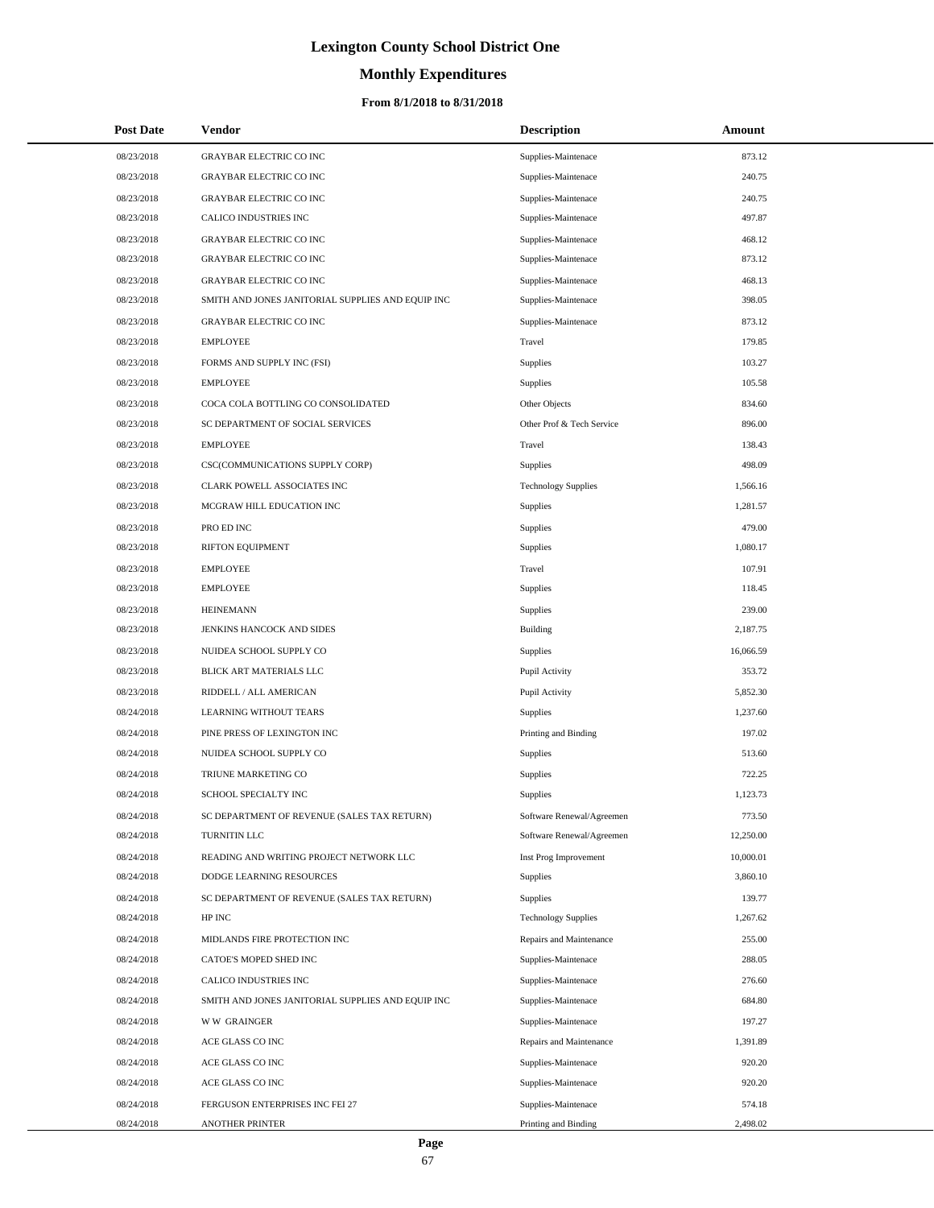# Lexington County School District One

## Monthly Expenditures

### From 8/1/2018 to 8/31/2018

| Post Date | Vendor | Description | Amount |
|---|---|---|---|
| 08/23/2018 | GRAYBAR ELECTRIC CO INC | Supplies-Maintenace | 873.12 |
| 08/23/2018 | GRAYBAR ELECTRIC CO INC | Supplies-Maintenace | 240.75 |
| 08/23/2018 | GRAYBAR ELECTRIC CO INC | Supplies-Maintenace | 240.75 |
| 08/23/2018 | CALICO INDUSTRIES INC | Supplies-Maintenace | 497.87 |
| 08/23/2018 | GRAYBAR ELECTRIC CO INC | Supplies-Maintenace | 468.12 |
| 08/23/2018 | GRAYBAR ELECTRIC CO INC | Supplies-Maintenace | 873.12 |
| 08/23/2018 | GRAYBAR ELECTRIC CO INC | Supplies-Maintenace | 468.13 |
| 08/23/2018 | SMITH AND JONES JANITORIAL SUPPLIES AND EQUIP INC | Supplies-Maintenace | 398.05 |
| 08/23/2018 | GRAYBAR ELECTRIC CO INC | Supplies-Maintenace | 873.12 |
| 08/23/2018 | EMPLOYEE | Travel | 179.85 |
| 08/23/2018 | FORMS AND SUPPLY INC (FSI) | Supplies | 103.27 |
| 08/23/2018 | EMPLOYEE | Supplies | 105.58 |
| 08/23/2018 | COCA COLA BOTTLING CO CONSOLIDATED | Other Objects | 834.60 |
| 08/23/2018 | SC DEPARTMENT OF SOCIAL SERVICES | Other Prof & Tech Service | 896.00 |
| 08/23/2018 | EMPLOYEE | Travel | 138.43 |
| 08/23/2018 | CSC(COMMUNICATIONS SUPPLY CORP) | Supplies | 498.09 |
| 08/23/2018 | CLARK POWELL ASSOCIATES INC | Technology Supplies | 1,566.16 |
| 08/23/2018 | MCGRAW HILL EDUCATION INC | Supplies | 1,281.57 |
| 08/23/2018 | PRO ED INC | Supplies | 479.00 |
| 08/23/2018 | RIFTON EQUIPMENT | Supplies | 1,080.17 |
| 08/23/2018 | EMPLOYEE | Travel | 107.91 |
| 08/23/2018 | EMPLOYEE | Supplies | 118.45 |
| 08/23/2018 | HEINEMANN | Supplies | 239.00 |
| 08/23/2018 | JENKINS HANCOCK AND SIDES | Building | 2,187.75 |
| 08/23/2018 | NUIDEA SCHOOL SUPPLY CO | Supplies | 16,066.59 |
| 08/23/2018 | BLICK ART MATERIALS LLC | Pupil Activity | 353.72 |
| 08/23/2018 | RIDDELL / ALL AMERICAN | Pupil Activity | 5,852.30 |
| 08/24/2018 | LEARNING WITHOUT TEARS | Supplies | 1,237.60 |
| 08/24/2018 | PINE PRESS OF LEXINGTON INC | Printing and Binding | 197.02 |
| 08/24/2018 | NUIDEA SCHOOL SUPPLY CO | Supplies | 513.60 |
| 08/24/2018 | TRIUNE MARKETING CO | Supplies | 722.25 |
| 08/24/2018 | SCHOOL SPECIALTY INC | Supplies | 1,123.73 |
| 08/24/2018 | SC DEPARTMENT OF REVENUE (SALES TAX RETURN) | Software Renewal/Agreemen | 773.50 |
| 08/24/2018 | TURNITIN LLC | Software Renewal/Agreemen | 12,250.00 |
| 08/24/2018 | READING AND WRITING PROJECT NETWORK LLC | Inst Prog Improvement | 10,000.01 |
| 08/24/2018 | DODGE LEARNING RESOURCES | Supplies | 3,860.10 |
| 08/24/2018 | SC DEPARTMENT OF REVENUE (SALES TAX RETURN) | Supplies | 139.77 |
| 08/24/2018 | HP INC | Technology Supplies | 1,267.62 |
| 08/24/2018 | MIDLANDS FIRE PROTECTION INC | Repairs and Maintenance | 255.00 |
| 08/24/2018 | CATOE'S MOPED SHED INC | Supplies-Maintenace | 288.05 |
| 08/24/2018 | CALICO INDUSTRIES INC | Supplies-Maintenace | 276.60 |
| 08/24/2018 | SMITH AND JONES JANITORIAL SUPPLIES AND EQUIP INC | Supplies-Maintenace | 684.80 |
| 08/24/2018 | W W GRAINGER | Supplies-Maintenace | 197.27 |
| 08/24/2018 | ACE GLASS CO INC | Repairs and Maintenance | 1,391.89 |
| 08/24/2018 | ACE GLASS CO INC | Supplies-Maintenace | 920.20 |
| 08/24/2018 | ACE GLASS CO INC | Supplies-Maintenace | 920.20 |
| 08/24/2018 | FERGUSON ENTERPRISES INC FEI 27 | Supplies-Maintenace | 574.18 |
| 08/24/2018 | ANOTHER PRINTER | Printing and Binding | 2,498.02 |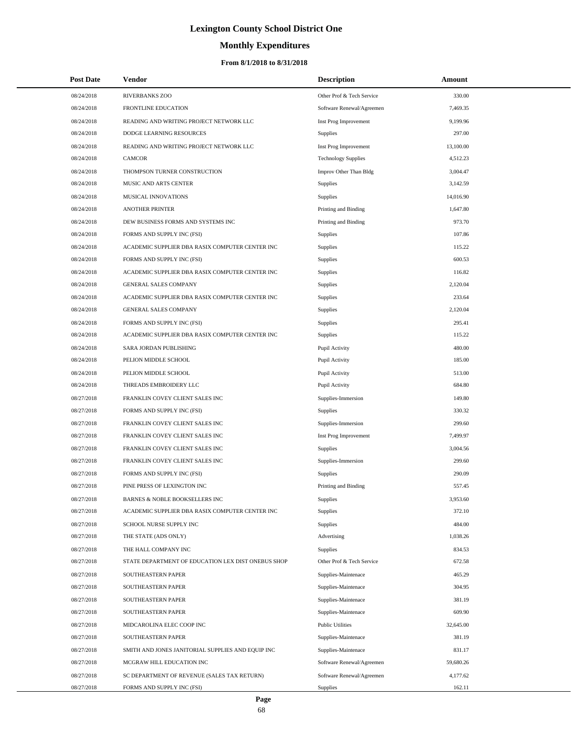# Lexington County School District One

## Monthly Expenditures

### From 8/1/2018 to 8/31/2018

| Post Date | Vendor | Description | Amount |
|---|---|---|---|
| 08/24/2018 | RIVERBANKS ZOO | Other Prof & Tech Service | 330.00 |
| 08/24/2018 | FRONTLINE EDUCATION | Software Renewal/Agreemen | 7,469.35 |
| 08/24/2018 | READING AND WRITING PROJECT NETWORK LLC | Inst Prog Improvement | 9,199.96 |
| 08/24/2018 | DODGE LEARNING RESOURCES | Supplies | 297.00 |
| 08/24/2018 | READING AND WRITING PROJECT NETWORK LLC | Inst Prog Improvement | 13,100.00 |
| 08/24/2018 | CAMCOR | Technology Supplies | 4,512.23 |
| 08/24/2018 | THOMPSON TURNER CONSTRUCTION | Improv Other Than Bldg | 3,004.47 |
| 08/24/2018 | MUSIC AND ARTS CENTER | Supplies | 3,142.59 |
| 08/24/2018 | MUSICAL INNOVATIONS | Supplies | 14,016.90 |
| 08/24/2018 | ANOTHER PRINTER | Printing and Binding | 1,647.80 |
| 08/24/2018 | DEW BUSINESS FORMS AND SYSTEMS INC | Printing and Binding | 973.70 |
| 08/24/2018 | FORMS AND SUPPLY INC (FSI) | Supplies | 107.86 |
| 08/24/2018 | ACADEMIC SUPPLIER DBA RASIX COMPUTER CENTER INC | Supplies | 115.22 |
| 08/24/2018 | FORMS AND SUPPLY INC (FSI) | Supplies | 600.53 |
| 08/24/2018 | ACADEMIC SUPPLIER DBA RASIX COMPUTER CENTER INC | Supplies | 116.82 |
| 08/24/2018 | GENERAL SALES COMPANY | Supplies | 2,120.04 |
| 08/24/2018 | ACADEMIC SUPPLIER DBA RASIX COMPUTER CENTER INC | Supplies | 233.64 |
| 08/24/2018 | GENERAL SALES COMPANY | Supplies | 2,120.04 |
| 08/24/2018 | FORMS AND SUPPLY INC (FSI) | Supplies | 295.41 |
| 08/24/2018 | ACADEMIC SUPPLIER DBA RASIX COMPUTER CENTER INC | Supplies | 115.22 |
| 08/24/2018 | SARA JORDAN PUBLISHING | Pupil Activity | 480.00 |
| 08/24/2018 | PELION MIDDLE SCHOOL | Pupil Activity | 185.00 |
| 08/24/2018 | PELION MIDDLE SCHOOL | Pupil Activity | 513.00 |
| 08/24/2018 | THREADS EMBROIDERY LLC | Pupil Activity | 684.80 |
| 08/27/2018 | FRANKLIN COVEY CLIENT SALES INC | Supplies-Immersion | 149.80 |
| 08/27/2018 | FORMS AND SUPPLY INC (FSI) | Supplies | 330.32 |
| 08/27/2018 | FRANKLIN COVEY CLIENT SALES INC | Supplies-Immersion | 299.60 |
| 08/27/2018 | FRANKLIN COVEY CLIENT SALES INC | Inst Prog Improvement | 7,499.97 |
| 08/27/2018 | FRANKLIN COVEY CLIENT SALES INC | Supplies | 3,004.56 |
| 08/27/2018 | FRANKLIN COVEY CLIENT SALES INC | Supplies-Immersion | 299.60 |
| 08/27/2018 | FORMS AND SUPPLY INC (FSI) | Supplies | 290.09 |
| 08/27/2018 | PINE PRESS OF LEXINGTON INC | Printing and Binding | 557.45 |
| 08/27/2018 | BARNES & NOBLE BOOKSELLERS INC | Supplies | 3,953.60 |
| 08/27/2018 | ACADEMIC SUPPLIER DBA RASIX COMPUTER CENTER INC | Supplies | 372.10 |
| 08/27/2018 | SCHOOL NURSE SUPPLY INC | Supplies | 484.00 |
| 08/27/2018 | THE STATE (ADS ONLY) | Advertising | 1,038.26 |
| 08/27/2018 | THE HALL COMPANY INC | Supplies | 834.53 |
| 08/27/2018 | STATE DEPARTMENT OF EDUCATION LEX DIST ONEBUS SHOP | Other Prof & Tech Service | 672.58 |
| 08/27/2018 | SOUTHEASTERN PAPER | Supplies-Maintenace | 465.29 |
| 08/27/2018 | SOUTHEASTERN PAPER | Supplies-Maintenace | 304.95 |
| 08/27/2018 | SOUTHEASTERN PAPER | Supplies-Maintenace | 381.19 |
| 08/27/2018 | SOUTHEASTERN PAPER | Supplies-Maintenace | 609.90 |
| 08/27/2018 | MIDCAROLINA ELEC COOP INC | Public Utilities | 32,645.00 |
| 08/27/2018 | SOUTHEASTERN PAPER | Supplies-Maintenace | 381.19 |
| 08/27/2018 | SMITH AND JONES JANITORIAL SUPPLIES AND EQUIP INC | Supplies-Maintenace | 831.17 |
| 08/27/2018 | MCGRAW HILL EDUCATION INC | Software Renewal/Agreemen | 59,680.26 |
| 08/27/2018 | SC DEPARTMENT OF REVENUE (SALES TAX RETURN) | Software Renewal/Agreemen | 4,177.62 |
| 08/27/2018 | FORMS AND SUPPLY INC (FSI) | Supplies | 162.11 |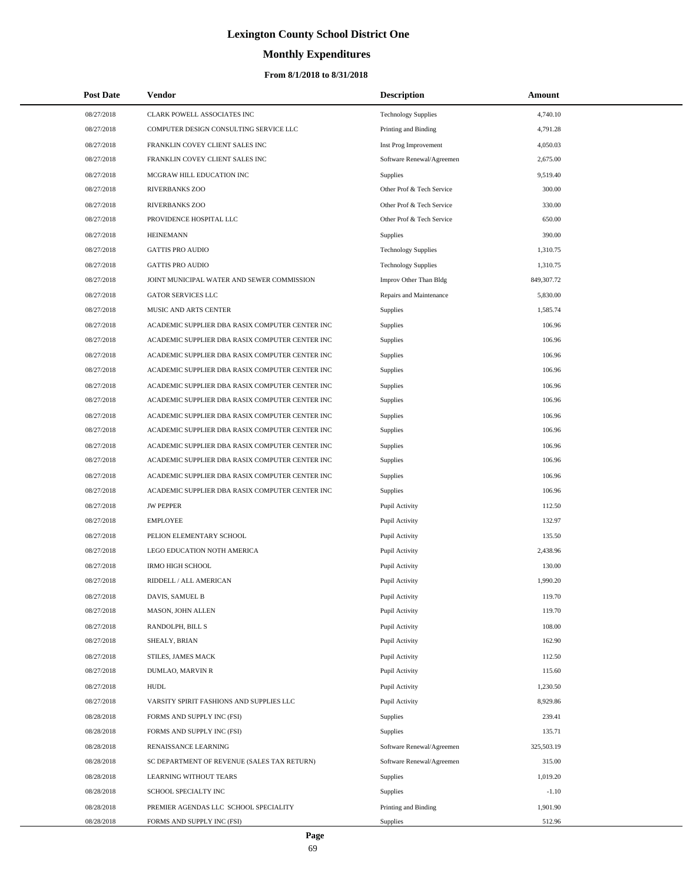# Lexington County School District One

## Monthly Expenditures

### From 8/1/2018 to 8/31/2018

| Post Date | Vendor | Description | Amount |
|---|---|---|---|
| 08/27/2018 | CLARK POWELL ASSOCIATES INC | Technology Supplies | 4,740.10 |
| 08/27/2018 | COMPUTER DESIGN CONSULTING SERVICE LLC | Printing and Binding | 4,791.28 |
| 08/27/2018 | FRANKLIN COVEY CLIENT SALES INC | Inst Prog Improvement | 4,050.03 |
| 08/27/2018 | FRANKLIN COVEY CLIENT SALES INC | Software Renewal/Agreemen | 2,675.00 |
| 08/27/2018 | MCGRAW HILL EDUCATION INC | Supplies | 9,519.40 |
| 08/27/2018 | RIVERBANKS ZOO | Other Prof & Tech Service | 300.00 |
| 08/27/2018 | RIVERBANKS ZOO | Other Prof & Tech Service | 330.00 |
| 08/27/2018 | PROVIDENCE HOSPITAL LLC | Other Prof & Tech Service | 650.00 |
| 08/27/2018 | HEINEMANN | Supplies | 390.00 |
| 08/27/2018 | GATTIS PRO AUDIO | Technology Supplies | 1,310.75 |
| 08/27/2018 | GATTIS PRO AUDIO | Technology Supplies | 1,310.75 |
| 08/27/2018 | JOINT MUNICIPAL WATER AND SEWER COMMISSION | Improv Other Than Bldg | 849,307.72 |
| 08/27/2018 | GATOR SERVICES LLC | Repairs and Maintenance | 5,830.00 |
| 08/27/2018 | MUSIC AND ARTS CENTER | Supplies | 1,585.74 |
| 08/27/2018 | ACADEMIC SUPPLIER DBA RASIX COMPUTER CENTER INC | Supplies | 106.96 |
| 08/27/2018 | ACADEMIC SUPPLIER DBA RASIX COMPUTER CENTER INC | Supplies | 106.96 |
| 08/27/2018 | ACADEMIC SUPPLIER DBA RASIX COMPUTER CENTER INC | Supplies | 106.96 |
| 08/27/2018 | ACADEMIC SUPPLIER DBA RASIX COMPUTER CENTER INC | Supplies | 106.96 |
| 08/27/2018 | ACADEMIC SUPPLIER DBA RASIX COMPUTER CENTER INC | Supplies | 106.96 |
| 08/27/2018 | ACADEMIC SUPPLIER DBA RASIX COMPUTER CENTER INC | Supplies | 106.96 |
| 08/27/2018 | ACADEMIC SUPPLIER DBA RASIX COMPUTER CENTER INC | Supplies | 106.96 |
| 08/27/2018 | ACADEMIC SUPPLIER DBA RASIX COMPUTER CENTER INC | Supplies | 106.96 |
| 08/27/2018 | ACADEMIC SUPPLIER DBA RASIX COMPUTER CENTER INC | Supplies | 106.96 |
| 08/27/2018 | ACADEMIC SUPPLIER DBA RASIX COMPUTER CENTER INC | Supplies | 106.96 |
| 08/27/2018 | ACADEMIC SUPPLIER DBA RASIX COMPUTER CENTER INC | Supplies | 106.96 |
| 08/27/2018 | ACADEMIC SUPPLIER DBA RASIX COMPUTER CENTER INC | Supplies | 106.96 |
| 08/27/2018 | JW PEPPER | Pupil Activity | 112.50 |
| 08/27/2018 | EMPLOYEE | Pupil Activity | 132.97 |
| 08/27/2018 | PELION ELEMENTARY SCHOOL | Pupil Activity | 135.50 |
| 08/27/2018 | LEGO EDUCATION NOTH AMERICA | Pupil Activity | 2,438.96 |
| 08/27/2018 | IRMO HIGH SCHOOL | Pupil Activity | 130.00 |
| 08/27/2018 | RIDDELL / ALL AMERICAN | Pupil Activity | 1,990.20 |
| 08/27/2018 | DAVIS, SAMUEL B | Pupil Activity | 119.70 |
| 08/27/2018 | MASON, JOHN ALLEN | Pupil Activity | 119.70 |
| 08/27/2018 | RANDOLPH, BILL S | Pupil Activity | 108.00 |
| 08/27/2018 | SHEALY, BRIAN | Pupil Activity | 162.90 |
| 08/27/2018 | STILES, JAMES MACK | Pupil Activity | 112.50 |
| 08/27/2018 | DUMLAO, MARVIN R | Pupil Activity | 115.60 |
| 08/27/2018 | HUDL | Pupil Activity | 1,230.50 |
| 08/27/2018 | VARSITY SPIRIT FASHIONS AND SUPPLIES LLC | Pupil Activity | 8,929.86 |
| 08/28/2018 | FORMS AND SUPPLY INC (FSI) | Supplies | 239.41 |
| 08/28/2018 | FORMS AND SUPPLY INC (FSI) | Supplies | 135.71 |
| 08/28/2018 | RENAISSANCE LEARNING | Software Renewal/Agreemen | 325,503.19 |
| 08/28/2018 | SC DEPARTMENT OF REVENUE (SALES TAX RETURN) | Software Renewal/Agreemen | 315.00 |
| 08/28/2018 | LEARNING WITHOUT TEARS | Supplies | 1,019.20 |
| 08/28/2018 | SCHOOL SPECIALTY INC | Supplies | -1.10 |
| 08/28/2018 | PREMIER AGENDAS LLC SCHOOL SPECIALITY | Printing and Binding | 1,901.90 |
| 08/28/2018 | FORMS AND SUPPLY INC (FSI) | Supplies | 512.96 |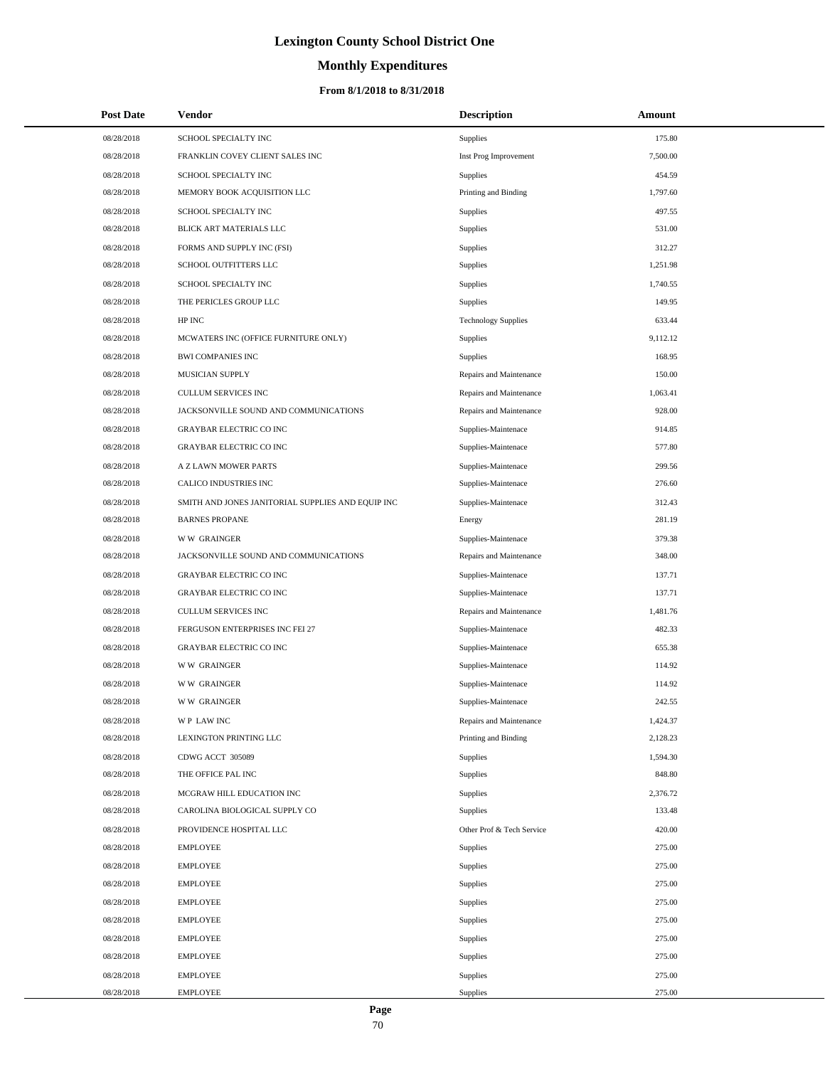# Lexington County School District One

## Monthly Expenditures

### From 8/1/2018 to 8/31/2018

| Post Date | Vendor | Description | Amount |
|---|---|---|---|
| 08/28/2018 | SCHOOL SPECIALTY INC | Supplies | 175.80 |
| 08/28/2018 | FRANKLIN COVEY CLIENT SALES INC | Inst Prog Improvement | 7,500.00 |
| 08/28/2018 | SCHOOL SPECIALTY INC | Supplies | 454.59 |
| 08/28/2018 | MEMORY BOOK ACQUISITION LLC | Printing and Binding | 1,797.60 |
| 08/28/2018 | SCHOOL SPECIALTY INC | Supplies | 497.55 |
| 08/28/2018 | BLICK ART MATERIALS LLC | Supplies | 531.00 |
| 08/28/2018 | FORMS AND SUPPLY INC (FSI) | Supplies | 312.27 |
| 08/28/2018 | SCHOOL OUTFITTERS LLC | Supplies | 1,251.98 |
| 08/28/2018 | SCHOOL SPECIALTY INC | Supplies | 1,740.55 |
| 08/28/2018 | THE PERICLES GROUP LLC | Supplies | 149.95 |
| 08/28/2018 | HP INC | Technology Supplies | 633.44 |
| 08/28/2018 | MCWATERS INC (OFFICE FURNITURE ONLY) | Supplies | 9,112.12 |
| 08/28/2018 | BWI COMPANIES INC | Supplies | 168.95 |
| 08/28/2018 | MUSICIAN SUPPLY | Repairs and Maintenance | 150.00 |
| 08/28/2018 | CULLUM SERVICES INC | Repairs and Maintenance | 1,063.41 |
| 08/28/2018 | JACKSONVILLE SOUND AND COMMUNICATIONS | Repairs and Maintenance | 928.00 |
| 08/28/2018 | GRAYBAR ELECTRIC CO INC | Supplies-Maintenace | 914.85 |
| 08/28/2018 | GRAYBAR ELECTRIC CO INC | Supplies-Maintenace | 577.80 |
| 08/28/2018 | A Z LAWN MOWER PARTS | Supplies-Maintenace | 299.56 |
| 08/28/2018 | CALICO INDUSTRIES INC | Supplies-Maintenace | 276.60 |
| 08/28/2018 | SMITH AND JONES JANITORIAL SUPPLIES AND EQUIP INC | Supplies-Maintenace | 312.43 |
| 08/28/2018 | BARNES PROPANE | Energy | 281.19 |
| 08/28/2018 | W W GRAINGER | Supplies-Maintenace | 379.38 |
| 08/28/2018 | JACKSONVILLE SOUND AND COMMUNICATIONS | Repairs and Maintenance | 348.00 |
| 08/28/2018 | GRAYBAR ELECTRIC CO INC | Supplies-Maintenace | 137.71 |
| 08/28/2018 | GRAYBAR ELECTRIC CO INC | Supplies-Maintenace | 137.71 |
| 08/28/2018 | CULLUM SERVICES INC | Repairs and Maintenance | 1,481.76 |
| 08/28/2018 | FERGUSON ENTERPRISES INC FEI 27 | Supplies-Maintenace | 482.33 |
| 08/28/2018 | GRAYBAR ELECTRIC CO INC | Supplies-Maintenace | 655.38 |
| 08/28/2018 | W W GRAINGER | Supplies-Maintenace | 114.92 |
| 08/28/2018 | W W GRAINGER | Supplies-Maintenace | 114.92 |
| 08/28/2018 | W W GRAINGER | Supplies-Maintenace | 242.55 |
| 08/28/2018 | W P LAW INC | Repairs and Maintenance | 1,424.37 |
| 08/28/2018 | LEXINGTON PRINTING LLC | Printing and Binding | 2,128.23 |
| 08/28/2018 | CDWG ACCT 305089 | Supplies | 1,594.30 |
| 08/28/2018 | THE OFFICE PAL INC | Supplies | 848.80 |
| 08/28/2018 | MCGRAW HILL EDUCATION INC | Supplies | 2,376.72 |
| 08/28/2018 | CAROLINA BIOLOGICAL SUPPLY CO | Supplies | 133.48 |
| 08/28/2018 | PROVIDENCE HOSPITAL LLC | Other Prof & Tech Service | 420.00 |
| 08/28/2018 | EMPLOYEE | Supplies | 275.00 |
| 08/28/2018 | EMPLOYEE | Supplies | 275.00 |
| 08/28/2018 | EMPLOYEE | Supplies | 275.00 |
| 08/28/2018 | EMPLOYEE | Supplies | 275.00 |
| 08/28/2018 | EMPLOYEE | Supplies | 275.00 |
| 08/28/2018 | EMPLOYEE | Supplies | 275.00 |
| 08/28/2018 | EMPLOYEE | Supplies | 275.00 |
| 08/28/2018 | EMPLOYEE | Supplies | 275.00 |
| 08/28/2018 | EMPLOYEE | Supplies | 275.00 |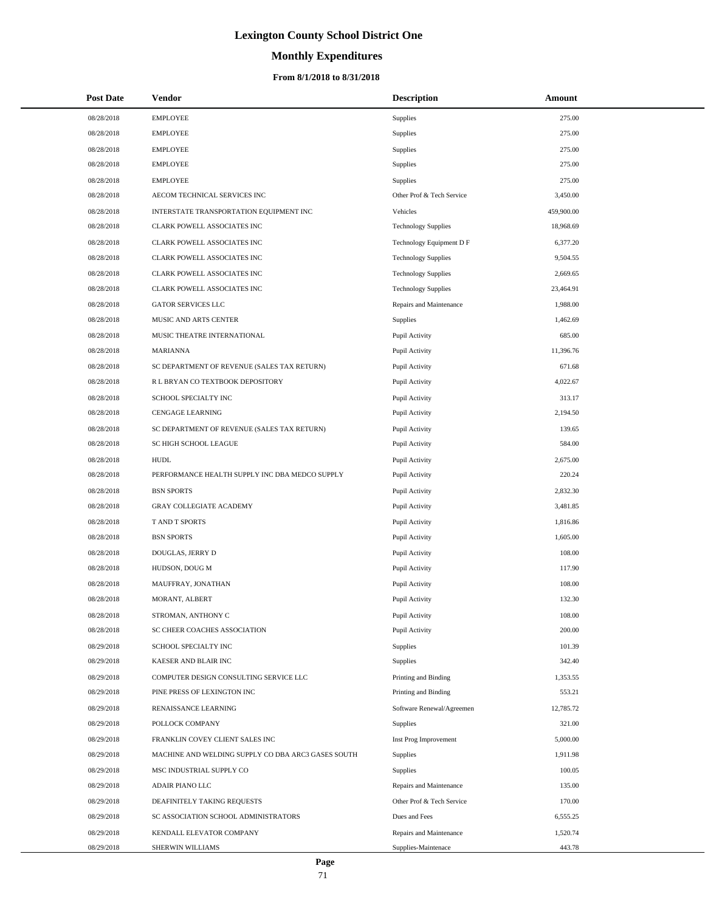# Lexington County School District One

## Monthly Expenditures

### From 8/1/2018 to 8/31/2018

| Post Date | Vendor | Description | Amount |
|---|---|---|---|
| 08/28/2018 | EMPLOYEE | Supplies | 275.00 |
| 08/28/2018 | EMPLOYEE | Supplies | 275.00 |
| 08/28/2018 | EMPLOYEE | Supplies | 275.00 |
| 08/28/2018 | EMPLOYEE | Supplies | 275.00 |
| 08/28/2018 | EMPLOYEE | Supplies | 275.00 |
| 08/28/2018 | AECOM TECHNICAL SERVICES INC | Other Prof & Tech Service | 3,450.00 |
| 08/28/2018 | INTERSTATE TRANSPORTATION EQUIPMENT INC | Vehicles | 459,900.00 |
| 08/28/2018 | CLARK POWELL ASSOCIATES INC | Technology Supplies | 18,968.69 |
| 08/28/2018 | CLARK POWELL ASSOCIATES INC | Technology Equipment D F | 6,377.20 |
| 08/28/2018 | CLARK POWELL ASSOCIATES INC | Technology Supplies | 9,504.55 |
| 08/28/2018 | CLARK POWELL ASSOCIATES INC | Technology Supplies | 2,669.65 |
| 08/28/2018 | CLARK POWELL ASSOCIATES INC | Technology Supplies | 23,464.91 |
| 08/28/2018 | GATOR SERVICES LLC | Repairs and Maintenance | 1,988.00 |
| 08/28/2018 | MUSIC AND ARTS CENTER | Supplies | 1,462.69 |
| 08/28/2018 | MUSIC THEATRE INTERNATIONAL | Pupil Activity | 685.00 |
| 08/28/2018 | MARIANNA | Pupil Activity | 11,396.76 |
| 08/28/2018 | SC DEPARTMENT OF REVENUE (SALES TAX RETURN) | Pupil Activity | 671.68 |
| 08/28/2018 | R L BRYAN CO TEXTBOOK DEPOSITORY | Pupil Activity | 4,022.67 |
| 08/28/2018 | SCHOOL SPECIALTY INC | Pupil Activity | 313.17 |
| 08/28/2018 | CENGAGE LEARNING | Pupil Activity | 2,194.50 |
| 08/28/2018 | SC DEPARTMENT OF REVENUE (SALES TAX RETURN) | Pupil Activity | 139.65 |
| 08/28/2018 | SC HIGH SCHOOL LEAGUE | Pupil Activity | 584.00 |
| 08/28/2018 | HUDL | Pupil Activity | 2,675.00 |
| 08/28/2018 | PERFORMANCE HEALTH SUPPLY INC DBA MEDCO SUPPLY | Pupil Activity | 220.24 |
| 08/28/2018 | BSN SPORTS | Pupil Activity | 2,832.30 |
| 08/28/2018 | GRAY COLLEGIATE ACADEMY | Pupil Activity | 3,481.85 |
| 08/28/2018 | T AND T SPORTS | Pupil Activity | 1,816.86 |
| 08/28/2018 | BSN SPORTS | Pupil Activity | 1,605.00 |
| 08/28/2018 | DOUGLAS, JERRY D | Pupil Activity | 108.00 |
| 08/28/2018 | HUDSON, DOUG M | Pupil Activity | 117.90 |
| 08/28/2018 | MAUFFRAY, JONATHAN | Pupil Activity | 108.00 |
| 08/28/2018 | MORANT, ALBERT | Pupil Activity | 132.30 |
| 08/28/2018 | STROMAN, ANTHONY C | Pupil Activity | 108.00 |
| 08/28/2018 | SC CHEER COACHES ASSOCIATION | Pupil Activity | 200.00 |
| 08/29/2018 | SCHOOL SPECIALTY INC | Supplies | 101.39 |
| 08/29/2018 | KAESER AND BLAIR INC | Supplies | 342.40 |
| 08/29/2018 | COMPUTER DESIGN CONSULTING SERVICE LLC | Printing and Binding | 1,353.55 |
| 08/29/2018 | PINE PRESS OF LEXINGTON INC | Printing and Binding | 553.21 |
| 08/29/2018 | RENAISSANCE LEARNING | Software Renewal/Agreemen | 12,785.72 |
| 08/29/2018 | POLLOCK COMPANY | Supplies | 321.00 |
| 08/29/2018 | FRANKLIN COVEY CLIENT SALES INC | Inst Prog Improvement | 5,000.00 |
| 08/29/2018 | MACHINE AND WELDING SUPPLY CO DBA ARC3 GASES SOUTH | Supplies | 1,911.98 |
| 08/29/2018 | MSC INDUSTRIAL SUPPLY CO | Supplies | 100.05 |
| 08/29/2018 | ADAIR PIANO LLC | Repairs and Maintenance | 135.00 |
| 08/29/2018 | DEAFINITELY TAKING REQUESTS | Other Prof & Tech Service | 170.00 |
| 08/29/2018 | SC ASSOCIATION SCHOOL ADMINISTRATORS | Dues and Fees | 6,555.25 |
| 08/29/2018 | KENDALL ELEVATOR COMPANY | Repairs and Maintenance | 1,520.74 |
| 08/29/2018 | SHERWIN WILLIAMS | Supplies-Maintenace | 443.78 |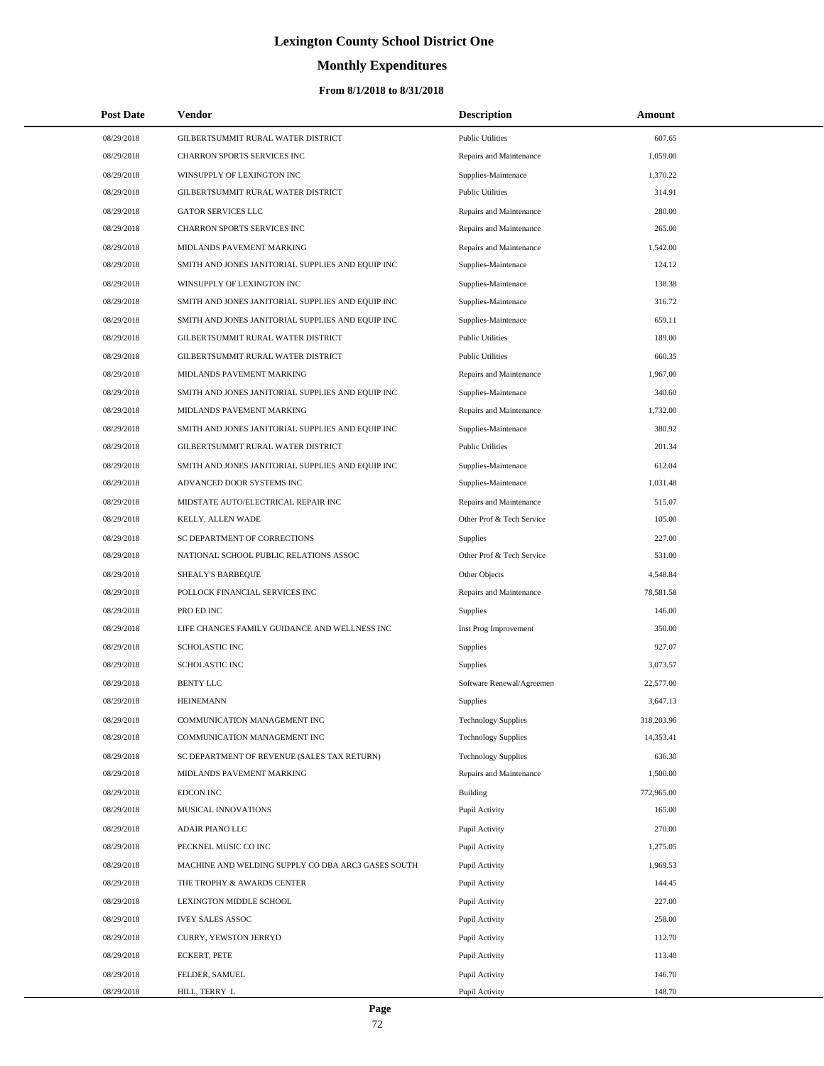# Lexington County School District One

## Monthly Expenditures

### From 8/1/2018 to 8/31/2018

| Post Date | Vendor | Description | Amount |
|---|---|---|---|
| 08/29/2018 | GILBERTSUMMIT RURAL WATER DISTRICT | Public Utilities | 607.65 |
| 08/29/2018 | CHARRON SPORTS SERVICES INC | Repairs and Maintenance | 1,059.00 |
| 08/29/2018 | WINSUPPLY OF LEXINGTON INC | Supplies-Maintenace | 1,370.22 |
| 08/29/2018 | GILBERTSUMMIT RURAL WATER DISTRICT | Public Utilities | 314.91 |
| 08/29/2018 | GATOR SERVICES LLC | Repairs and Maintenance | 280.00 |
| 08/29/2018 | CHARRON SPORTS SERVICES INC | Repairs and Maintenance | 265.00 |
| 08/29/2018 | MIDLANDS PAVEMENT MARKING | Repairs and Maintenance | 1,542.00 |
| 08/29/2018 | SMITH AND JONES JANITORIAL SUPPLIES AND EQUIP INC | Supplies-Maintenace | 124.12 |
| 08/29/2018 | WINSUPPLY OF LEXINGTON INC | Supplies-Maintenace | 138.38 |
| 08/29/2018 | SMITH AND JONES JANITORIAL SUPPLIES AND EQUIP INC | Supplies-Maintenace | 316.72 |
| 08/29/2018 | SMITH AND JONES JANITORIAL SUPPLIES AND EQUIP INC | Supplies-Maintenace | 659.11 |
| 08/29/2018 | GILBERTSUMMIT RURAL WATER DISTRICT | Public Utilities | 189.00 |
| 08/29/2018 | GILBERTSUMMIT RURAL WATER DISTRICT | Public Utilities | 660.35 |
| 08/29/2018 | MIDLANDS PAVEMENT MARKING | Repairs and Maintenance | 1,967.00 |
| 08/29/2018 | SMITH AND JONES JANITORIAL SUPPLIES AND EQUIP INC | Supplies-Maintenace | 340.60 |
| 08/29/2018 | MIDLANDS PAVEMENT MARKING | Repairs and Maintenance | 1,732.00 |
| 08/29/2018 | SMITH AND JONES JANITORIAL SUPPLIES AND EQUIP INC | Supplies-Maintenace | 380.92 |
| 08/29/2018 | GILBERTSUMMIT RURAL WATER DISTRICT | Public Utilities | 201.34 |
| 08/29/2018 | SMITH AND JONES JANITORIAL SUPPLIES AND EQUIP INC | Supplies-Maintenace | 612.04 |
| 08/29/2018 | ADVANCED DOOR SYSTEMS INC | Supplies-Maintenace | 1,031.48 |
| 08/29/2018 | MIDSTATE AUTO/ELECTRICAL REPAIR INC | Repairs and Maintenance | 515.07 |
| 08/29/2018 | KELLY, ALLEN WADE | Other Prof & Tech Service | 105.00 |
| 08/29/2018 | SC DEPARTMENT OF CORRECTIONS | Supplies | 227.00 |
| 08/29/2018 | NATIONAL SCHOOL PUBLIC RELATIONS ASSOC | Other Prof & Tech Service | 531.00 |
| 08/29/2018 | SHEALY'S BARBEQUE | Other Objects | 4,548.84 |
| 08/29/2018 | POLLOCK FINANCIAL SERVICES INC | Repairs and Maintenance | 78,581.58 |
| 08/29/2018 | PRO ED INC | Supplies | 146.00 |
| 08/29/2018 | LIFE CHANGES FAMILY GUIDANCE AND WELLNESS INC | Inst Prog Improvement | 350.00 |
| 08/29/2018 | SCHOLASTIC INC | Supplies | 927.07 |
| 08/29/2018 | SCHOLASTIC INC | Supplies | 3,073.57 |
| 08/29/2018 | BENTY LLC | Software Renewal/Agreemen | 22,577.00 |
| 08/29/2018 | HEINEMANN | Supplies | 3,647.13 |
| 08/29/2018 | COMMUNICATION MANAGEMENT INC | Technology Supplies | 318,203.96 |
| 08/29/2018 | COMMUNICATION MANAGEMENT INC | Technology Supplies | 14,353.41 |
| 08/29/2018 | SC DEPARTMENT OF REVENUE (SALES TAX RETURN) | Technology Supplies | 636.30 |
| 08/29/2018 | MIDLANDS PAVEMENT MARKING | Repairs and Maintenance | 1,500.00 |
| 08/29/2018 | EDCON INC | Building | 772,965.00 |
| 08/29/2018 | MUSICAL INNOVATIONS | Pupil Activity | 165.00 |
| 08/29/2018 | ADAIR PIANO LLC | Pupil Activity | 270.00 |
| 08/29/2018 | PECKNEL MUSIC CO INC | Pupil Activity | 1,275.05 |
| 08/29/2018 | MACHINE AND WELDING SUPPLY CO DBA ARC3 GASES SOUTH | Pupil Activity | 1,969.53 |
| 08/29/2018 | THE TROPHY & AWARDS CENTER | Pupil Activity | 144.45 |
| 08/29/2018 | LEXINGTON MIDDLE SCHOOL | Pupil Activity | 227.00 |
| 08/29/2018 | IVEY SALES ASSOC | Pupil Activity | 258.00 |
| 08/29/2018 | CURRY, YEWSTON JERRYD | Pupil Activity | 112.70 |
| 08/29/2018 | ECKERT, PETE | Pupil Activity | 113.40 |
| 08/29/2018 | FELDER, SAMUEL | Pupil Activity | 146.70 |
| 08/29/2018 | HILL, TERRY L | Pupil Activity | 148.70 |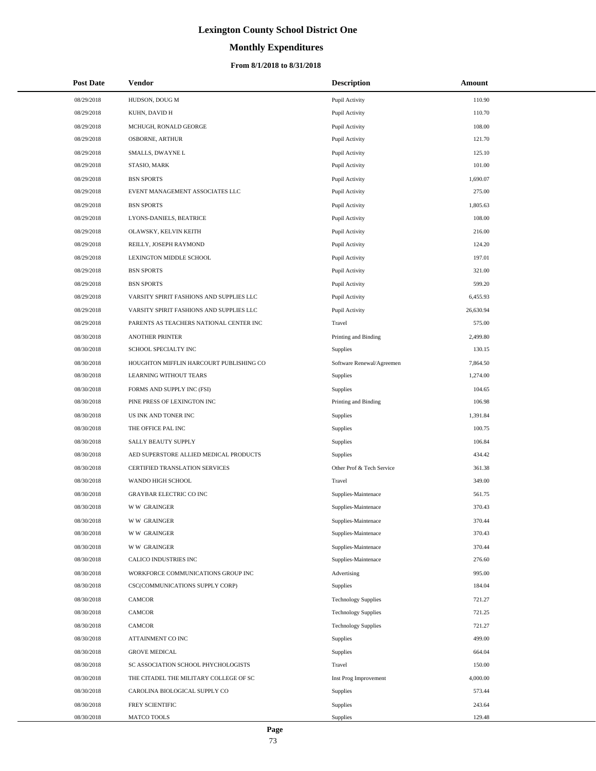# Lexington County School District One

## Monthly Expenditures

### From 8/1/2018 to 8/31/2018

| Post Date | Vendor | Description | Amount |
|---|---|---|---|
| 08/29/2018 | HUDSON, DOUG M | Pupil Activity | 110.90 |
| 08/29/2018 | KUHN, DAVID H | Pupil Activity | 110.70 |
| 08/29/2018 | MCHUGH, RONALD GEORGE | Pupil Activity | 108.00 |
| 08/29/2018 | OSBORNE, ARTHUR | Pupil Activity | 121.70 |
| 08/29/2018 | SMALLS, DWAYNE L | Pupil Activity | 125.10 |
| 08/29/2018 | STASIO, MARK | Pupil Activity | 101.00 |
| 08/29/2018 | BSN SPORTS | Pupil Activity | 1,690.07 |
| 08/29/2018 | EVENT MANAGEMENT ASSOCIATES LLC | Pupil Activity | 275.00 |
| 08/29/2018 | BSN SPORTS | Pupil Activity | 1,805.63 |
| 08/29/2018 | LYONS-DANIELS, BEATRICE | Pupil Activity | 108.00 |
| 08/29/2018 | OLAWSKY, KELVIN KEITH | Pupil Activity | 216.00 |
| 08/29/2018 | REILLY, JOSEPH RAYMOND | Pupil Activity | 124.20 |
| 08/29/2018 | LEXINGTON MIDDLE SCHOOL | Pupil Activity | 197.01 |
| 08/29/2018 | BSN SPORTS | Pupil Activity | 321.00 |
| 08/29/2018 | BSN SPORTS | Pupil Activity | 599.20 |
| 08/29/2018 | VARSITY SPIRIT FASHIONS AND SUPPLIES LLC | Pupil Activity | 6,455.93 |
| 08/29/2018 | VARSITY SPIRIT FASHIONS AND SUPPLIES LLC | Pupil Activity | 26,630.94 |
| 08/29/2018 | PARENTS AS TEACHERS NATIONAL CENTER INC | Travel | 575.00 |
| 08/30/2018 | ANOTHER PRINTER | Printing and Binding | 2,499.80 |
| 08/30/2018 | SCHOOL SPECIALTY INC | Supplies | 130.15 |
| 08/30/2018 | HOUGHTON MIFFLIN HARCOURT PUBLISHING CO | Software Renewal/Agreemen | 7,864.50 |
| 08/30/2018 | LEARNING WITHOUT TEARS | Supplies | 1,274.00 |
| 08/30/2018 | FORMS AND SUPPLY INC (FSI) | Supplies | 104.65 |
| 08/30/2018 | PINE PRESS OF LEXINGTON INC | Printing and Binding | 106.98 |
| 08/30/2018 | US INK AND TONER INC | Supplies | 1,391.84 |
| 08/30/2018 | THE OFFICE PAL INC | Supplies | 100.75 |
| 08/30/2018 | SALLY BEAUTY SUPPLY | Supplies | 106.84 |
| 08/30/2018 | AED SUPERSTORE ALLIED MEDICAL PRODUCTS | Supplies | 434.42 |
| 08/30/2018 | CERTIFIED TRANSLATION SERVICES | Other Prof & Tech Service | 361.38 |
| 08/30/2018 | WANDO HIGH SCHOOL | Travel | 349.00 |
| 08/30/2018 | GRAYBAR ELECTRIC CO INC | Supplies-Maintenace | 561.75 |
| 08/30/2018 | W W GRAINGER | Supplies-Maintenace | 370.43 |
| 08/30/2018 | W W GRAINGER | Supplies-Maintenace | 370.44 |
| 08/30/2018 | W W GRAINGER | Supplies-Maintenace | 370.43 |
| 08/30/2018 | W W GRAINGER | Supplies-Maintenace | 370.44 |
| 08/30/2018 | CALICO INDUSTRIES INC | Supplies-Maintenace | 276.60 |
| 08/30/2018 | WORKFORCE COMMUNICATIONS GROUP INC | Advertising | 995.00 |
| 08/30/2018 | CSC(COMMUNICATIONS SUPPLY CORP) | Supplies | 184.04 |
| 08/30/2018 | CAMCOR | Technology Supplies | 721.27 |
| 08/30/2018 | CAMCOR | Technology Supplies | 721.25 |
| 08/30/2018 | CAMCOR | Technology Supplies | 721.27 |
| 08/30/2018 | ATTAINMENT CO INC | Supplies | 499.00 |
| 08/30/2018 | GROVE MEDICAL | Supplies | 664.04 |
| 08/30/2018 | SC ASSOCIATION SCHOOL PHYCHOLOGISTS | Travel | 150.00 |
| 08/30/2018 | THE CITADEL THE MILITARY COLLEGE OF SC | Inst Prog Improvement | 4,000.00 |
| 08/30/2018 | CAROLINA BIOLOGICAL SUPPLY CO | Supplies | 573.44 |
| 08/30/2018 | FREY SCIENTIFIC | Supplies | 243.64 |
| 08/30/2018 | MATCO TOOLS | Supplies | 129.48 |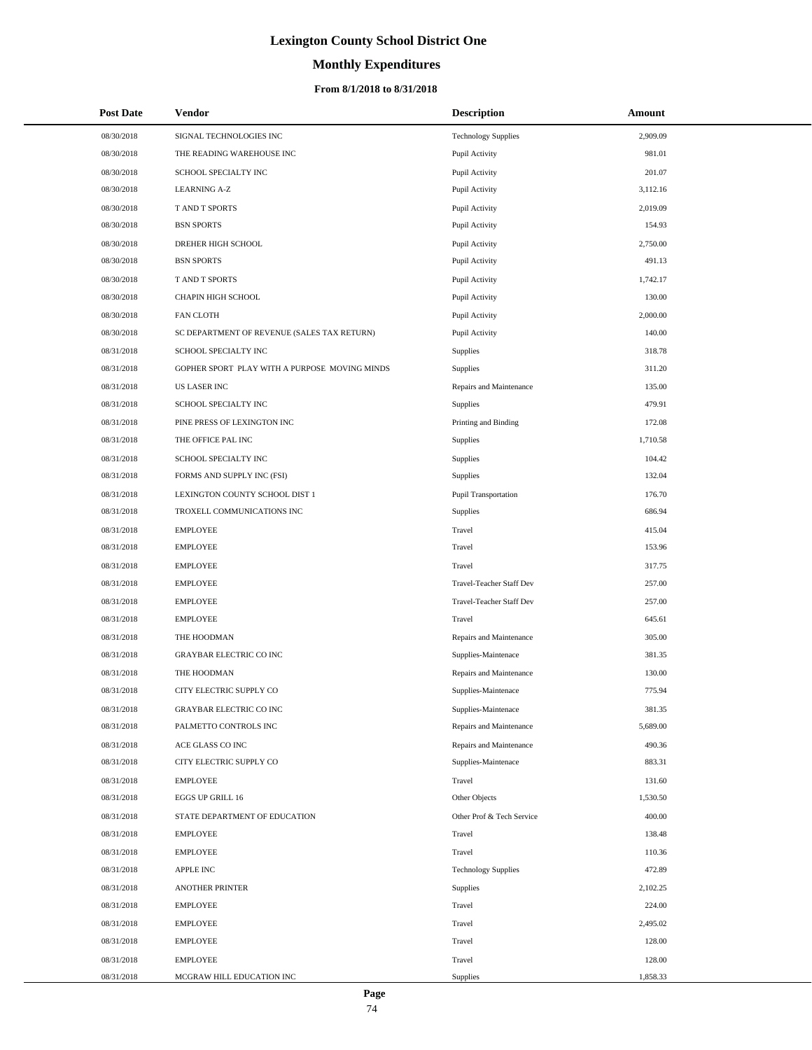# Lexington County School District One

## Monthly Expenditures

### From 8/1/2018 to 8/31/2018

| Post Date | Vendor | Description | Amount |
|---|---|---|---|
| 08/30/2018 | SIGNAL TECHNOLOGIES INC | Technology Supplies | 2,909.09 |
| 08/30/2018 | THE READING WAREHOUSE INC | Pupil Activity | 981.01 |
| 08/30/2018 | SCHOOL SPECIALTY INC | Pupil Activity | 201.07 |
| 08/30/2018 | LEARNING A-Z | Pupil Activity | 3,112.16 |
| 08/30/2018 | T AND T SPORTS | Pupil Activity | 2,019.09 |
| 08/30/2018 | BSN SPORTS | Pupil Activity | 154.93 |
| 08/30/2018 | DREHER HIGH SCHOOL | Pupil Activity | 2,750.00 |
| 08/30/2018 | BSN SPORTS | Pupil Activity | 491.13 |
| 08/30/2018 | T AND T SPORTS | Pupil Activity | 1,742.17 |
| 08/30/2018 | CHAPIN HIGH SCHOOL | Pupil Activity | 130.00 |
| 08/30/2018 | FAN CLOTH | Pupil Activity | 2,000.00 |
| 08/30/2018 | SC DEPARTMENT OF REVENUE (SALES TAX RETURN) | Pupil Activity | 140.00 |
| 08/31/2018 | SCHOOL SPECIALTY INC | Supplies | 318.78 |
| 08/31/2018 | GOPHER SPORT PLAY WITH A PURPOSE MOVING MINDS | Supplies | 311.20 |
| 08/31/2018 | US LASER INC | Repairs and Maintenance | 135.00 |
| 08/31/2018 | SCHOOL SPECIALTY INC | Supplies | 479.91 |
| 08/31/2018 | PINE PRESS OF LEXINGTON INC | Printing and Binding | 172.08 |
| 08/31/2018 | THE OFFICE PAL INC | Supplies | 1,710.58 |
| 08/31/2018 | SCHOOL SPECIALTY INC | Supplies | 104.42 |
| 08/31/2018 | FORMS AND SUPPLY INC (FSI) | Supplies | 132.04 |
| 08/31/2018 | LEXINGTON COUNTY SCHOOL DIST 1 | Pupil Transportation | 176.70 |
| 08/31/2018 | TROXELL COMMUNICATIONS INC | Supplies | 686.94 |
| 08/31/2018 | EMPLOYEE | Travel | 415.04 |
| 08/31/2018 | EMPLOYEE | Travel | 153.96 |
| 08/31/2018 | EMPLOYEE | Travel | 317.75 |
| 08/31/2018 | EMPLOYEE | Travel-Teacher Staff Dev | 257.00 |
| 08/31/2018 | EMPLOYEE | Travel-Teacher Staff Dev | 257.00 |
| 08/31/2018 | EMPLOYEE | Travel | 645.61 |
| 08/31/2018 | THE HOODMAN | Repairs and Maintenance | 305.00 |
| 08/31/2018 | GRAYBAR ELECTRIC CO INC | Supplies-Maintenace | 381.35 |
| 08/31/2018 | THE HOODMAN | Repairs and Maintenance | 130.00 |
| 08/31/2018 | CITY ELECTRIC SUPPLY CO | Supplies-Maintenace | 775.94 |
| 08/31/2018 | GRAYBAR ELECTRIC CO INC | Supplies-Maintenace | 381.35 |
| 08/31/2018 | PALMETTO CONTROLS INC | Repairs and Maintenance | 5,689.00 |
| 08/31/2018 | ACE GLASS CO INC | Repairs and Maintenance | 490.36 |
| 08/31/2018 | CITY ELECTRIC SUPPLY CO | Supplies-Maintenace | 883.31 |
| 08/31/2018 | EMPLOYEE | Travel | 131.60 |
| 08/31/2018 | EGGS UP GRILL 16 | Other Objects | 1,530.50 |
| 08/31/2018 | STATE DEPARTMENT OF EDUCATION | Other Prof & Tech Service | 400.00 |
| 08/31/2018 | EMPLOYEE | Travel | 138.48 |
| 08/31/2018 | EMPLOYEE | Travel | 110.36 |
| 08/31/2018 | APPLE INC | Technology Supplies | 472.89 |
| 08/31/2018 | ANOTHER PRINTER | Supplies | 2,102.25 |
| 08/31/2018 | EMPLOYEE | Travel | 224.00 |
| 08/31/2018 | EMPLOYEE | Travel | 2,495.02 |
| 08/31/2018 | EMPLOYEE | Travel | 128.00 |
| 08/31/2018 | EMPLOYEE | Travel | 128.00 |
| 08/31/2018 | MCGRAW HILL EDUCATION INC | Supplies | 1,858.33 |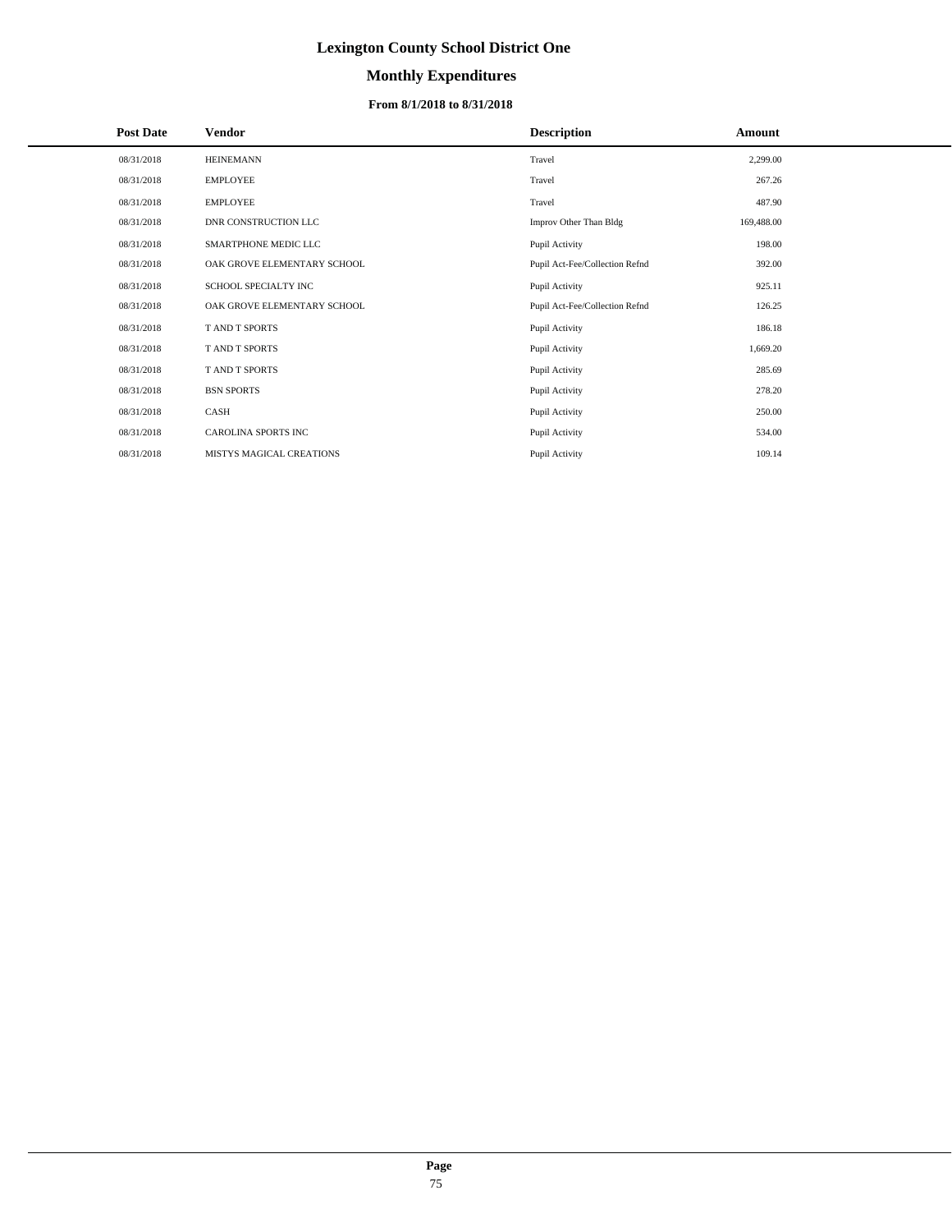# Lexington County School District One

## Monthly Expenditures

### From 8/1/2018 to 8/31/2018

| Post Date | Vendor | Description | Amount |
|---|---|---|---|
| 08/31/2018 | HEINEMANN | Travel | 2,299.00 |
| 08/31/2018 | EMPLOYEE | Travel | 267.26 |
| 08/31/2018 | EMPLOYEE | Travel | 487.90 |
| 08/31/2018 | DNR CONSTRUCTION LLC | Improv Other Than Bldg | 169,488.00 |
| 08/31/2018 | SMARTPHONE MEDIC LLC | Pupil Activity | 198.00 |
| 08/31/2018 | OAK GROVE ELEMENTARY SCHOOL | Pupil Act-Fee/Collection Refnd | 392.00 |
| 08/31/2018 | SCHOOL SPECIALTY INC | Pupil Activity | 925.11 |
| 08/31/2018 | OAK GROVE ELEMENTARY SCHOOL | Pupil Act-Fee/Collection Refnd | 126.25 |
| 08/31/2018 | T AND T SPORTS | Pupil Activity | 186.18 |
| 08/31/2018 | T AND T SPORTS | Pupil Activity | 1,669.20 |
| 08/31/2018 | T AND T SPORTS | Pupil Activity | 285.69 |
| 08/31/2018 | BSN SPORTS | Pupil Activity | 278.20 |
| 08/31/2018 | CASH | Pupil Activity | 250.00 |
| 08/31/2018 | CAROLINA SPORTS INC | Pupil Activity | 534.00 |
| 08/31/2018 | MISTYS MAGICAL CREATIONS | Pupil Activity | 109.14 |